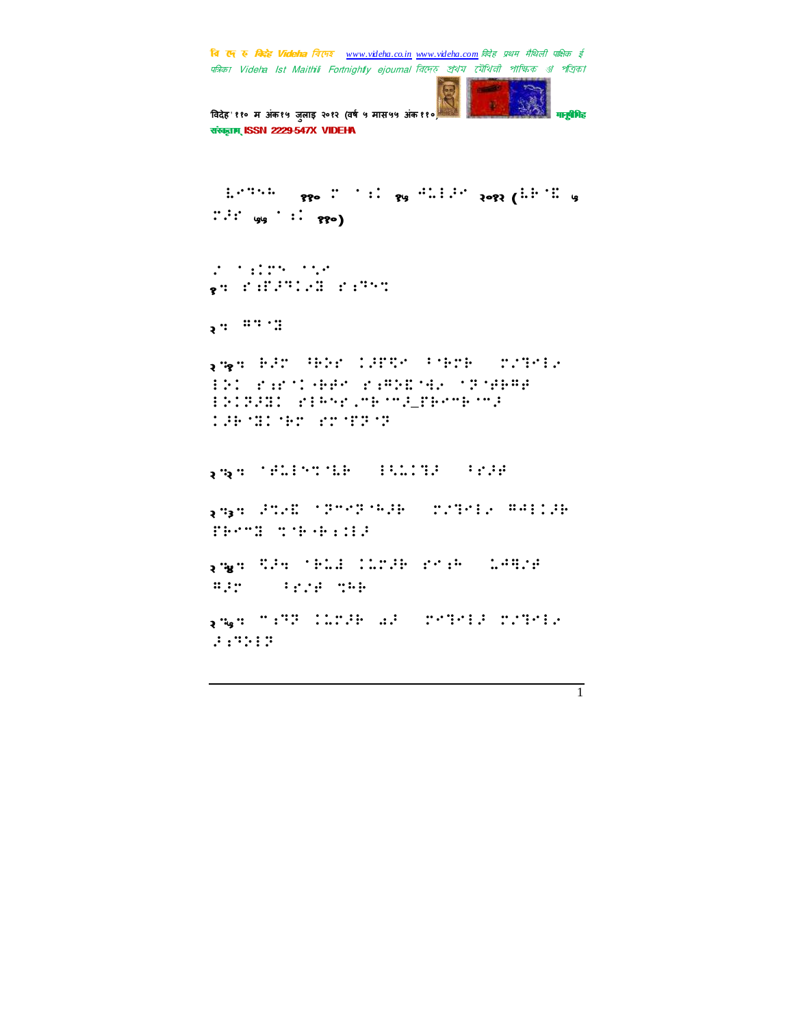⠧⠊⠙⠑⠓ ११० ⠍ ⠁⠝⠅ १५ ⠚⠥⠇⠁⠊ २०१२ (⠧⠗⠱ ५ ⠍⠁⠎ ५५ ⠁⠝⠅ ११०)

⠎ ⠁⠝⠥⠅⠗⠍
१. ⠎⠣⠏⠁⠙⠅⠊⠽ ⠎⠣⠙⠑⠱

२. ⠛⠙⠽

२.१. ⠓⠁⠗ ⠓⠕⠗ ⠅⠁⠟⠑ ⠓⠓⠗⠓ ⠍⠊⠙⠑⠇⠊ ⠇⠕⠅ ⠎⠣⠎⠅⠓⠿⠞ ⠎⠣⠛⠕⠷⠽⠊ ⠁⠝⠿⠓⠛⠿ ⠇⠕⠅⠝⠁⠽⠅ ⠎⠇⠓⠑⠎⠠⠍⠓⠍⠁⠠⠏⠓⠗⠍⠓⠍⠁ ⠅⠁⠓⠽⠅⠓⠍ ⠎⠍⠏⠝⠝

२.२. ⠁⠿⠥⠇⠑⠙⠽⠳⠓ ⠇⠩⠥⠅⠙⠁ ⠓⠎⠁⠿

२.३. ⠁⠙⠊⠽ ⠁⠝⠍⠑⠝⠓⠁⠓ ⠍⠊⠙⠑⠇⠊ ⠛⠻⠇⠅⠁⠓ ⠏⠓⠑⠍⠽ ⠙⠓⠓⠣⠅⠇⠁

२.४. ⠹⠁⠱ ⠁⠓⠥⠚ ⠅⠥⠍⠁⠓ ⠎⠑⠣⠓ ⠥⠻⠳⠊⠿ ⠛⠁⠍ ⠓⠎⠊⠿ ⠙⠓⠓

२.५. ⠍⠣⠝⠝ ⠅⠥⠍⠁⠓ ⠣⠁ ⠍⠑⠙⠑⠇⠁ ⠍⠊⠙⠑⠇⠊ ⠁⠣⠝⠕⠇⠝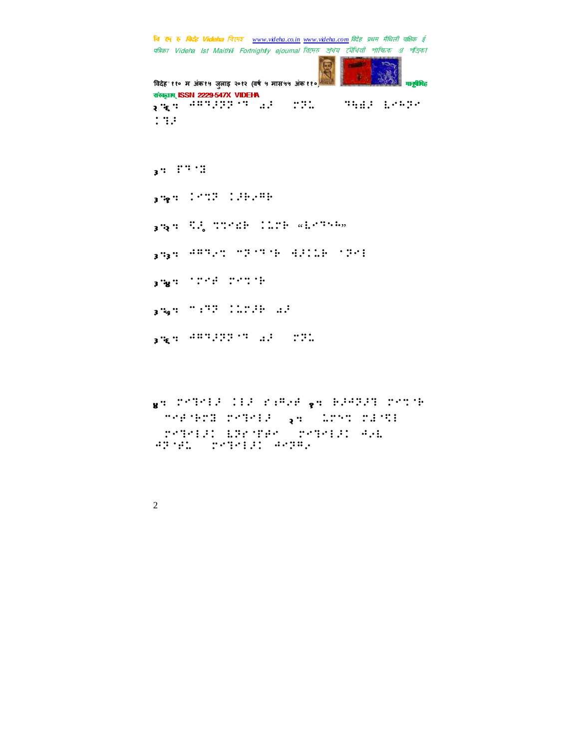२.६.

३.

३.१.

३.२.

३.३.

३.४.

३.५.

३.६.

४. १. २.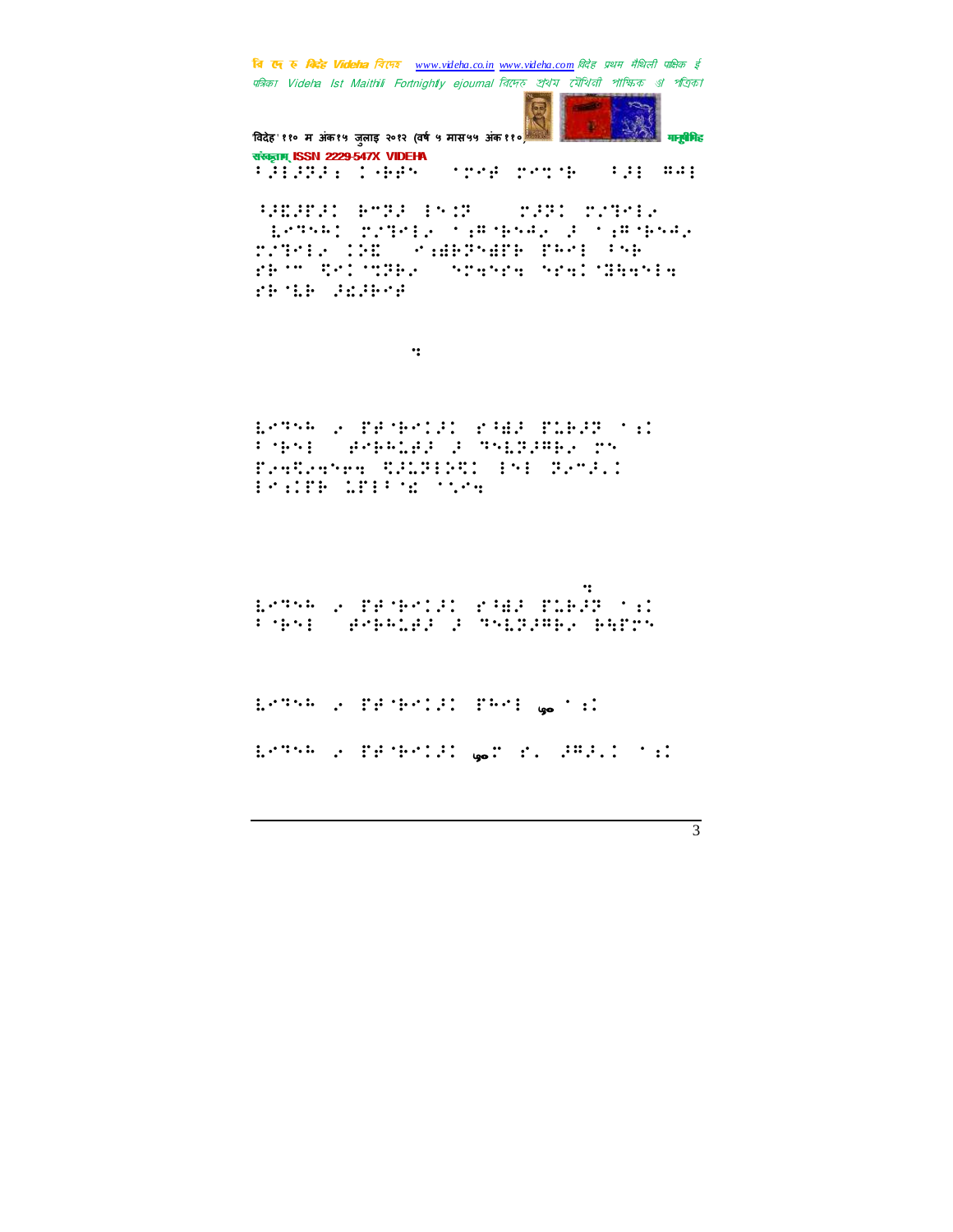संस्कृताम् ISSN 2229-547X VIDEHA

⠁⠣⠇⠜⠝⠜⠆⠀⠉⠐⠗⠋⠑⠀⠀⠁⠍⠂⠋⠀⠍⠂⠉⠁⠗⠀⠀⠁⠣⠇⠀⠛⠊⠇

⠹⠜⠯⠜⠏⠜⠉⠀⠗⠉⠝⠜⠀⠇⠑⠩⠝⠀⠀⠀⠀⠍⠜⠝⠉⠀⠍⠌⠙⠂⠇⠢

⠀⠯⠂⠙⠑⠓⠉⠀⠍⠌⠙⠂⠇⠢⠀⠁⠱⠛⠁⠗⠑⠊⠢⠀⠜⠀⠁⠱⠛⠁⠗⠑⠊⠢

⠍⠌⠙⠂⠇⠢⠀⠩⠑⠯⠀⠀⠂⠻⠗⠝⠑⠻⠏⠗⠀⠏⠓⠂⠇⠀⠹⠑⠗

⠎⠗⠁⠉⠀⠩⠂⠉⠁⠍⠝⠗⠢⠀⠀⠑⠍⠹⠑⠍⠹⠀⠑⠎⠹⠉⠁⠻⠹⠹⠑⠇⠹

⠎⠗⠁⠯⠗⠀⠜⠩⠜⠗⠂⠋

⠹

⠯⠂⠙⠑⠓⠀⠢⠀⠏⠋⠁⠗⠂⠉⠜⠉⠀⠎⠂⠹⠻⠜⠀⠏⠯⠗⠜⠝⠀⠁⠱⠉

⠁⠐⠗⠑⠇⠀⠀⠋⠂⠗⠓⠯⠻⠜⠀⠜⠀⠙⠑⠯⠝⠜⠛⠗⠢⠀⠍⠑

⠏⠢⠹⠩⠢⠹⠑⠂⠹⠀⠩⠜⠯⠝⠇⠑⠩⠉⠀⠇⠑⠇⠀⠝⠢⠉⠜⠉

⠇⠂⠱⠏⠗⠀⠯⠏⠇⠁⠈⠩⠀⠁⠯⠂⠹

⠹

⠯⠂⠙⠑⠓⠀⠢⠀⠏⠋⠁⠗⠂⠉⠜⠉⠀⠎⠂⠹⠻⠜⠀⠏⠯⠗⠜⠝⠀⠁⠱⠉

⠁⠐⠗⠑⠇⠀⠀⠋⠂⠗⠓⠯⠻⠜⠀⠜⠀⠙⠑⠯⠝⠜⠛⠗⠢⠀⠗⠹⠏⠍⠑

⠯⠂⠙⠑⠓⠀⠢⠀⠏⠋⠁⠗⠂⠉⠜⠉⠀⠏⠓⠂⠇⠀७० ⠁⠱⠉

⠯⠂⠙⠑⠓⠀⠢⠀⠏⠋⠁⠗⠂⠉⠜⠉⠀७०⠍⠀⠎⠄⠀⠜⠛⠜⠄⠉⠀⠁⠱⠉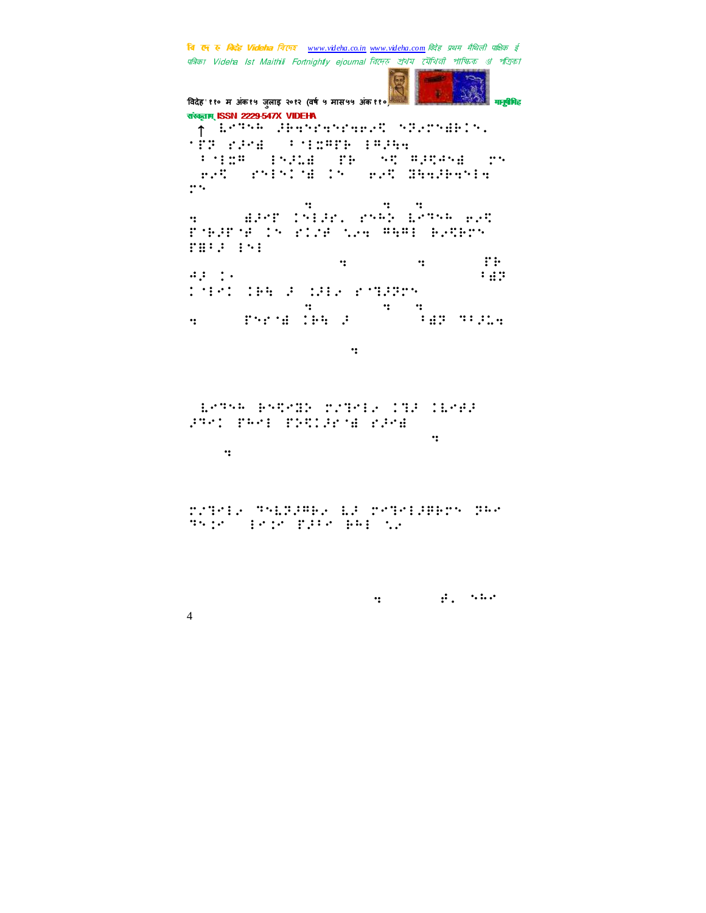संस्कृताम् ISSN 2229-547X VIDEHA

↑ ⠇⠊⠙⠪⠓ ⠨⠗⠹⠎⠗⠹⠎⠗⠹⠜⠠⠝ ⠪⠝⠨⠗⠍⠎⠣⠗⠅⠪⠨
⠁⠋⠝ ⠗⠨⠊⠣ ⠀⠁⠁⠇⠩⠛⠋⠗ ⠇⠛⠨⠓⠹
⠀⠁⠁⠇⠩⠛ ⠀⠇⠎⠨⠳⠣ ⠀⠋⠗ ⠀⠪⠝ ⠛⠨⠝⠚⠎⠣ ⠀⠍⠎
⠀⠗⠜⠝ ⠀⠗⠎⠇⠎⠅⠊⠣ ⠅⠎ ⠀⠗⠜⠝ ⠿⠓⠹⠨⠗⠹⠎⠇⠹
⠍⠎

⠹ ⠀⠀⠀⠀⠣⠨⠊⠋ ⠅⠎⠇⠨⠗⠂ ⠗⠎⠓⠕ ⠇⠊⠙⠪⠓ ⠗⠜⠝
⠋⠊⠗⠨⠋⠊⠋ ⠅⠎ ⠗⠅⠌⠋ ⠪⠜⠹ ⠛⠹⠛⠇ ⠗⠜⠝⠗⠍⠎
⠋⠿⠁⠨ ⠇⠎⠇

⠚⠨ ⠅⠐ ⠁⠣⠝
⠅⠊⠇⠊⠅ ⠅⠗⠹ ⠨ ⠅⠨⠇⠜ ⠗⠊⠙⠨⠝⠍⠎

⠹ ⠀⠀⠀⠀⠋⠎⠗⠊⠣ ⠅⠗⠹ ⠨ ⠀⠀⠀⠀⠁⠣⠝ ⠙⠁⠨⠳⠹

⠀⠇⠊⠙⠪⠓ ⠗⠎⠝⠊⠿⠕ ⠍⠌⠙⠊⠇⠜ ⠅⠙⠨ ⠅⠇⠊⠋⠨
⠨⠙⠊⠅ ⠋⠓⠊⠇ ⠋⠕⠝⠅⠨⠗⠊⠣ ⠗⠨⠊⠣

⠍⠌⠙⠊⠇⠜ ⠙⠎⠇⠝⠨⠛⠗⠜ ⠇⠨ ⠍⠊⠙⠊⠇⠨⠛⠗⠍⠎ ⠝⠓⠊
⠙⠎⠅⠊ ⠀⠇⠊⠅⠊ ⠋⠨⠁⠊ ⠗⠓⠇ ⠪⠜

⠗⠂ ⠪⠓⠊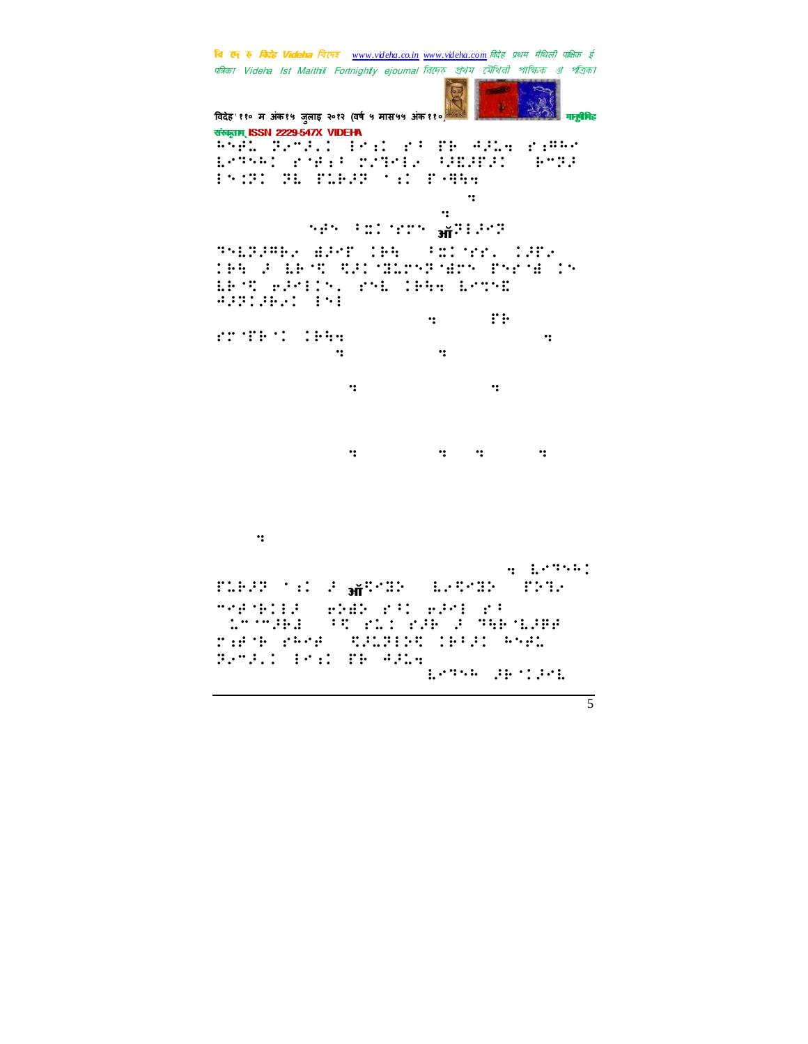संस्कृताम् ISSN 2229-547X VIDEHA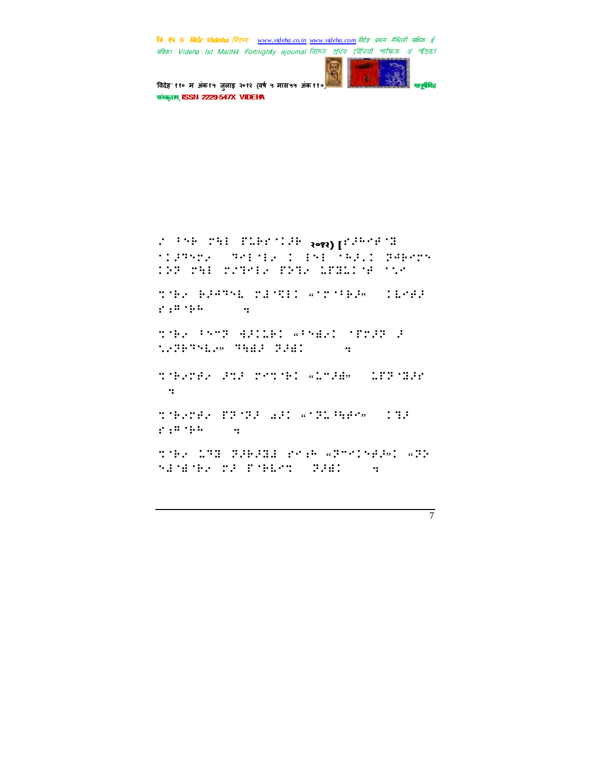⠾⠀⠃⠑⠗⠀⠍⠹⠇⠀⠏⠥⠗⠊⠁⠈⠉⠚⠗⠀२०१२) [⠊⠚⠓⠊⠾⠈⠝
⠁⠈⠉⠚⠙⠑⠍⠂⠀⠀⠙⠊⠇⠈⠇⠂⠀⠉⠀⠇⠑⠇⠀⠈⠓⠚⠂⠉⠀⠝⠚⠗⠊⠍⠑
⠉⠕⠝⠀⠍⠹⠇⠀⠍⠂⠙⠊⠇⠂⠀⠏⠕⠞⠂⠀⠥⠏⠝⠥⠉⠈⠾⠀⠁⠑⠊

⠹⠈⠗⠂⠀⠗⠚⠺⠙⠑⠧⠀⠍⠱⠈⠻⠇⠉⠀“⠁⠍⠈⠁⠗⠚”⠀⠀⠉⠧⠊⠾⠚
⠊⠆⠏⠈⠗⠓⠀⠀⠀⠀⠀⠀⠲

⠹⠈⠗⠂⠀⠃⠑⠉⠝⠀⠫⠚⠉⠥⠗⠉⠀“⠃⠑⠫⠂⠉⠀⠈⠏⠍⠚⠝⠀⠚
⠡⠂⠝⠗⠙⠑⠧⠂”⠀⠙⠹⠫⠚⠀⠝⠚⠫⠉⠀⠀⠀⠀⠀⠀⠲

⠹⠈⠗⠂⠍⠾⠂⠀⠚⠹⠚⠀⠍⠊⠹⠈⠗⠉⠀“⠥⠉⠚⠿”⠀⠀⠥⠏⠝⠈⠝⠚⠊
⠀⠲

⠹⠈⠗⠂⠍⠾⠂⠀⠏⠝⠈⠝⠚⠀⠼⠚⠉⠀“⠁⠝⠥⠓⠹⠾⠊”⠀⠀⠉⠞⠚
⠊⠆⠏⠈⠗⠓⠀⠀⠀⠀⠲

⠹⠈⠗⠂⠀⠥⠙⠝⠀⠝⠚⠗⠚⠝⠫⠀⠊⠊⠆⠓⠀“⠝⠉⠊⠉⠑⠾⠚”⠉⠀“⠝⠕
⠑⠫⠈⠫⠈⠗⠂⠀⠍⠚⠀⠏⠈⠗⠧⠊⠹⠀⠀⠝⠚⠫⠉⠀⠀⠀⠀⠲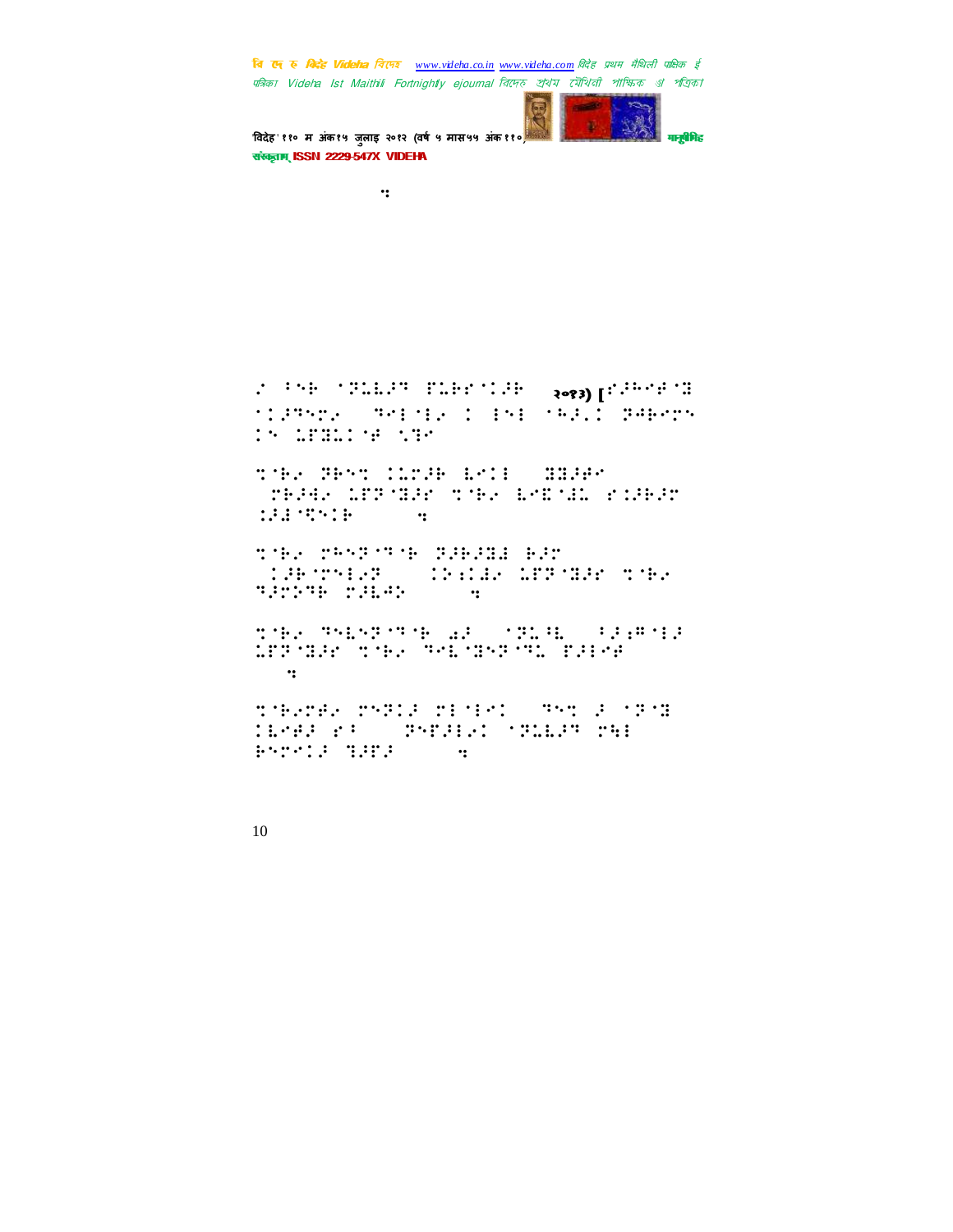२०१३) [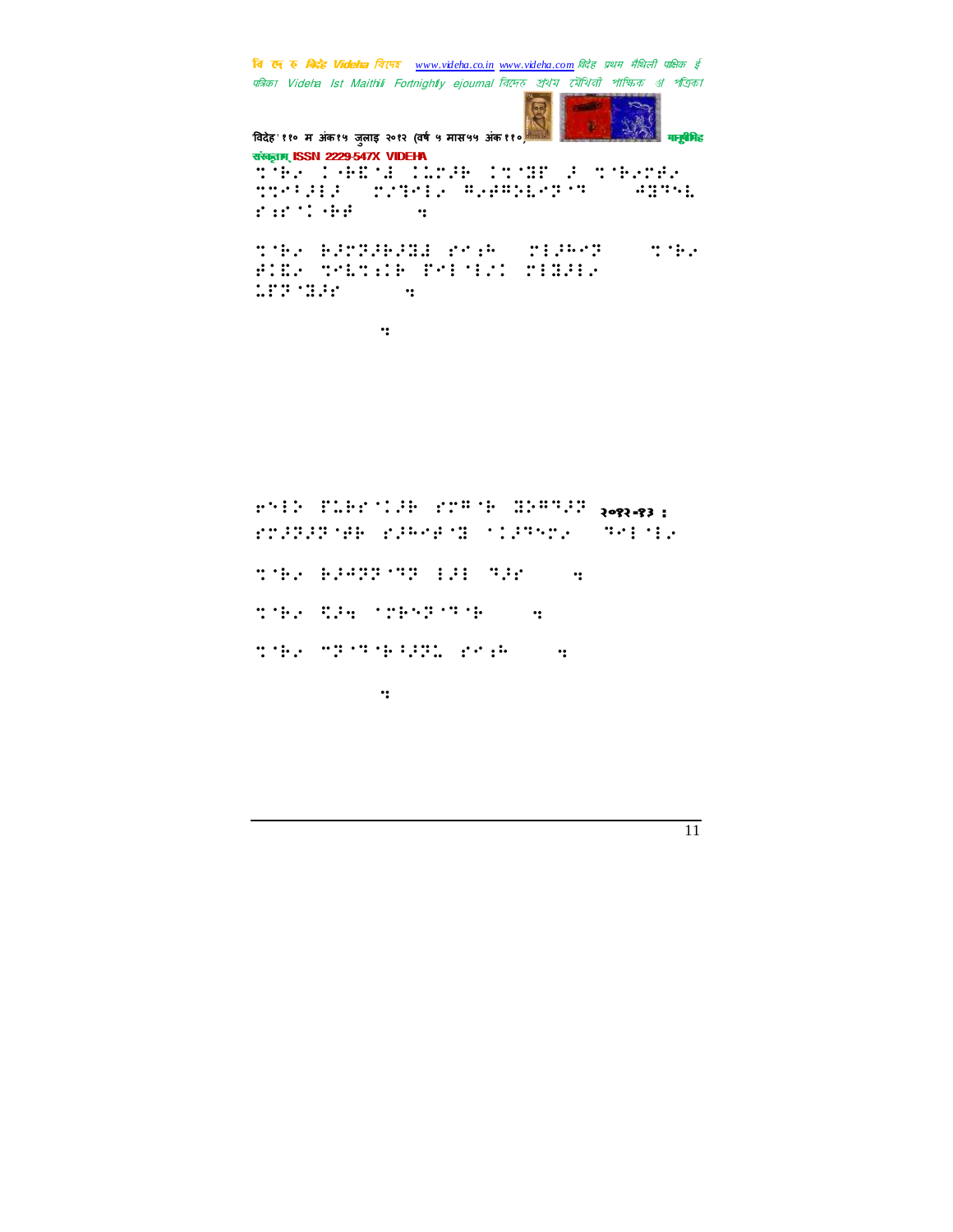२०१२-१३ :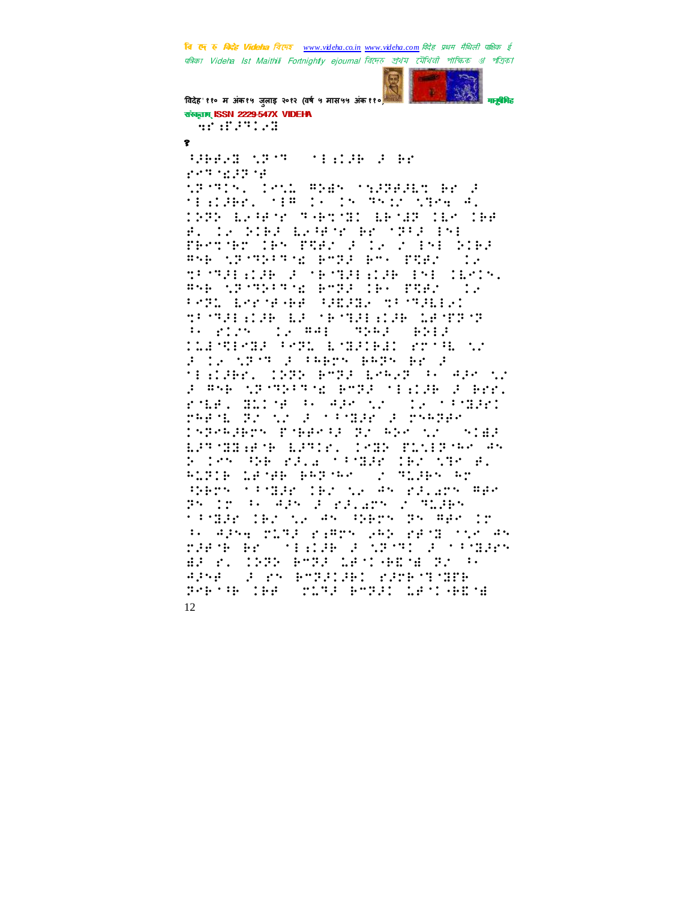१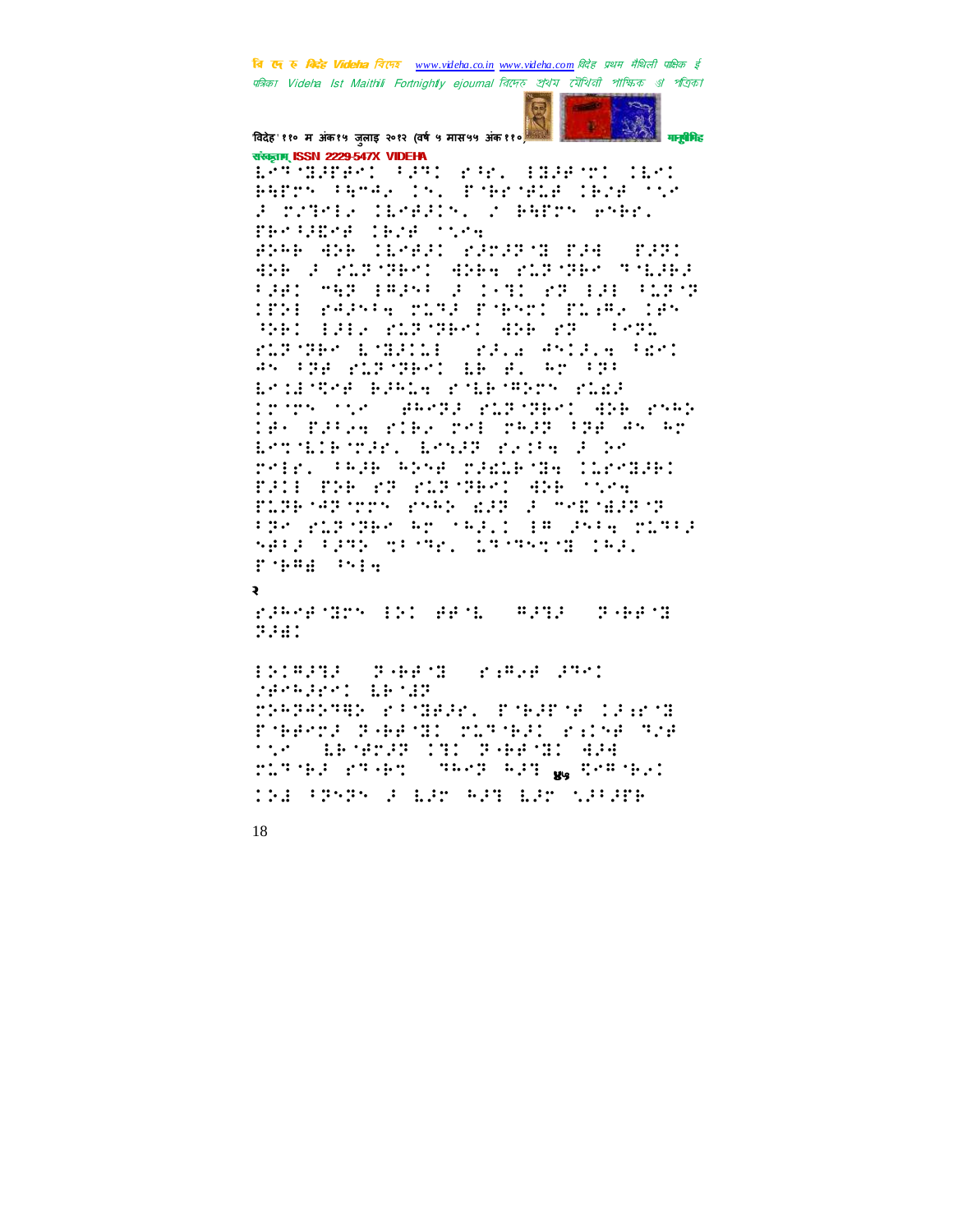२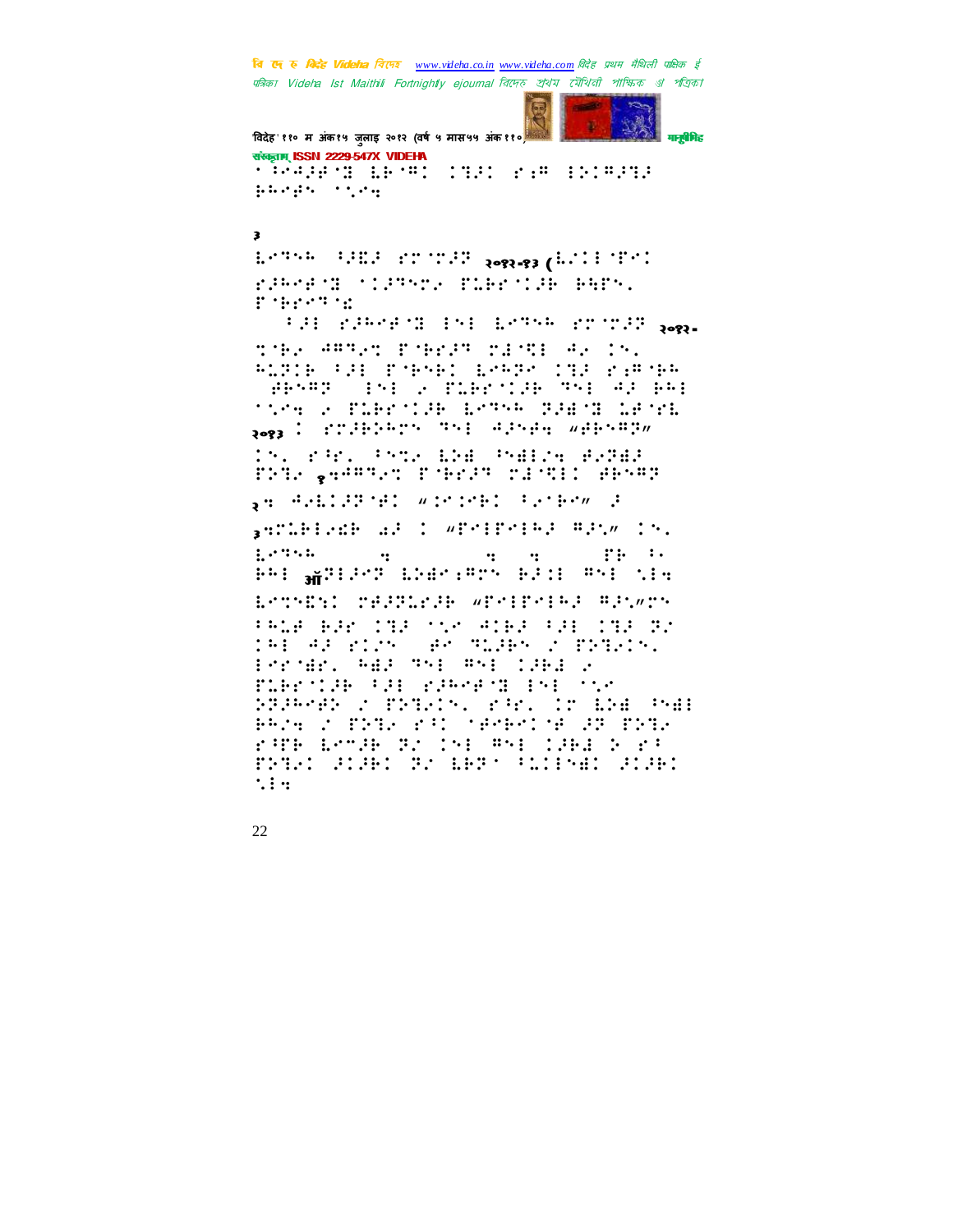३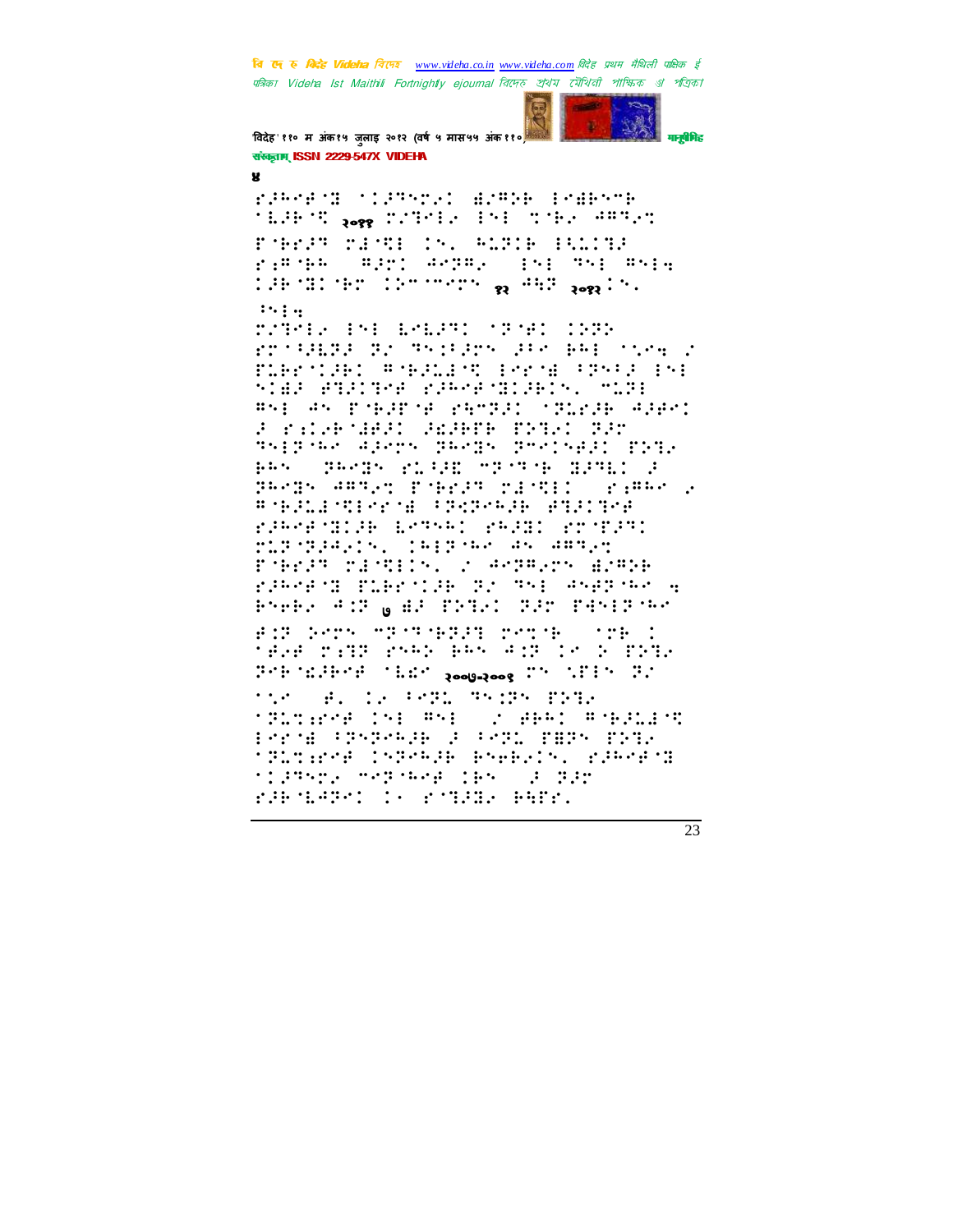४

(Braille text — not transcribable)

२०११

११ २०११

७

२००७-२००९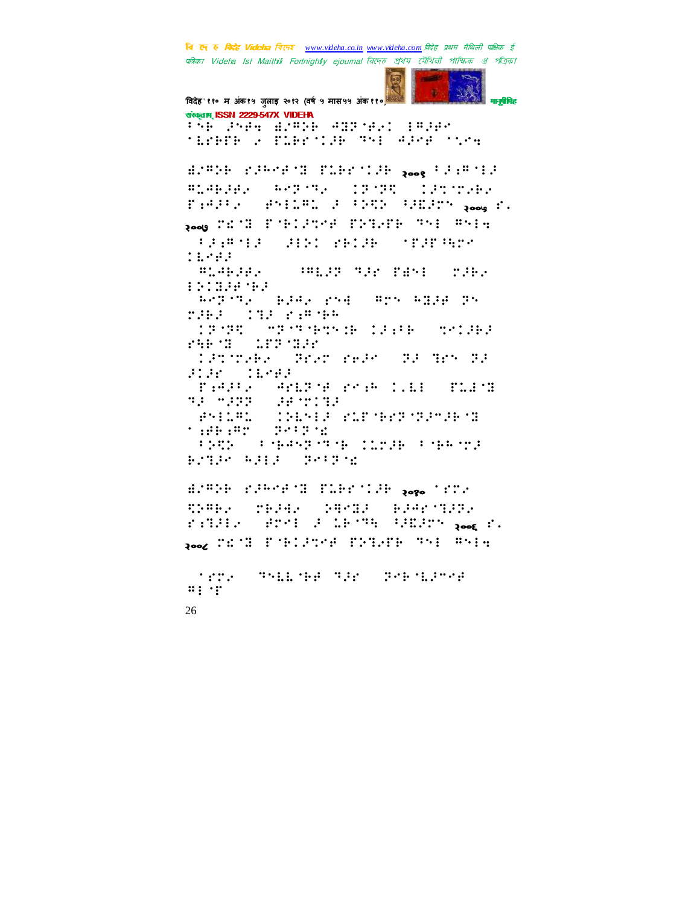ब्रेल मैथिली: (braille text, not transcribable)

डिजिटल प्रभात खबर पटना २००१ ...

२००५ ...

२००७ ...

डिजिटल प्रभात खबर २०१० ...

२००६ ...

२००८ ...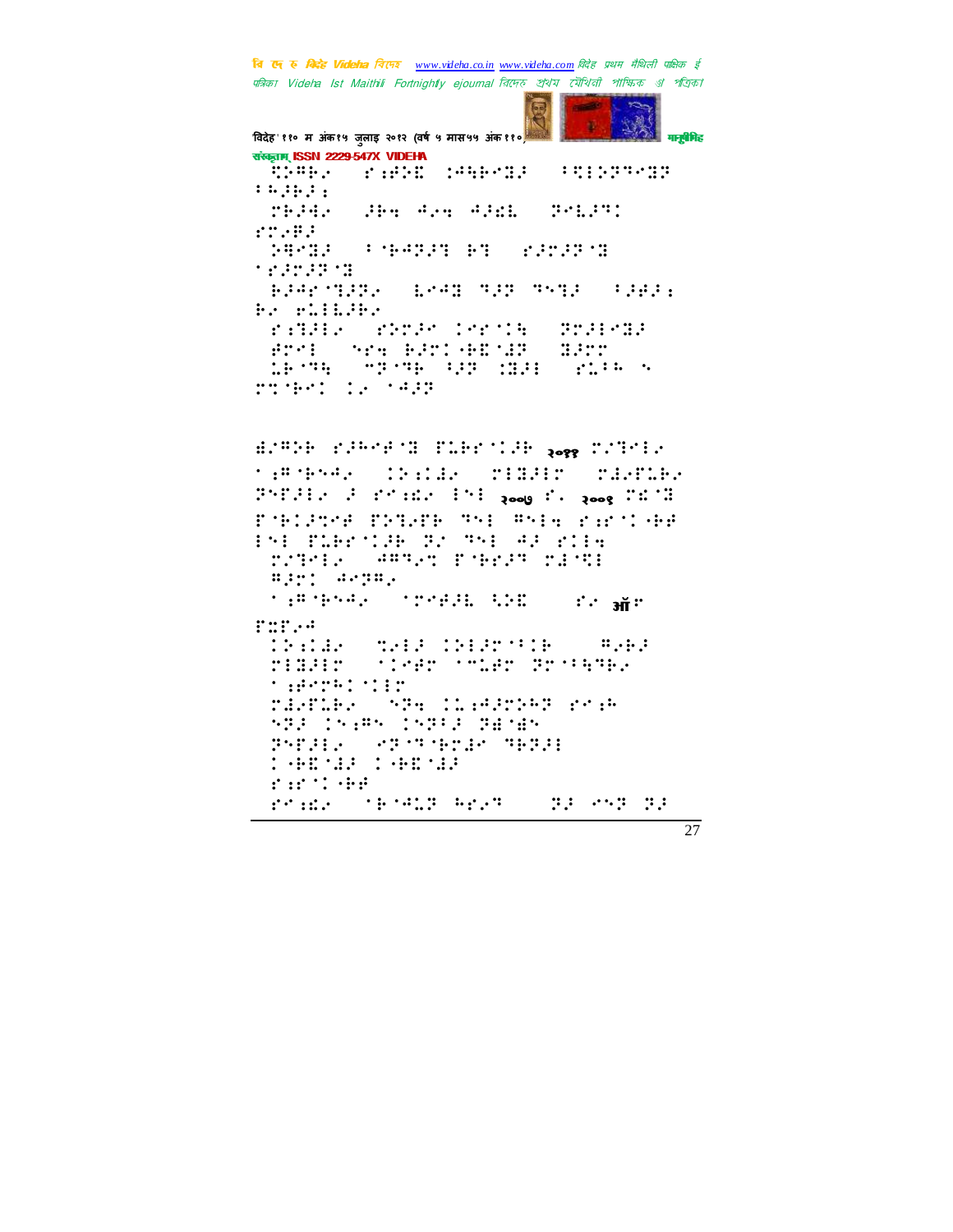संस्कृताम् ISSN 2229-547X VIDEHA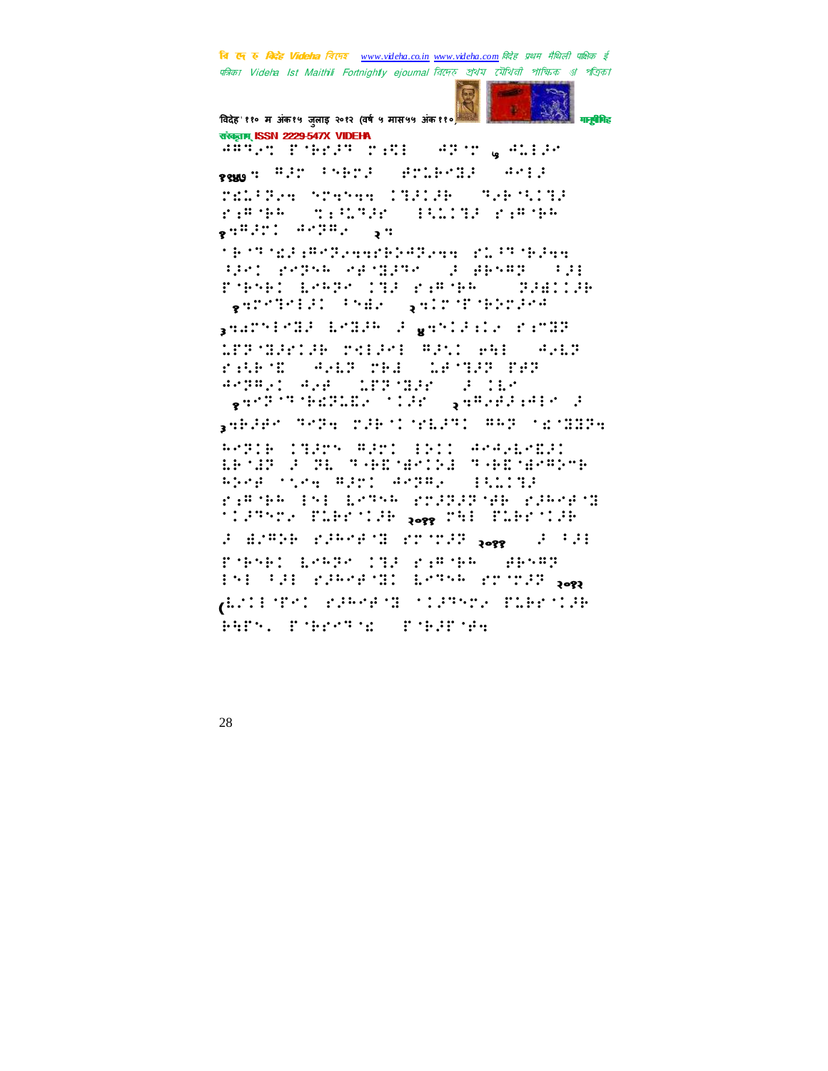ऄ८७ॊ ८७ॊ ॊ ऒ ॳ-ॅॊ ० ॊ ॊॊ ॊॊ ॊ ॊॊ ॊॊ ॊॊॊॊ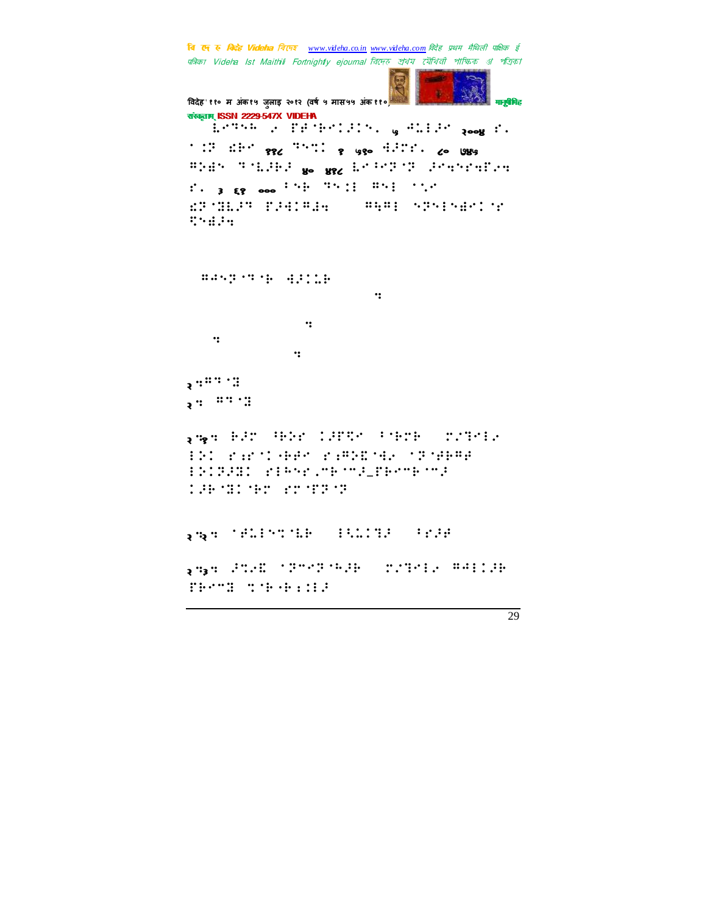७ २००४

११८ १ ५१० ८० ७४५

४० ४१८

३ ६१ ०००

२.

२.

२.१.

२.२.

२.३.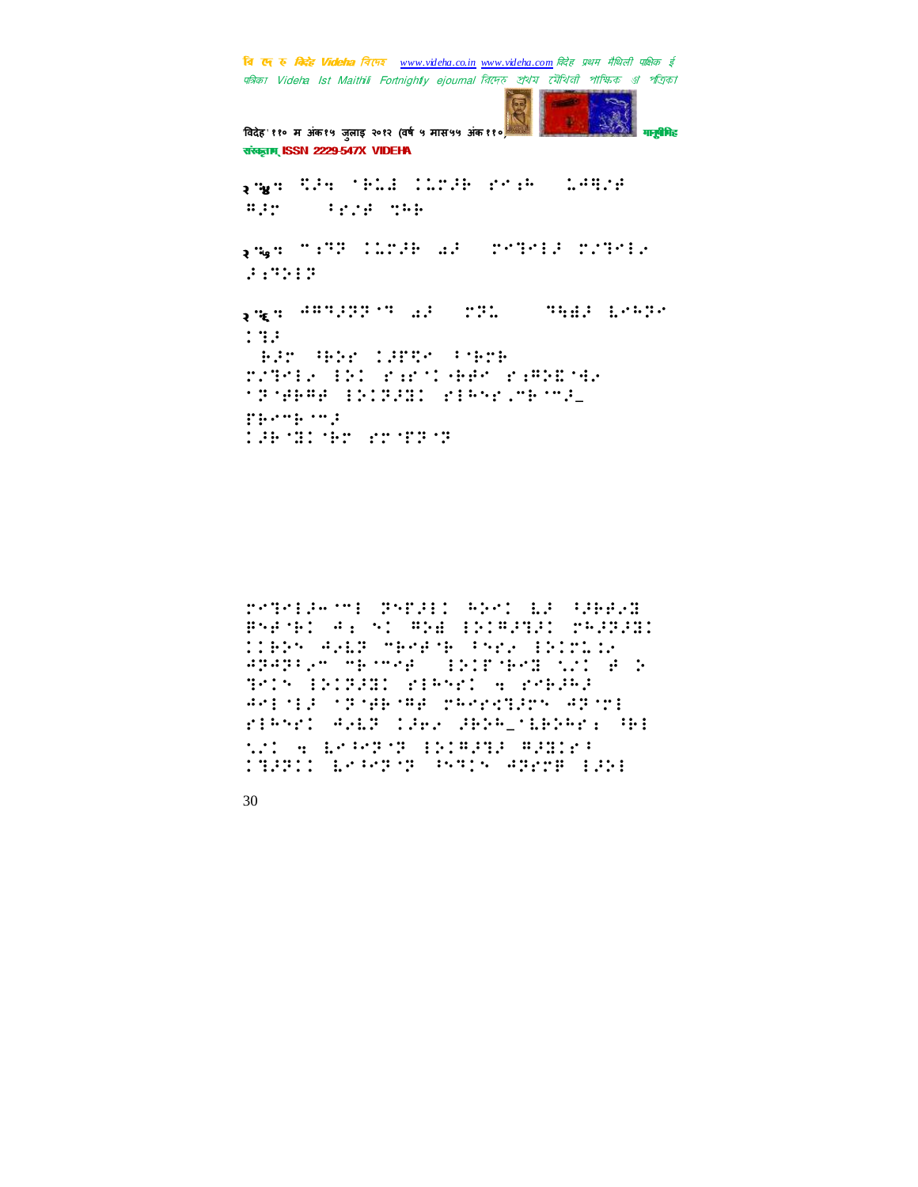२४:

२५:

२६: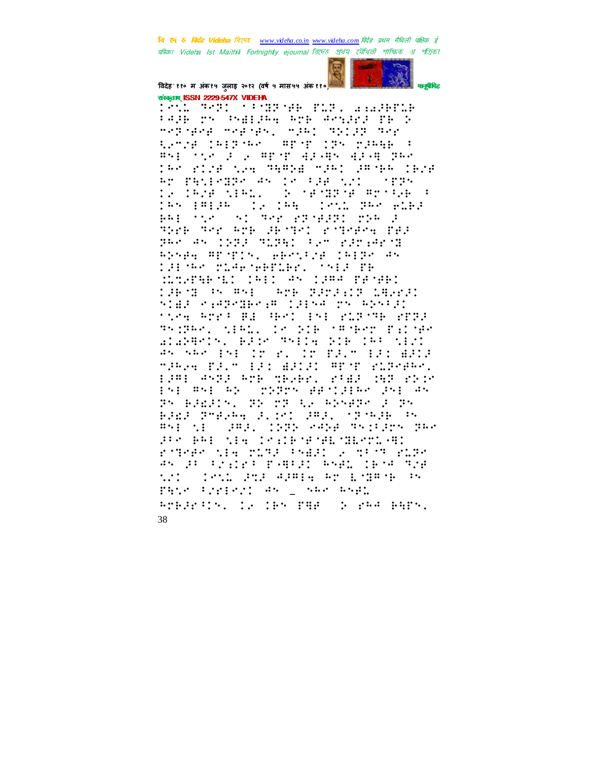संस्कृताम् ISSN 2229-547X VIDEHA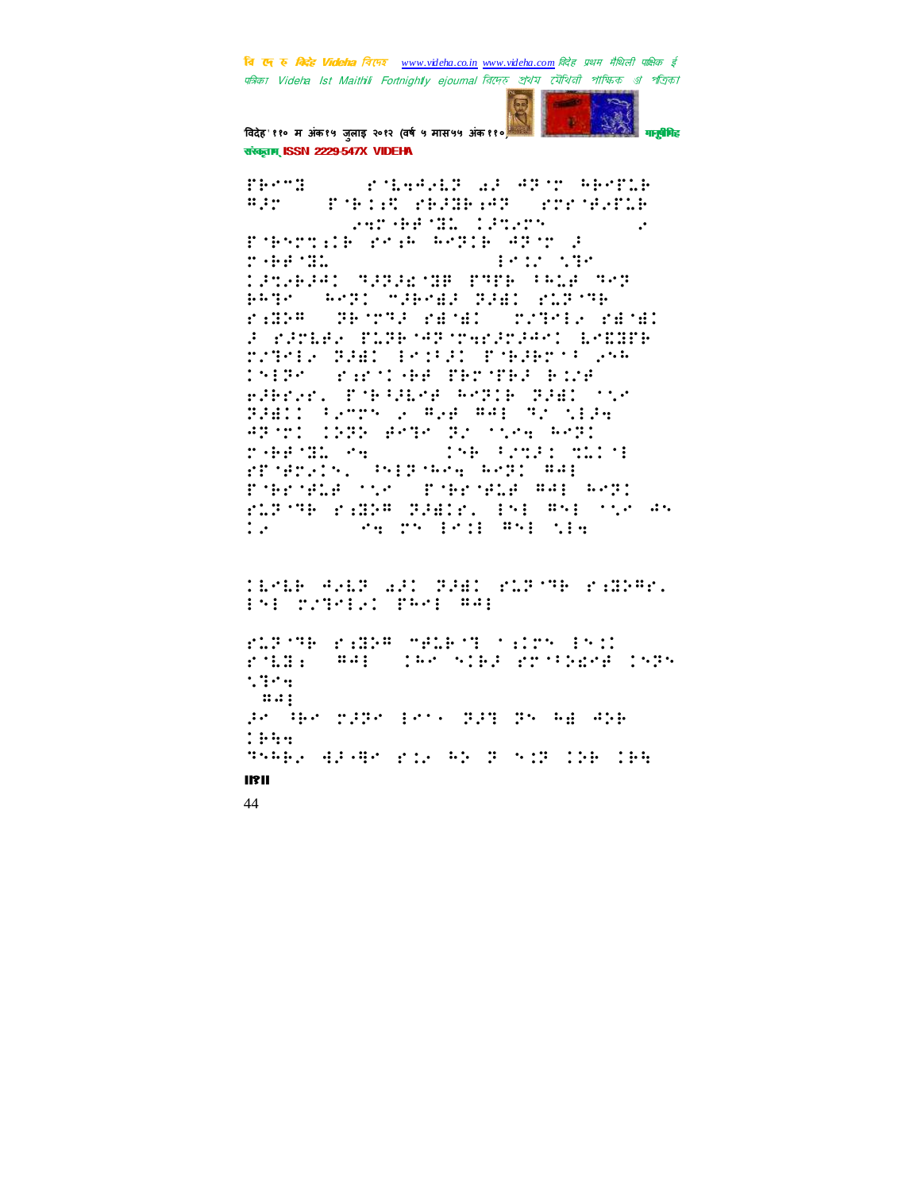॥१॥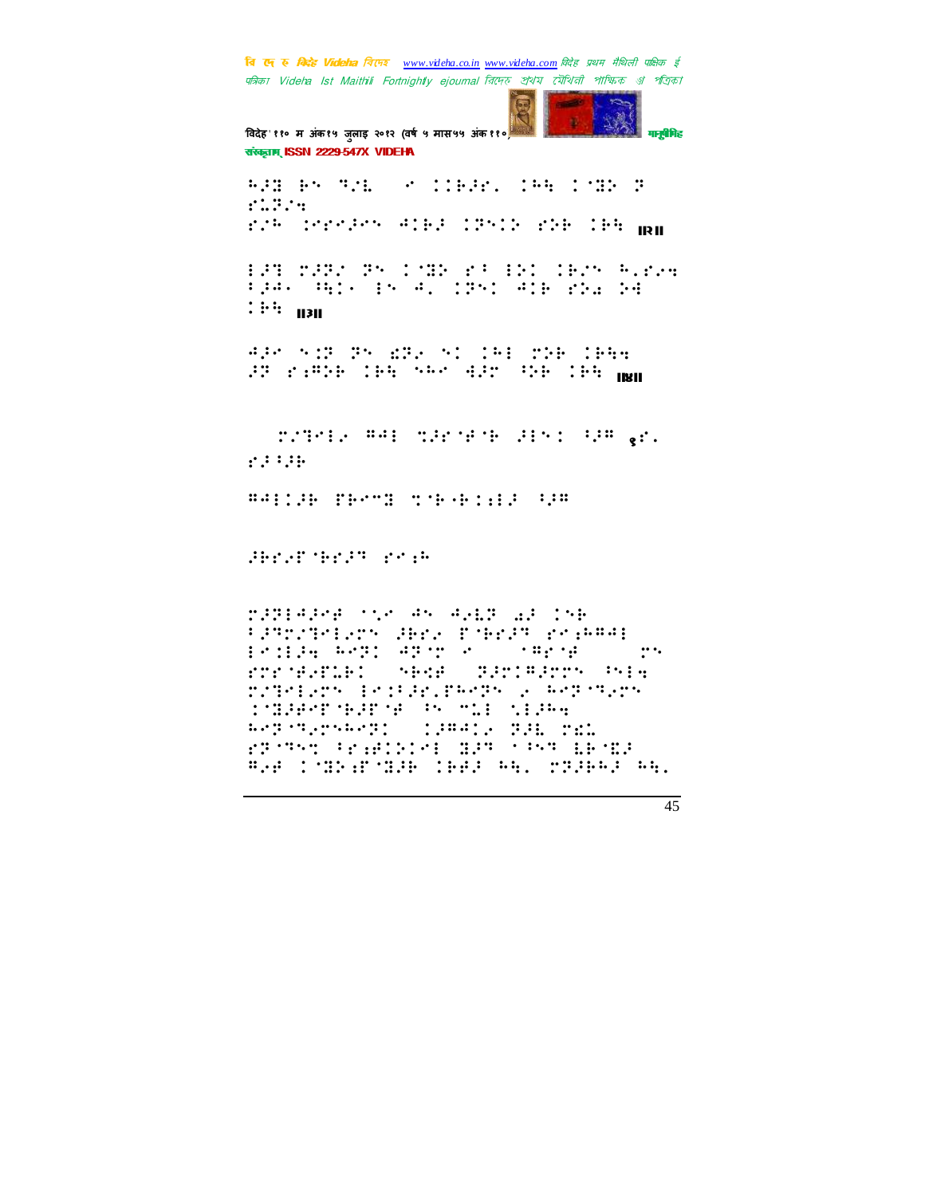॥२॥

॥३॥

॥४॥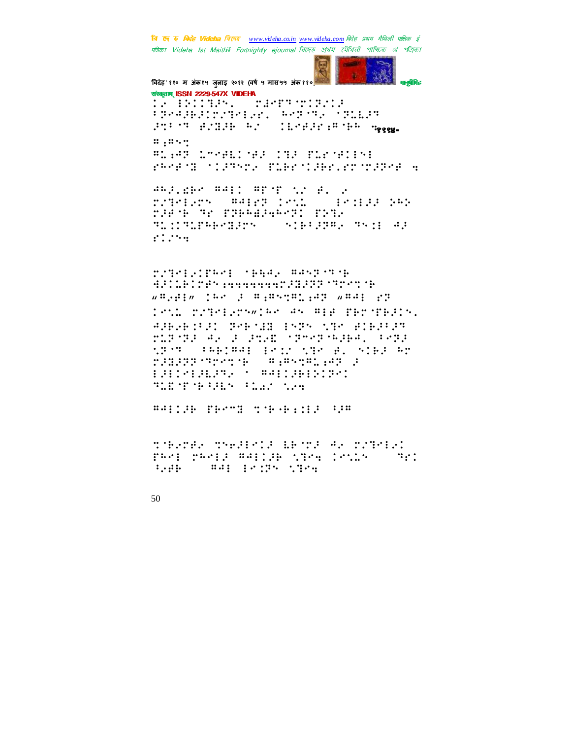ऽ११४-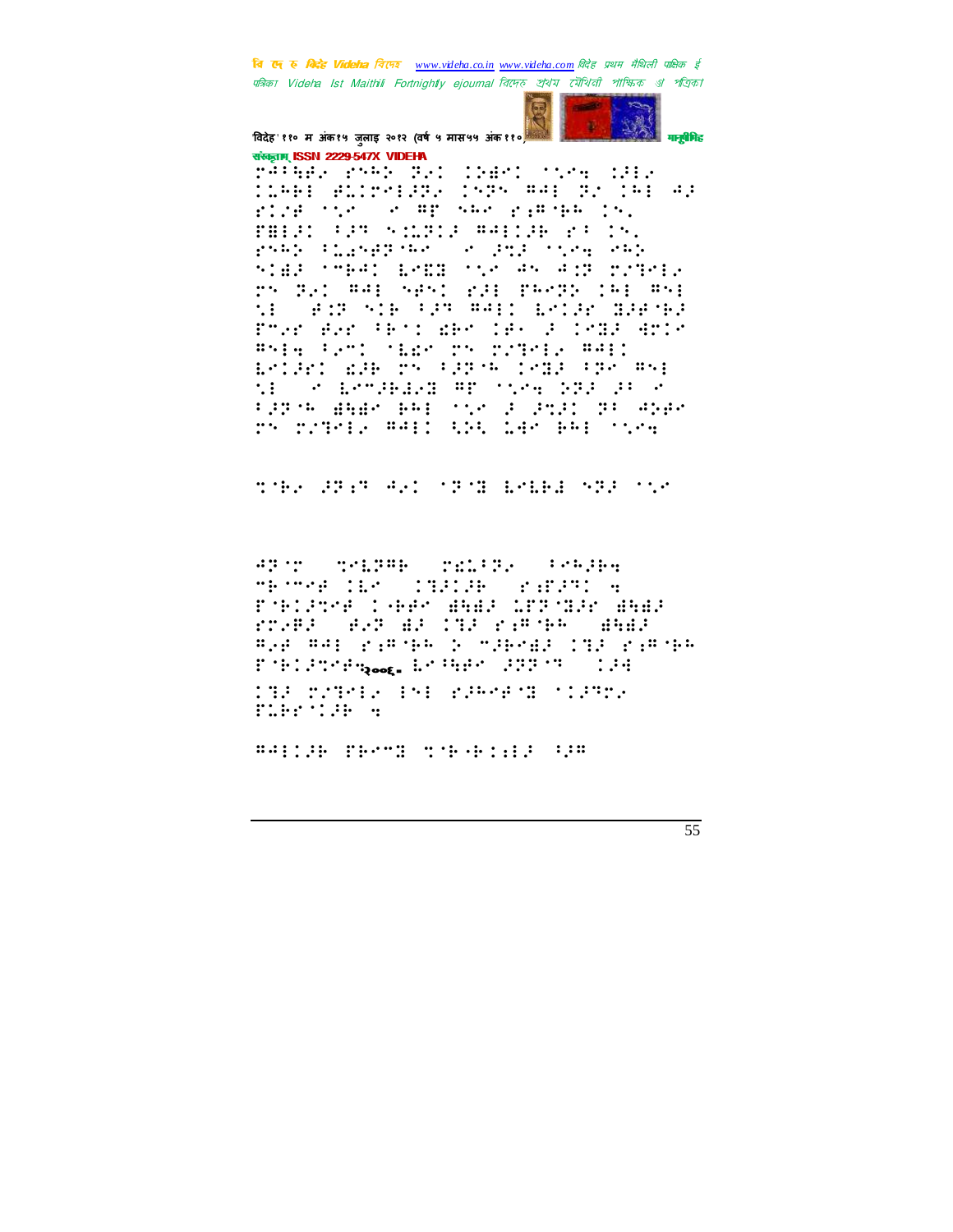⠗⠙⠃⠹⠛�František ⠗⠝⠓⠵ ⠝⠎⠉ ⠉⠵⠻⠉ ⠁⠣⠗⠹ ⠉⠳⠇⠎

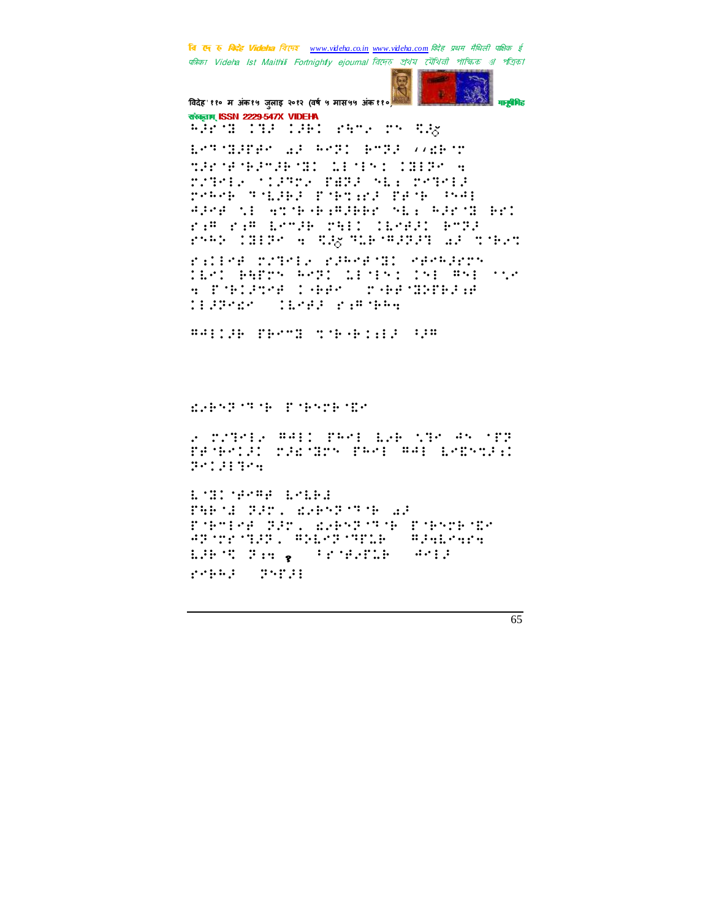विदेह' ११० म अंक१५ जुलाइ २०१२ (वर्ष ५ मास५५ अंक ११०) मानुषीमिह संस्कृताम् ISSN 2229-547X VIDEHA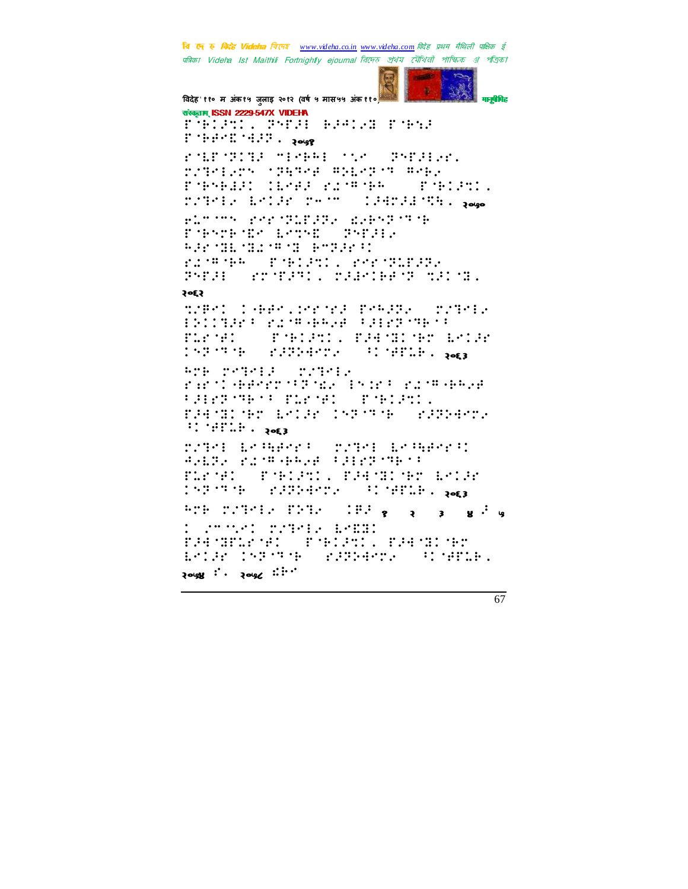२०७४

२०७०

२०६२

२०६३

२०६३

२०६३

१ २ ३ ४ ५

२०७४ २०७८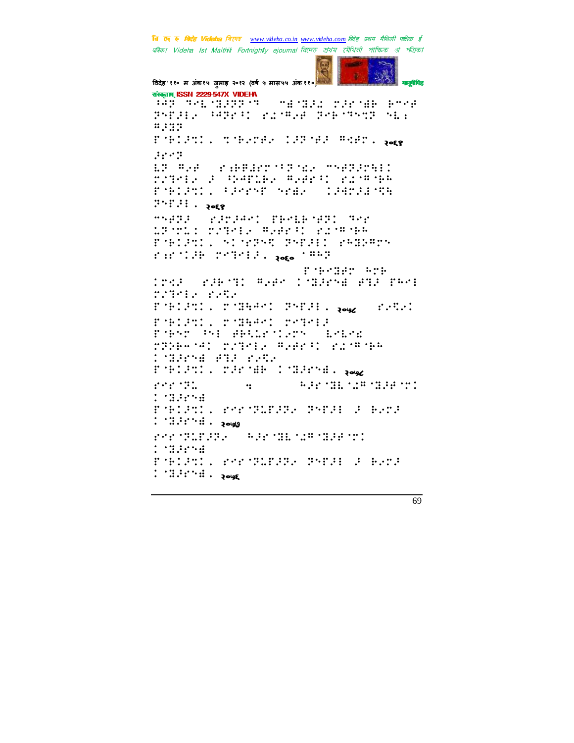२०६४

२०६४

२०६०

२०७८

२०७८

२०७७

२०७६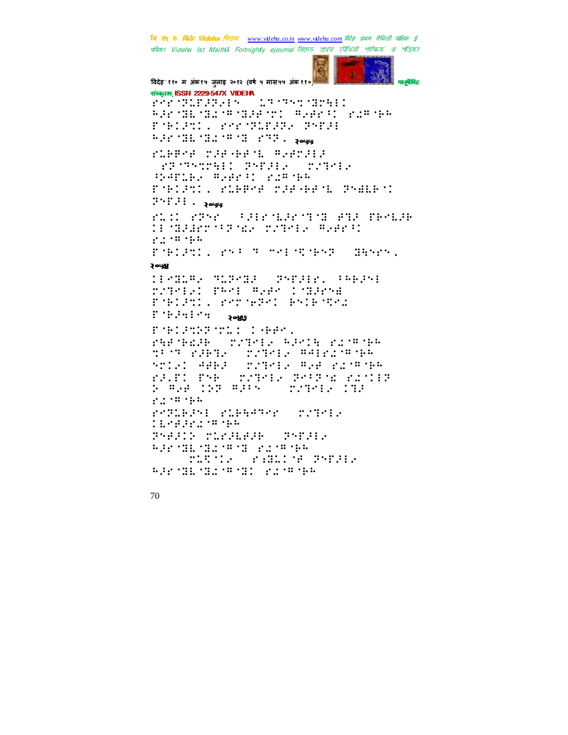२०७६

२०७७

२०७८

२०७९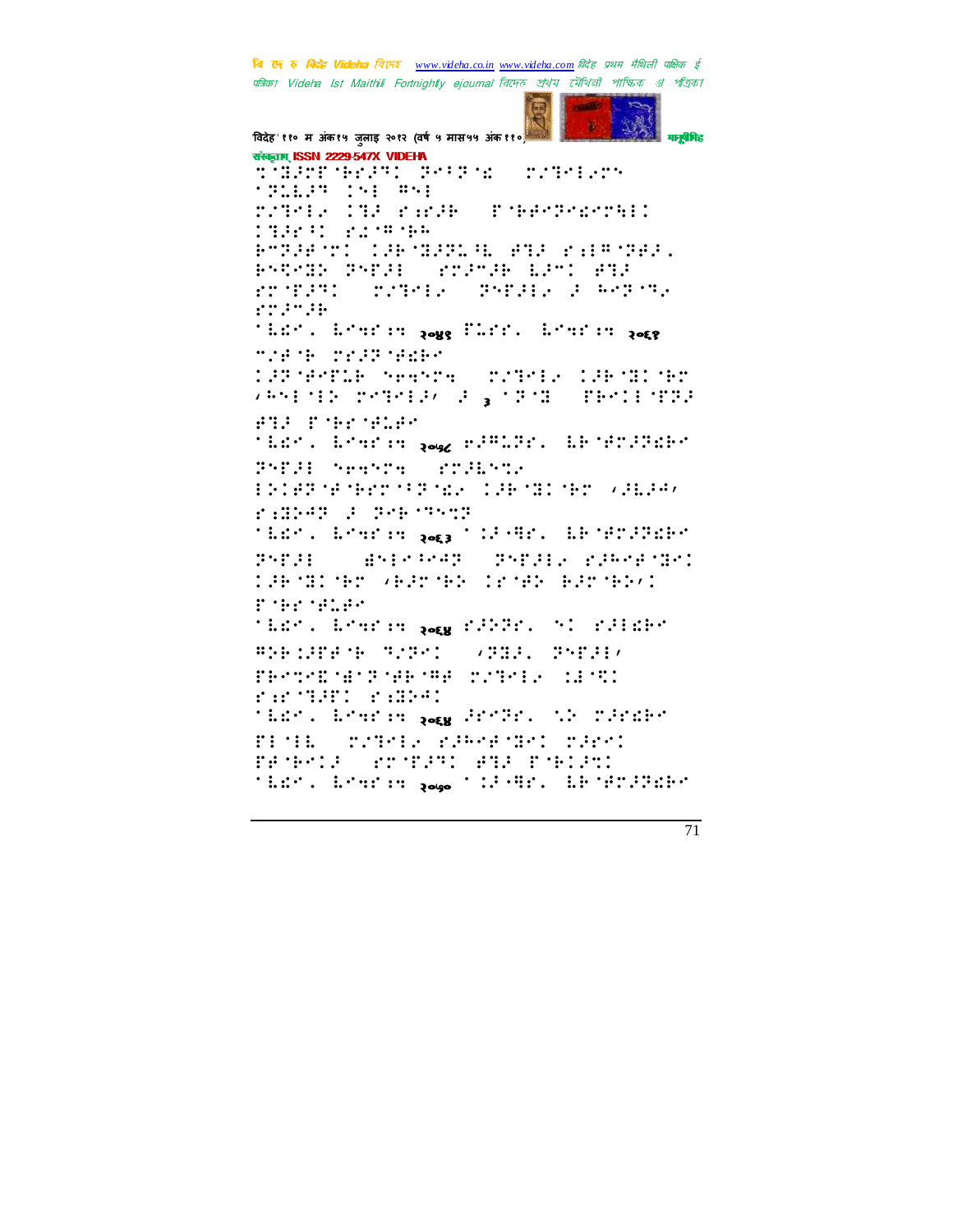संस्कृताम् ISSN 2229-547X VIDEHA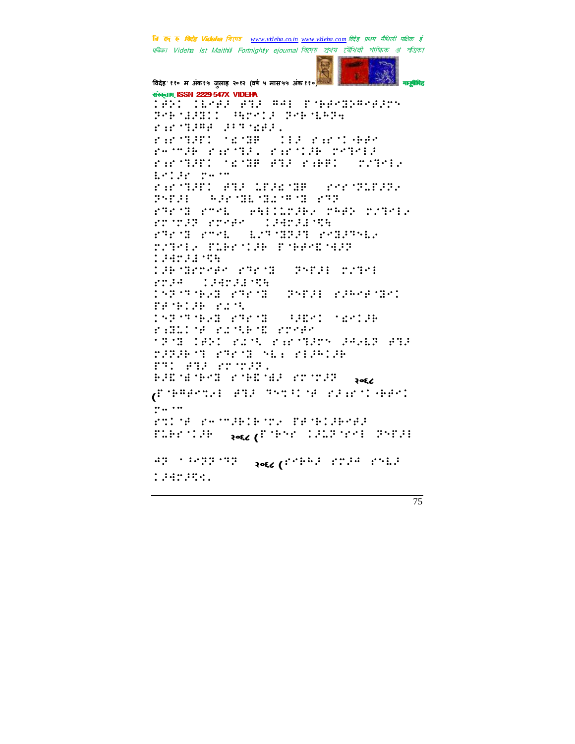संस्कृताम् ISSN 2229-547X VIDEHA

⠊⠻⠵⠁ ⠊⠇⠋⠗⠁ ⠙⠹⠁ ⠓⠙⠇ ⠗⠈⠃⠙⠋⠝⠃⠓⠋⠙⠏⠝⠎
⠝⠗⠃⠈⠕⠁⠕⠁⠁ ⠓⠥⠋⠁⠅⠁ ⠝⠗⠃⠈⠇⠃⠝⠹
⠗⠒⠗⠈⠹⠏⠓⠙ ⠕⠋⠹⠈⠩⠙⠏⠄

⠗⠒⠗⠈⠹⠏⠋⠁ ⠈⠩⠈⠕⠏ ⠁⠇⠏ ⠗⠒⠗⠈⠁⠈⠃⠋⠗
⠗⠤⠈⠉⠏⠃ ⠗⠒⠗⠈⠹⠏⠄ ⠗⠒⠗⠈⠁⠏⠃ ⠍⠝⠹⠑⠇⠏
⠗⠒⠗⠈⠹⠏⠋⠁ ⠈⠩⠈⠕⠏ ⠙⠹⠁ ⠗⠒⠃⠓⠁ ⠍⠌⠹⠑⠇⠆
⠇⠑⠁⠏⠗ ⠍⠤⠈⠉
⠗⠒⠗⠈⠹⠏⠋⠁ ⠙⠹⠁ ⠥⠋⠏⠩⠈⠕⠏ ⠗⠑⠗⠈⠹⠥⠋⠏⠝⠆
⠝⠝⠋⠏⠇ ⠓⠏⠗⠈⠕⠇⠈⠕⠁⠈⠓⠈⠕ ⠗⠹⠝
⠗⠹⠗⠈⠕ ⠗⠉⠑⠇ ⠙⠻⠇⠁⠥⠍⠏⠃⠆ ⠍⠓⠙⠵ ⠍⠌⠹⠑⠇⠆
⠗⠍⠈⠍⠏⠝ ⠗⠍⠗⠙⠗ ⠁⠏⠻⠍⠏⠇⠈⠹⠻
⠗⠹⠗⠈⠕ ⠗⠉⠑⠇ ⠇⠌⠹⠈⠕⠝⠏⠹ ⠗⠕⠏⠹⠑⠇⠆
⠍⠌⠹⠑⠇⠆ ⠋⠥⠃⠗⠈⠁⠏⠃ ⠗⠈⠃⠋⠗⠩⠈⠺⠏⠝
⠁⠏⠻⠍⠏⠇⠈⠹⠻
⠁⠏⠃⠈⠕⠗⠗⠋⠗ ⠗⠹⠗⠈⠕ ⠝⠑⠋⠏⠇ ⠍⠌⠹⠑⠇
⠗⠍⠏⠚ ⠁⠏⠻⠍⠏⠇⠈⠹⠻
⠁⠝⠝⠈⠹⠈⠃⠆⠕ ⠗⠹⠗⠈⠕ ⠝⠑⠋⠏⠇ ⠗⠏⠓⠗⠋⠈⠕⠗⠁
⠋⠋⠈⠃⠁⠏⠃ ⠗⠩⠈⠻
⠁⠝⠝⠈⠹⠈⠃⠆⠕ ⠗⠹⠗⠈⠕ ⠓⠏⠕⠗⠁ ⠈⠩⠗⠁⠏⠃
⠗⠒⠕⠥⠁⠈⠋ ⠗⠩⠈⠻⠃⠈⠩ ⠗⠍⠗⠙⠗
⠈⠝⠈⠕ ⠁⠋⠵⠁ ⠗⠩⠈⠻ ⠗⠒⠗⠈⠹⠏⠝ ⠏⠚⠆⠇⠝ ⠙⠹⠁
⠍⠝⠝⠃⠈⠹ ⠗⠹⠗⠈⠕ ⠎⠇⠒ ⠗⠁⠏⠓⠁⠏⠃
⠋⠹⠁ ⠙⠹⠁ ⠗⠍⠈⠍⠏⠝⠄
⠃⠏⠩⠈⠱⠈⠃⠑⠕ ⠗⠈⠃⠩⠈⠱⠏ ⠗⠍⠈⠍⠏⠝ २०६८
(⠗⠈⠃⠓⠋⠗⠌⠆⠇ ⠙⠹⠁ ⠹⠑⠌⠓⠁⠈⠋ ⠗⠏⠒⠗⠈⠁⠈⠃⠋⠗⠁
⠍⠤⠈⠉
⠗⠍⠁⠈⠋ ⠗⠤⠈⠉⠏⠃⠁⠃⠈⠍⠆ ⠋⠋⠈⠃⠁⠏⠃⠑⠋⠏
⠋⠥⠃⠗⠈⠁⠏⠃ २०६८ (⠗⠈⠃⠑⠗ ⠁⠏⠥⠝⠈⠗⠑⠇ ⠝⠑⠋⠏⠇

⠓⠝ ⠈⠓⠑⠝⠝⠈⠹⠝ २०६८ (⠗⠑⠃⠓⠏ ⠗⠍⠏⠚ ⠗⠑⠇⠏
⠁⠏⠻⠍⠏⠹⠩⠄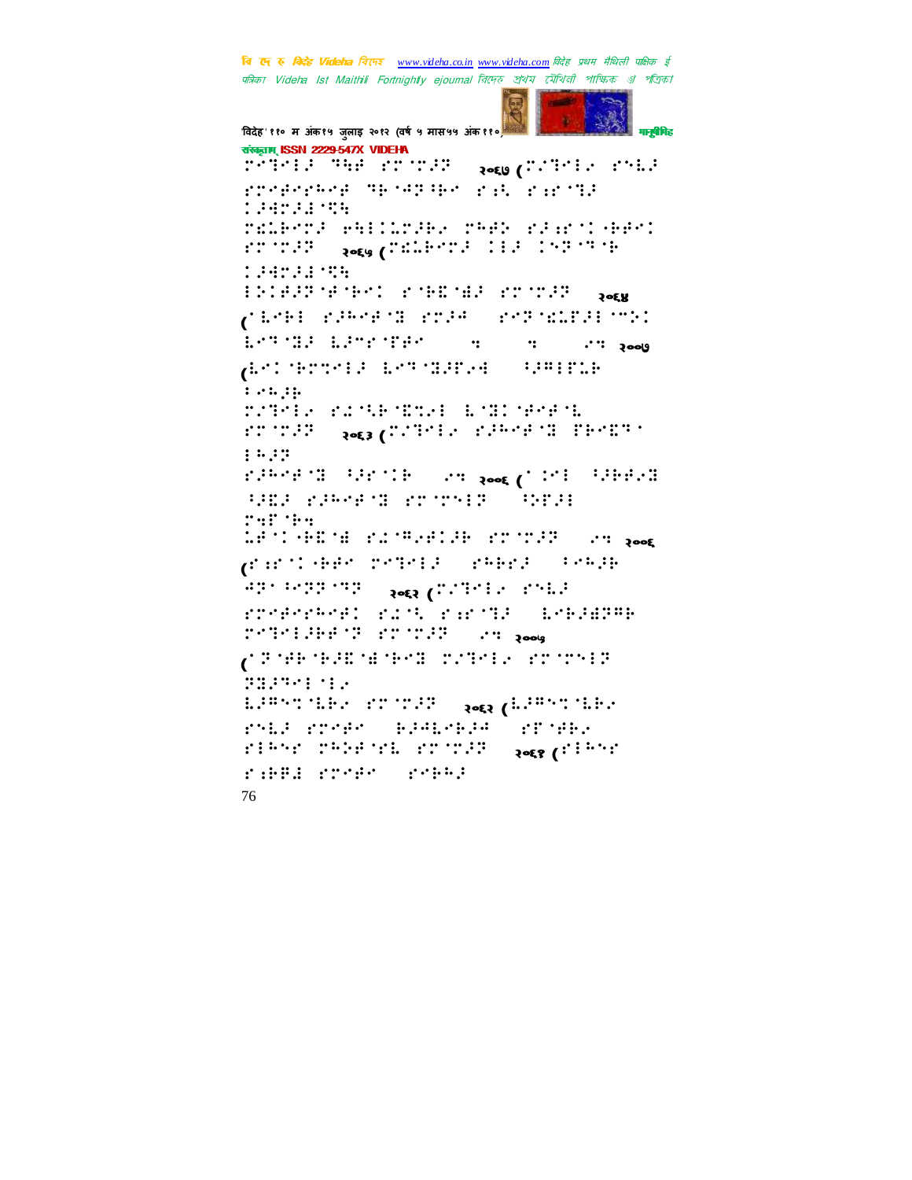संस्कृताम् ISSN 2229-547X VIDEHA

२०६७ (

२०६५ (

२०६४ (

२००७ (

२०६३ (

२००६ (

२००६ (

२०६२ (

२००७ (

२०६२ (

२०६१ (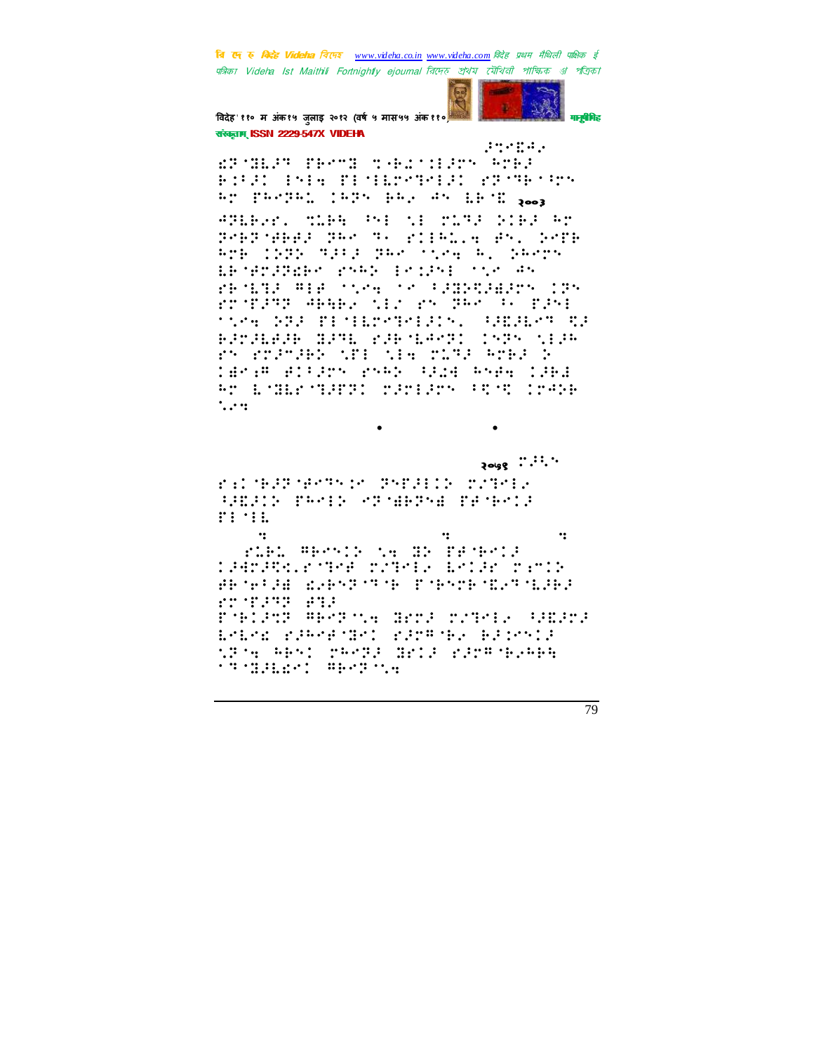⠠⠝⠊⠣⠌⠁⠗⠊

⠑⠗⠈⠓⠇⠜⠹ ⠋⠓⠑⠉⠓ ⠪⠐⠃⠨⠈⠊⠇⠜⠝ ⠓⠉⠃⠜ ⠃⠊⠂⠜⠅ ⠊⠝⠊⠛ ⠋⠇⠈⠊⠇⠉⠑⠹⠑⠇⠜⠅ ⠑⠗⠈⠹⠃⠈⠂⠉⠝ ⠓⠉ ⠋⠓⠑⠗⠓⠅ ⠅⠓⠗⠝ ⠃⠓⠌ ⠙⠝ ⠇⠃⠈⠎ २००३

⠙⠗⠇⠃⠌⠗⠂ ⠍⠅⠃⠩ ⠌⠝⠊ ⠎⠊ ⠍⠅⠹⠜ ⠕⠊⠃⠜ ⠓⠉ ⠗⠑⠃⠗⠈⠃⠃⠃⠜ ⠗⠓⠑ ⠹⠐ ⠑⠊⠊⠓⠅⠂⠛ ⠋⠝⠂ ⠕⠑⠋⠃ ⠓⠉⠃ ⠊⠕⠗⠕ ⠹⠂⠂⠜ ⠗⠓⠑ ⠈⠎⠑⠛ ⠓⠂ ⠕⠓⠑⠉⠝ ⠇⠃⠈⠋⠉⠜⠗⠑⠃⠑ ⠗⠝⠓⠕ ⠊⠑⠅⠜⠊ ⠈⠎⠐ ⠙⠝ ⠗⠃⠈⠇⠊⠜ ⠓⠊⠋ ⠈⠎⠑⠛ ⠈⠑ ⠂⠜⠓⠕⠹⠜⠙⠇⠜⠉⠝ ⠅⠗⠝ ⠗⠉⠈⠋⠜⠹⠗ ⠙⠓⠩⠃⠌ ⠎⠊⠌ ⠗⠝ ⠗⠓⠑ ⠂⠐ ⠋⠜⠝⠊ ⠈⠎⠑⠛ ⠕⠗⠜ ⠋⠊⠈⠊⠇⠉⠑⠹⠑⠇⠜⠅⠝⠂ ⠂⠜⠎⠜⠇⠑⠹ ⠹⠜ ⠃⠜⠉⠜⠇⠃⠜⠃ ⠓⠜⠹⠇ ⠗⠜⠃⠈⠇⠙⠑⠗⠅ ⠅⠝⠗⠝ ⠎⠊⠜⠓ ⠗⠝ ⠗⠉⠜⠑⠜⠃⠕ ⠎⠋⠊ ⠎⠊⠛ ⠍⠅⠹⠜ ⠓⠉⠃⠜ ⠕ ⠅⠓⠑⠔⠓ ⠋⠅⠂⠜⠉⠝ ⠗⠝⠓⠕ ⠂⠜⠅⠙ ⠓⠝⠋⠛ ⠅⠜⠃⠙ ⠓⠉ ⠇⠈⠓⠇⠌⠈⠹⠜⠋⠗⠅ ⠗⠜⠉⠊⠜⠉⠝ ⠂⠹⠈⠹ ⠅⠗⠙⠕⠃ ⠎⠌⠛

• •

२०७६ ⠍⠜⠂⠝

⠗⠌⠅⠈⠃⠜⠗⠈⠋⠑⠹⠝⠌⠑ ⠗⠝⠋⠜⠊⠅⠕ ⠍⠌⠹⠑⠊⠌ ⠂⠜⠎⠜⠅⠕ ⠋⠓⠑⠊⠕ ⠑⠗⠈⠱⠃⠗⠝⠱ ⠋⠋⠈⠃⠑⠅⠜ ⠋⠊⠈⠊⠇

⠛ ⠛

⠗⠇⠃⠇ ⠓⠃⠑⠝⠊⠕ ⠎⠛ ⠒⠕ ⠋⠋⠈⠃⠑⠅⠜ ⠅⠜⠙⠉⠜⠹⠌⠂⠗⠈⠹⠋ ⠍⠌⠹⠑⠊⠌ ⠇⠑⠊⠜⠗ ⠍⠌⠑⠅⠕ ⠋⠃⠈⠑⠂⠜⠱ ⠩⠌⠃⠝⠗⠈⠹⠈⠃ ⠋⠈⠃⠝⠗⠃⠈⠎⠌⠹⠈⠇⠜⠃⠜ ⠗⠉⠈⠋⠜⠹⠗ ⠋⠹⠜

⠋⠈⠃⠊⠜⠉⠗ ⠓⠃⠑⠗⠈⠎⠛ ⠒⠑⠉⠜ ⠍⠌⠹⠑⠊⠌ ⠂⠜⠎⠜⠉⠜ ⠇⠑⠇⠑⠩ ⠗⠜⠓⠑⠋⠈⠒⠑⠅ ⠗⠜⠉⠓⠈⠃⠌ ⠃⠜⠊⠑⠝⠊⠜ ⠎⠗⠈⠛ ⠓⠃⠝⠅ ⠗⠓⠑⠗⠜ ⠒⠑⠊⠜ ⠗⠜⠉⠓⠈⠃⠌⠓⠃⠩ ⠈⠹⠈⠒⠜⠇⠩⠑⠅ ⠓⠃⠑⠗⠈⠎⠛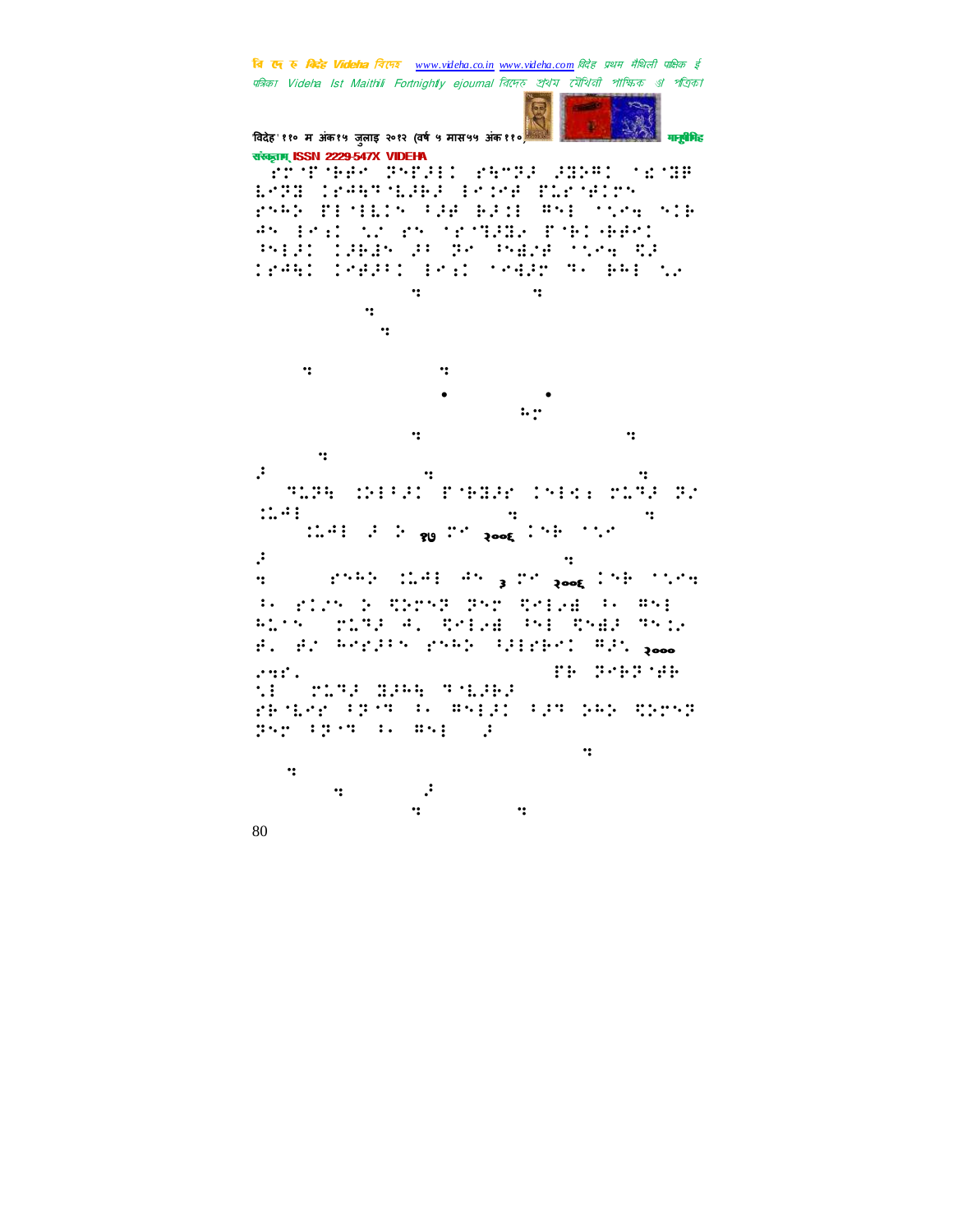'विदेह' ११० म अंक१५ जुलाइ २०१२ (वर्ष ५ मास५५ अंक ११०) मानुषीमिह संस्कृताम् ISSN 2229-547X VIDEHA

⠎⠍⠈⠋⠈⠓⠋⠉ ⠝⠑⠋⠚⠇⠅ ⠗⠓⠉⠝⠚ ⠔⠝⠕⠉⠅ ⠈⠎⠈⠝⠏ ⠇⠑⠝⠝ ⠅⠗⠙⠓⠙⠈⠇⠚⠓⠚ ⠇⠉⠅⠋ ⠋⠇⠗⠈⠋⠅⠍⠑ ⠗⠑⠙⠕ ⠋⠇⠈⠇⠅⠑ ⠃⠚⠋ ⠓⠚⠅⠇ ⠙⠑⠇ ⠈⠌⠍⠹ ⠑⠅⠓ ⠙⠑ ⠇⠉⠣⠅ ⠌⠊ ⠗⠑ ⠈⠗⠈⠝⠚⠝⠜ ⠋⠈⠓⠅⠐⠓⠋⠉⠅ ⠓⠑⠇⠚⠅ ⠅⠚⠓⠇⠑ ⠚⠃ ⠝⠉ ⠓⠑⠩⠌⠋ ⠈⠌⠍⠹ ⠧⠚ ⠅⠗⠙⠹⠅ ⠅⠉⠋⠚⠃⠅ ⠇⠉⠣⠅ ⠈⠉⠩⠚⠍ ⠙⠂ ⠓⠙⠇ ⠌⠜

⠦⠍⠉⠑⠡⠖⠲⠀⠀⠀⠀⠀⠀⠀⠀⠀⠀⠀⠀⠀⠀⠀⠀⠀⠀⠀⠀⠀⠀⠀⠀⠀⠀⠀⠀⠀⠀⠀⠀⠀⠀⠀⠀⠀⠀⠀⠀⠀⠀⠀⠀⠀⠀⠀⠀⠀⠀⠀⠀⠀⠀⠀⠀⠀⠀⠀⠀⠀⠀⠀⠀⠀⠀⠀⠀⠀⠀⠀⠀⠀⠀⠀⠀⠀⠀⠀⠀⠀⠀⠀⠀⠀⠀⠀⠀⠀

⠙⠇⠝⠓ ⠅⠕⠇⠃⠚⠅ ⠋⠈⠓⠝⠚⠗ ⠅⠑⠇⠪ ⠍⠇⠙⠚ ⠝⠜ ⠅⠇⠙⠇

⠅⠇⠙⠇ ⠚ ⠕ १७ ⠍⠉ २००६ ⠅⠑⠓ ⠈⠌⠉

⠗⠑⠓⠕ ⠅⠇⠙⠇ ⠙⠑ ३ ⠍⠉ २००६ ⠅⠑⠓ ⠈⠌⠉⠹ ⠃⠂ ⠗⠅⠜⠑ ⠕ ⠧⠕⠗⠑⠝ ⠝⠑⠗ ⠧⠉⠇⠜⠿ ⠃⠂ ⠙⠑⠇ ⠓⠇⠉⠑ ⠍⠇⠙⠚ ⠙⠂ ⠧⠉⠇⠜⠿ ⠓⠑⠇ ⠧⠑⠿⠚ ⠙⠑⠅⠜ ⠋⠂ ⠋⠌ ⠓⠉⠗⠚⠃⠑ ⠗⠑⠓⠕ ⠃⠚⠇⠗⠓⠉⠅ ⠙⠚⠑ २००० ⠜⠹⠋⠂ ⠋⠓ ⠝⠉⠓⠝⠈⠋⠓ ⠌⠇ ⠍⠇⠙⠚ ⠽⠚⠓⠹ ⠙⠈⠇⠚⠓⠚ ⠗⠓⠈⠇⠉⠗ ⠃⠝⠈⠙ ⠃⠂ ⠙⠑⠇⠚⠅ ⠃⠚⠙ ⠕⠓⠕ ⠧⠕⠗⠑⠝ ⠝⠑⠗ ⠃⠝⠈⠙ ⠃⠂ ⠙⠑⠇ ⠚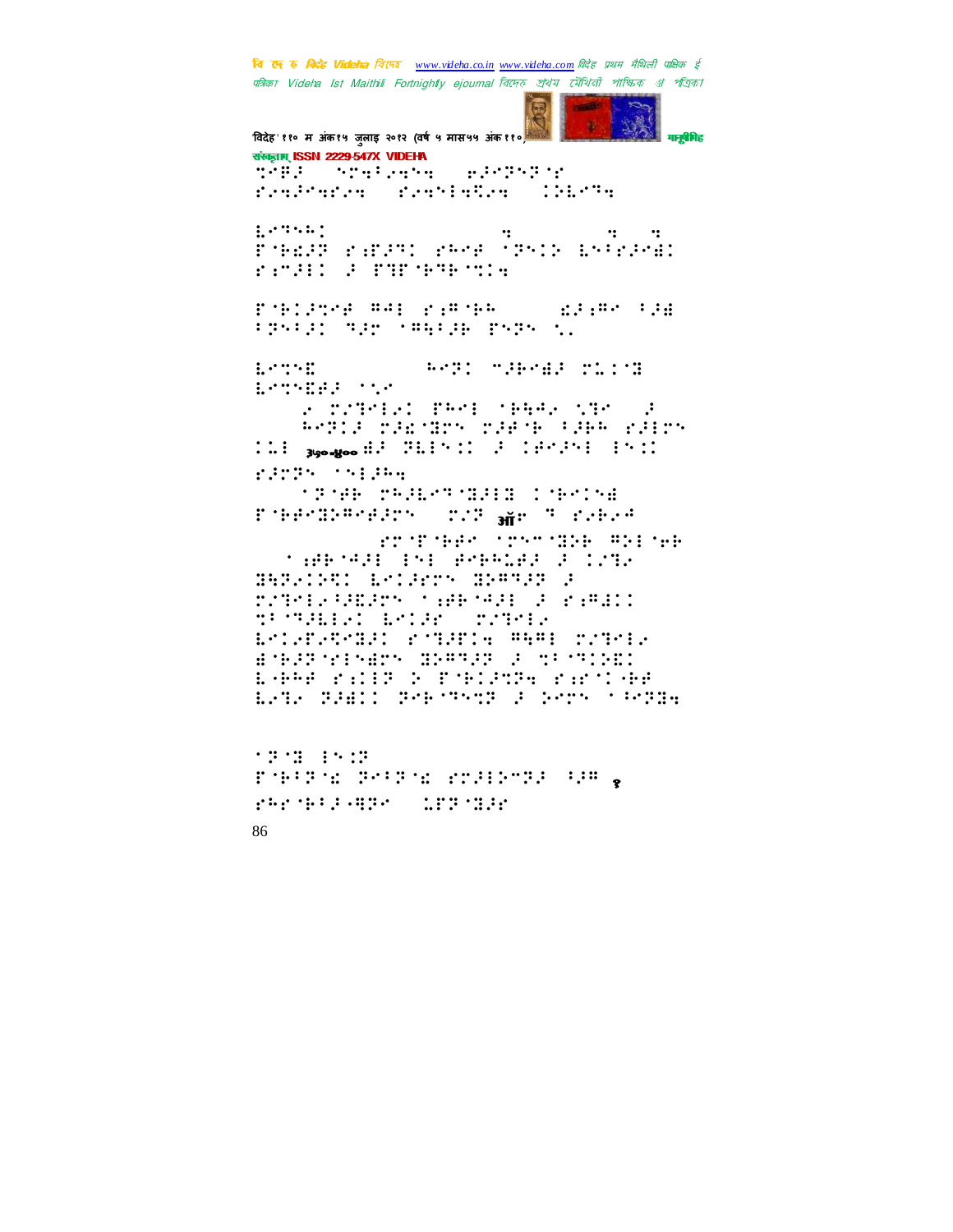⠹⠊⠏⠴⠀⠀⠝⠗⠡⠈⠢⠡⠝⠀⠀⠑⠴⠉⠝⠉⠊⠗
⠗⠢⠡⠴⠉⠡⠗⠢⠡⠀⠀⠗⠢⠡⠝⠇⠡⠻⠢⠡⠀⠀⠅⠕⠇⠑⠉⠡

⠇⠑⠞⠝⠓⠅⠀⠀⠀⠀⠀⠀⠀⠀⠀⠀⠀⠀⠀⠡⠀⠀⠀⠀⠀⠀⠀⠀⠡⠀⠀⠡
⠏⠈⠃⠫⠴⠉⠀⠗⠱⠏⠴⠉⠅⠀⠗⠓⠑⠋⠀⠈⠉⠝⠅⠕⠀⠇⠝⠈⠗⠴⠑⠫⠅
⠗⠱⠉⠴⠇⠅⠀⠴⠀⠏⠹⠏⠈⠃⠹⠃⠈⠹⠅⠡

⠏⠈⠃⠅⠴⠹⠑⠋⠀⠛⠲⠇⠀⠗⠱⠛⠈⠃⠓⠀⠀⠀⠀⠀⠀⠫⠴⠱⠛⠑⠀⠈⠴⠫
⠈⠉⠝⠈⠴⠅⠀⠹⠴⠗⠀⠈⠛⠻⠈⠴⠃⠀⠏⠝⠉⠝⠀⠡⠄

⠇⠑⠹⠑⠩⠀⠀⠀⠀⠀⠀⠀⠀⠀⠀⠀⠓⠑⠉⠅⠀⠉⠴⠃⠑⠫⠴⠀⠗⠇⠅⠈⠹
⠇⠑⠹⠑⠩⠫⠴⠀⠈⠡⠑

⠀⠀⠀⠀⠑⠀⠗⠔⠹⠑⠇⠑⠅⠀⠏⠓⠑⠇⠀⠈⠃⠻⠲⠑⠀⠡⠹⠑⠀⠀⠀⠴
⠀⠀⠀⠀⠓⠑⠉⠅⠴⠀⠗⠴⠩⠈⠹⠗⠝⠀⠗⠴⠋⠈⠃⠀⠈⠴⠃⠓⠀⠗⠴⠇⠗⠝
⠅⠇⠇⠀₃₅₀-₄₀₀⠫⠴⠀⠉⠇⠇⠝⠅⠅⠀⠴⠀⠅⠋⠑⠴⠝⠇⠀⠇⠝⠅⠅
⠗⠴⠗⠉⠝⠀⠈⠝⠇⠴⠓⠡

⠀⠀⠀⠀⠈⠉⠈⠋⠃⠀⠗⠓⠴⠇⠑⠹⠈⠹⠴⠇⠹⠀⠅⠈⠃⠑⠅⠝⠫
⠏⠈⠃⠴⠑⠹⠕⠛⠑⠋⠴⠗⠝⠀⠀⠗⠔⠉⠀ऑ⠗⠀⠹⠀⠗⠑⠃⠑⠲

⠀⠀⠀⠀⠀⠀⠀⠀⠀⠀⠀⠗⠗⠈⠏⠈⠃⠴⠑⠀⠈⠗⠝⠑⠈⠹⠕⠃⠀⠛⠕⠇⠈⠑⠃
⠀⠀⠈⠱⠋⠃⠈⠲⠴⠇⠀⠇⠝⠇⠀⠋⠑⠃⠓⠇⠫⠴⠀⠴⠀⠅⠔⠹⠑
⠹⠻⠉⠑⠅⠕⠻⠅⠀⠇⠑⠅⠴⠗⠝⠀⠹⠕⠛⠹⠴⠉⠀⠴
⠗⠔⠹⠑⠇⠑⠈⠴⠩⠴⠗⠝⠀⠈⠱⠋⠃⠈⠲⠴⠇⠀⠴⠀⠗⠱⠛⠫⠅⠅
⠹⠈⠈⠹⠴⠇⠇⠑⠅⠀⠇⠑⠅⠴⠗⠀⠀⠗⠔⠹⠑⠇⠑
⠇⠑⠅⠴⠏⠑⠻⠑⠹⠴⠅⠀⠗⠈⠹⠴⠏⠅⠡⠀⠛⠻⠛⠇⠀⠗⠔⠹⠑⠇⠑
⠫⠈⠃⠴⠉⠈⠗⠇⠝⠫⠗⠝⠀⠹⠕⠛⠹⠴⠉⠀⠴⠀⠹⠈⠈⠹⠅⠕⠩⠅
⠇⠈⠃⠓⠋⠀⠗⠱⠇⠇⠉⠀⠕⠀⠏⠈⠃⠅⠴⠹⠉⠡⠀⠗⠱⠗⠈⠅⠈⠃⠋
⠇⠑⠹⠑⠀⠉⠴⠫⠅⠅⠀⠉⠑⠃⠈⠹⠝⠹⠉⠀⠴⠀⠕⠑⠗⠝⠀⠈⠈⠓⠉⠹⠡

⠈⠉⠈⠹⠀⠇⠝⠅⠉
⠏⠈⠃⠈⠉⠈⠩⠀⠉⠑⠈⠉⠈⠩⠀⠗⠗⠴⠇⠕⠑⠹⠴⠀⠈⠴⠛⠀१
⠗⠓⠗⠈⠃⠈⠴⠤⠹⠉⠑⠀⠀⠇⠏⠉⠈⠹⠴⠗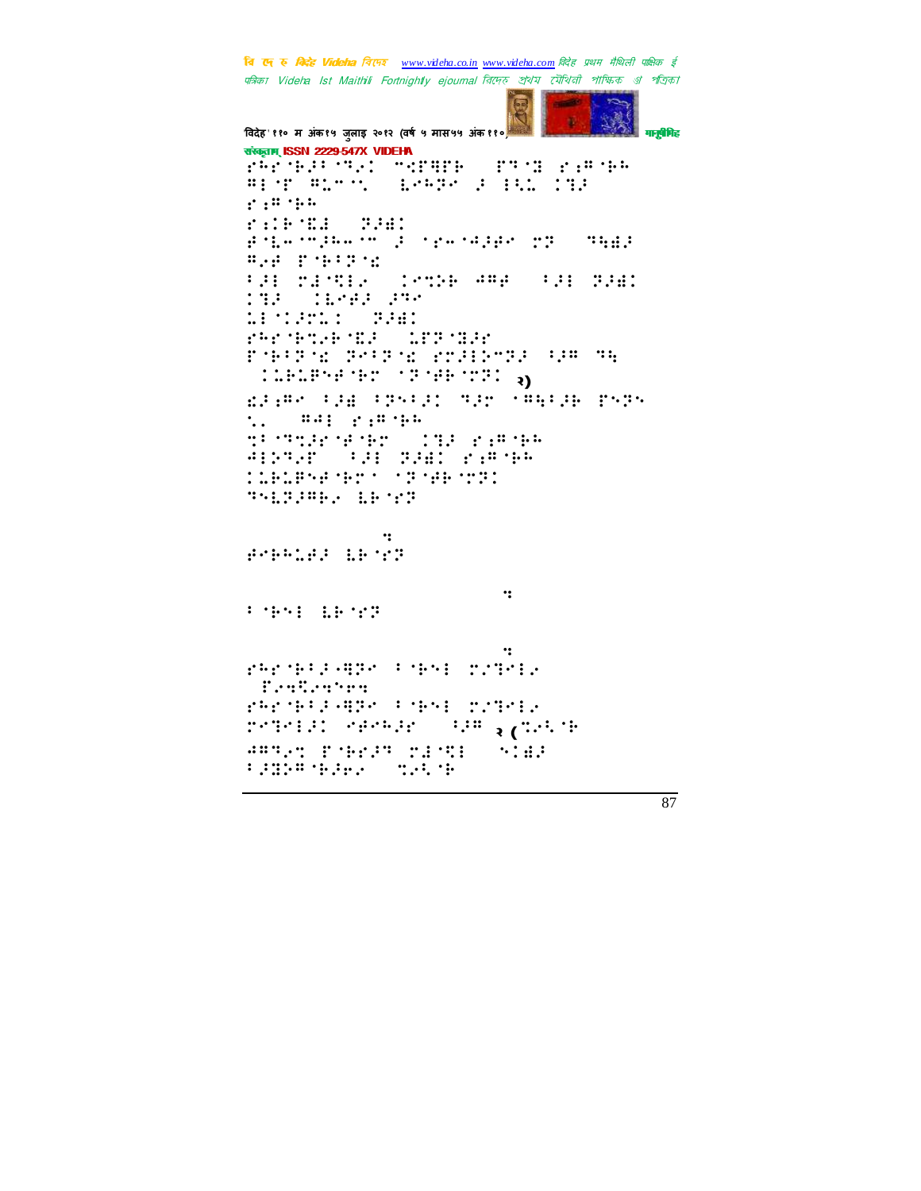संस्कृताम् ISSN 2229-547X VIDEHA

२)

२ (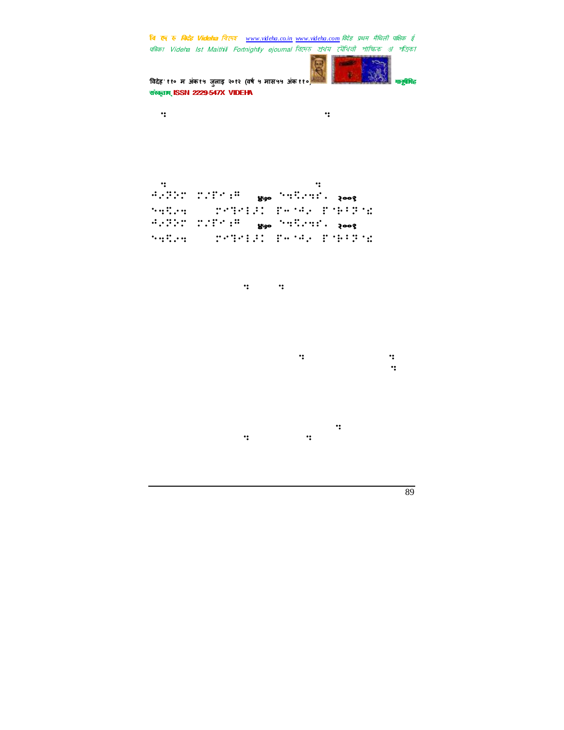⠒⠀⠀⠀⠀⠀⠀⠀⠀⠀⠀⠀⠀⠀⠀⠀⠀⠀⠀⠀⠀⠀⠀⠀⠒

⠒⠀⠀⠀⠀⠀⠀⠀⠀⠀⠀⠀⠀⠀⠀⠀⠀⠀⠀⠀⠀⠀⠀⠀⠒

⠰⠠⠟⠗⠉ ⠏⠠⠋⠁⠱ ४।७० ⠁⠒⠝⠠⠒⠊⠄ २००९

⠁⠒⠝⠠⠒ ⠏⠁⠞⠊⠇⠅ ⠋⠤⠁⠰⠠ ⠋⠁⠗⠃⠟⠁⠩

⠰⠠⠟⠗⠉ ⠏⠠⠋⠁⠱ ४।७० ⠁⠒⠝⠠⠒⠊⠄ २००९

⠁⠒⠝⠠⠒ ⠏⠁⠞⠊⠇⠅ ⠋⠤⠁⠰⠠ ⠋⠁⠗⠃⠟⠁⠩

⠒⠀⠀⠀⠀⠒

⠒⠀⠀⠀⠀⠀⠀⠀⠀⠀⠀⠀⠀⠒

⠒

⠒

⠒⠀⠀⠀⠀⠀⠀⠀⠒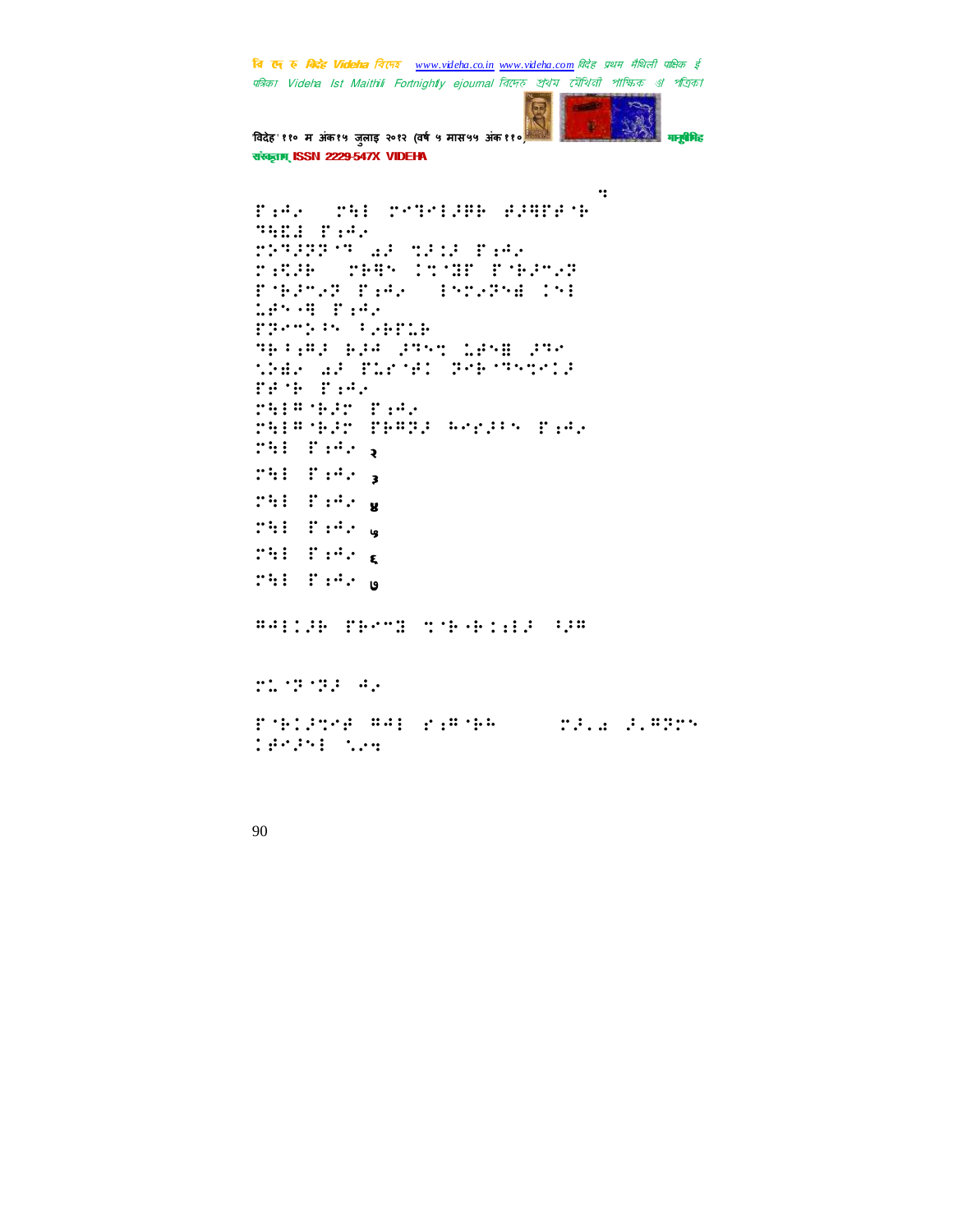⠒
⠋⠖⠲⠄ ⠀⠉⠓⠇ ⠉⠊⠝⠊⠇⠣⠗⠗ ⠋⠣⠻⠋⠋⠈⠗
⠙⠓⠫⠇ ⠋⠖⠲⠄
⠉⠕⠙⠣⠝⠝⠈⠙ ⠩⠣ ⠹⠣⠡⠣ ⠋⠖⠲⠄
⠉⠖⠶⠡⠗ ⠀⠉⠗⠻⠕ ⠡⠹⠈⠿⠋ ⠋⠈⠗⠣⠉⠄⠝
⠋⠈⠗⠣⠉⠄⠝ ⠋⠖⠲⠄ ⠀⠇⠕⠉⠄⠝⠱ ⠡⠕⠇
⠥⠋⠕⠐⠻ ⠋⠖⠲⠄
⠋⠝⠑⠉⠕⠡⠕ ⠡⠄⠗⠋⠥⠗
⠙⠗⠡⠖⠻⠣ ⠗⠣⠲ ⠣⠙⠕⠹ ⠥⠋⠕⠿ ⠣⠙⠑
⠈⠕⠿⠄ ⠩⠣ ⠋⠥⠗⠈⠋⠡ ⠝⠑⠗⠈⠙⠕⠹⠑⠡⠣
⠋⠋⠈⠗ ⠋⠖⠲⠄
⠉⠓⠇⠻⠈⠗⠣⠉ ⠋⠖⠲⠄
⠉⠓⠇⠻⠈⠗⠣⠉ ⠋⠗⠻⠝⠣ ⠓⠑⠗⠣⠡⠕ ⠋⠖⠲⠄
⠉⠓⠇ ⠋⠖⠲⠄ २
⠉⠓⠇ ⠋⠖⠲⠄ ३
⠉⠓⠇ ⠋⠖⠲⠄ ४
⠉⠓⠇ ⠋⠖⠲⠄ ५
⠉⠓⠇ ⠋⠖⠲⠄ ६
⠉⠓⠇ ⠋⠖⠲⠄ ७

⠻⠲⠇⠡⠣⠗ ⠋⠗⠑⠉⠿ ⠹⠈⠗⠐⠗⠡⠖⠇⠣ ⠡⠣⠻

⠉⠥⠈⠝⠈⠝⠣ ⠲⠄

⠋⠈⠗⠡⠣⠹⠑⠋ ⠻⠲⠇ ⠗⠖⠻⠈⠗⠓ ⠀⠀⠀⠀⠉⠣⠄⠩ ⠣⠄⠻⠝⠉⠕
⠡⠋⠑⠣⠕⠇ ⠈⠄⠑⠒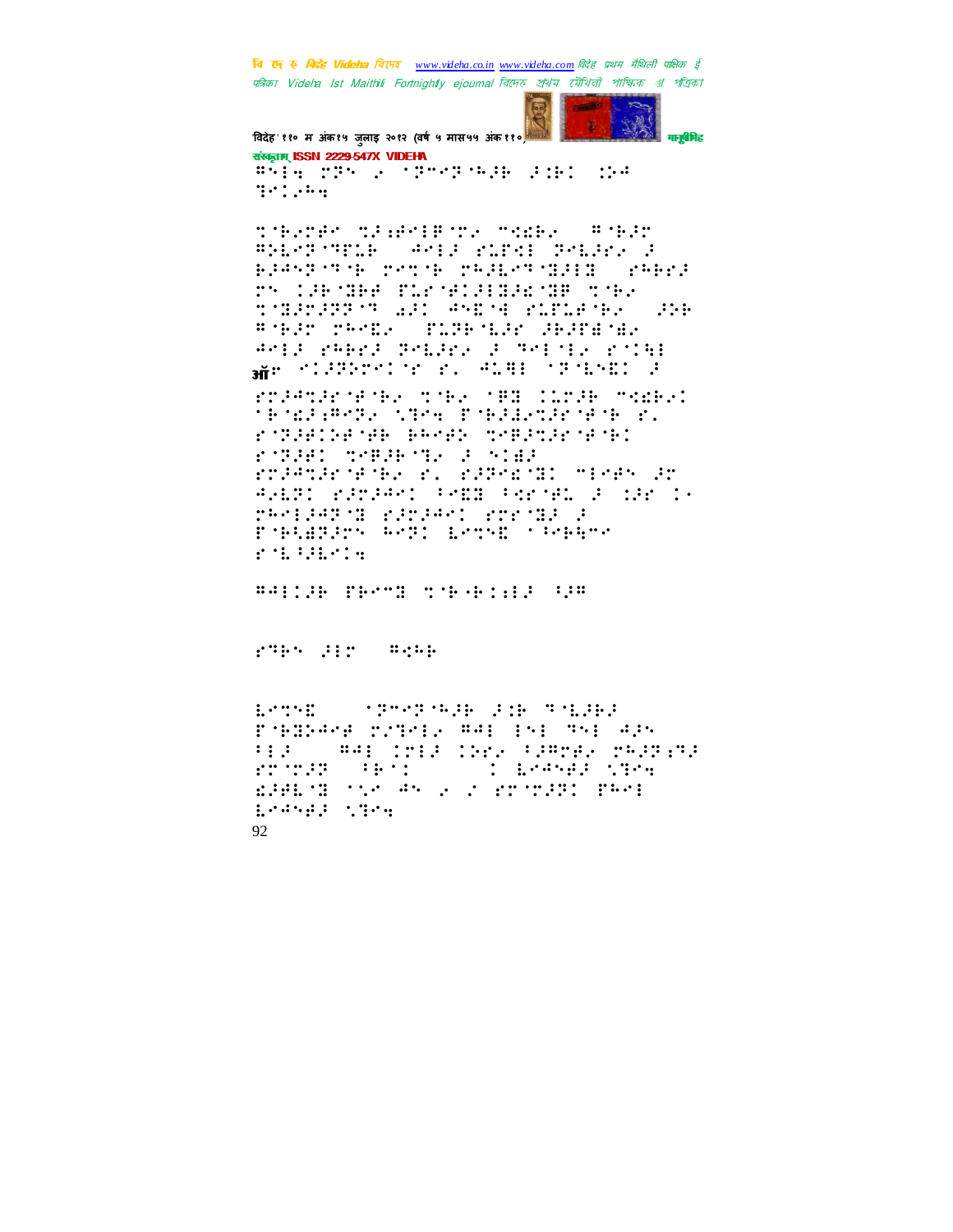⠻⠱⠇⠒⠀⠉⠝⠓⠀⠜⠀⠈⠝⠉⠋⠝⠁⠱⠌⠃⠀⠌⠨⠃⠅⠀⠎⠕⠲⠀⠹⠢⠅⠔⠓⠒

⠹⠈⠗⠢⠉⠋⠢⠀⠹⠌⠮⠋⠢⠇⠿⠈⠉⠜⠀⠑⠣⠎⠗⠜⠀⠀⠻⠈⠗⠌⠉⠀⠻⠕⠇⠑⠝⠈⠝⠋⠥⠃⠀⠀⠲⠢⠇⠌⠀⠗⠥⠋⠣⠇⠀⠝⠢⠇⠌⠗⠜⠀⠌⠀⠗⠌⠲⠱⠝⠈⠹⠈⠃⠀⠉⠢⠹⠈⠃⠀⠉⠓⠌⠇⠢⠹⠈⠚⠌⠇⠚⠀⠀⠗⠓⠃⠗⠌⠀⠉⠱⠀⠅⠌⠃⠈⠚⠃⠋⠀⠿⠇⠗⠈⠋⠅⠌⠇⠚⠌⠣⠈⠚⠃⠀⠹⠈⠗⠜⠀⠹⠈⠚⠌⠗⠌⠝⠝⠈⠹⠀⠔⠌⠅⠀⠲⠱⠣⠈⠙⠀⠗⠥⠋⠥⠋⠈⠗⠜⠀⠀⠌⠕⠃⠀⠻⠈⠗⠌⠉⠀⠉⠓⠢⠣⠜⠀⠀⠿⠥⠝⠃⠈⠇⠌⠗⠀⠚⠗⠌⠋⠿⠈⠱⠜⠀⠲⠢⠇⠌⠀⠗⠓⠃⠗⠌⠀⠝⠢⠇⠌⠗⠜⠀⠌⠀⠹⠢⠇⠈⠇⠜⠀⠗⠅⠓⠇⠀ऑ⠗⠀⠢⠅⠌⠝⠕⠗⠢⠅⠈⠗⠀⠗⠄⠀⠲⠥⠻⠇⠀⠈⠝⠈⠇⠱⠣⠅⠀⠌

⠗⠉⠌⠲⠹⠌⠗⠈⠋⠈⠗⠜⠀⠹⠈⠗⠜⠀⠈⠿⠚⠀⠅⠇⠉⠌⠃⠀⠑⠣⠣⠗⠅⠀⠈⠗⠈⠣⠌⠮⠢⠝⠜⠀⠎⠹⠢⠓⠀⠿⠈⠗⠌⠇⠢⠹⠌⠗⠈⠋⠈⠗⠀⠗⠄⠀⠗⠈⠝⠌⠋⠅⠕⠋⠈⠋⠃⠀⠗⠓⠢⠋⠕⠀⠹⠢⠿⠌⠹⠌⠗⠈⠋⠈⠗⠅⠀⠗⠈⠝⠌⠋⠅⠀⠹⠢⠿⠌⠃⠈⠹⠜⠀⠌⠀⠎⠅⠱⠌⠀⠗⠉⠌⠲⠹⠌⠗⠈⠋⠈⠗⠜⠀⠗⠄⠀⠗⠌⠝⠢⠣⠈⠚⠅⠀⠑⠇⠢⠋⠕⠀⠌⠉⠀⠲⠜⠇⠝⠅⠀⠗⠌⠗⠌⠲⠢⠅⠀⠖⠢⠣⠚⠀⠖⠣⠗⠈⠋⠇⠀⠌⠀⠅⠌⠗⠀⠅⠠⠀⠉⠓⠢⠇⠌⠲⠝⠈⠚⠀⠗⠌⠗⠌⠲⠢⠅⠀⠗⠉⠗⠈⠚⠌⠀⠌⠀⠿⠈⠗⠓⠱⠝⠌⠗⠕⠀⠓⠢⠝⠅⠀⠇⠢⠹⠕⠣⠀⠈⠖⠢⠗⠓⠹⠢⠀⠗⠈⠇⠖⠌⠇⠢⠅⠒

⠻⠲⠇⠅⠌⠃⠀⠿⠗⠢⠹⠚⠀⠹⠈⠗⠠⠗⠅⠆⠇⠌⠀⠖⠌⠻

⠗⠹⠃⠕⠀⠌⠇⠉⠀⠀⠻⠣⠓⠃

⠇⠢⠹⠕⠣⠀⠀⠀⠀⠈⠝⠉⠋⠝⠁⠱⠌⠃⠀⠌⠨⠃⠀⠹⠈⠇⠌⠃⠌⠀⠿⠈⠗⠚⠕⠲⠢⠋⠀⠉⠌⠹⠢⠇⠜⠀⠻⠲⠇⠀⠔⠕⠇⠀⠹⠕⠇⠀⠲⠌⠕⠀⠖⠇⠌⠀⠀⠀⠀⠻⠲⠇⠀⠅⠉⠇⠌⠀⠅⠕⠗⠜⠀⠖⠌⠻⠉⠋⠜⠀⠉⠓⠌⠝⠆⠹⠌⠀⠗⠉⠈⠉⠌⠝⠀⠀⠖⠗⠅⠀⠀⠀⠀⠀⠀⠀⠅⠀⠇⠢⠲⠕⠋⠌⠀⠎⠹⠢⠓⠀⠣⠌⠋⠇⠈⠚⠀⠈⠎⠢⠀⠲⠕⠀⠜⠀⠜⠀⠗⠉⠈⠉⠌⠝⠅⠀⠿⠓⠢⠇⠀⠇⠢⠲⠕⠋⠌⠀⠎⠹⠢⠓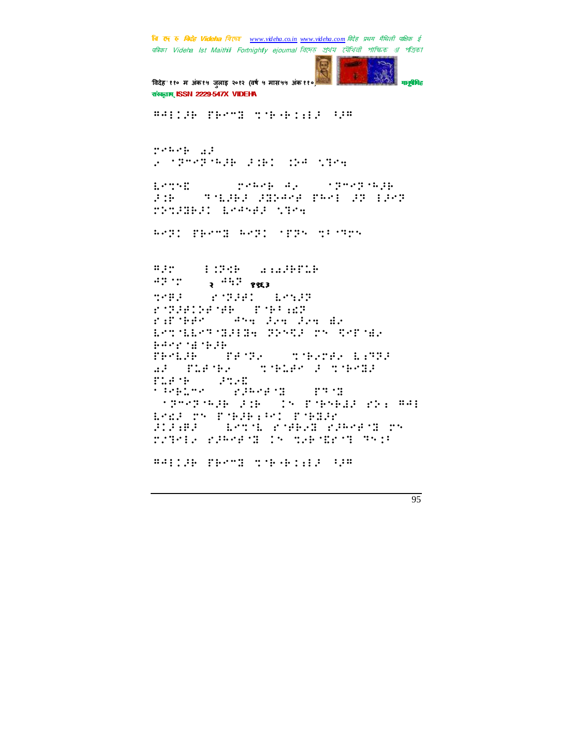⠛⠙⠇⠉⠼⠃ ⠏⠗⠑⠉⠓ ⠹⠈⠗⠐⠗⠉⠅⠇⠼ ⠳⠼⠛

⠍⠑⠓⠑⠗ ⠡⠼
⠐ ⠁⠝⠉⠑⠝⠈⠓⠼⠃ ⠼⠅⠗⠁ ⠅⠕⠙ ⠩⠻⠩

⠇⠑⠹⠑⠯ ⠍⠑⠓⠑⠗ ⠙⠐ ⠁⠝⠉⠑⠝⠈⠓⠼⠃
⠼⠅⠗ ⠞⠈⠇⠼⠗⠼ ⠼⠝⠕⠙⠑⠋ ⠏⠓⠑⠇ ⠼⠝ ⠇⠼⠑⠝
⠍⠕⠹⠼⠝⠗⠼⠅ ⠇⠑⠙⠑⠋⠼ ⠩⠻⠩

⠓⠑⠝⠅ ⠏⠗⠑⠉⠓ ⠓⠑⠝⠅ ⠁⠏⠝⠕ ⠹⠂⠈⠝⠍⠕

⠛⠼⠍ ⠇⠅⠝⠡⠗ ⠡⠅⠡⠼⠗⠏⠇⠗
⠙⠝⠈⠍ २ ⠙⠳⠝ १९६३
⠹⠋⠼ ⠋⠈⠝⠼⠋⠅ ⠇⠑⠩⠼⠝
⠋⠈⠝⠼⠋⠅⠕⠋⠈⠗ ⠏⠈⠗⠂⠡⠝
⠋⠅⠏⠈⠗⠋⠑ ⠙⠕⠩ ⠼⠐⠩ ⠼⠐⠩ ⠱⠐
⠇⠑⠹⠈⠇⠇⠑⠝⠈⠹⠼⠇⠹⠩ ⠝⠕⠑⠹⠼ ⠍⠕ ⠹⠑⠏⠈⠱⠐
⠗⠙⠑⠋⠈⠱⠈⠗⠼⠃
⠏⠗⠑⠇⠼⠃ ⠏⠋⠈⠝⠐ ⠹⠈⠗⠐⠍⠋⠐ ⠇⠅⠝⠝⠼
⠡⠼ ⠏⠇⠋⠈⠗⠐ ⠹⠈⠗⠇⠋⠑ ⠼ ⠹⠈⠗⠑⠹⠼
⠏⠇⠋⠈⠗ ⠼⠹⠐⠯
⠁⠓⠑⠗⠇⠉⠑ ⠋⠼⠓⠑⠋⠈⠹ ⠏⠝⠈⠹
⠁⠝⠉⠑⠝⠈⠓⠼⠃ ⠼⠅⠗ ⠅⠕ ⠏⠈⠗⠕⠗⠹⠼ ⠋⠕⠅ ⠛⠙⠇
⠇⠑⠡⠼ ⠍⠕ ⠏⠈⠗⠼⠗⠅⠂⠅ ⠏⠈⠗⠹⠼⠑
⠼⠅⠼⠅⠋⠼ ⠇⠑⠹⠈⠇ ⠋⠈⠋⠗⠐⠹ ⠋⠼⠓⠑⠋⠈⠹ ⠍⠕
⠍⠐⠹⠑⠇⠐ ⠋⠼⠓⠑⠋⠈⠹ ⠅⠕ ⠹⠼⠗⠈⠯⠑⠈⠹ ⠝⠕⠅⠂

⠛⠙⠇⠉⠼⠃ ⠏⠗⠑⠉⠓ ⠹⠈⠗⠐⠗⠉⠅⠇⠼ ⠳⠼⠛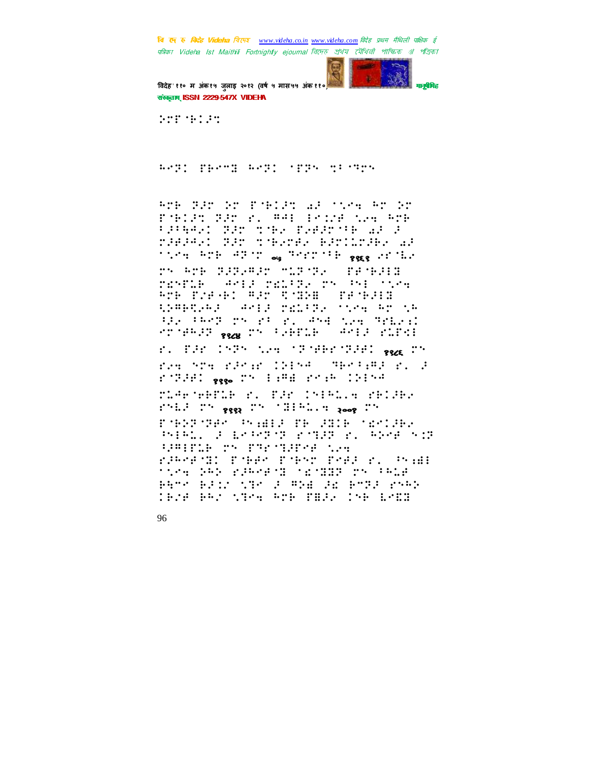⠕⠍⠋⠀⠑⠃⠇⠚⠍

⠓⠉⠝⠃⠀⠋⠓⠉⠉⠝⠀⠓⠉⠝⠃⠀⠈⠋⠝⠕⠀⠍⠜⠈⠝⠍⠕

⠓⠍⠓⠀⠝⠚⠍⠀⠕⠍⠀⠋⠑⠃⠇⠚⠍⠀⠪⠚⠀⠈⠣⠉⠹⠀⠓⠍⠀⠕⠍ ⠋⠑⠃⠇⠚⠍⠀⠝⠚⠍⠀⠗⠂⠀⠛⠙⠇⠀⠇⠗⠃⠣⠋⠀⠣⠢⠹⠀⠓⠍⠓ ⠜⠚⠜⠹⠙⠢⠃⠀⠝⠚⠍⠀⠍⠑⠓⠢⠀⠋⠢⠋⠚⠍⠈⠃⠀⠪⠚⠀⠚ ⠗⠚⠋⠚⠙⠢⠃⠀⠝⠚⠍⠀⠍⠑⠓⠢⠍⠋⠢⠀⠓⠚⠍⠃⠇⠍⠚⠓⠢⠀⠪⠚ ⠈⠣⠉⠹⠀⠓⠍⠓⠀⠙⠝⠈⠍⠀⠳⠀⠝⠉⠍⠍⠈⠃⠀१९६१⠀⠉⠍⠑⠇⠢ ⠍⠕⠀⠓⠍⠓⠀⠝⠚⠝⠢⠓⠚⠍⠀⠉⠇⠝⠑⠝⠢⠀⠀⠋⠋⠑⠃⠚⠇⠙ ⠗⠑⠕⠋⠇⠃⠀⠀⠙⠉⠇⠚⠀⠗⠑⠇⠜⠝⠢⠀⠍⠕⠀⠱⠕⠇⠀⠈⠣⠉⠹ ⠓⠍⠓⠀⠋⠮⠋⠑⠃⠀⠓⠚⠍⠀⠻⠈⠙⠕⠙⠀⠀⠋⠋⠑⠃⠚⠇⠙ ⠣⠕⠓⠃⠻⠢⠓⠚⠀⠀⠙⠉⠇⠚⠀⠗⠑⠇⠜⠝⠢⠀⠈⠣⠉⠹⠀⠓⠍⠀⠣⠓ ⠜⠚⠢⠀⠜⠓⠉⠝⠀⠍⠕⠀⠗⠜⠀⠗⠂⠀⠙⠕⠹⠀⠣⠢⠹⠀⠝⠋⠇⠢⠆⠃ ⠉⠍⠑⠋⠓⠚⠝⠀१९८४⠀⠍⠕⠀⠜⠢⠋⠋⠇⠃⠀⠀⠙⠉⠇⠚⠀⠗⠇⠋⠻⠇ ⠗⠂⠀⠋⠚⠍⠀⠃⠕⠝⠕⠀⠣⠢⠹⠀⠈⠝⠑⠋⠃⠍⠑⠝⠚⠋⠃⠀१९८६⠀⠍⠕ ⠗⠢⠹⠀⠕⠍⠹⠀⠗⠚⠉⠆⠍⠀⠃⠚⠇⠕⠙⠀⠀⠝⠓⠉⠜⠆⠓⠚⠀⠗⠂⠀⠚ ⠗⠑⠝⠚⠋⠃⠀१९९०⠀⠍⠕⠀⠇⠆⠓⠙⠀⠗⠉⠆⠓⠀⠃⠚⠇⠕⠙ ⠗⠇⠙⠗⠑⠃⠋⠋⠇⠃⠀⠗⠂⠀⠋⠚⠍⠀⠃⠕⠇⠓⠇⠂⠹⠀⠗⠓⠃⠚⠓⠢ ⠗⠕⠇⠚⠀⠍⠕⠀१९९२⠀⠍⠕⠀⠈⠙⠇⠓⠇⠂⠹⠀२००१⠀⠍⠕ ⠋⠑⠓⠕⠝⠑⠝⠋⠉⠀⠱⠕⠆⠙⠇⠚⠀⠋⠃⠀⠚⠙⠃⠃⠀⠈⠩⠉⠃⠚⠓⠢ ⠱⠇⠓⠇⠂⠀⠚⠀⠇⠉⠜⠉⠝⠑⠝⠀⠗⠑⠹⠚⠝⠀⠗⠂⠀⠓⠕⠉⠋⠀⠕⠆⠝ ⠜⠚⠛⠇⠋⠇⠃⠀⠍⠕⠀⠋⠝⠍⠑⠹⠚⠋⠉⠋⠀⠣⠢⠹ ⠗⠚⠓⠉⠋⠑⠙⠃⠀⠋⠑⠓⠋⠉⠀⠋⠑⠓⠕⠍⠀⠋⠉⠋⠚⠀⠗⠂⠀⠀⠱⠕⠆⠙⠇ ⠈⠣⠉⠹⠀⠕⠓⠕⠀⠗⠚⠓⠉⠋⠑⠙⠀⠈⠩⠑⠙⠙⠝⠀⠍⠕⠀⠜⠓⠇⠋ ⠓⠓⠉⠉⠀⠓⠚⠃⠢⠀⠣⠙⠉⠀⠚⠀⠛⠕⠙⠀⠚⠩⠀⠓⠉⠝⠚⠀⠗⠕⠓⠕ ⠃⠓⠢⠋⠀⠓⠓⠢⠀⠣⠙⠉⠹⠀⠓⠍⠓⠀⠋⠙⠚⠢⠀⠃⠕⠓⠀⠇⠉⠩⠙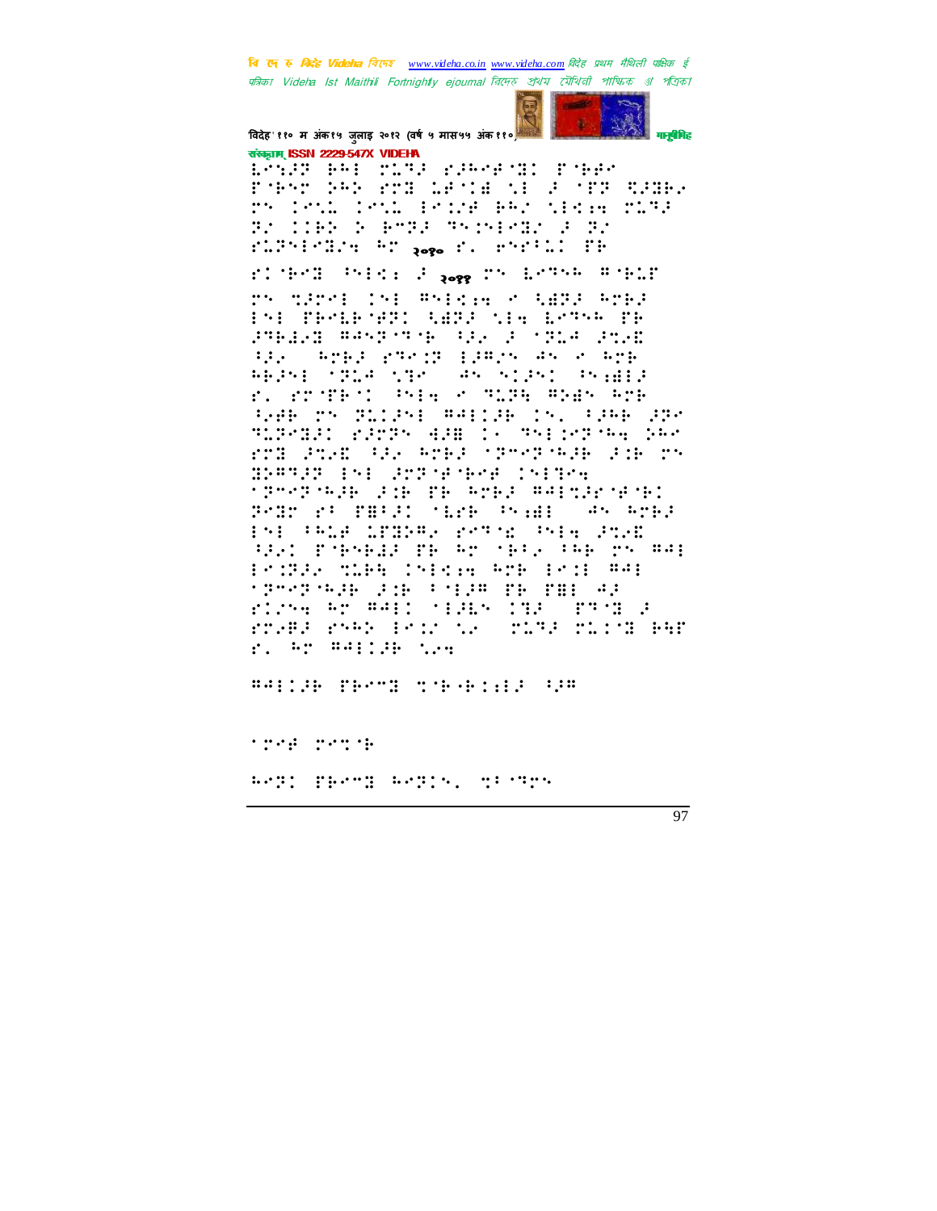ऐ शु शौ विदेह Videha बिएफ www.videha.co.in www.videha.com विदेह प्रथम मैथिली पाक्षिक ई पत्रिका Videha Ist Maithili Fortnightly ejournal विदेह प्रथम मैथिली पाक्षिक ई पत्रिका

'विदेह' ११० म अंक१५ जुलाइ २०१२ (वर्ष ५ मास५५ अंक११०) मानुषीमिह संस्कृताम् ISSN 2229-547X VIDEHA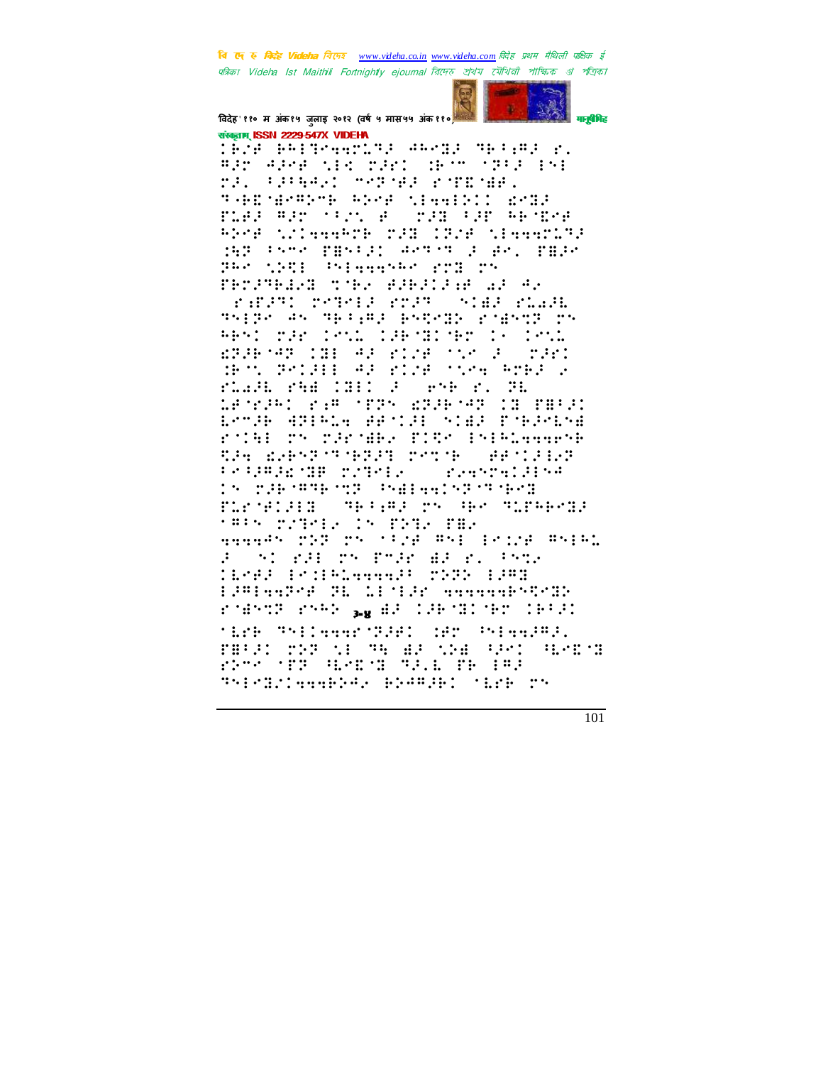संस्कृताम् ISSN 2229-547X VIDEHA

⠊⠗⠌⠋⠀⠃⠓⠇⠙⠗⠹⠹⠗⠇⠙⠜⠀⠻⠓⠗⠨⠜⠀⠙⠗⠂⠿⠜⠀⠗⠄
⠛⠜⠗⠀⠻⠜⠗⠋⠀⠡⠇⠅⠀⠍⠜⠗⠁⠀⠱⠗⠉⠉⠀⠂⠙⠂⠜⠀⠃⠎⠇
⠍⠜⠄⠀⠂⠜⠂⠓⠻⠂⠀⠉⠗⠙⠐⠋⠜⠀⠗⠐⠋⠑⠐⠻⠋⠄
⠙⠐⠃⠑⠐⠻⠗⠛⠕⠉⠃⠀⠓⠕⠗⠋⠀⠡⠇⠹⠹⠇⠕⠁⠀⠫⠍⠻⠜

⠋⠇⠫⠜⠀⠛⠜⠗⠀⠂⠂⠌⠡⠀⠋⠀⠀⠍⠜⠻⠀⠂⠜⠋⠀⠓⠃⠐⠑⠗⠋

⠓⠕⠗⠋⠀⠡⠌⠁⠹⠹⠹⠓⠗⠃⠀⠍⠜⠻⠀⠁⠋⠌⠋⠀⠡⠇⠹⠹⠹⠗⠇⠙⠜

3-4

⠂⠇⠗⠃⠀⠙⠎⠇⠉⠹⠹⠹⠗⠐⠏⠜⠋⠁⠀⠱⠋⠗⠀⠓⠎⠇⠹⠹⠜⠛⠜⠄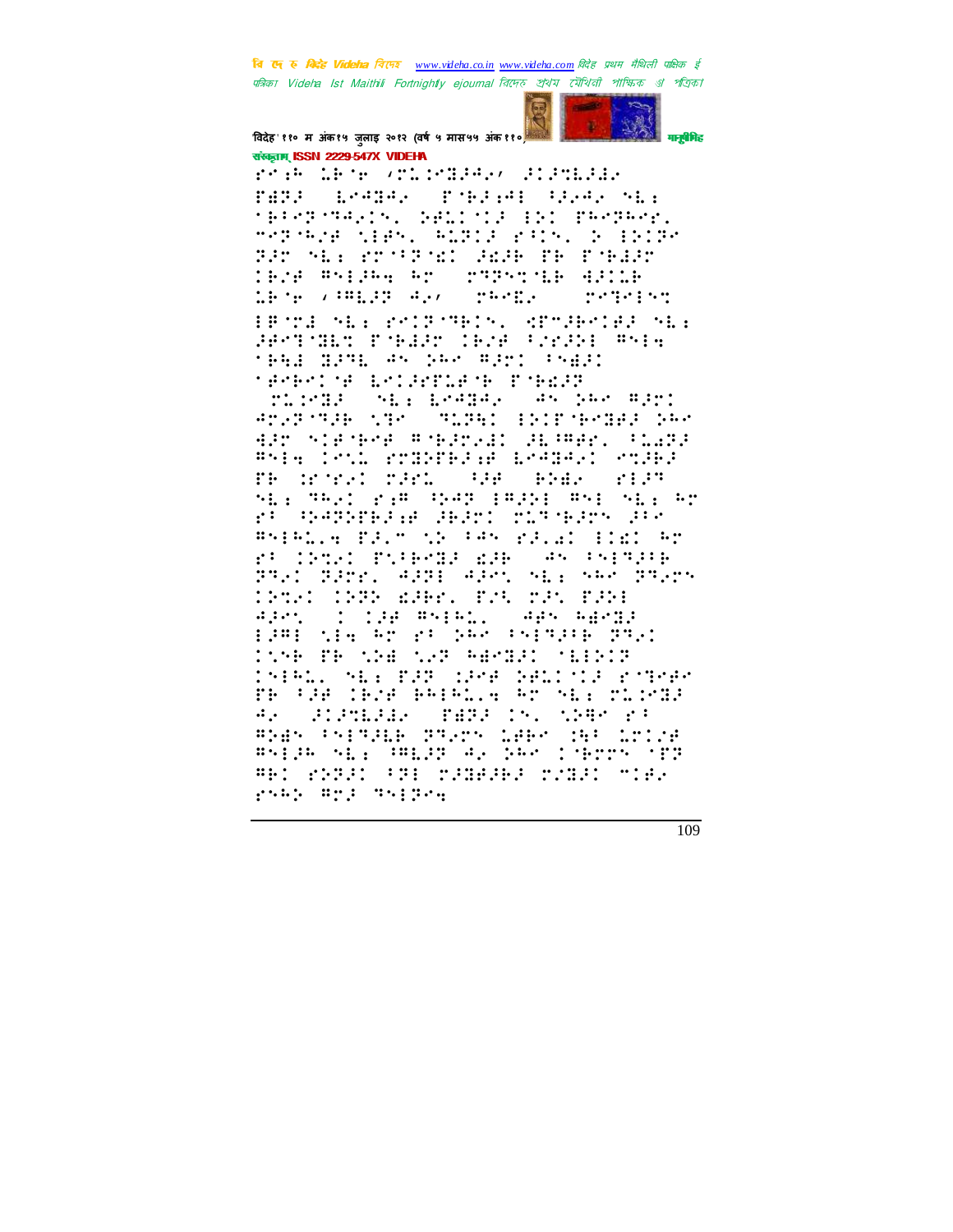विदेह' ११० म अंक१५ जुलाइ २०१२ (वर्ष ५ मास५५ अंक ११०)

संस्कृताम् ISSN 2229-547X VIDEHA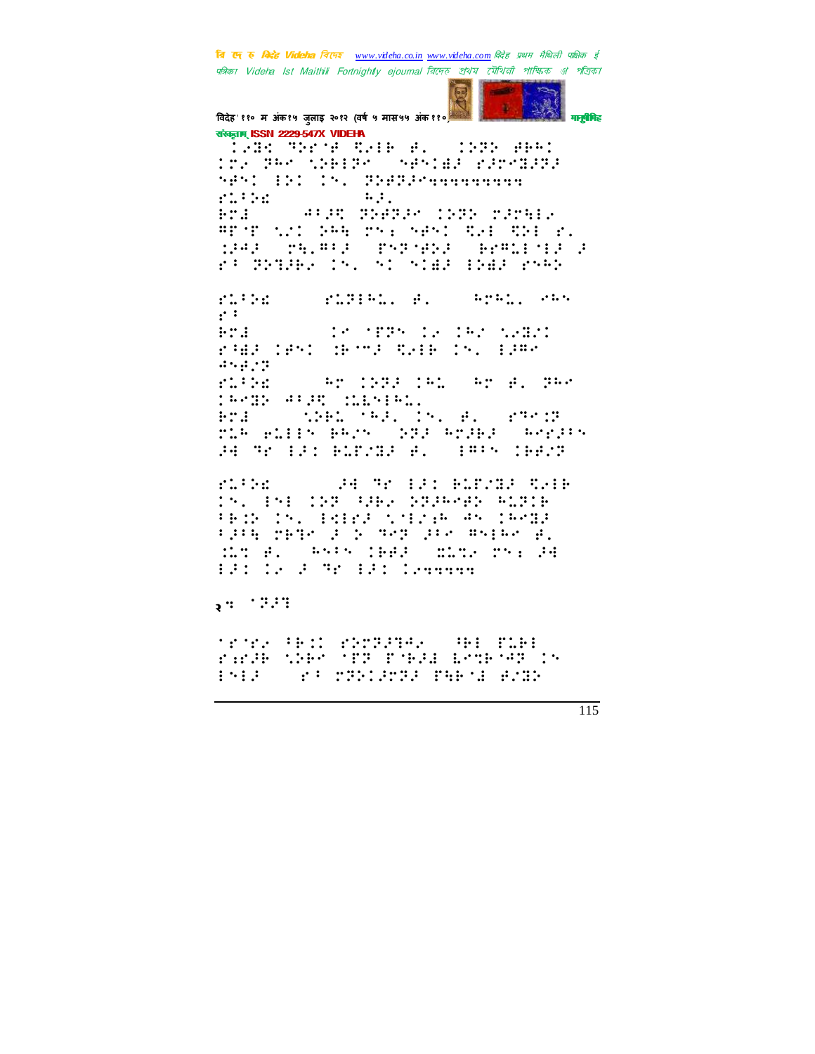⠀⠅⠐⠝⠅⠀⠙⠕⠗⠈⠋⠀⠟⠐⠇⠃⠀⠋⠄⠀⠀⠅⠝⠝⠕⠀⠋⠃⠓⠅
⠅⠗⠐⠀⠝⠓⠉⠀⠂⠕⠃⠇⠝⠉⠀⠀⠌⠋⠅⠁⠃⠀⠗⠐⠗⠉⠝⠐⠝⠐
⠌⠋⠅⠀⠇⠕⠅⠀⠅⠅⠄⠀⠝⠕⠋⠝⠐⠉⠛⠛⠛⠛⠛⠛⠛⠛⠛⠛⠛⠛
⠗⠁⠘⠕⠁⠀⠀⠀⠀⠀⠀⠀⠀⠓⠐⠄
⠃⠗⠚⠀⠀⠀⠀⠙⠘⠐⠝⠀⠝⠕⠋⠝⠐⠉⠀⠅⠝⠝⠕⠀⠍⠐⠗⠓⠇⠐
⠻⠏⠈⠏⠀⠂⠌⠅⠀⠕⠁⠹⠀⠍⠅⠆⠀⠌⠋⠅⠀⠟⠐⠇⠀⠟⠕⠇⠀⠗⠄
⠅⠐⠙⠐⠀⠀⠍⠹⠄⠻⠘⠐⠀⠀⠏⠎⠝⠈⠋⠕⠐⠀⠀⠃⠗⠻⠁⠇⠈⠇⠐⠀⠐
⠗⠘⠀⠝⠕⠞⠐⠃⠐⠀⠅⠅⠄⠀⠌⠅⠀⠌⠅⠃⠐⠀⠇⠕⠃⠐⠀⠗⠉⠓⠕

⠗⠁⠘⠕⠁⠀⠀⠀⠀⠀⠀⠀⠗⠁⠝⠇⠓⠁⠄⠀⠋⠄⠀⠀⠀⠀⠀⠓⠗⠓⠁⠄⠀⠉⠓⠅
⠗⠘
⠃⠗⠚⠀⠀⠀⠀⠀⠀⠀⠀⠀⠅⠉⠀⠈⠏⠝⠅⠀⠅⠐⠀⠅⠓⠌⠀⠂⠐⠃⠌⠅
⠗⠘⠃⠐⠀⠅⠋⠅⠀⠅⠃⠉⠍⠐⠀⠟⠐⠇⠃⠀⠅⠅⠄⠀⠇⠐⠻⠉
⠙⠅⠋⠌⠝
⠗⠁⠘⠕⠁⠀⠀⠀⠀⠀⠀⠀⠓⠗⠀⠅⠕⠝⠐⠀⠅⠓⠁⠀⠀⠓⠗⠀⠋⠄⠀⠝⠓⠉
⠅⠓⠉⠃⠕⠀⠙⠘⠐⠝⠀⠅⠇⠣⠅⠇⠓⠁⠄
⠃⠗⠚⠀⠀⠀⠀⠀⠂⠕⠃⠁⠀⠈⠓⠐⠄⠀⠅⠅⠄⠀⠋⠄⠀⠀⠀⠗⠙⠉⠅⠝
⠍⠁⠓⠀⠗⠁⠇⠇⠅⠀⠃⠓⠌⠅⠀⠀⠕⠝⠐⠀⠓⠗⠐⠃⠐⠀⠀⠓⠉⠗⠐⠘⠅
⠐⠚⠀⠙⠗⠀⠇⠐⠅⠀⠃⠁⠏⠌⠃⠐⠀⠋⠄⠀⠀⠀⠇⠻⠘⠅⠀⠅⠃⠋⠌⠝

⠗⠁⠘⠕⠁⠀⠀⠀⠀⠀⠀⠀⠀⠐⠚⠀⠙⠗⠀⠇⠐⠅⠀⠃⠁⠏⠌⠃⠐⠀⠟⠐⠇⠃
⠅⠅⠄⠀⠇⠅⠇⠀⠅⠕⠝⠀⠘⠃⠐⠀⠕⠝⠐⠓⠉⠋⠕⠀⠓⠁⠝⠅⠃
⠘⠃⠅⠕⠀⠅⠅⠄⠀⠇⠅⠇⠗⠐⠀⠂⠈⠇⠌⠒⠓⠀⠙⠅⠀⠅⠓⠉⠃⠐
⠘⠐⠘⠹⠀⠍⠃⠙⠉⠀⠐⠀⠕⠀⠙⠉⠝⠀⠐⠘⠉⠀⠻⠅⠇⠓⠉⠀⠋⠄
⠀⠅⠁⠙⠀⠋⠄⠀⠀⠓⠅⠘⠅⠀⠅⠃⠋⠐⠀⠀⠁⠁⠙⠐⠀⠍⠅⠆⠀⠐⠚
⠇⠐⠅⠀⠅⠐⠀⠐⠀⠙⠗⠀⠇⠐⠅⠀⠅⠐⠛⠛⠛⠛⠛⠛

२⠛⠀⠈⠝⠐⠹

⠈⠗⠈⠗⠐⠀⠘⠃⠅⠅⠀⠗⠕⠉⠝⠐⠙⠓⠐⠀⠀⠘⠃⠇⠀⠏⠁⠃⠇
⠗⠌⠐⠃⠀⠂⠕⠃⠉⠀⠈⠏⠝⠀⠏⠈⠃⠐⠚⠀⠇⠉⠞⠃⠈⠙⠝⠀⠅⠅
⠇⠅⠇⠐⠀⠀⠀⠗⠘⠀⠍⠝⠕⠅⠐⠍⠝⠐⠀⠏⠹⠃⠈⠚⠀⠋⠌⠃⠕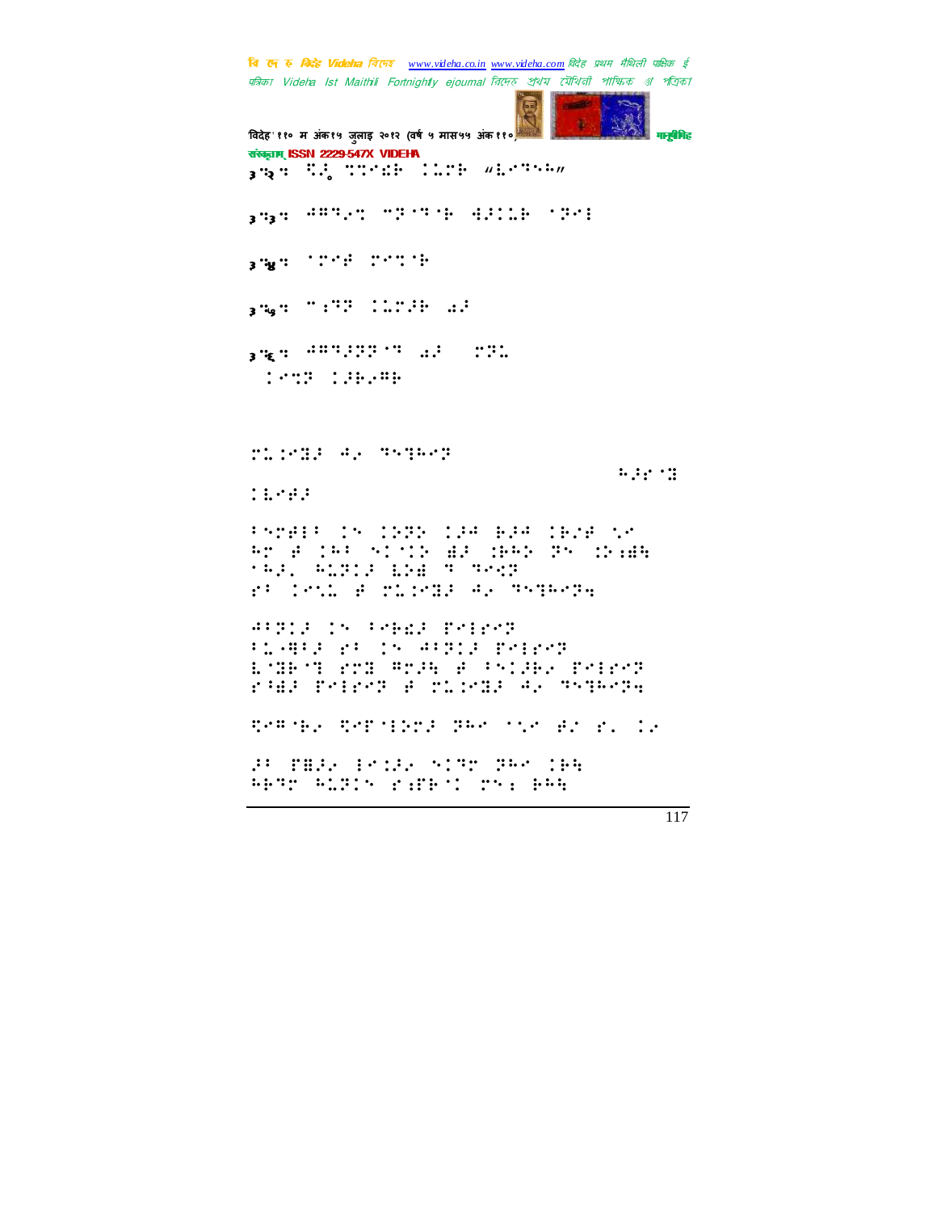३.२

३.३

३.४

३.५

३.६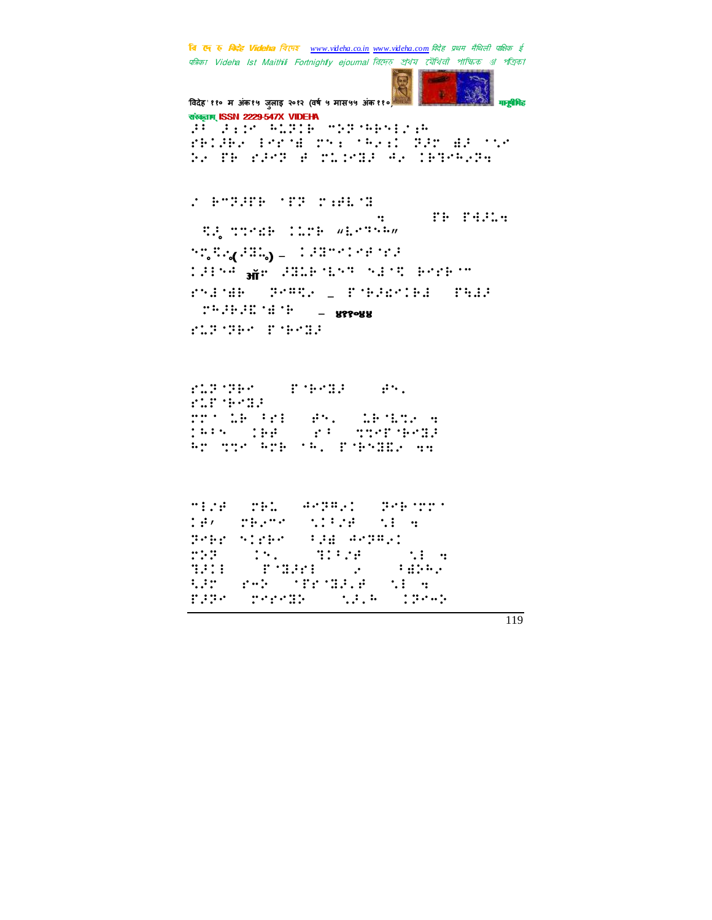ॲ ॲ॰ ऑॅ ॅ॔ॅ ॅ॔ॅ॔ॅ ॰ऑ ॅ॔ऑ ॅ॔ ॅ॔ ॅ॔ॅ ॅ॔ॅ॔ ॅ॔ ॅ॔ ॅ॔ ॅ॔ॅ॔ॅ

ॅ॔ ॅ॔ॅ॔ ॅ॔ ॅ॔ॅ॔ॅ॔

ॅ॔ॅ॔ॅ॔ॅ॔ ॅ॔ ॅ॔ॅ॔ ॅ॔ॅ॔ॅ॔ ॅ॔ॅ॔

ॅ॔ॅ॔(ॅ॔ॅ॔) – ॅ॔ॅ॔ॅ॔ॅ॔ॅ॔

ॅ॔ॅ॔ ऑॅ ॅ॔ॅ॔ॅ॔ ॅ॔ॅ॔ ॅ॔ॅ॔ॅ॔

ॅ॔ॅ॔ ॅ॔ॅ॔ – ॅ॔ॅ॔ॅ॔ॅ॔ ॅ॔ॅ॔

ॅ॔ॅ॔ॅ॔ – ४११०४४

ॅ॔ॅ॔ ॅ॔ॅ॔ॅ॔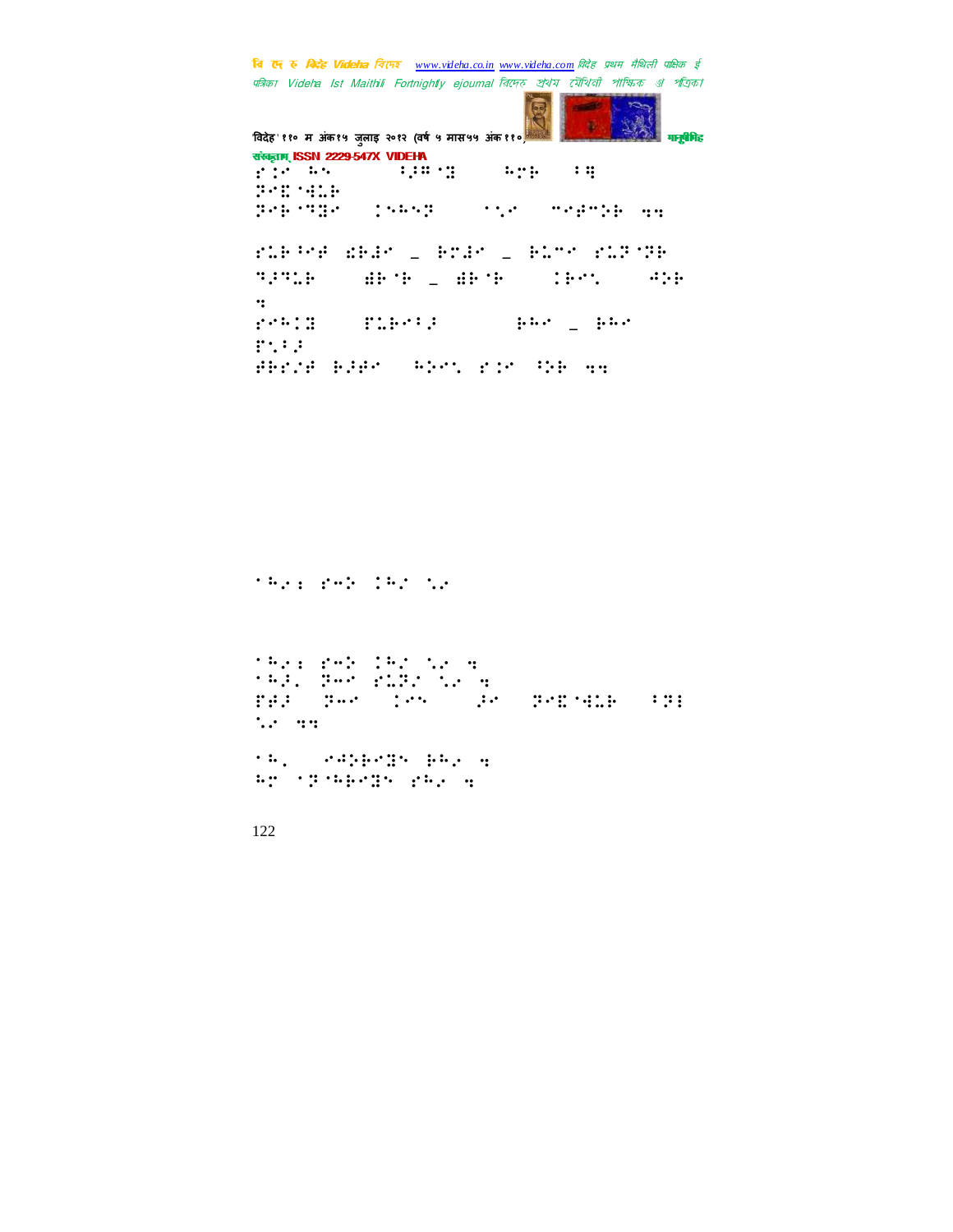⠎�据 ⠓⠑ ⠼⠁⠃⠉⠙ ⠓⠭⠗ ⠼⠃⠉

Given the page is Braille rendered as images of dot glyphs, I'll transcribe as Braille Unicode best reading.

⠎⠅⠊⠑ ⠓⠢ ⠊⠄⠾⠈⠻ ⠓⠍⠗ ⠊⠻
⠝⠊⠎⠈⠹⠥⠗
⠝⠊⠗⠈⠻⠊ ⠅⠢⠓⠢⠝ ⠈⠢⠊ ⠉⠊⠟⠉⠕⠗ ⠶⠶

⠎⠥⠗⠁⠊⠟ ⠹⠗⠚⠊ ⠤ ⠗⠍⠚⠊ ⠤ ⠗⠥⠉⠊ ⠎⠥⠝⠈⠝⠗
⠙⠄⠙⠥⠗ ⠿⠗⠈⠗ ⠤ ⠿⠗⠈⠗ ⠅⠗⠊⠢ ⠫⠕⠗
⠶
⠎⠊⠓⠅⠻ ⠏⠥⠗⠊⠁⠄ ⠗⠓⠊ ⠤ ⠗⠓⠊
⠏⠢⠁⠄
⠟⠗⠎⠌⠟ ⠗⠄⠟⠊ ⠓⠕⠊⠢ ⠎⠅⠊ ⠁⠕⠗ ⠶⠶

⠈⠓⠜⠆ ⠎⠉⠕ ⠅⠓⠜ ⠢⠜

⠈⠓⠜⠆ ⠎⠉⠕ ⠅⠓⠜ ⠢⠜ ⠶
⠈⠓⠄⠂ ⠝⠤⠊ ⠎⠥⠝⠌ ⠢⠜ ⠶
⠏⠟⠄ ⠝⠤⠊ ⠅⠊⠢ ⠄⠊ ⠝⠊⠎⠈⠹⠥⠗ ⠁⠝⠆
⠢⠜ ⠶⠶

⠈⠓⠂ ⠊⠫⠕⠗⠊⠻⠢ ⠗⠓⠜ ⠶
⠓⠉ ⠈⠝⠈⠓⠗⠊⠻⠢ ⠎⠓⠜ ⠶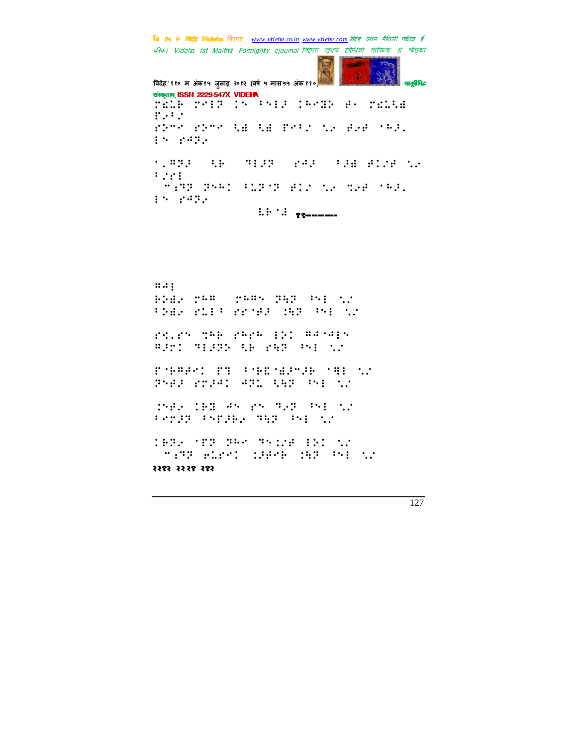२२१२ २२२१ २१२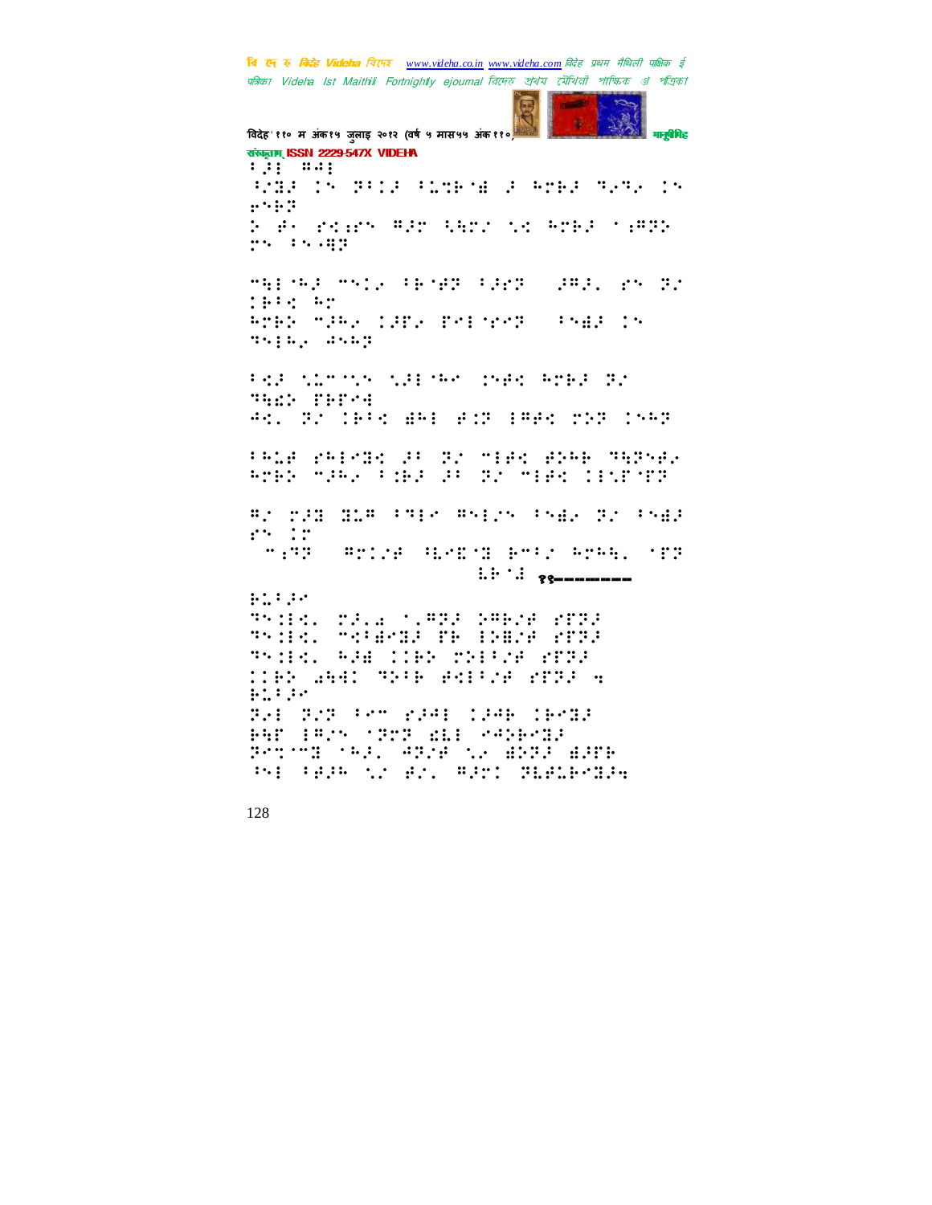⠃⠖⠇⠀⠉⠁⠇

⠅⠝⠉⠒⠀⠟⠀⠝⠁⠟⠒⠀⠃⠁⠍⠗⠾⠀⠒⠀⠓⠗⠗⠒⠀⠙⠐⠙⠐⠀⠟⠀⠗⠀⠗⠒

⠕⠀⠗⠀⠀⠀⠀⠉⠒⠀⠘⠁⠣⠗⠀⠁⠓⠀⠓⠗⠗⠒⠀⠁⠒⠝⠕⠀⠀⠀⠁⠀⠀⠉

⠉⠓⠇⠓⠒⠀⠉⠀⠁⠃⠗⠗⠀⠁⠚⠗⠀⠀⠚⠉⠒⠀⠗⠀⠝⠀⠗⠁⠀⠓⠗

⠓⠗⠗⠕⠀⠉⠒⠓⠐⠀⠁⠚⠗⠐⠀⠗⠁⠇⠗⠗⠀⠀⠁⠣⠚⠀⠟⠀⠙⠇⠓⠐⠀⠙⠓⠙

⠁⠒⠚⠀⠈⠉⠈⠀⠈⠚⠇⠓⠀⠀⠗⠀⠓⠗⠗⠒⠀⠝⠀⠙⠓⠙⠕⠀⠗⠗⠙

⠙⠀⠝⠀⠁⠗⠁⠀⠺⠓⠇⠀⠗⠒⠝⠀⠇⠉⠗⠀⠗⠝⠝⠀⠁⠓⠝

⠁⠓⠀⠗⠓⠇⠉⠒⠀⠚⠁⠀⠝⠀⠉⠇⠗⠀⠗⠕⠓⠓⠀⠙⠓⠝⠗⠐⠀⠓⠗⠗⠕⠀⠉⠒⠓⠐⠀⠁⠒⠗⠚⠀⠚⠁⠀⠝⠀⠉⠇⠗⠀⠁⠇⠈⠗⠝

⠘⠀⠗⠒⠒⠀⠒⠈⠘⠀⠁⠙⠇⠀⠘⠇⠀⠁⠣⠐⠀⠝⠀⠁⠣⠚⠀⠗⠀⠁⠗

⠀⠉⠒⠝⠝⠀⠀⠘⠗⠁⠀⠗⠀⠈⠑⠀⠀⠓⠗⠀⠁⠗⠀⠓⠗⠓⠐⠀⠗⠝

⠇⠃⠚⠀१९---------

⠃⠈⠁⠚

⠙⠁⠒⠒⠀⠗⠚⠐⠀⠈⠘⠝⠚⠀⠕⠘⠃⠀⠗⠝⠚
⠙⠁⠒⠒⠀⠉⠒⠁⠉⠒⠚⠀⠗⠃⠀⠇⠕⠀⠗⠝⠚
⠙⠁⠒⠒⠀⠓⠚⠀⠁⠃⠕⠀⠗⠕⠇⠀⠗⠝⠚
⠁⠃⠕⠀⠁⠓⠒⠀⠙⠃⠀⠗⠒⠇⠀⠗⠝⠚⠀⠹
⠃⠈⠁⠚

⠝⠐⠇⠀⠝⠗⠀⠁⠉⠀⠗⠚⠙⠇⠀⠁⠚⠓⠀⠁⠃⠗⠒⠚
⠃⠓⠗⠀⠇⠘⠝⠀⠈⠝⠗⠝⠀⠒⠇⠇⠀⠗⠙⠕⠃⠗⠒⠚
⠝⠗⠉⠉⠒⠀⠈⠓⠚⠐⠀⠙⠝⠀⠈⠐⠀⠺⠕⠝⠚⠀⠺⠚⠗⠃
⠁⠇⠀⠁⠚⠓⠀⠈⠀⠗⠐⠀⠘⠚⠗⠀⠝⠇⠗⠇⠃⠗⠒⠚⠹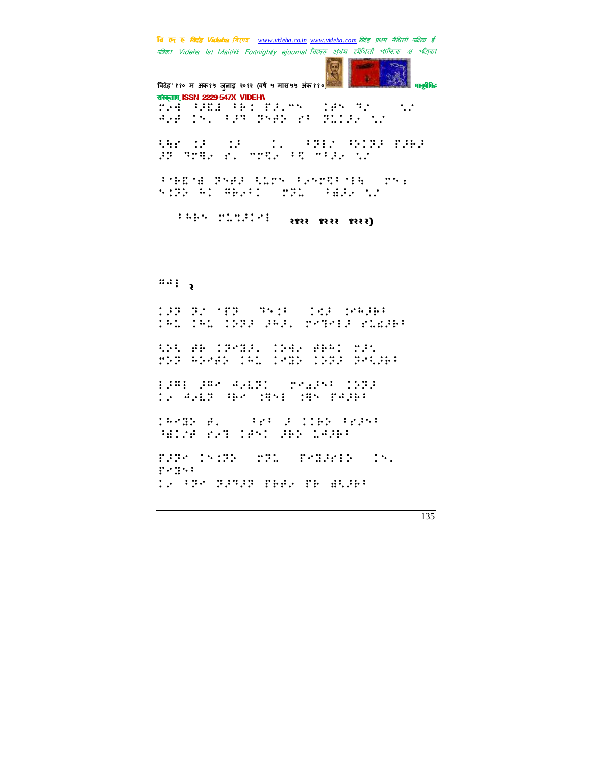२१२२ १२२२ १२२२)

२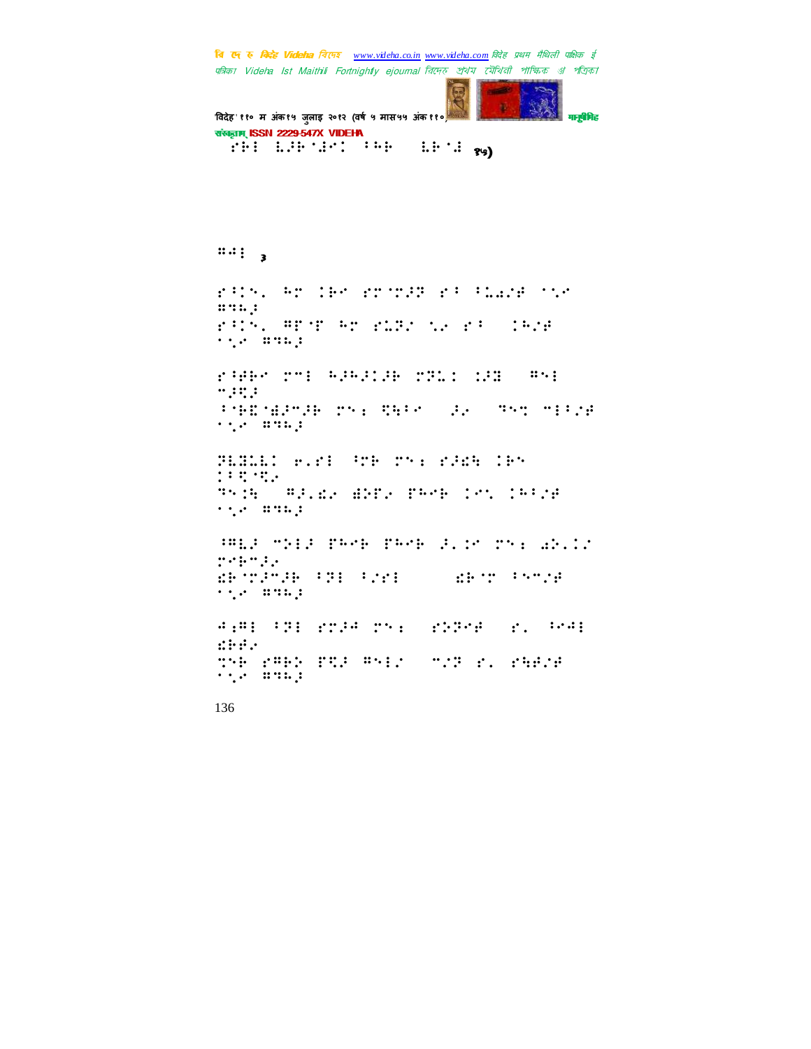⠎⠽⠇⠀⠇⠼⠗⠁⠊⠣⠀⠁⠓⠗⠀⠀⠀⠇⠗⠁⠜⠀१७)

⠚⠙⠇⠀३

⠎⠁⠣⠂⠀⠓⠉⠀⠅⠗⠡⠀⠎⠉⠁⠉⠼⠝⠀⠎⠁⠀⠁⠥⠩⠌⠋⠀⠁⠂⠡⠀⠚⠞⠓⠆
⠎⠁⠣⠂⠀⠚⠋⠁⠋⠀⠓⠉⠀⠎⠥⠝⠌⠀⠂⠔⠀⠎⠁⠀⠀⠅⠓⠌⠋⠀⠁⠂⠡⠀⠚⠞⠓⠆

⠎⠁⠋⠗⠡⠀⠍⠉⠇⠀⠓⠼⠓⠼⠅⠼⠗⠀⠍⠝⠥⠅⠀⠅⠼⠽⠀⠀⠚⠣⠇⠀⠉⠼⠻⠆
⠁⠁⠗⠽⠁⠱⠼⠉⠼⠗⠀⠍⠣⠆⠀⠻⠓⠁⠡⠀⠀⠼⠔⠀⠀⠞⠣⠞⠀⠉⠇⠁⠌⠋⠀⠁⠂⠡⠀⠚⠞⠓⠆

⠝⠥⠽⠥⠥⠅⠀⠗⠂⠎⠇⠀⠁⠍⠗⠀⠍⠣⠆⠀⠎⠼⠩⠓⠀⠅⠗⠣
⠅⠁⠻⠁⠻⠔
⠞⠣⠅⠓⠀⠀⠚⠼⠂⠩⠔⠀⠱⠕⠋⠔⠀⠏⠓⠡⠗⠀⠅⠡⠂⠀⠅⠓⠁⠌⠋⠀⠁⠂⠡⠀⠚⠞⠓⠆

⠁⠚⠥⠼⠀⠉⠕⠇⠼⠀⠏⠓⠡⠗⠀⠏⠓⠡⠗⠀⠼⠂⠅⠡⠀⠍⠣⠆⠀⠩⠕⠂⠅⠌
⠍⠡⠗⠉⠼⠔
⠩⠗⠁⠍⠼⠉⠼⠗⠀⠁⠝⠇⠀⠁⠌⠎⠇⠀⠀⠀⠀⠀⠀⠩⠗⠁⠍⠀⠁⠣⠉⠌⠋⠀⠁⠂⠡⠀⠚⠞⠓⠆

⠙⠆⠚⠇⠀⠁⠝⠇⠀⠎⠍⠼⠙⠀⠍⠣⠆⠀⠀⠎⠕⠝⠡⠋⠀⠀⠎⠂⠀⠁⠡⠙⠇
⠩⠗⠋⠔
⠍⠣⠗⠀⠎⠚⠗⠕⠀⠏⠻⠼⠀⠚⠣⠇⠌⠀⠀⠉⠌⠝⠀⠎⠂⠀⠎⠓⠋⠌⠋⠀⠁⠂⠡⠀⠚⠞⠓⠆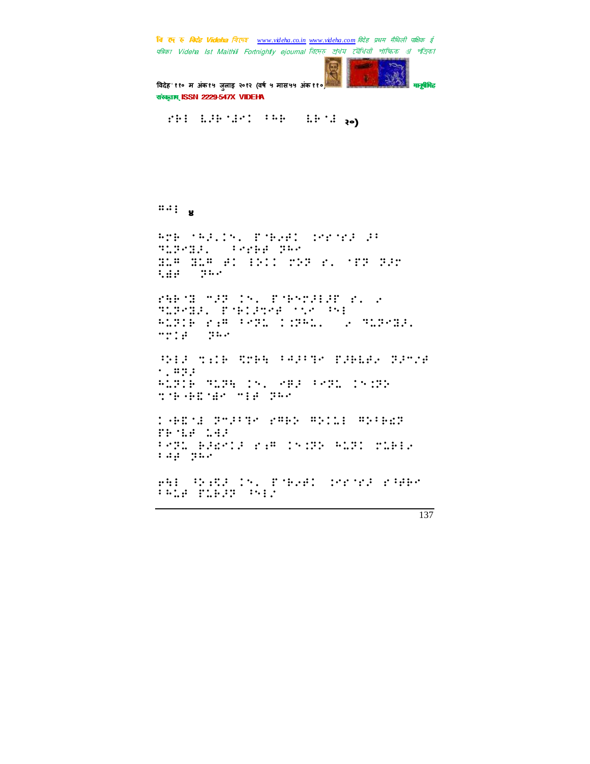⠎⠓⠇ ⠇⠠⠗⠆⠼⠉ ⠁⠓⠗ ⠇⠗⠼ २०)

⠭⠙⠇ ४

⠓⠉⠗ ⠈⠓⠠⠄⠡⠄ ⠏⠈⠗⠢⠋⠅ ⠡⠎⠈⠎⠠ ⠠⠁
⠹⠥⠝⠊⠟⠆⠄ ⠁⠊⠗⠗⠋ ⠝⠓⠊
⠝⠥⠭ ⠝⠥⠭ ⠋⠅ ⠇⠕⠅⠅ ⠍⠕⠝ ⠎⠄ ⠈⠏⠝ ⠝⠠⠍
⠩⠻⠋ ⠝⠓⠊

⠎⠳⠗⠈⠝ ⠉⠠⠝ ⠡⠢⠄ ⠏⠈⠗⠢⠉⠠⠇⠟ ⠎⠄ ⠔
⠹⠥⠝⠊⠟⠆⠄ ⠏⠈⠗⠅⠠⠹⠊⠋ ⠈⠡⠔ ⠁⠢⠇
⠓⠥⠝⠅⠗ ⠎⠆⠭ ⠁⠊⠝⠥ ⠅⠅⠝⠓⠥⠄ ⠔ ⠹⠥⠝⠊⠟⠆⠄
⠉⠍⠅⠋ ⠝⠓⠊

⠚⠕⠇⠠ ⠹⠆⠅⠗ ⠻⠍⠗⠳ ⠁⠙⠠⠁⠹⠊ ⠏⠠⠗⠇⠋⠔ ⠝⠠⠉⠌⠋
⠈⠄⠭⠝⠠
⠓⠥⠝⠅⠗ ⠹⠥⠝⠳ ⠡⠢⠄ ⠊⠗⠠ ⠁⠊⠝⠥ ⠡⠢⠅⠝⠕
⠹⠈⠗⠐⠗⠿⠈⠻⠊ ⠉⠇⠋ ⠝⠓⠊

⠅⠐⠗⠿⠈⠼ ⠝⠉⠠⠁⠹⠊ ⠎⠭⠗⠕ ⠭⠕⠅⠥⠇ ⠭⠕⠁⠗⠫⠝
⠏⠗⠈⠇⠋ ⠡⠙⠠
⠁⠊⠝⠥ ⠗⠠⠫⠊⠅⠠ ⠎⠆⠭ ⠅⠢⠅⠝⠕ ⠓⠥⠝⠅ ⠍⠥⠗⠇⠔
⠁⠙⠋ ⠝⠓⠊

⠗⠳⠇ ⠚⠕⠆⠩⠠ ⠡⠢⠄ ⠏⠈⠗⠢⠋⠅ ⠡⠎⠈⠎⠠ ⠎⠚⠋⠗⠊
⠁⠓⠥⠋ ⠏⠥⠗⠠⠝ ⠁⠢⠇⠔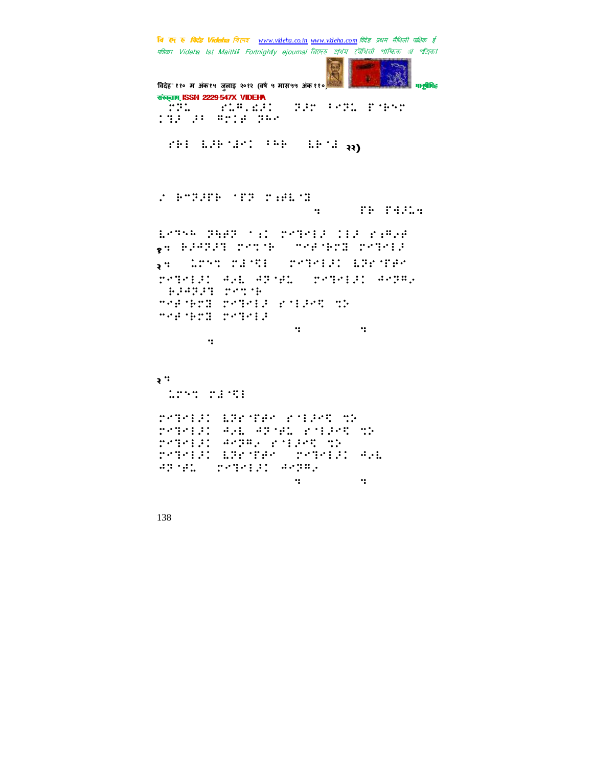⠩⠽⠇⠀⠀⠀⠀⠗⠇⠣⠲⠫⠕⠅⠀⠀⠀⠽⠕⠗⠀⠃⠑⠽⠇⠀⠗⠈⠓⠑⠗
⠅⠹⠕⠀⠕⠒⠀⠣⠗⠅⠚⠀⠽⠓⠑

⠀⠗⠓⠇⠀⠇⠕⠓⠈⠙⠑⠅⠀⠃⠓⠓⠀⠀⠀⠇⠓⠈⠙ २२)

⠠⠀⠓⠉⠽⠕⠋⠓⠀⠈⠋⠽⠀⠗⠆⠚⠇⠈⠹
⠒⠀⠀⠀⠀⠀⠋⠓⠀⠋⠙⠕⠇⠒

⠇⠑⠽⠓⠓⠀⠽⠫⠚⠽⠀⠈⠆⠅⠀⠗⠑⠹⠑⠇⠕⠀⠅⠇⠕⠀⠗⠆⠣⠕⠚
१⠒⠀⠓⠕⠙⠽⠕⠹⠀⠗⠑⠝⠈⠓⠀⠀⠀⠉⠑⠚⠈⠓⠗⠹⠀⠗⠑⠹⠑⠇⠕
२⠒⠀⠀⠇⠗⠑⠝⠀⠗⠙⠈⠻⠇⠀⠀⠀⠗⠑⠹⠑⠇⠕⠅⠀⠇⠽⠗⠈⠋⠚⠑
⠗⠑⠹⠑⠇⠕⠅⠀⠙⠕⠇⠀⠙⠽⠈⠚⠇⠀⠀⠀⠗⠑⠹⠑⠇⠕⠅⠀⠙⠑⠽⠣⠕
⠀⠓⠕⠙⠽⠕⠹⠀⠗⠑⠝⠈⠓
⠉⠑⠚⠈⠓⠗⠹⠀⠗⠑⠹⠑⠇⠕⠀⠗⠈⠇⠕⠑⠻⠀⠝⠕
⠉⠑⠚⠈⠓⠗⠹⠀⠗⠑⠹⠑⠇⠕
⠒⠀⠀⠀⠀⠀⠀⠀⠒
⠒

२⠒
⠀⠇⠗⠑⠝⠀⠗⠙⠈⠻⠇

⠗⠑⠹⠑⠇⠕⠅⠀⠇⠽⠗⠈⠋⠚⠑⠀⠗⠈⠇⠕⠑⠻⠀⠝⠕
⠗⠑⠹⠑⠇⠕⠅⠀⠙⠕⠇⠀⠙⠽⠈⠚⠇⠀⠗⠈⠇⠕⠑⠻⠀⠝⠕
⠗⠑⠹⠑⠇⠕⠅⠀⠙⠑⠽⠣⠕⠀⠗⠈⠇⠕⠑⠻⠀⠝⠕
⠗⠑⠹⠑⠇⠕⠅⠀⠇⠽⠗⠈⠋⠚⠑⠀⠀⠀⠗⠑⠹⠑⠇⠕⠅⠀⠙⠕⠇
⠙⠽⠈⠚⠇⠀⠀⠀⠗⠑⠹⠑⠇⠕⠅⠀⠙⠑⠽⠣⠕
⠒⠀⠀⠀⠀⠀⠀⠀⠒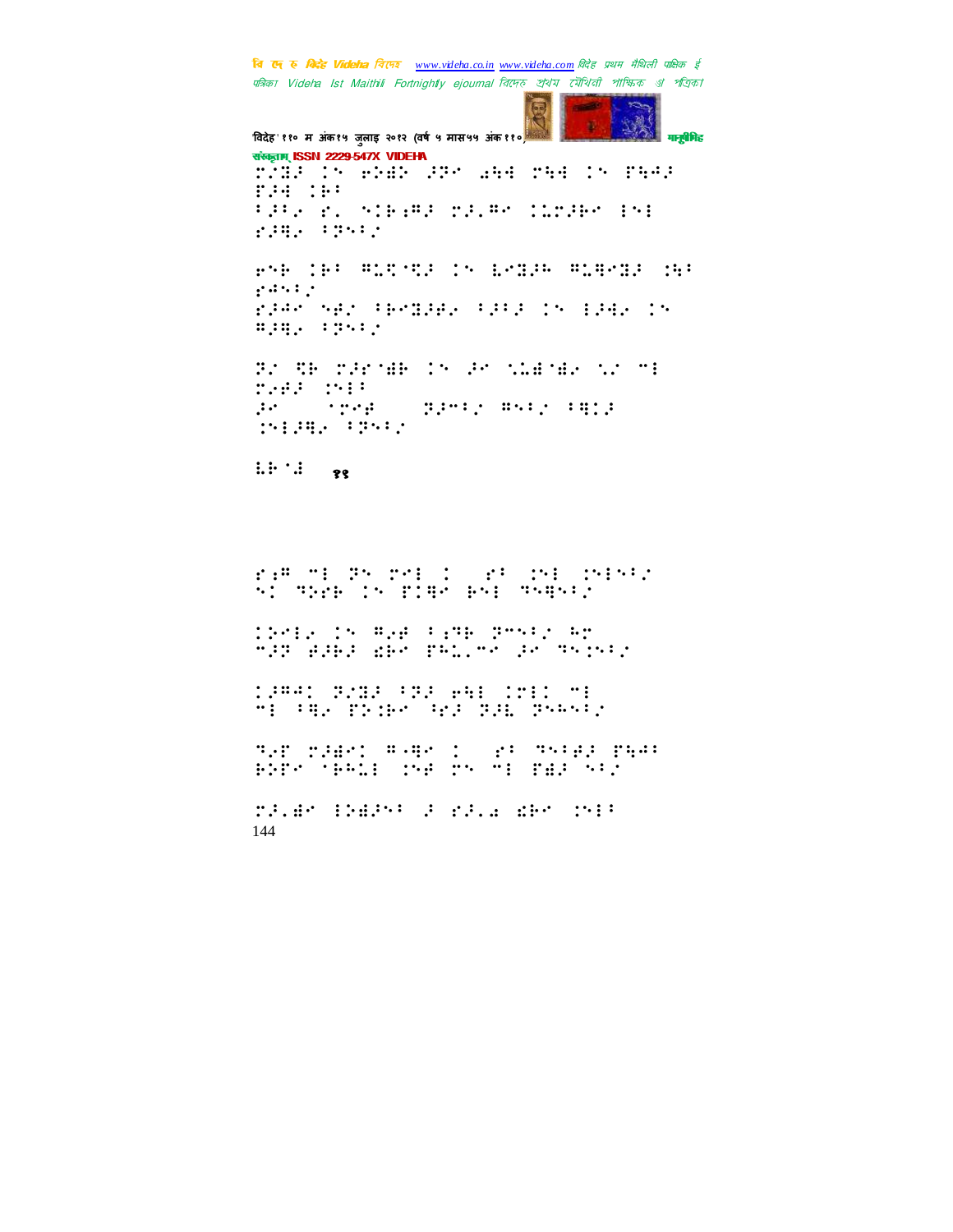विदेह' ११० म अंक१५ जुलाइ २०१२ (वर्ष ५ मास५५ अंक ११०) मानुषीमिह संस्कृताम् ISSN 2229-547X VIDEHA

⠍⠌⠝⠜⠀⠅⠢⠀⠑⠕�IA⠀⠜⠝⠉⠀⠚⠓⠇⠀⠍⠓⠇⠀⠅⠢⠀⠏⠓⠙⠜⠀⠏⠜⠇⠀⠅⠗⠁

⠁⠜⠁⠆⠀⠗⠂⠀⠢⠅⠗⠪⠍⠜⠀⠍⠜⠂⠍⠉⠀⠅⠥⠍⠜⠗⠉⠀⠃⠢⠇⠀⠗⠜⠻⠆⠀⠁⠝⠢⠁⠌

⠑⠢⠗⠀⠅⠗⠁⠀⠍⠥⠎⠈⠎⠜⠀⠅⠢⠀⠇⠑⠉⠝⠜⠓⠀⠍⠥⠻⠉⠝⠜⠀⠅⠓⠁⠀⠗⠙⠢⠁⠌

⠗⠜⠙⠉⠀⠢⠋⠌⠀⠁⠗⠉⠝⠜⠋⠆⠀⠁⠜⠁⠜⠀⠅⠢⠀⠃⠜⠇⠆⠀⠅⠢⠀⠍⠜⠻⠆⠀⠁⠝⠢⠁⠌

⠝⠌⠀⠎⠗⠀⠍⠜⠗⠈⠾⠗⠀⠅⠢⠀⠜⠉⠀⠢⠥⠾⠈⠾⠆⠀⠢⠌⠀⠉⠇⠀⠍⠆⠋⠜⠀⠅⠢⠃⠁

⠜⠉⠀⠈⠍⠆⠋⠀⠝⠜⠉⠁⠌⠀⠍⠢⠁⠌⠀⠁⠻⠅⠜⠀⠅⠢⠃⠜⠻⠆⠀⠁⠝⠢⠁⠌

⠇⠗⠈⠾⠀११

⠗⠪⠍⠀⠉⠇⠀⠝⠢⠀⠍⠉⠇⠀⠅⠀⠗⠁⠀⠅⠢⠇⠀⠅⠢⠇⠢⠁⠌⠀⠢⠅⠀⠙⠕⠗⠗⠀⠅⠢⠀⠏⠅⠻⠉⠀⠗⠢⠇⠀⠙⠢⠻⠢⠁⠌

⠅⠕⠉⠇⠆⠀⠅⠢⠀⠍⠆⠋⠀⠁⠪⠝⠗⠀⠝⠉⠢⠁⠌⠀⠓⠉⠀⠉⠜⠝⠀⠋⠜⠗⠜⠀⠫⠗⠉⠀⠏⠓⠥⠂⠉⠉⠀⠜⠉⠀⠙⠢⠅⠢⠁⠌

⠅⠜⠍⠙⠅⠀⠝⠌⠝⠜⠀⠁⠝⠜⠀⠑⠓⠇⠀⠅⠉⠇⠅⠀⠉⠇⠀⠉⠇⠀⠁⠻⠆⠀⠏⠕⠅⠗⠉⠀⠓⠑⠜⠀⠝⠜⠇⠀⠝⠗⠓⠢⠁⠌

⠙⠆⠏⠀⠍⠜⠾⠉⠅⠀⠍⠪⠻⠉⠀⠅⠀⠗⠁⠀⠙⠢⠁⠋⠜⠀⠏⠓⠙⠁⠀⠃⠕⠏⠉⠀⠈⠗⠓⠥⠇⠀⠅⠢⠋⠀⠍⠢⠀⠉⠇⠀⠏⠾⠜⠀⠢⠁⠌

⠍⠜⠂⠾⠉⠀⠇⠕⠾⠜⠢⠁⠀⠜⠀⠗⠜⠂⠔⠀⠫⠗⠉⠀⠅⠢⠇⠁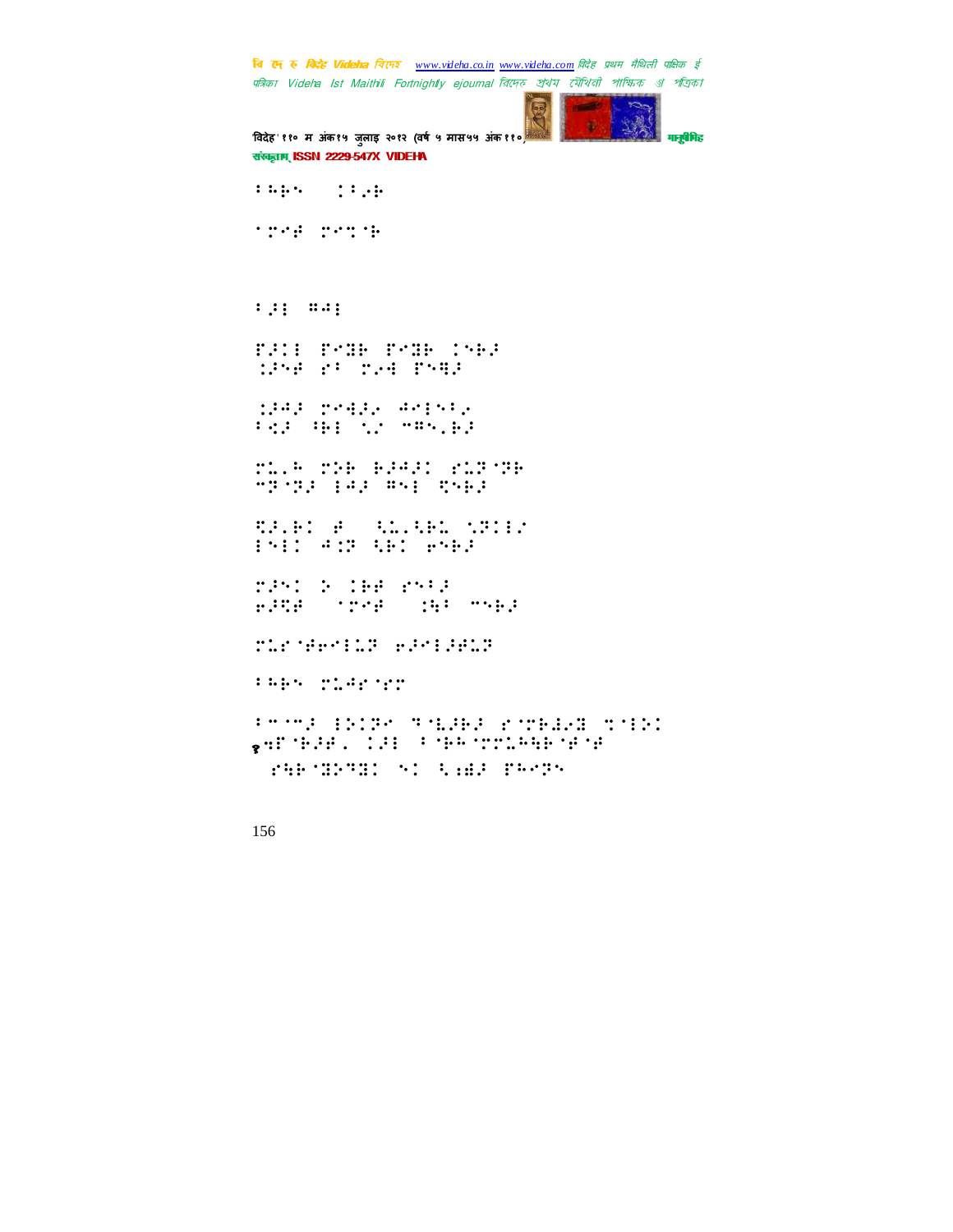⠅⠓⠗⠑ ⠀⠨⠅⠐⠗

⠁⠍⠊⠞ ⠍⠊⠝⠓

⠅⠐⠇ ⠛⠚⠇

⠏⠐⠨⠇ ⠏⠊⠹⠗ ⠏⠊⠹⠗ ⠨⠑⠗⠐
⠨⠐⠑⠞ ⠎⠅ ⠍⠐⠚ ⠏⠑⠻⠐

⠨⠐⠚⠐ ⠍⠊⠻⠐⠐ ⠚⠊⠇⠑⠅⠐
⠅⠪⠐ ⠓⠗⠇ ⠣⠐ ⠊⠛⠑⠄⠗⠐

⠍⠥⠄⠓ ⠍⠕⠗ ⠗⠐⠚⠐⠨ ⠎⠥⠝⠈⠝⠗
⠊⠝⠈⠝⠐ ⠇⠚⠐ ⠛⠑⠇ ⠪⠑⠗⠐

⠻⠐⠄⠗⠨ ⠋ ⠀⠳⠥⠄⠳⠗⠥ ⠣⠝⠨⠇⠐
⠇⠑⠇⠨ ⠚⠨⠝ ⠳⠗⠨ ⠑⠑⠗⠐

⠍⠐⠑⠨ ⠕ ⠨⠗⠋ ⠎⠑⠅⠐
⠑⠐⠻⠋ ⠀⠁⠍⠊⠋ ⠀⠨⠓⠅ ⠊⠑⠗⠐

⠍⠥⠎⠈⠋⠑⠊⠇⠥⠝ ⠑⠐⠊⠇⠐⠋⠥⠝

⠅⠓⠗⠑ ⠍⠥⠚⠎⠈⠎⠍

⠅⠊⠈⠊⠐ ⠇⠕⠨⠝⠊ ⠝⠈⠥⠐⠗⠐ ⠎⠈⠍⠗⠻⠐⠹ ⠍⠈⠇⠕⠨
१⠛⠋⠈⠗⠐⠋⠄ ⠨⠐⠇ ⠅⠈⠗⠓⠈⠍⠍⠥⠓⠓⠗⠈⠋⠈⠋
⠀⠎⠓⠗⠈⠹⠕⠝⠹⠨ ⠑⠨ ⠳⠐⠫⠐ ⠏⠓⠊⠝⠑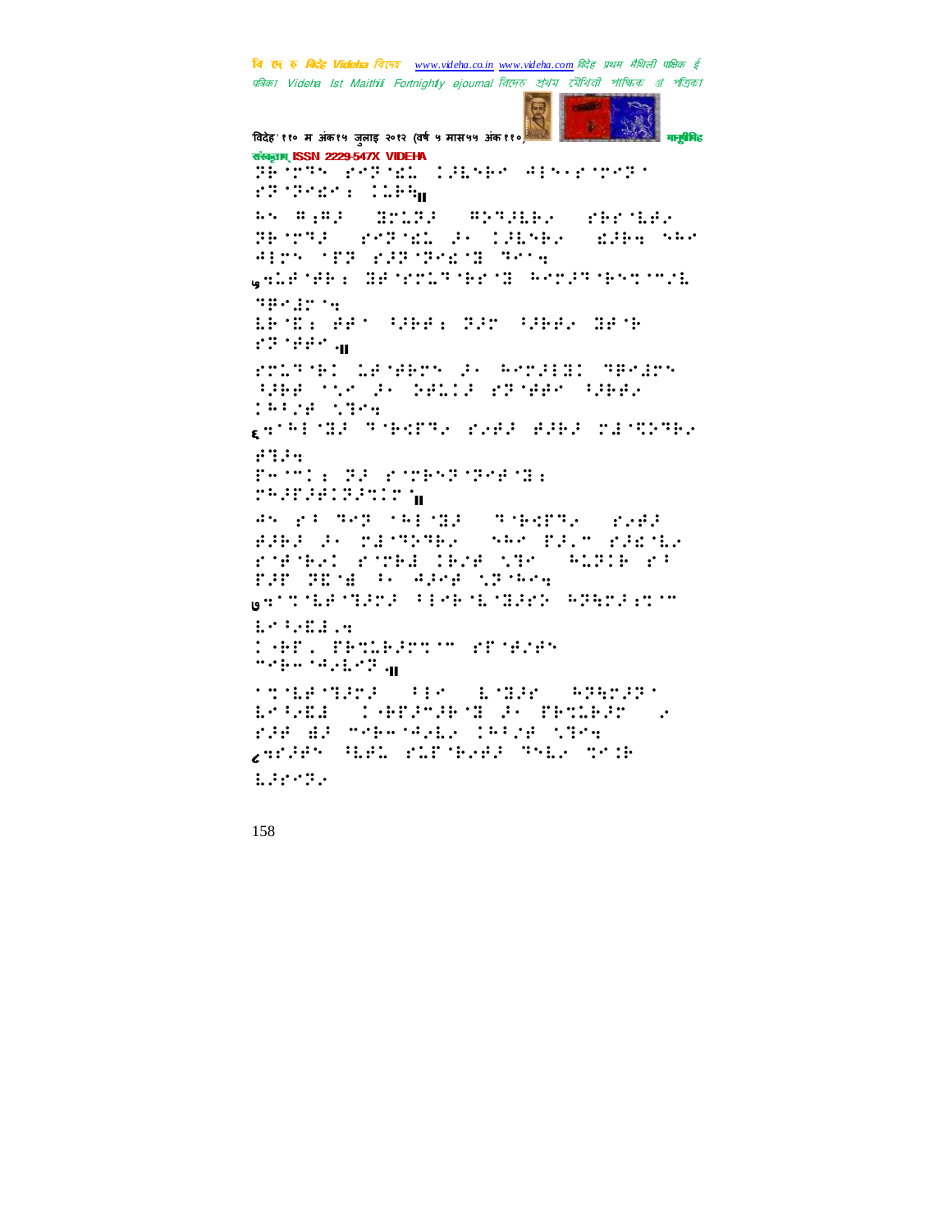संस्कृताम् ISSN 2229-547X VIDEHA

⠝⠓⠀⠍⠙⠁⠀⠗⠑⠝⠀⠩⠅⠀⠅⠚⠇⠓⠗⠀⠚⠐⠁⠗⠍⠑⠝⠀
⠗⠝⠀⠝⠑⠩⠗⠆⠀⠅⠇⠓⠹॥

⠓⠁⠀⠓⠆⠓⠚⠀⠀⠿⠍⠇⠝⠚⠀⠀⠓⠕⠙⠚⠇⠓⠢⠀⠀⠗⠓⠗⠀⠇⠋⠢⠀
⠝⠓⠀⠍⠙⠚⠀⠀⠗⠑⠝⠀⠩⠅⠀⠚⠂⠀⠅⠚⠇⠁⠓⠢⠀⠀⠩⠚⠓⠹⠀⠁⠓⠑⠀
⠚⠐⠍⠁⠀⠀⠋⠝⠀⠗⠚⠝⠀⠝⠑⠩⠀⠿⠀⠙⠑⠂⠹

५⠹⠅⠋⠀⠋⠓⠆⠀⠿⠋⠀⠗⠍⠇⠙⠀⠓⠗⠀⠿⠀⠓⠑⠍⠚⠙⠀⠓⠁⠞⠀⠉⠌⠇⠀
⠙⠓⠑⠚⠍⠀⠹

⠇⠓⠀⠿⠆⠀⠋⠓⠀⠀⠚⠓⠓⠆⠀⠝⠚⠍⠀⠚⠓⠓⠢⠀⠿⠋⠀⠓⠀
⠗⠝⠀⠋⠓⠑⠀॥

⠗⠍⠇⠙⠀⠓⠅⠀⠇⠋⠀⠋⠓⠗⠁⠀⠚⠂⠀⠓⠑⠍⠚⠇⠿⠅⠀⠙⠓⠑⠚⠍⠁⠀
⠚⠓⠋⠀⠀⠁⠌⠑⠀⠚⠂⠀⠝⠋⠇⠅⠚⠀⠗⠝⠀⠋⠓⠑⠀⠚⠓⠓⠢⠀
⠅⠓⠂⠌⠋⠀⠁⠙⠑⠹

६⠹⠓⠂⠀⠿⠚⠀⠙⠀⠓⠩⠋⠙⠢⠀⠗⠢⠋⠚⠀⠋⠚⠓⠚⠀⠍⠚⠀⠩⠕⠙⠓⠢⠀
⠋⠙⠚⠹

⠋⠑⠀⠉⠅⠆⠀⠝⠚⠀⠗⠀⠍⠓⠁⠝⠀⠝⠑⠋⠀⠿⠆⠀
⠍⠓⠚⠋⠚⠋⠅⠝⠚⠞⠅⠍⠀॥

⠚⠁⠀⠗⠂⠀⠙⠑⠝⠀⠀⠓⠂⠀⠿⠚⠀⠀⠙⠀⠓⠩⠋⠙⠢⠀⠀⠗⠢⠋⠚⠀
⠋⠚⠓⠚⠀⠚⠂⠀⠍⠚⠀⠙⠕⠙⠓⠢⠀⠀⠁⠓⠑⠀⠋⠚⠂⠉⠀⠗⠚⠩⠀⠇⠢⠀
⠗⠀⠋⠀⠓⠢⠅⠀⠗⠀⠍⠓⠚⠀⠅⠓⠌⠋⠀⠁⠙⠑⠀⠀⠓⠇⠝⠅⠓⠀⠗⠂⠀
⠋⠚⠋⠀⠝⠩⠀⠿⠀⠂⠀⠚⠚⠑⠋⠀⠁⠝⠀⠓⠑⠹

७⠹⠞⠀⠇⠋⠀⠙⠚⠍⠚⠀⠂⠐⠑⠓⠀⠇⠀⠿⠚⠗⠕⠀⠓⠝⠹⠍⠚⠆⠞⠉⠀
⠇⠑⠂⠢⠩⠚⠂⠹

⠅⠀⠓⠋⠂⠀⠋⠓⠞⠇⠓⠚⠍⠞⠉⠀⠗⠋⠀⠋⠌⠋⠁⠀
⠉⠑⠓⠤⠀⠚⠢⠇⠑⠝⠀॥

⠀⠞⠀⠇⠋⠀⠙⠚⠍⠚⠀⠀⠂⠐⠑⠀⠀⠇⠀⠿⠚⠗⠀⠀⠓⠝⠹⠍⠚⠝⠂⠀
⠇⠑⠂⠢⠩⠚⠀⠀⠅⠀⠓⠋⠚⠉⠚⠓⠀⠿⠀⠚⠂⠀⠋⠓⠞⠇⠓⠚⠍⠀⠀⠢⠀
⠗⠚⠋⠀⠻⠚⠀⠉⠑⠓⠤⠀⠚⠢⠇⠢⠀⠅⠓⠂⠌⠋⠀⠁⠙⠑⠹

८⠹⠗⠚⠋⠁⠀⠂⠇⠋⠇⠀⠗⠇⠋⠀⠓⠢⠋⠚⠀⠙⠑⠇⠢⠀⠞⠑⠅⠓⠀
⠇⠚⠗⠍⠝⠢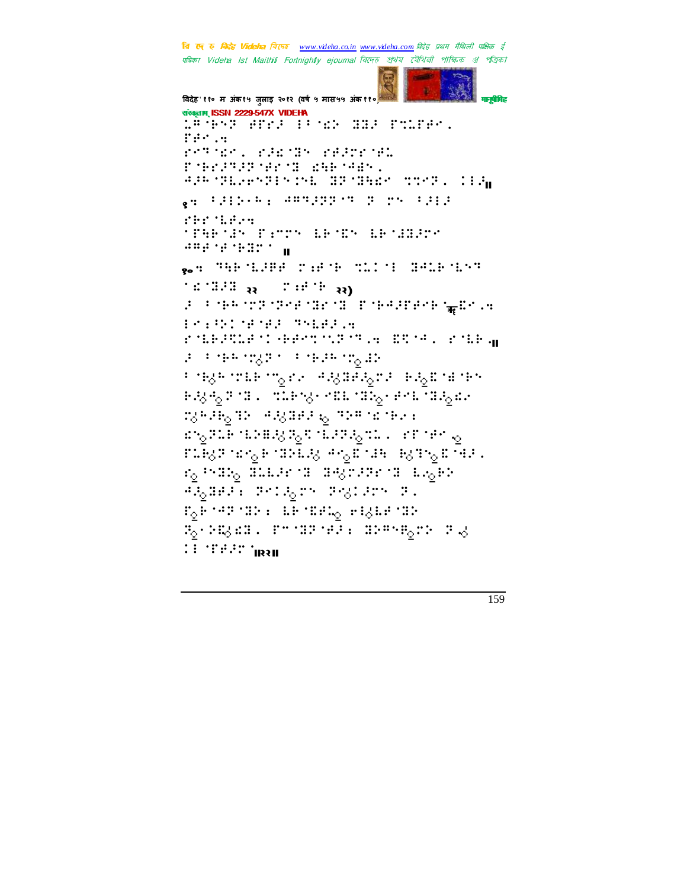संस्कृताम् ISSN 2229-547X VIDEHA

This page's body text is rendered as braille-like dot glyphs that cannot be transcribed reliably. The only clearly legible items are the numbering marks "१०" and "२२", and the verse marker "॥२२॥".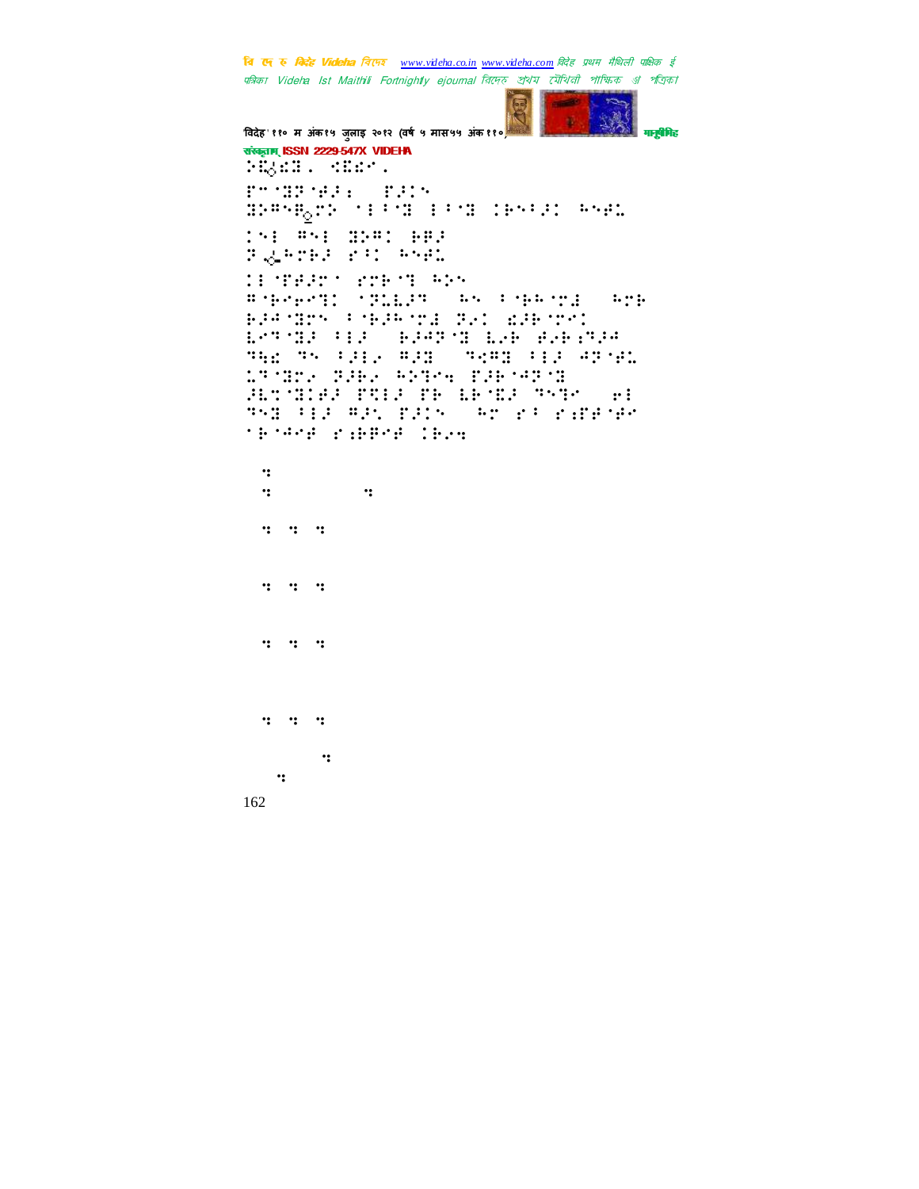⠵⠷⠿⠎⠂ ⠪⠷⠎⠊⠂

⠟⠉⠈⠝⠗⠈⠋⠜⠆ ⠀⠟⠜⠅⠑

⠝⠵⠛⠑⠯⠉⠕ ⠈⠇⠁⠈⠝ ⠇⠁⠈⠝ ⠅⠗⠑⠁⠜⠅ ⠓⠑⠋⠡

⠅⠑⠇ ⠛⠑⠇ ⠝⠅⠛⠅ ⠗⠯⠜

⠗⠓⠉⠗⠜ ⠑⠁⠅ ⠓⠑⠋⠡

⠅⠇⠈⠋⠋⠜⠉⠁ ⠑⠉⠗⠈⠞ ⠓⠕⠑

⠛⠈⠗⠑⠗⠑⠞⠅ ⠈⠗⠡⠇⠜⠞ ⠀⠓⠑ ⠁⠈⠗⠓⠈⠉⠇ ⠀⠓⠉⠗

⠗⠜⠺⠈⠝⠉⠑ ⠁⠈⠗⠜⠓⠈⠉⠇ ⠗⠜⠅ ⠎⠜⠗⠈⠉⠑⠅

⠇⠑⠞⠈⠝⠜ ⠁⠇⠜ ⠀⠗⠜⠺⠗⠈⠝ ⠇⠜⠗ ⠋⠜⠗⠆⠞⠜⠺

⠞⠓⠎ ⠞⠑ ⠁⠜⠇⠜ ⠛⠜⠝ ⠀⠞⠪⠛⠝ ⠁⠇⠜ ⠺⠗⠈⠋⠡

⠡⠞⠈⠝⠉⠜ ⠗⠜⠗⠜ ⠓⠕⠞⠑⠔ ⠟⠜⠗⠈⠺⠗⠈⠝

⠜⠡⠞⠈⠝⠅⠋⠜ ⠟⠟⠇⠜ ⠟⠗ ⠇⠗⠈⠩⠜ ⠞⠑⠞⠑ ⠀⠑⠇

⠞⠑⠝ ⠁⠇⠜ ⠛⠜⠡ ⠟⠜⠅⠑ ⠀⠓⠉ ⠑⠁ ⠑⠆⠟⠋⠈⠋⠑

⠈⠗⠈⠺⠑⠋ ⠑⠆⠗⠛⠑⠋ ⠅⠗⠜⠔

162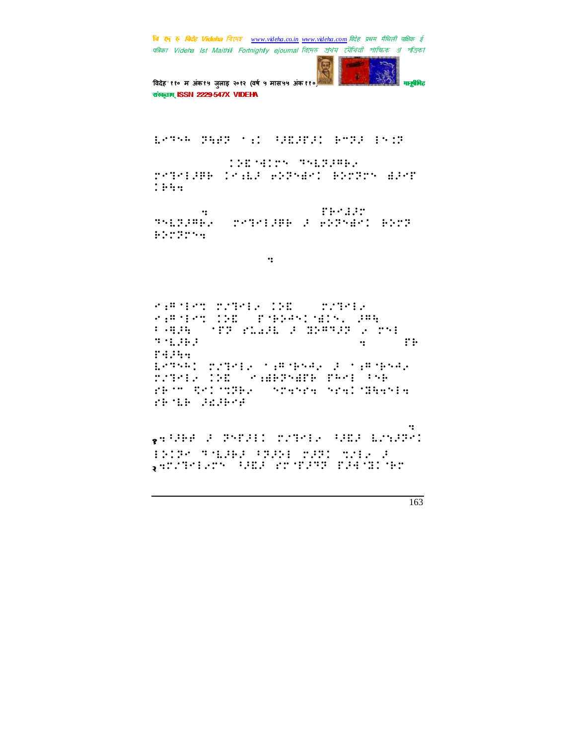⠇⠉⠙⠑⠓ ⠝⠺⠗⠝ ⠁⠆⠅ ⠘⠚⠣⠚⠋⠚⠅ ⠓⠉⠝⠚ ⠇⠑⠅⠝

⠅⠕⠣⠈⠻⠅⠍⠑ ⠙⠑⠇⠝⠚⠛⠃⠄
⠍⠉⠙⠉⠇⠚⠛⠃ ⠅⠁⠆⠇⠚ ⠗⠕⠝⠑⠻⠉⠅ ⠃⠕⠍⠝⠍⠑ ⠫⠚⠉⠋ ⠅⠃⠹⠲

⠲ ⠋⠃⠉⠫⠚⠍
⠙⠑⠇⠝⠚⠛⠃⠄ ⠍⠉⠙⠉⠇⠚⠛⠃ ⠚ ⠗⠕⠝⠑⠻⠉⠅ ⠃⠕⠍⠝
⠃⠕⠍⠝⠍⠑⠲

⠲

⠁⠆⠛⠈⠇⠉⠉ ⠍⠌⠙⠉⠇⠄ ⠅⠕⠣ ⠍⠌⠙⠉⠇⠄
⠁⠆⠛⠈⠇⠉⠉ ⠅⠕⠣ ⠋⠈⠃⠕⠚⠑⠅⠈⠻⠅⠑⠂ ⠚⠛⠹
⠃⠈⠻⠚⠹ ⠈⠋⠝ ⠗⠥⠡⠚⠇ ⠚ ⠻⠕⠛⠙⠚⠝ ⠄ ⠍⠑⠇
⠙⠈⠇⠚⠃⠚ ⠲ ⠋⠃
⠋⠻⠚⠹⠲
⠇⠉⠙⠑⠓⠅ ⠍⠌⠙⠉⠇⠄ ⠁⠆⠛⠈⠃⠑⠚⠄ ⠚ ⠁⠆⠛⠈⠃⠑⠚⠄
⠍⠌⠙⠉⠇⠄ ⠅⠕⠣ ⠁⠆⠫⠃⠝⠑⠻⠋⠃ ⠋⠓⠉⠇ ⠃⠑⠃
⠗⠃⠈⠉ ⠩⠉⠅⠈⠻⠝⠃⠄ ⠑⠍⠹⠑⠍⠹ ⠑⠍⠹⠅⠈⠻⠹⠹⠑⠇⠹
⠗⠃⠈⠇⠃ ⠚⠩⠚⠃⠉⠚

⠲
१⠲⠘⠚⠃⠚ ⠚ ⠝⠑⠋⠚⠇⠅ ⠍⠌⠙⠉⠇⠄ ⠘⠚⠣⠚ ⠇⠌⠆⠚⠝⠉⠅
⠇⠕⠅⠝⠉ ⠙⠈⠇⠚⠃⠚ ⠃⠝⠚⠕⠇ ⠍⠚⠝⠅ ⠹⠌⠇⠄ ⠚
२⠲⠍⠌⠙⠉⠇⠄⠍⠑ ⠘⠚⠣⠚ ⠗⠍⠈⠋⠚⠙⠝ ⠋⠚⠻⠈⠻⠅⠈⠃⠍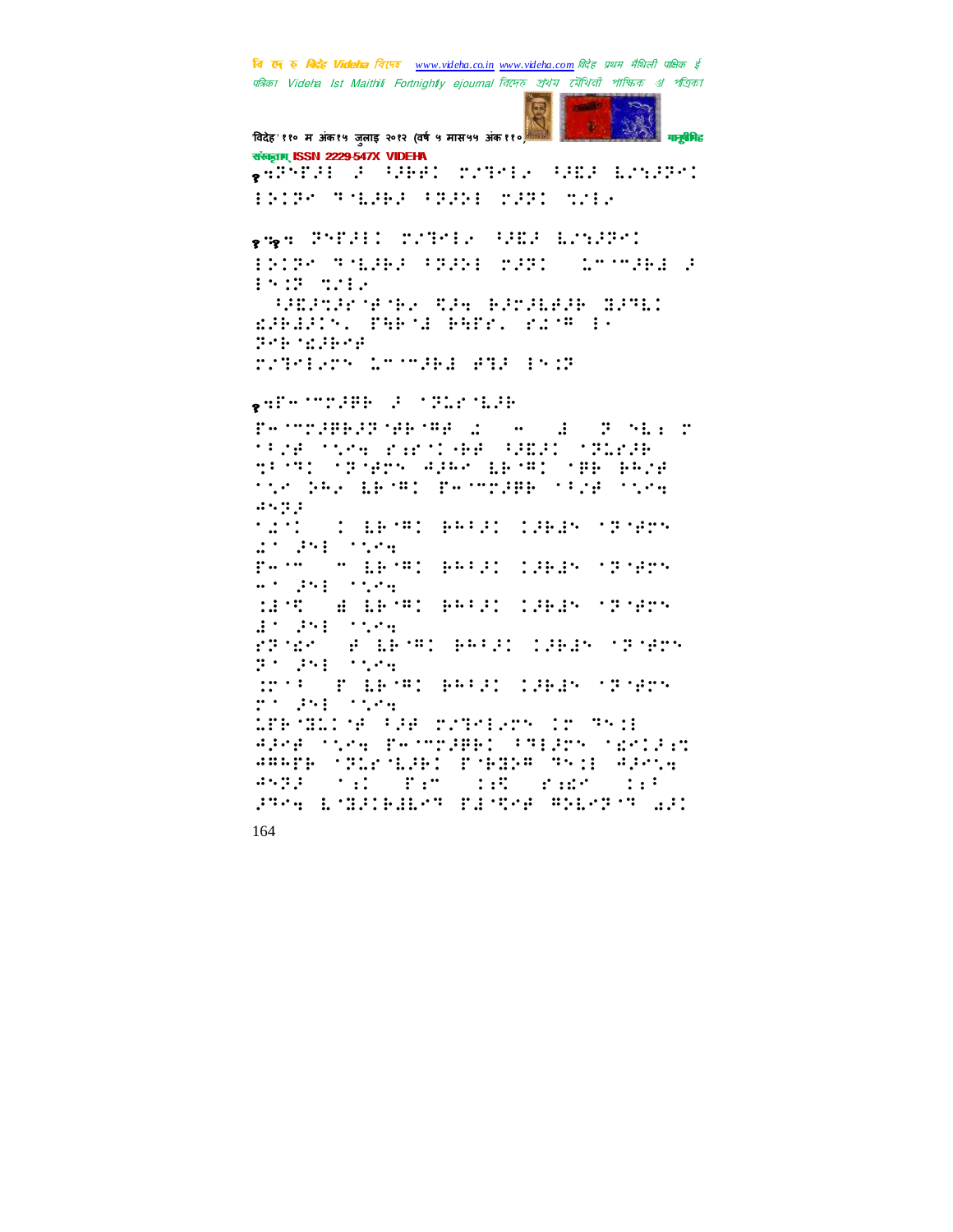१⣒⢽⢔⣋⢼⣇⠀⢼⠀⢸⢼⢷⢾⠅⠀⢴⠯⢹⢋⢇⢜⠀⢸⢼⣎⢼⠀⣇⢴⢪⢼⢽⢋⠅ ⣇⢵⠅⢽⢚⠀⢹⠈⣇⢼⢷⢼⠀⢸⢽⢼⢵⣇⠀⢴⢼⢽⠅⠀⢪⠳⣇⢜

१.१⣒⠀⢽⢔⣋⢼⣇⠅⠀⢴⠯⢹⢋⣇⢜⠀⢸⢼⣎⢼⠀⣇⢴⢪⢼⢽⢋⠅ ⣇⢵⠅⢽⢚⠀⢹⠈⣇⢼⢷⢼⠀⢸⢽⢼⢵⣇⠀⢴⢼⢽⠅⠀⠀⣅⠉⠉⢴⢼⢷⣞⠀⢼ ⣇⠢⠅⢽⠀⢪⠳⣇⢜

⠀⢸⢼⣎⢼⢪⢼⢜⠊⢾⠈⢷⢜⠀⣋⢼⣒⠀⢷⢼⢴⢼⣇⢾⢼⢷⠀⢫⢼⢹⣇⠅ ⣎⢼⢷⣞⢼⠅⠢⠄⠀⣋⢻⢷⠈⣞⠀⢷⢻⣋⢜⠄⠀⢜⣅⠉⠛⠀⣇⠐ ⢽⠚⢷⠈⣎⢼⢷⠊⢾ ⢴⠯⢹⢋⣇⢜⠉⠢⠀⣅⠉⠉⢴⢼⢷⣞⠀⢾⢹⢼⠀⣇⠢⠅⢽

१⣒⣋⠔⠉⠉⢴⢼⢷⢷⠀⢼⠀⠈⢽⣇⢜⠈⣇⢼⢷

⣋⠔⠉⠉⢴⢼⢷⢷⢼⢽⠊⢾⢷⠊⠛⢾⠀⣅⠀⠀⠤⠀⠀⣞⠀⠀⢽⠀⠢⣇⣒⠀⢴ ⠈⠃⢜⢾⠀⠁⠣⠢⣒⠀⢜⣒⢜⠁⠊⢷⢾⠀⢸⢼⣎⢼⠅⠀⠈⢽⣇⢜⢼⢷ ⢪⠃⠈⢹⠅⠀⠈⢽⠊⢾⢴⠢⠀⠻⢼⢷⠉⠀⣇⢷⠈⠛⠅⠀⠈⢷⢷⠀⢷⢻⢜⢾ ⠁⠣⠉⠀⢵⢷⢜⠀⣇⢷⠈⠛⠅⠀⣋⠔⠉⠉⢴⢼⢷⢷⠀⠈⠃⢜⢾⠀⠁⠣⠢⣒ ⠻⠢⢽⢼

⠈⣅⠁⠅⠀⠀⠅⠀⣇⢷⠈⠛⠅⠀⢷⢻⠃⢼⠅⠀⠅⢼⢷⣞⠢⠀⠈⢽⠊⢾⢴⠢ ⣅⠁⠀⢼⠢⣇⠀⠁⠣⠢⣒ ⣋⠔⠈⠉⠀⠀⠉⠀⣇⢷⠈⠛⠅⠀⢷⢻⠃⢼⠅⠀⠅⢼⢷⣞⠢⠀⠈⢽⠊⢾⢴⠢ ⠤⠁⠀⢼⠢⣇⠀⠁⠣⠢⣒ ⠅⣞⠈⣋⠀⠀⣞⠀⣇⢷⠈⠛⠅⠀⢷⢻⠃⢼⠅⠀⠅⢼⢷⣞⠢⠀⠈⢽⠊⢾⢴⠢ ⣞⠁⠀⢼⠢⣇⠀⠁⠣⠢⣒ ⢜⢽⠈⣎⠉⠀⠀⢾⠀⣇⢷⠈⠛⠅⠀⢷⢻⠃⢼⠅⠀⠅⢼⢷⣞⠢⠀⠈⢽⠊⢾⢴⠢ ⢽⠁⠀⢼⠢⣇⠀⠁⠣⠢⣒ ⠅⢴⠁⠃⠀⠀⣋⠀⣇⢷⠈⠛⠅⠀⢷⢻⠃⢼⠅⠀⠅⢼⢷⣞⠢⠀⠈⢽⠊⢾⢴⠢ ⢴⠁⠀⢼⠢⣇⠀⠁⠣⠢⣒ ⣅⣋⢷⠈⢫⣇⠅⠊⢾⠀⠃⢼⢾⠀⢴⠯⢹⢋⣇⢜⢴⠢⠀⠅⢴⠀⢹⠢⠅⣇ ⠻⢼⢚⢾⠀⠁⠣⠢⣒⠀⣋⠔⠉⠉⢴⢼⢷⢷⠅⠀⠃⢹⣇⢼⢴⠢⠀⠈⣎⢜⠅⢼⣒⢹ ⠻⠛⠛⣋⢷⠀⠈⢽⣇⢜⠈⣇⢼⢷⠅⠀⣋⠊⢷⢫⢵⠛⠀⢹⠢⠅⣇⠀⠻⢼⢚⠣⣒ ⠻⠢⢽⢼⠀⠀⠁⣒⠅⠀⠀⣋⣒⠉⠀⠀⠅⣒⣋⠀⠀⢜⣒⣎⠉⠀⠀⠅⣒⠃ ⢼⢹⢚⣒⠀⣇⠈⢫⢼⠅⢷⣞⣇⢚⢹⠀⣋⣞⠈⣋⢚⢾⠀⠛⢵⣇⢚⢽⠈⢹⠀⣜⢼⠅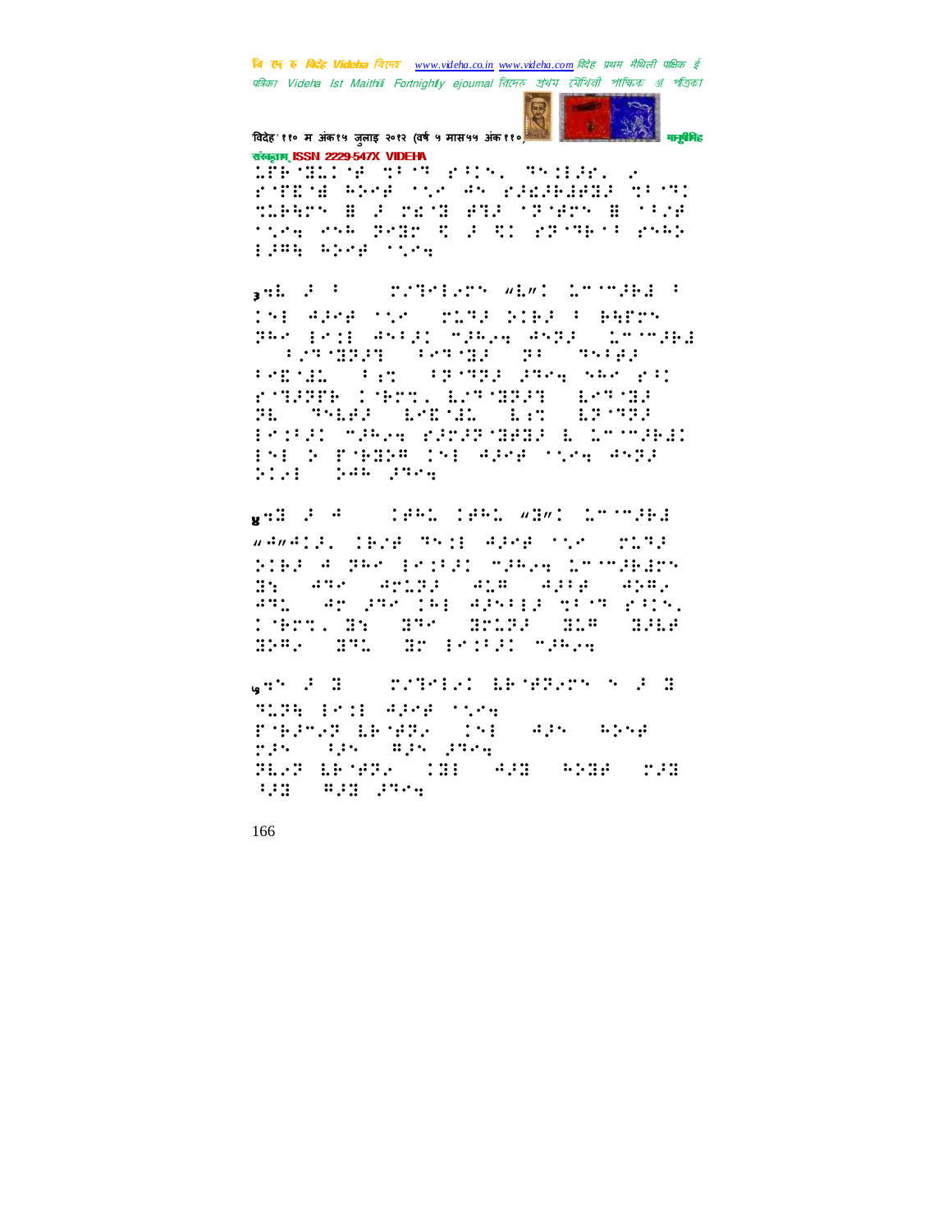विदेह १९० म अंक१५ जुलाइ २०१२ (वर्ष ५ मास५५ अंक११०) मानुषीमिह संस्कृताम् ISSN 2229-547X VIDEHA

⠨⠏⠗⠈⠝⠇⠁⠈⠚ ⠹⠃⠈⠞ ⠗⠃⠅⠂ ⠐⠝⠄⠆⠜⠗⠂ ⠐⠂
⠗⠈⠏⠫⠈⠛ ⠓⠕⠢⠚ ⠁⠡⠐ ⠲⠝ ⠗⠜⠩⠜⠗⠼⠛⠜ ⠹⠃⠈⠞⠁
⠹⠨⠗⠹⠗⠝ ⠿ ⠜ ⠍⠩⠈⠛ ⠋⠞⠜ ⠁⠝⠈⠋⠗⠝ ⠿ ⠁⠃⠌⠚
⠁⠡⠑⠱ ⠑⠝⠓ ⠝⠑⠿⠗ ⠻ ⠜ ⠻⠁ ⠗⠝⠈⠞⠗⠁⠃ ⠗⠝⠓⠕
⠯⠜⠓⠹ ⠓⠕⠢⠚ ⠁⠡⠑⠱

३⠱⠇ ⠜ ⠃ ⠍⠌⠞⠑⠇⠗⠝ ⠦⠇⠴⠁ ⠨⠉⠈⠉⠜⠗⠼ ⠃
⠅⠝⠇ ⠲⠜⠢⠚ ⠁⠡⠐ ⠍⠨⠞⠜ ⠕⠅⠗⠜ ⠃ ⠗⠹⠏⠗⠝
⠝⠓⠐ ⠯⠑⠅⠇ ⠲⠝⠃⠜⠁ ⠉⠜⠓⠢⠱ ⠲⠝⠝⠜ ⠨⠉⠈⠉⠜⠗⠼
⠃⠌⠞⠈⠛⠝⠜⠞ ⠃⠑⠞⠈⠛⠜ ⠝⠃ ⠞⠝⠃⠋⠜
⠃⠑⠫⠈⠜⠇ ⠃⠩⠉ ⠃⠝⠈⠞⠝⠜ ⠜⠞⠑⠱ ⠝⠓⠐ ⠗⠃⠅
⠗⠈⠞⠜⠝⠏⠗ ⠅⠈⠗⠉⠞⠂ ⠇⠑⠞⠈⠛⠝⠜⠞ ⠇⠑⠞⠈⠛⠜
⠝⠇ ⠞⠝⠇⠋⠜ ⠇⠑⠫⠈⠜⠇ ⠇⠩⠉ ⠇⠝⠈⠞⠝⠜
⠯⠑⠅⠃⠜⠅ ⠉⠜⠓⠢⠱ ⠗⠜⠉⠜⠝⠈⠛⠋⠛⠜ ⠇ ⠨⠉⠈⠉⠜⠗⠼⠅
⠯⠝⠇ ⠕ ⠏⠈⠗⠛⠕⠍ ⠅⠝⠇ ⠲⠜⠢⠚ ⠁⠡⠑⠱ ⠲⠝⠝⠜
⠕⠅⠢⠇ ⠕⠲⠓ ⠜⠞⠑⠱

४⠱⠛ ⠜ ⠲ ⠅⠋⠓⠨ ⠅⠋⠓⠨ ⠦⠛⠴⠁ ⠨⠉⠈⠉⠜⠗⠼
⠦⠲⠴⠲⠅⠜⠂ ⠅⠗⠌⠚ ⠞⠝⠅⠇ ⠲⠜⠢⠚ ⠁⠡⠐ ⠍⠨⠞⠜
⠕⠅⠗⠜ ⠲ ⠝⠓⠐ ⠯⠑⠅⠃⠜⠅ ⠉⠜⠓⠢⠱ ⠨⠉⠈⠉⠜⠗⠼⠗⠝
⠛⠪ ⠲⠞⠐ ⠲⠗⠨⠝⠜ ⠲⠨⠍ ⠲⠜⠃⠚ ⠲⠕⠍⠂
⠲⠞⠨ ⠲⠗ ⠜⠞⠐ ⠅⠓⠇ ⠲⠜⠝⠃⠇⠜ ⠹⠃⠈⠞ ⠗⠃⠅⠂
⠅⠈⠗⠉⠞⠂ ⠛⠪ ⠛⠞⠐ ⠛⠗⠨⠝⠜ ⠛⠨⠍ ⠛⠜⠇⠚
⠛⠕⠍⠂ ⠛⠞⠨ ⠛⠗ ⠯⠑⠅⠃⠜⠅ ⠉⠜⠓⠢⠱

५⠱⠝ ⠜ ⠛ ⠍⠌⠞⠑⠇⠢⠅ ⠇⠗⠈⠋⠝⠢⠗⠝ ⠝ ⠜ ⠛
⠞⠨⠝⠹ ⠯⠑⠅⠇ ⠲⠜⠢⠚ ⠁⠡⠑⠱
⠏⠈⠗⠜⠉⠢⠝ ⠇⠗⠈⠋⠝⠢ ⠅⠝⠇ ⠲⠜⠝ ⠓⠕⠝⠚
⠍⠜⠝ ⠃⠜⠝ ⠍⠜⠝ ⠜⠞⠑⠱
⠝⠇⠢⠝ ⠇⠗⠈⠋⠝⠢ ⠅⠛⠇ ⠲⠜⠛ ⠓⠕⠛⠚ ⠍⠜⠛
⠃⠜⠛ ⠍⠜⠛ ⠜⠞⠑⠱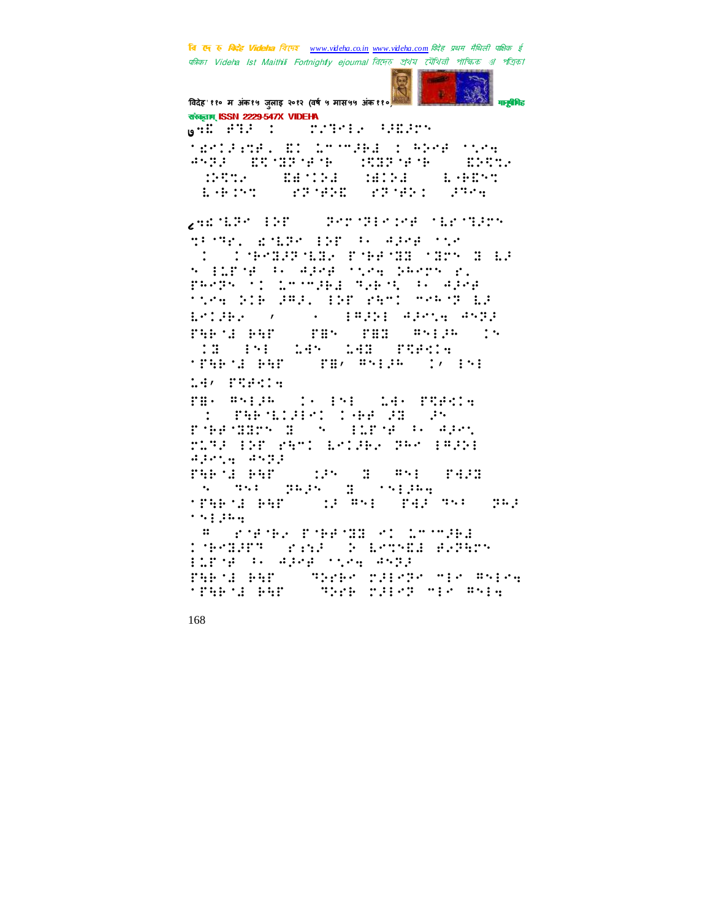७.ह. ॉएए: : ... र्खेैहे: ंहेहे्र

८.ह. ञ्ढ ईएफ ... ॉर्ट्र

168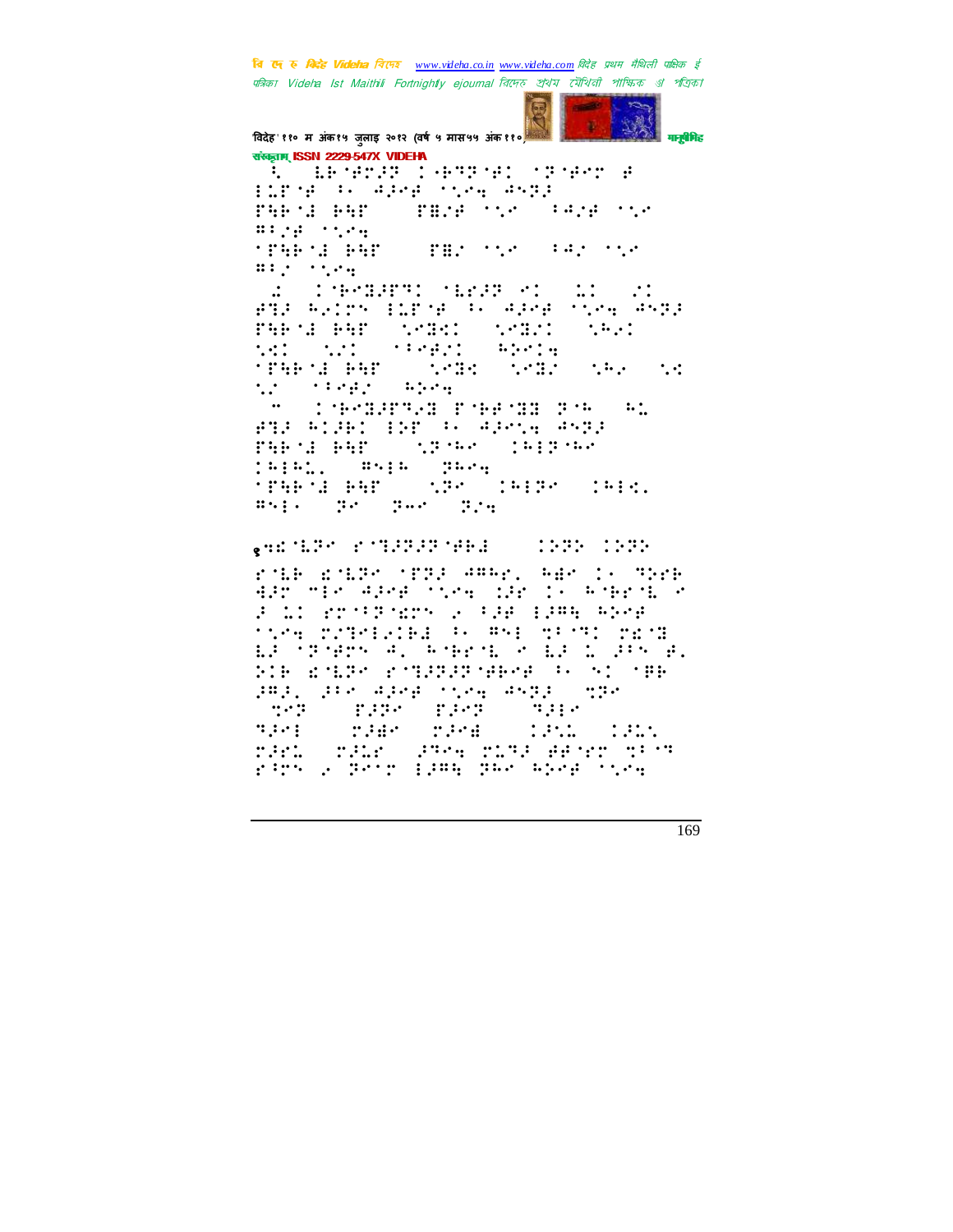'विदेह' ११० म अंक१५ जुलाइ २०१२ (वर्ष ५ मास५५ अंक११०) मानुषीमिह संस्कृताम् ISSN 2229-547X VIDEHA

⠀⠓⠀⠇⠗⠈⠋⠉⠚⠚⠀⠆⠗⠹⠚⠈⠋⠁⠀⠈⠝⠈⠋⠉⠀⠋
⠃⠥⠗⠈⠊⠀⠖⠀⠲⠚⠊⠋⠀⠈⠣⠑⠪⠀⠲⠝⠝⠚
⠏⠳⠗⠈⠙⠀⠗⠳⠗⠀⠀⠀⠏⠿⠌⠋⠀⠈⠣⠉⠀⠀⠖⠲⠌⠋⠀⠈⠣⠉
⠛⠖⠌⠋⠀⠈⠣⠑⠪

⠈⠏⠳⠗⠈⠙⠀⠗⠳⠗⠀⠀⠀⠏⠿⠌⠀⠈⠣⠉⠀⠀⠖⠲⠌⠀⠈⠣⠉
⠛⠖⠌⠀⠈⠣⠑⠪

⠀⠙⠀⠀⠆⠈⠗⠑⠿⠚⠋⠹⠁⠀⠈⠇⠑⠚⠝⠀⠑⠁⠀⠀⠥⠁⠀⠀⠌⠁
⠋⠹⠚⠀⠓⠢⠆⠗⠝⠀⠃⠥⠗⠈⠊⠀⠖⠀⠲⠚⠑⠋⠀⠈⠣⠑⠪⠀⠲⠝⠝⠚
⠏⠳⠗⠈⠙⠀⠗⠳⠗⠀⠀⠣⠑⠿⠩⠁⠀⠀⠣⠑⠿⠌⠁⠀⠀⠣⠓⠢⠁
⠣⠩⠁⠀⠀⠣⠌⠁⠀⠀⠈⠖⠑⠋⠌⠁⠀⠀⠓⠕⠑⠁⠪

⠈⠏⠳⠗⠈⠙⠀⠗⠳⠗⠀⠀⠀⠣⠑⠿⠩⠀⠀⠣⠑⠿⠌⠀⠀⠣⠓⠢⠀⠀⠣⠩
⠣⠌⠀⠀⠈⠖⠑⠋⠌⠀⠀⠓⠕⠑⠪

⠀⠉⠀⠀⠆⠈⠗⠑⠿⠚⠋⠹⠢⠿⠀⠏⠈⠗⠋⠈⠿⠿⠀⠝⠈⠓⠀⠀⠓⠥
⠋⠹⠚⠀⠓⠁⠚⠗⠁⠀⠃⠕⠏⠀⠖⠀⠲⠚⠑⠣⠪⠀⠲⠝⠝⠚
⠏⠳⠗⠈⠙⠀⠗⠳⠗⠀⠀⠀⠣⠝⠈⠓⠑⠀⠀⠆⠓⠃⠝⠈⠓⠑
⠆⠓⠃⠓⠥⠄⠀⠀⠛⠑⠃⠓⠀⠀⠝⠓⠑⠪

⠈⠏⠳⠗⠈⠙⠀⠗⠳⠗⠀⠀⠀⠣⠝⠑⠀⠀⠆⠓⠃⠝⠑⠀⠀⠆⠓⠃⠩⠄
⠛⠑⠃⠂⠀⠀⠝⠑⠀⠀⠝⠓⠑⠀⠀⠝⠌⠪

१⠩⠩⠈⠇⠝⠑⠀⠗⠈⠹⠚⠚⠚⠈⠋⠗⠙⠀⠀⠀⠆⠕⠝⠕⠀⠆⠕⠝⠕

⠗⠈⠇⠗⠀⠮⠈⠇⠝⠑⠀⠈⠏⠝⠚⠀⠲⠛⠓⠢⠄⠀⠓⠿⠑⠀⠆⠂⠀⠹⠕⠑⠗
⠫⠚⠗⠀⠍⠊⠑⠀⠲⠚⠑⠋⠀⠈⠣⠑⠪⠀⠆⠚⠑⠀⠆⠂⠀⠓⠈⠗⠑⠈⠇⠀⠑
⠚⠀⠥⠁⠀⠗⠗⠈⠖⠝⠈⠮⠗⠝⠀⠢⠀⠖⠚⠋⠀⠃⠚⠛⠪⠀⠓⠕⠑⠋
⠈⠣⠑⠪⠀⠗⠌⠹⠑⠃⠢⠆⠗⠙⠀⠖⠀⠛⠑⠃⠀⠹⠖⠈⠹⠁⠀⠗⠮⠈⠿
⠇⠚⠀⠈⠝⠈⠋⠗⠝⠀⠲⠄⠀⠓⠈⠗⠑⠈⠇⠀⠑⠀⠇⠚⠀⠥⠀⠚⠖⠝⠀⠋⠄
⠕⠆⠗⠀⠮⠈⠇⠝⠑⠀⠗⠈⠹⠚⠚⠚⠈⠋⠗⠑⠋⠀⠖⠀⠝⠁⠀⠈⠗⠗
⠚⠛⠚⠄⠀⠚⠖⠑⠀⠲⠚⠑⠋⠀⠈⠣⠑⠪⠀⠲⠝⠝⠚⠀⠀⠹⠝⠑
⠀⠹⠑⠝⠀⠀⠀⠏⠚⠝⠑⠀⠀⠏⠚⠑⠝⠀⠀⠀⠹⠚⠃⠑
⠹⠚⠑⠃⠀⠀⠀⠗⠚⠿⠑⠀⠀⠗⠚⠑⠙⠀⠀⠀⠆⠚⠣⠥⠀⠀⠆⠚⠥⠣
⠗⠚⠑⠥⠀⠀⠗⠚⠥⠋⠀⠀⠚⠝⠑⠪⠀⠗⠥⠹⠚⠀⠋⠋⠈⠗⠗⠀⠹⠖⠈⠹
⠗⠖⠗⠝⠀⠢⠀⠝⠑⠈⠗⠀⠃⠚⠛⠪⠀⠝⠓⠑⠀⠓⠕⠑⠋⠀⠈⠣⠑⠪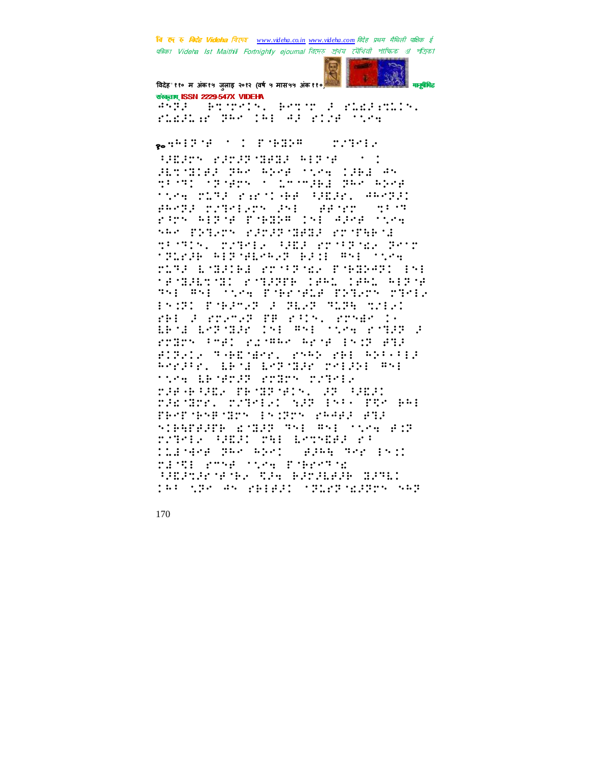⠚⠝⠗⠼ ⠃⠉⠁⠗⠑⠊⠎⠂ ⠃⠑⠉⠁⠗ ⠼ ⠋⠇⠑⠼⠎⠉⠇⠊⠎⠂ ⠋⠇⠑⠼⠇⠐⠗ ⠝⠓⠖ ⠊⠓⠇ ⠚⠼ ⠋⠊⠅⠋ ⠁⠎⠑⠟

१०⠫⠓⠇⠗⠁⠋ ⠁ ⠅ ⠏⠁⠃⠙⠕⠛ ⠀⠀⠗⠅⠹⠑⠇⠢

⠘⠼⠑⠼⠗⠝ ⠗⠼⠗⠼⠗⠈⠙⠑⠙⠼ ⠓⠊⠗⠁⠋ ⠀⠁ ⠅ ⠼⠇⠉⠈⠙⠊⠋⠼ ⠝⠓⠖ ⠓⠕⠖⠋ ⠁⠎⠑⠟ ⠊⠼⠃⠇ ⠫⠝ ⠹⠋⠁⠹⠊ ⠁⠏⠁⠋⠗⠝ ⠁ ⠇⠖⠁⠖⠼⠃⠇ ⠝⠓⠖ ⠓⠕⠖⠋ ⠁⠎⠑⠟ ⠗⠇⠹⠼ ⠗⠪⠗⠁⠊⠓⠋ ⠘⠼⠑⠼⠗⠂ ⠫⠓⠖⠏⠼⠊ ⠋⠓⠖⠏⠼ ⠗⠅⠹⠑⠇⠢⠗⠝ ⠼⠎⠇ ⠀⠋⠋⠁⠗⠗ ⠀⠹⠋⠁⠹ ⠗⠋⠗⠝ ⠓⠊⠗⠁⠋ ⠏⠁⠃⠙⠕⠛ ⠊⠎⠇ ⠚⠼⠖⠋ ⠁⠎⠑⠟ ⠎⠓⠖ ⠏⠝⠹⠢⠗⠝ ⠗⠼⠗⠼⠗⠈⠙⠑⠙⠼ ⠗⠗⠁⠞⠓⠃⠁⠙ ⠹⠋⠁⠹⠊⠎⠂ ⠗⠅⠹⠑⠇⠢ ⠘⠼⠑⠼ ⠗⠗⠁⠋⠗⠁⠑⠢ ⠝⠑⠗⠗ ⠁⠏⠇⠗⠼⠃ ⠓⠊⠗⠁⠋⠇⠑⠓⠢⠗ ⠃⠼⠊⠇ ⠛⠎⠇ ⠁⠎⠑⠟ ⠗⠇⠹⠼ ⠇⠁⠙⠼⠊⠃⠙ ⠗⠗⠁⠋⠗⠁⠑⠢ ⠏⠁⠃⠙⠕⠛⠹⠊ ⠊⠎⠇ ⠁⠋⠁⠙⠼⠇⠉⠁⠙⠊ ⠗⠁⠹⠼⠗⠏⠃ ⠊⠋⠓⠇ ⠊⠋⠓⠇ ⠓⠊⠗⠁⠋ ⠹⠎⠇ ⠛⠎⠇ ⠁⠎⠑⠟ ⠏⠁⠃⠗⠁⠋⠇⠋ ⠏⠝⠹⠢⠗⠝ ⠗⠹⠑⠇⠢ ⠊⠎⠅⠗⠊ ⠏⠁⠃⠼⠗⠢⠗ ⠼ ⠹⠇⠢⠗ ⠹⠇⠹⠓ ⠹⠅⠇⠑⠊ ⠗⠃⠇ ⠼ ⠗⠗⠑⠗⠢⠗ ⠏⠃ ⠗⠁⠊⠎⠂ ⠗⠗⠎⠙⠗ ⠊⠢ ⠇⠃⠁⠙ ⠇⠗⠹⠁⠙⠼⠗ ⠊⠎⠇ ⠛⠎⠇ ⠁⠎⠑⠟ ⠗⠁⠹⠼⠗ ⠼ ⠗⠗⠙⠗⠝ ⠁⠑⠋⠊ ⠗⠇⠁⠛⠓⠖ ⠓⠗⠁⠋ ⠊⠎⠅⠗ ⠋⠹⠼ ⠋⠊⠗⠑⠇⠢ ⠹⠁⠃⠑⠙⠁⠑⠗⠗⠂ ⠗⠎⠓⠕ ⠗⠃⠇ ⠓⠕⠁⠁⠊⠇⠼ ⠓⠑⠗⠼⠁⠗⠂ ⠇⠃⠁⠙ ⠇⠗⠹⠁⠙⠼⠗ ⠗⠑⠇⠼⠕⠇ ⠛⠎⠇ ⠁⠎⠑⠟ ⠇⠃⠁⠋⠗⠼⠹ ⠗⠗⠙⠗⠝ ⠗⠅⠹⠑⠇⠢ ⠗⠼⠋⠃⠘⠑⠢ ⠏⠃⠁⠙⠹⠁⠋⠊⠎⠂ ⠼⠹ ⠘⠼⠑⠼⠊ ⠗⠼⠑⠁⠙⠗⠗⠂ ⠗⠅⠹⠑⠇⠑⠊ ⠎⠼⠹ ⠊⠎⠁ ⠏⠹⠢ ⠃⠓⠇ ⠏⠃⠑⠏⠁⠃⠎⠏⠁⠙⠗⠝ ⠊⠎⠅⠗⠝ ⠗⠓⠋⠋⠼ ⠋⠹⠼ ⠎⠊⠃⠓⠋⠏⠼⠋⠃ ⠑⠁⠙⠼⠹ ⠹⠎⠇ ⠛⠎⠇ ⠁⠎⠑⠟ ⠋⠊⠗ ⠗⠅⠹⠑⠇⠢ ⠘⠼⠑⠼⠊ ⠗⠓⠇ ⠇⠑⠉⠎⠑⠙⠼ ⠗⠁ ⠊⠇⠼⠁⠓⠑⠋ ⠝⠓⠖ ⠓⠕⠑⠊ ⠀⠋⠼⠓⠓ ⠹⠑⠗ ⠊⠎⠅⠊ ⠗⠼⠁⠓⠇ ⠗⠉⠎⠋ ⠁⠎⠑⠟ ⠏⠁⠃⠗⠑⠉⠹⠁⠑ ⠘⠼⠑⠼⠹⠼⠗⠁⠋⠁⠃⠢ ⠹⠼⠟ ⠃⠼⠗⠼⠇⠑⠼⠃ ⠙⠼⠹⠇⠊ ⠊⠓⠁ ⠎⠹⠑ ⠫⠝ ⠗⠃⠇⠑⠼⠊ ⠁⠹⠇⠗⠹⠁⠑⠼⠗⠗⠝ ⠎⠓⠹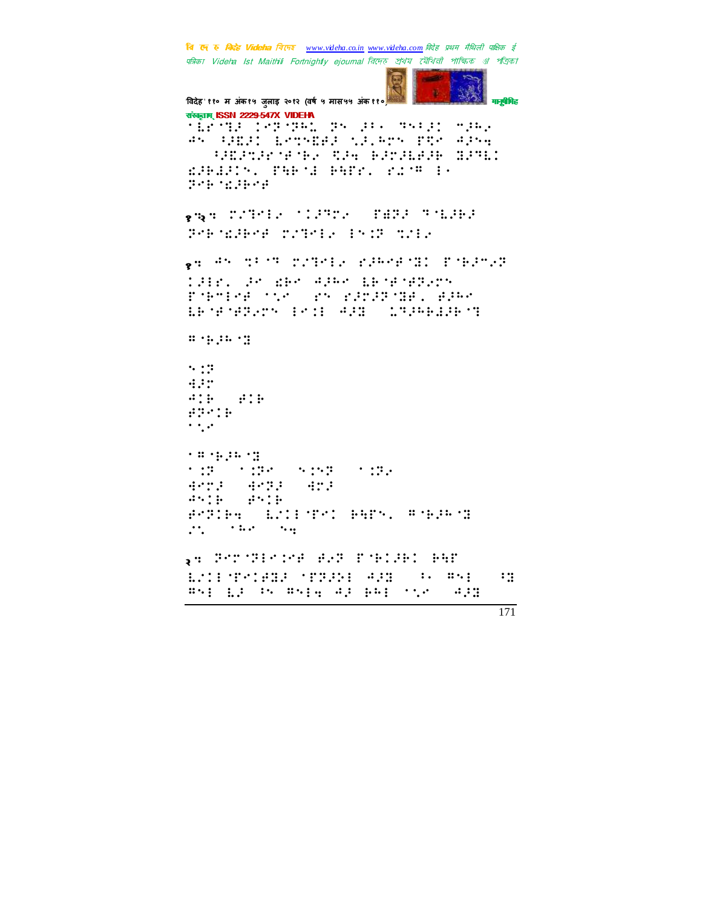१.२: 

१: 

२: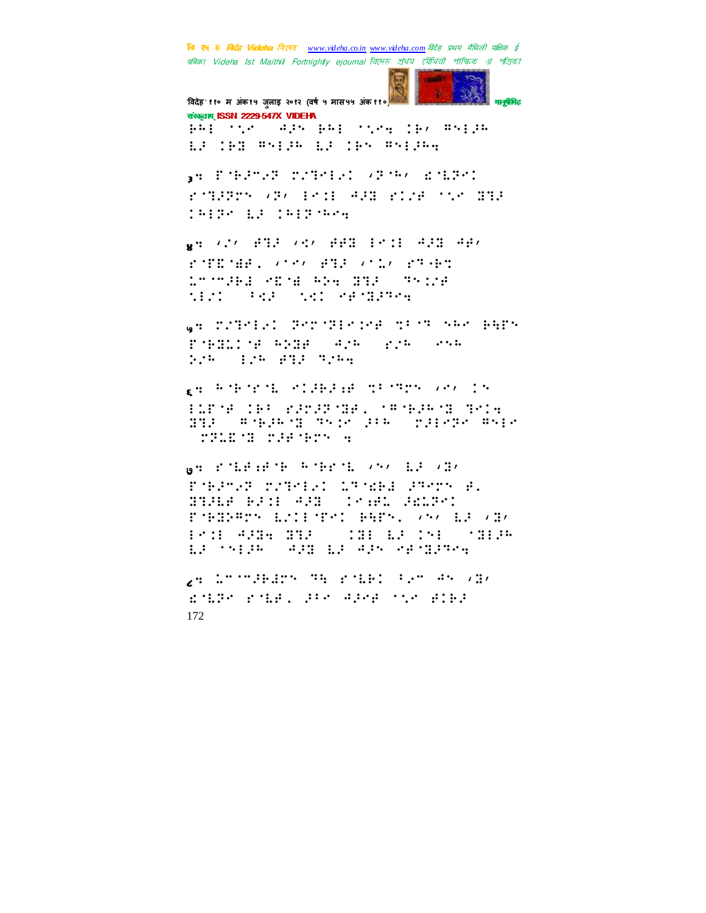⠗⠓⠇⠀⠁⠝⠊⠀⠀⠚⠼⠝⠀⠗⠓⠇⠀⠁⠝⠊⠹⠀⠅⠗⠂⠀⠋⠝⠇⠼⠓⠀⠇⠼⠀⠅⠗⠯⠀⠋⠝⠇⠼⠓⠀⠇⠼⠀⠅⠗⠝⠀⠋⠝⠇⠼⠓⠹

३⠹⠀⠋⠈⠗⠼⠉⠢⠻⠀⠍⠴⠹⠑⠇⠢⠅⠀⠌⠻⠈⠓⠂⠀⠩⠈⠇⠻⠑⠅⠀⠗⠈⠹⠼⠻⠑⠝⠀⠌⠻⠂⠀⠇⠑⠅⠇⠀⠚⠼⠯⠀⠗⠅⠴⠋⠀⠁⠝⠑⠀⠯⠹⠼⠀⠅⠓⠇⠻⠑⠀⠇⠼⠀⠅⠓⠇⠻⠈⠓⠑⠹

४⠹⠀⠌⠴⠂⠀⠿⠹⠼⠀⠌⠩⠂⠀⠿⠿⠯⠀⠇⠑⠅⠇⠀⠚⠼⠯⠀⠚⠋⠂⠀⠗⠈⠋⠿⠈⠺⠋⠄⠀⠌⠁⠑⠂⠀⠿⠹⠼⠀⠌⠁⠥⠂⠀⠗⠹⠈⠗⠹⠀⠥⠉⠈⠉⠼⠗⠇⠀⠢⠿⠈⠺⠀⠓⠕⠹⠀⠯⠹⠼⠀⠀⠹⠝⠅⠴⠋⠀⠁⠇⠴⠅⠀⠀⠁⠩⠼⠀⠀⠁⠩⠅⠀⠢⠋⠈⠯⠼⠹⠑⠹

५⠹⠀⠍⠴⠹⠑⠇⠢⠅⠀⠻⠑⠉⠈⠻⠇⠑⠅⠴⠋⠀⠹⠁⠈⠹⠀⠝⠓⠑⠀⠗⠹⠋⠝⠀⠋⠈⠗⠯⠥⠅⠈⠋⠀⠓⠕⠯⠋⠀⠀⠚⠴⠓⠀⠀⠗⠴⠓⠀⠀⠑⠝⠓⠀⠕⠴⠓⠀⠀⠇⠴⠓⠀⠿⠹⠼⠀⠹⠴⠓⠹

६⠹⠀⠓⠈⠗⠈⠗⠈⠇⠀⠢⠅⠼⠗⠼⠣⠋⠀⠹⠁⠈⠹⠻⠝⠀⠌⠑⠂⠀⠅⠝⠀⠇⠥⠋⠈⠋⠀⠅⠗⠁⠀⠗⠼⠉⠼⠻⠈⠯⠋⠄⠀⠈⠋⠈⠗⠼⠓⠈⠯⠀⠹⠑⠅⠹⠀⠯⠹⠼⠀⠀⠋⠈⠗⠼⠓⠈⠯⠀⠹⠝⠅⠑⠀⠼⠁⠓⠀⠀⠍⠼⠇⠑⠻⠑⠀⠋⠝⠇⠑⠀⠀⠍⠻⠥⠿⠈⠯⠀⠍⠼⠋⠈⠗⠉⠝⠀⠹

७⠹⠀⠗⠈⠇⠋⠣⠋⠈⠗⠀⠓⠈⠗⠈⠗⠈⠇⠀⠌⠝⠂⠀⠇⠼⠀⠌⠯⠂⠀⠋⠈⠗⠼⠉⠢⠻⠀⠍⠴⠹⠑⠇⠢⠅⠀⠥⠹⠈⠩⠗⠼⠀⠼⠹⠑⠉⠝⠀⠋⠄⠀⠯⠹⠼⠇⠋⠀⠗⠼⠅⠇⠀⠚⠼⠯⠀⠀⠅⠑⠣⠋⠥⠀⠼⠩⠥⠻⠑⠅⠀⠋⠈⠗⠯⠕⠋⠉⠝⠀⠇⠴⠅⠇⠈⠋⠑⠅⠀⠗⠹⠋⠝⠄⠀⠌⠝⠂⠀⠇⠼⠀⠌⠯⠂⠀⠇⠑⠅⠇⠀⠚⠼⠯⠹⠀⠯⠹⠼⠀⠀⠀⠅⠯⠇⠀⠇⠼⠀⠅⠝⠇⠀⠀⠈⠯⠇⠼⠓⠀⠇⠼⠀⠁⠝⠇⠼⠓⠀⠀⠚⠼⠯⠀⠇⠼⠀⠚⠼⠝⠀⠢⠋⠈⠯⠼⠹⠑⠹

८⠹⠀⠥⠉⠈⠉⠼⠗⠼⠉⠝⠀⠹⠹⠀⠗⠈⠇⠗⠅⠀⠁⠢⠉⠀⠚⠝⠀⠌⠯⠂⠀⠩⠈⠇⠻⠑⠀⠗⠈⠇⠋⠄⠀⠼⠁⠑⠀⠚⠼⠑⠋⠀⠁⠝⠑⠀⠿⠅⠗⠼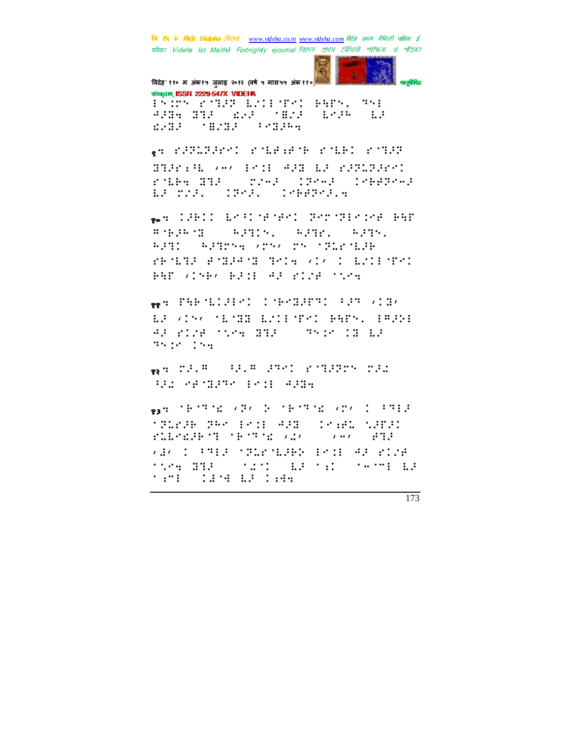विदेह' ११० म अंक१५ जुलाइ २०१२ (वर्ष ५ मास५५ अंक ११०) मानुषीमिह संस्कृताम् ISSN 2229-547X VIDEHA

⠇⠑⠨⠍⠑ ⠋⠙⠟⠺⠟ ⠇⠴⠊⠇⠙⠋⠊ ⠃⠓⠋⠑⠄ ⠙⠑⠇ ⠚⠼⠻⠹ ⠻⠞⠼ ⠩⠢⠼ ⠘⠿⠴⠼ ⠇⠢⠼⠓ ⠇⠼ ⠩⠢⠻⠼ ⠘⠿⠴⠻⠼ ⠈⠢⠻⠼⠓⠹

९⠹ ⠋⠼⠟⠇⠟⠼⠋⠑⠊ ⠋⠙⠇⠋⠱⠋⠙⠗ ⠋⠙⠇⠗⠊ ⠋⠙⠞⠼⠟ ⠻⠞⠼⠋⠱⠓⠇ ⠌⠤⠌ ⠇⠑⠨⠇ ⠚⠼⠻ ⠇⠼ ⠋⠼⠟⠇⠟⠼⠋⠑⠊ ⠋⠙⠇⠗⠹ ⠻⠞⠼ ⠍⠌⠤⠼ ⠊⠟⠑⠤⠼ ⠊⠑⠗⠋⠟⠑⠤⠼ ⠇⠼ ⠍⠌⠼⠄ ⠊⠟⠑⠼⠄ ⠊⠑⠗⠋⠟⠑⠼⠄⠹

१०⠹ ⠊⠼⠗⠊⠊ ⠇⠑⠈⠊⠙⠋⠙⠋⠑⠊ ⠟⠑⠍⠙⠟⠇⠑⠊⠌⠋ ⠃⠓⠋ ⠛⠙⠗⠼⠓⠙⠻ ⠓⠼⠞⠊⠑⠄ ⠓⠼⠞⠋⠄ ⠓⠼⠞⠑⠄ ⠓⠼⠞⠊ ⠓⠼⠞⠋⠑⠹ ⠌⠍⠑⠌ ⠍⠑ ⠙⠟⠇⠋⠙⠇⠼⠗ ⠋⠗⠙⠇⠞⠼ ⠋⠙⠻⠼⠓⠙⠻ ⠞⠑⠊⠹ ⠌⠊⠌ ⠊ ⠇⠴⠊⠇⠙⠋⠑⠊ ⠃⠓⠋ ⠌⠊⠑⠗⠌ ⠗⠼⠊⠇ ⠚⠼ ⠋⠊⠌⠋ ⠙⠱⠑⠹

११⠹ ⠋⠓⠗⠙⠇⠊⠼⠇⠑⠊ ⠊⠙⠗⠑⠻⠼⠋⠞⠊ ⠈⠼⠞ ⠌⠊⠻⠌ ⠇⠼ ⠌⠊⠑⠌ ⠙⠇⠙⠻⠻ ⠇⠴⠊⠇⠙⠋⠑⠊ ⠃⠓⠋⠑⠄ ⠇⠛⠼⠕⠇ ⠚⠼ ⠋⠊⠌⠋ ⠙⠱⠑⠹ ⠻⠞⠼ ⠞⠑⠨⠑ ⠊⠻ ⠇⠼ ⠞⠑⠨⠑ ⠊⠑⠹

१२⠹ ⠍⠼⠄⠛ ⠈⠼⠄⠛ ⠼⠞⠑⠊ ⠋⠙⠞⠼⠟⠍⠑ ⠍⠼⠩ ⠈⠼⠩ ⠖⠋⠙⠻⠼⠞⠑ ⠇⠑⠨⠇ ⠚⠼⠻⠹

१३⠹ ⠙⠗⠙⠞⠙⠩ ⠌⠟⠌ ⠕ ⠙⠗⠙⠞⠙⠩ ⠌⠍⠌ ⠊ ⠈⠞⠇⠼ ⠙⠟⠇⠋⠼⠗ ⠟⠓⠑ ⠇⠑⠨⠇ ⠚⠼⠻ ⠊⠑⠱⠋⠇ ⠱⠼⠋⠼⠊ ⠋⠇⠇⠑⠩⠼⠗⠙⠞ ⠙⠗⠙⠞⠙⠩ ⠌⠩⠌ ⠌⠤⠌ ⠋⠞⠼ ⠌⠻⠌ ⠊ ⠈⠞⠇⠼ ⠙⠟⠇⠋⠙⠇⠼⠗⠕ ⠇⠑⠨⠇ ⠚⠼ ⠋⠊⠌⠋ ⠙⠱⠑⠹ ⠻⠞⠼ ⠙⠩⠙⠊ ⠇⠼ ⠙⠱⠊ ⠙⠤⠙⠍⠇ ⠇⠼ ⠙⠱⠍⠇ ⠊⠻⠙⠹ ⠇⠼ ⠊⠱⠹⠹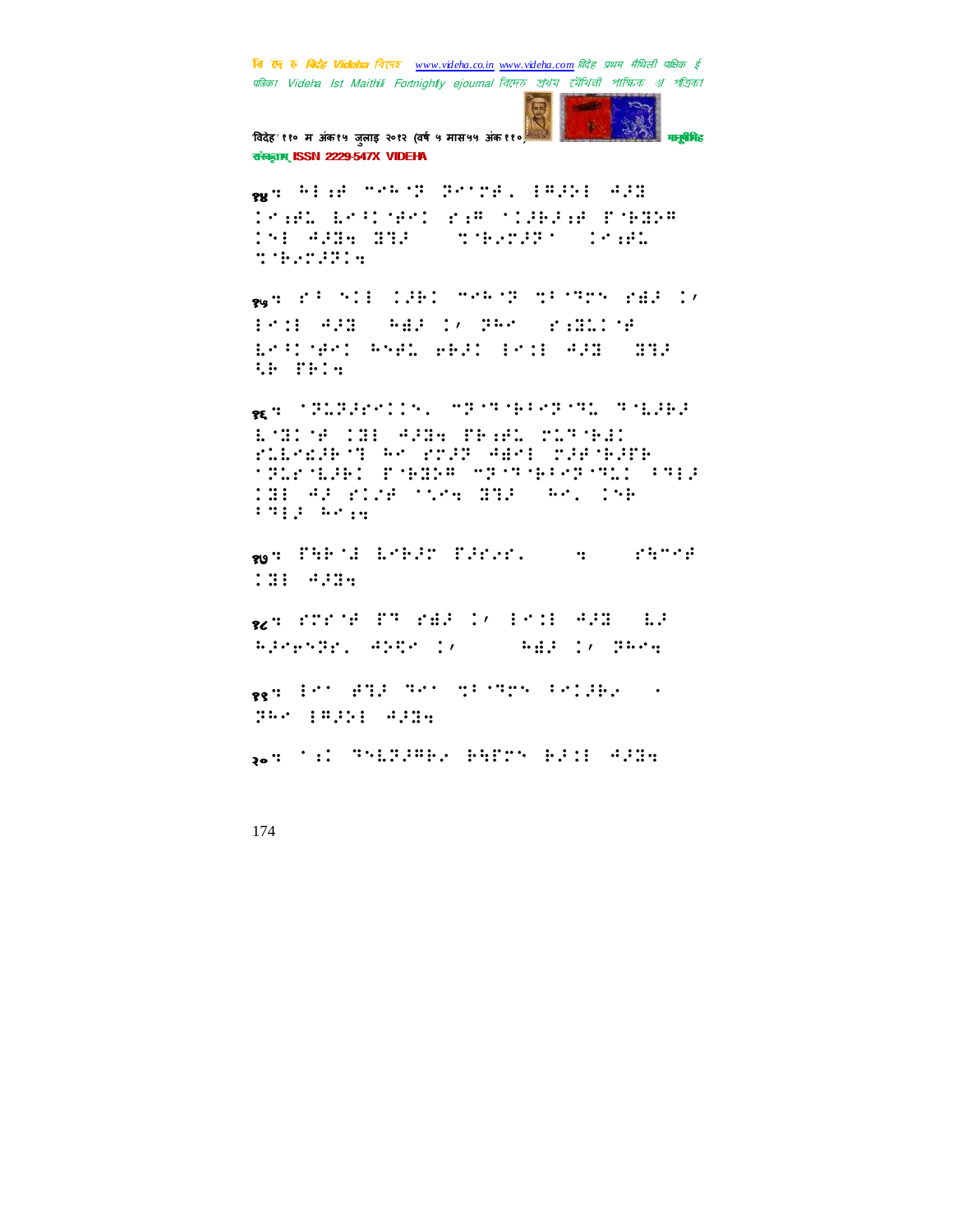१४:

१५:

१६:

१७:

१८:

१९:

२०: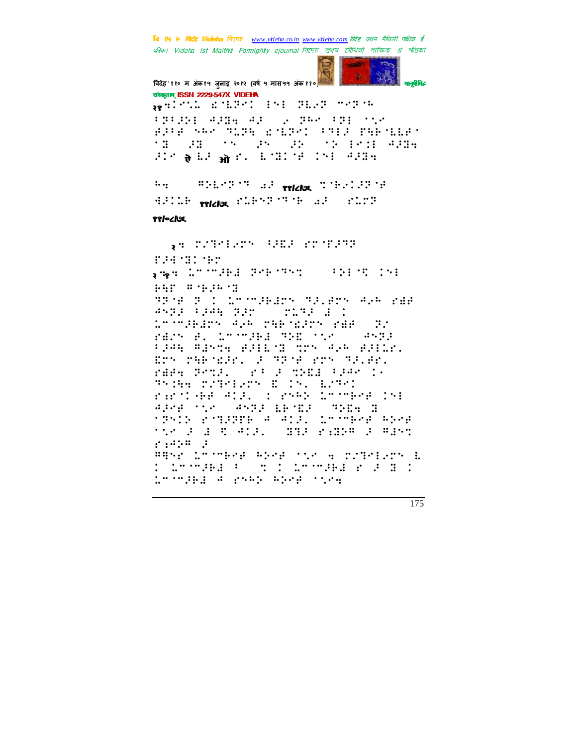संस्कृताम् ISSN 2229-547X VIDEHA

१४ ... ... ऐ ... ओ ...

... ११/८/७६ ... ११/८/७६ ...

**११/०८/७६**

२ ...

२.१ ...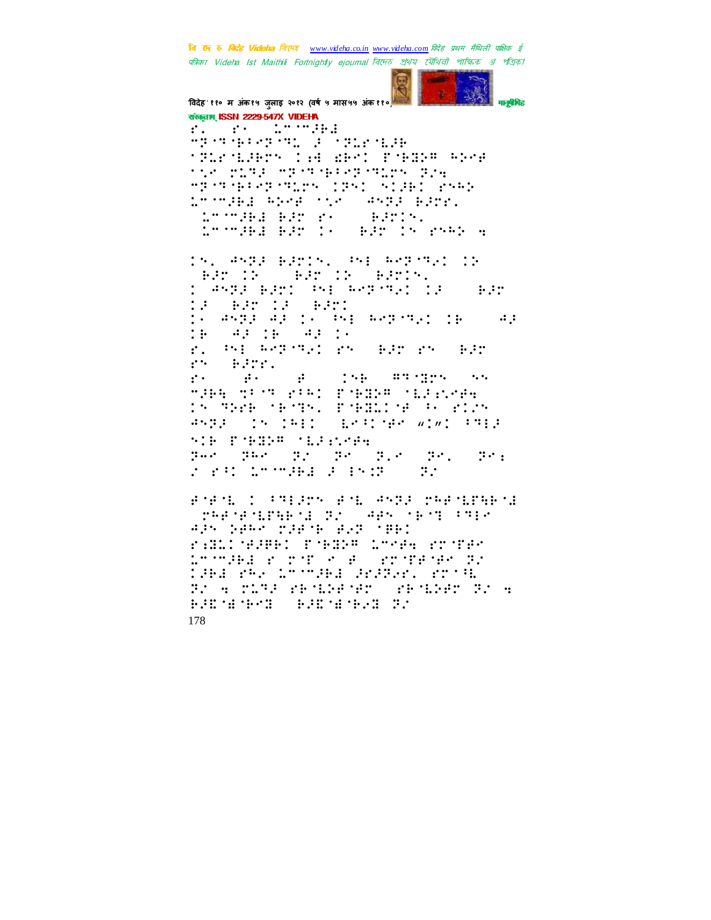संस्कृताम् ISSN 2229-547X VIDEHA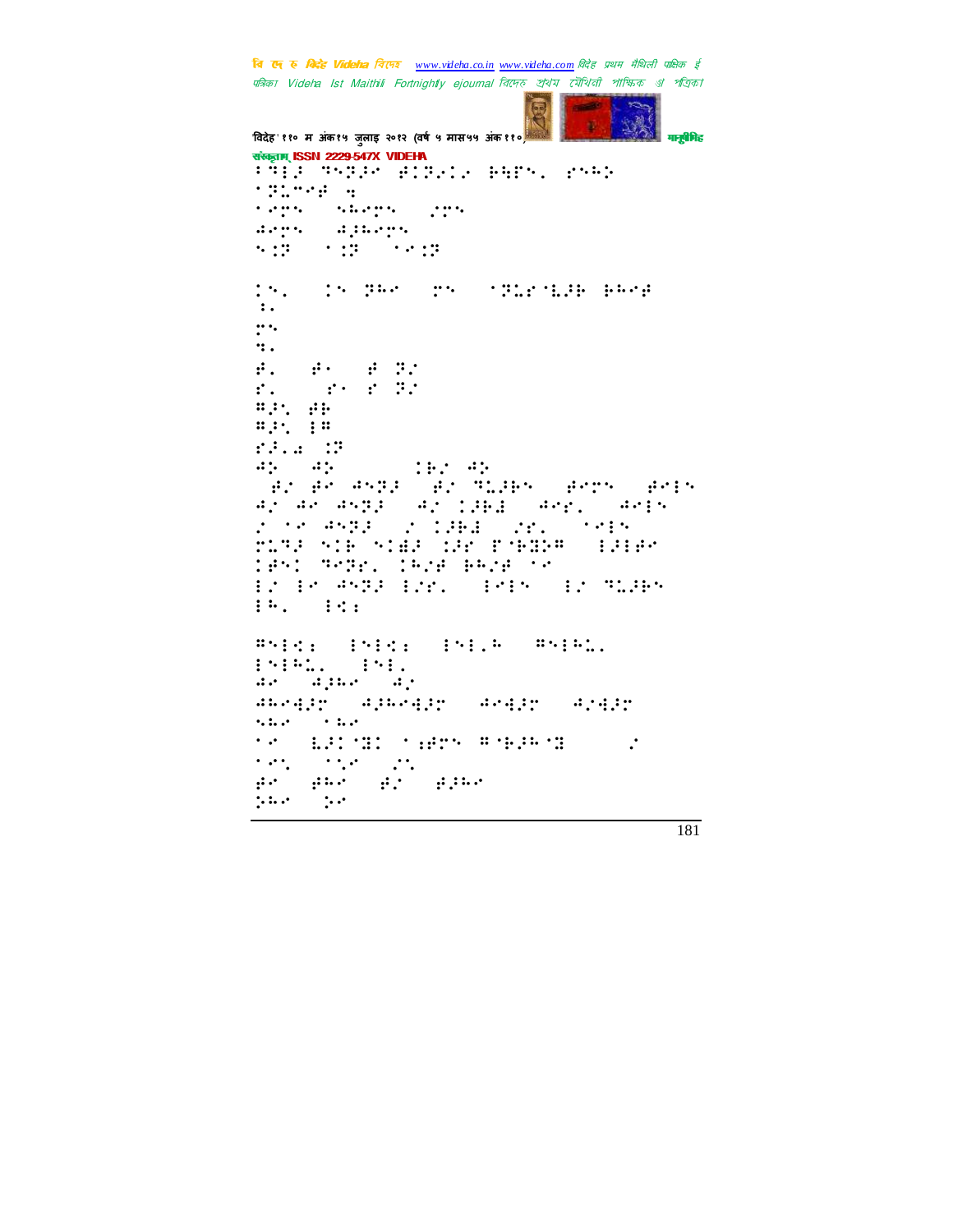ISSN 2229-547X VIDEHA

⠆⠹⠇⠜⠀⠹⠝⠝⠜⠊⠀⠚⠅⠝⠊⠅⠊⠀⠗⠓⠟⠉⠄⠀⠎⠉⠓⠕
⠁⠝⠥⠉⠊⠋⠀⠪

⠁⠊⠗⠉⠀⠀⠉⠓⠊⠗⠉⠀⠀⠀⠎⠗⠉
⠙⠊⠗⠉⠀⠀⠙⠜⠓⠊⠗⠉
⠉⠅⠝⠀⠀⠁⠅⠝⠀⠀⠁⠊⠅⠝

⠅⠉⠄⠀⠀⠅⠉⠀⠝⠓⠊⠀⠀⠗⠉⠀⠀⠁⠝⠥⠎⠁⠥⠜⠗⠀⠗⠓⠊⠋
⠆⠄
⠗⠉
⠪⠄
⠋⠄⠀⠀⠋⠂⠀⠀⠋⠀⠝⠌
⠎⠄⠀⠀⠀⠎⠂⠀⠎⠀⠝⠌
⠳⠜⠉⠀⠋⠗
⠳⠜⠉⠀⠇⠳
⠎⠜⠄⠙⠀⠅⠝
⠙⠕⠀⠀⠙⠕⠀⠀⠀⠀⠀⠀⠅⠗⠌⠀⠙⠕
⠀⠋⠌⠀⠋⠊⠀⠙⠉⠝⠜⠀⠀⠋⠌⠀⠹⠥⠜⠗⠉⠀⠀⠋⠊⠗⠉⠀⠀⠋⠊⠇⠉
⠙⠌⠀⠙⠊⠀⠙⠉⠝⠜⠀⠀⠙⠌⠀⠅⠜⠗⠙⠀⠀⠙⠊⠎⠄⠀⠀⠙⠊⠇⠉
⠌⠀⠁⠊⠀⠙⠉⠝⠜⠀⠀⠌⠀⠅⠜⠗⠙⠀⠀⠌⠎⠄⠀⠀⠁⠊⠇⠉
⠗⠥⠹⠜⠀⠉⠅⠗⠀⠉⠅⠫⠜⠀⠅⠜⠎⠀⠗⠁⠗⠝⠕⠳⠀⠀⠇⠜⠇⠋⠊
⠅⠋⠉⠅⠀⠹⠊⠝⠎⠄⠀⠅⠓⠌⠋⠀⠗⠓⠌⠋⠀⠁⠊
⠇⠌⠀⠇⠊⠀⠙⠉⠝⠜⠀⠇⠌⠎⠄⠀⠀⠇⠊⠇⠉⠀⠀⠇⠌⠀⠹⠥⠜⠗⠉
⠇⠓⠄⠀⠀⠇⠪⠆

⠳⠉⠇⠪⠆⠀⠀⠇⠉⠇⠪⠆⠀⠀⠇⠉⠇⠄⠓⠀⠀⠳⠉⠇⠓⠥⠄
⠇⠉⠇⠓⠥⠄⠀⠀⠇⠉⠇⠄
⠙⠊⠀⠀⠙⠜⠓⠊⠀⠀⠙⠌
⠙⠓⠊⠫⠜⠎⠀⠀⠙⠜⠓⠊⠫⠜⠎⠀⠀⠙⠊⠫⠜⠎⠀⠀⠙⠌⠫⠜⠎
⠉⠥⠊⠀⠀⠁⠥⠊
⠁⠊⠀⠀⠥⠜⠅⠁⠝⠅⠀⠁⠆⠋⠗⠉⠀⠳⠁⠗⠜⠓⠁⠝⠀⠀⠀⠀⠀⠌
⠁⠊⠉⠀⠀⠁⠌⠊⠀⠀⠌⠉
⠋⠊⠀⠀⠋⠓⠊⠀⠀⠋⠌⠀⠀⠋⠜⠓⠊
⠕⠓⠊⠀⠀⠕⠊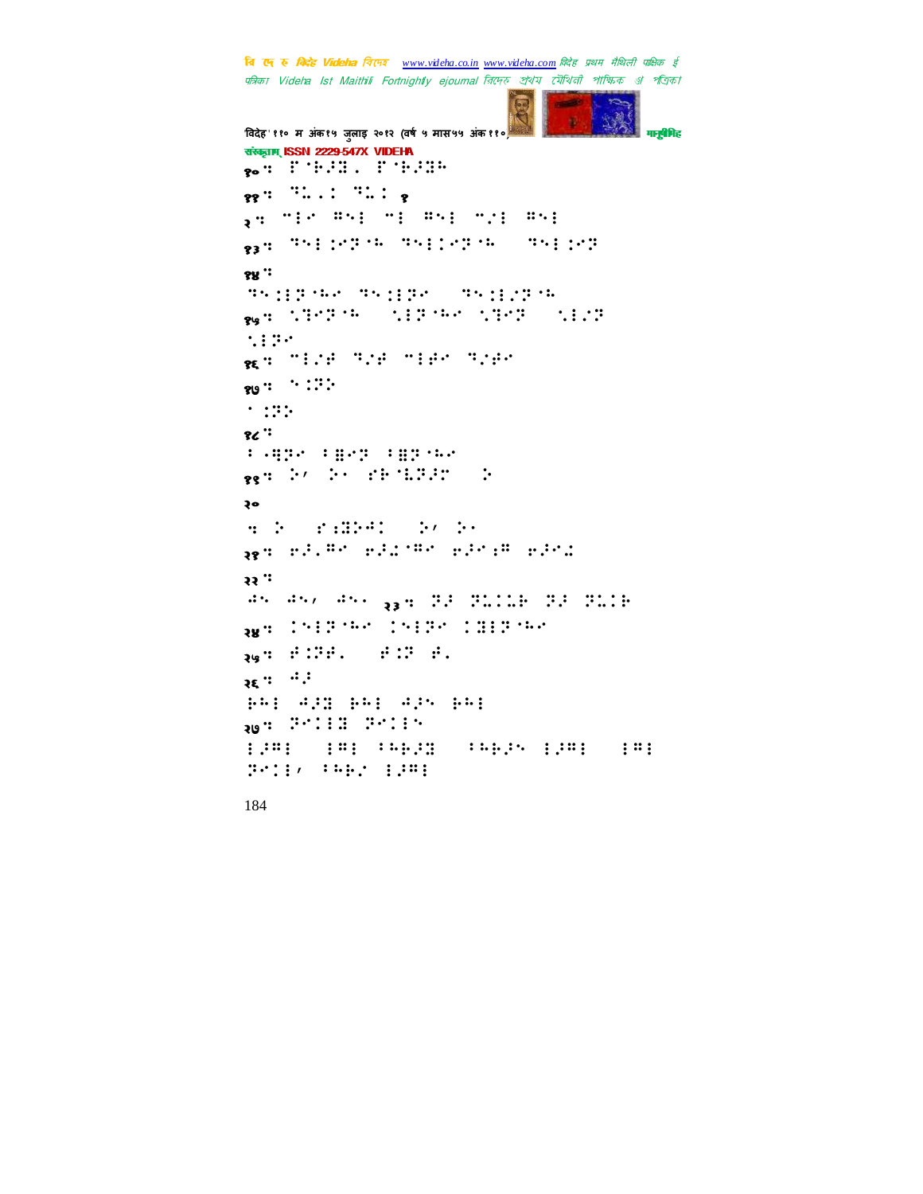१०:

११:

१२:

१३:

१४:

१५:

१६:

१७:

१८:

१९:

२०

२१:

२२:

२३:

२४:

२५:

२६:

२७: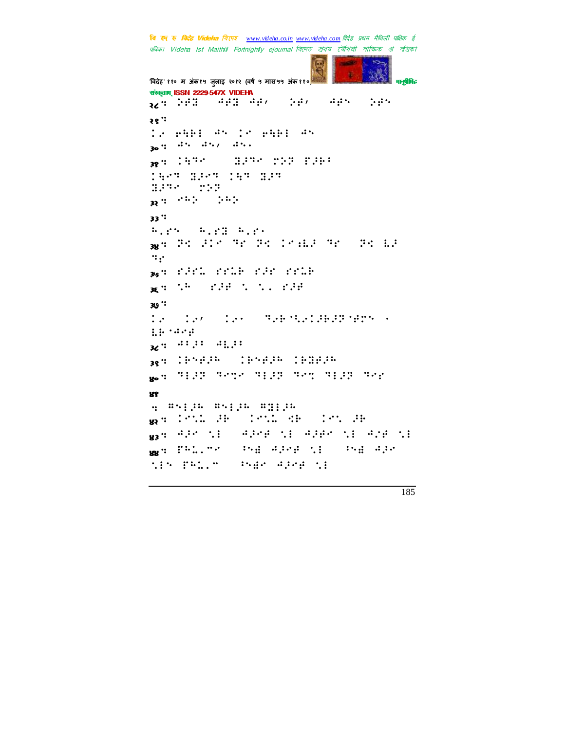२८ः ⠵⠋⠻ ⠲⠋⠻ ⠲⠋⠂ ⠵⠋⠂ ⠲⠋⠢ ⠵⠋⠢

२९ः

⠨�together ⠗⠹⠗⠇ ⠲⠢ ⠨⠊ ⠗⠹⠗⠇ ⠲⠢

३०ः ⠲⠢ ⠲⠢⠂ ⠲⠢⠄

३१ः ⠨⠹⠙⠊ ⠻⠜⠙⠊ ⠍⠕⠝ ⠏⠜⠗⠱

⠨⠹⠊⠙ ⠻⠜⠊⠙ ⠨⠹⠙ ⠻⠜⠙

⠻⠜⠙⠊ ⠍⠕⠝

३२ः ⠊⠓⠕ ⠵⠓⠕

३३ः

⠓⠄⠗⠢ ⠓⠄⠗⠻ ⠓⠄⠗⠄

३४ः ⠝⠪ ⠜⠨⠊ ⠙⠗ ⠝⠪ ⠨⠊⠎⠧⠜ ⠙⠗ ⠝⠪ ⠧⠜

⠙⠗

३५ः ⠗⠜⠗⠡ ⠗⠗⠡⠗ ⠗⠜⠗ ⠗⠗⠡⠗

३६ः ⠡⠓ ⠗⠜⠋ ⠡ ⠡⠄ ⠗⠜⠋

३७ः

⠨⠊ ⠨⠊⠂ ⠨⠊⠄ ⠙⠜⠗⠈⠹⠊⠨⠜⠗⠜⠝⠈⠋⠍⠢ ⠄

⠧⠗⠈⠲⠊⠋

३८ः ⠲⠱⠜⠱ ⠲⠧⠜⠱

३९ः ⠨⠗⠢⠋⠜⠓ ⠨⠗⠢⠋⠜⠓ ⠨⠗⠻⠋⠜⠓

४०ः ⠙⠇⠜⠝ ⠙⠊⠍⠊ ⠙⠇⠜⠝ ⠙⠊⠍ ⠙⠇⠜⠝ ⠙⠊⠗

४१

⠢ ⠓⠢⠇⠜⠓ ⠓⠢⠇⠜⠓ ⠓⠻⠇⠜⠓

४२ः ⠨⠊⠡⠡ ⠜⠗ ⠨⠊⠡⠡ ⠪⠗ ⠨⠊⠡ ⠜⠗

४३ः ⠲⠜⠊ ⠡⠇ ⠲⠜⠊⠋ ⠡⠇ ⠲⠜⠋⠊ ⠡⠇ ⠲⠌⠋ ⠡⠇

४४ः ⠏⠓⠡⠄⠉⠊ ⠱⠢⠯ ⠲⠜⠊⠋ ⠡⠇ ⠱⠢⠯ ⠲⠜⠊

⠡⠇⠢ ⠏⠓⠡⠄⠉ ⠱⠢⠯⠊ ⠲⠜⠊⠋ ⠡⠇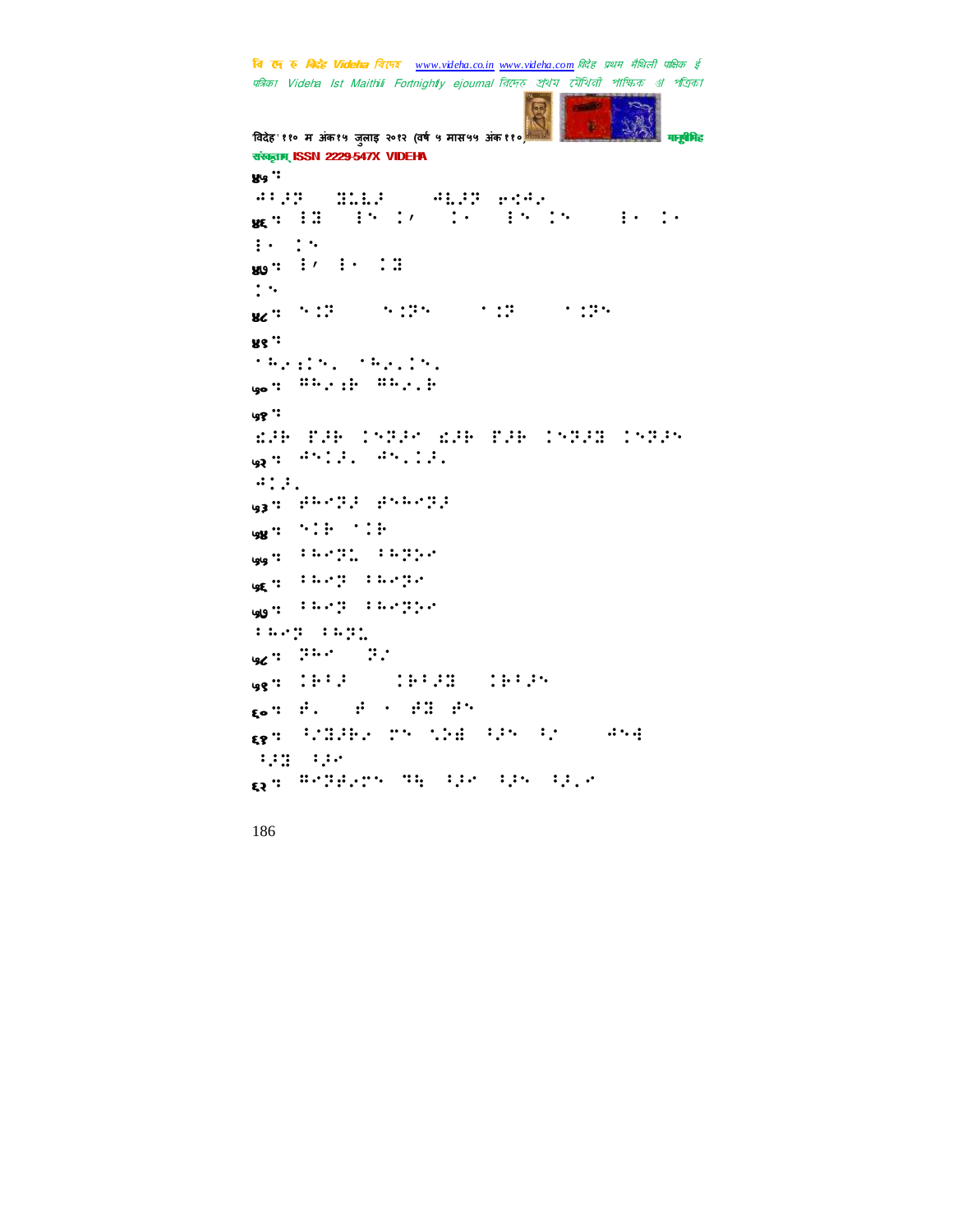५५ :

⠙⠃⠜⠝ ⠛⠥⠇⠜ ⠙⠇⠜⠝ ⠗⠊⠙⠊

५६ : ⠅⠛ ⠅⠑ ⠅⠄ ⠅⠊ ⠅⠑ ⠅⠑ ⠅⠊ ⠅⠊

⠅⠊ ⠅⠑

५७ : ⠅⠄ ⠅⠊ ⠅⠛

⠅⠑

५८ : ⠑⠅⠝ ⠑⠅⠝⠑ ⠁⠅⠝ ⠁⠅⠝⠑

५९ :

⠁⠓⠊⠅⠅⠑⠲ ⠁⠓⠊⠲⠅⠑⠲

६० : ⠟⠓⠊⠅⠗ ⠟⠓⠊⠲⠗

६१ :

⠫⠜⠗ ⠋⠜⠗ ⠅⠑⠝⠜⠊ ⠫⠜⠗ ⠋⠜⠗ ⠅⠑⠝⠜⠛ ⠅⠑⠝⠜⠑

६२ : ⠙⠑⠅⠜⠲ ⠙⠑⠲⠅⠜⠲

⠙⠅⠜⠲

६३ : ⠜⠓⠊⠝⠜ ⠜⠑⠓⠊⠝⠜

६४ : ⠑⠅⠗ ⠁⠅⠗

६५ : ⠃⠓⠊⠝⠥ ⠃⠓⠝⠕⠊

६६ : ⠃⠓⠊⠝ ⠃⠓⠊⠝⠊

६७ : ⠃⠓⠊⠝ ⠃⠓⠊⠝⠕⠊

⠃⠓⠊⠝ ⠃⠓⠝⠥

६८ : ⠝⠓⠊ ⠝⠊

६९ : ⠅⠗⠃⠜ ⠅⠗⠃⠜⠛ ⠅⠗⠃⠜⠑

७० : ⠜⠲ ⠜ ⠁ ⠜⠛ ⠜⠑

७१ : ⠃⠊⠛⠜⠗⠊ ⠍⠑ ⠑⠕⠻ ⠃⠜⠑ ⠃⠊ ⠙⠑⠹

⠃⠜⠛ ⠃⠜⠊

७२ : ⠟⠊⠝⠜⠊⠍⠑ ⠝⠓ ⠃⠜⠊ ⠃⠜⠑ ⠃⠜⠲⠊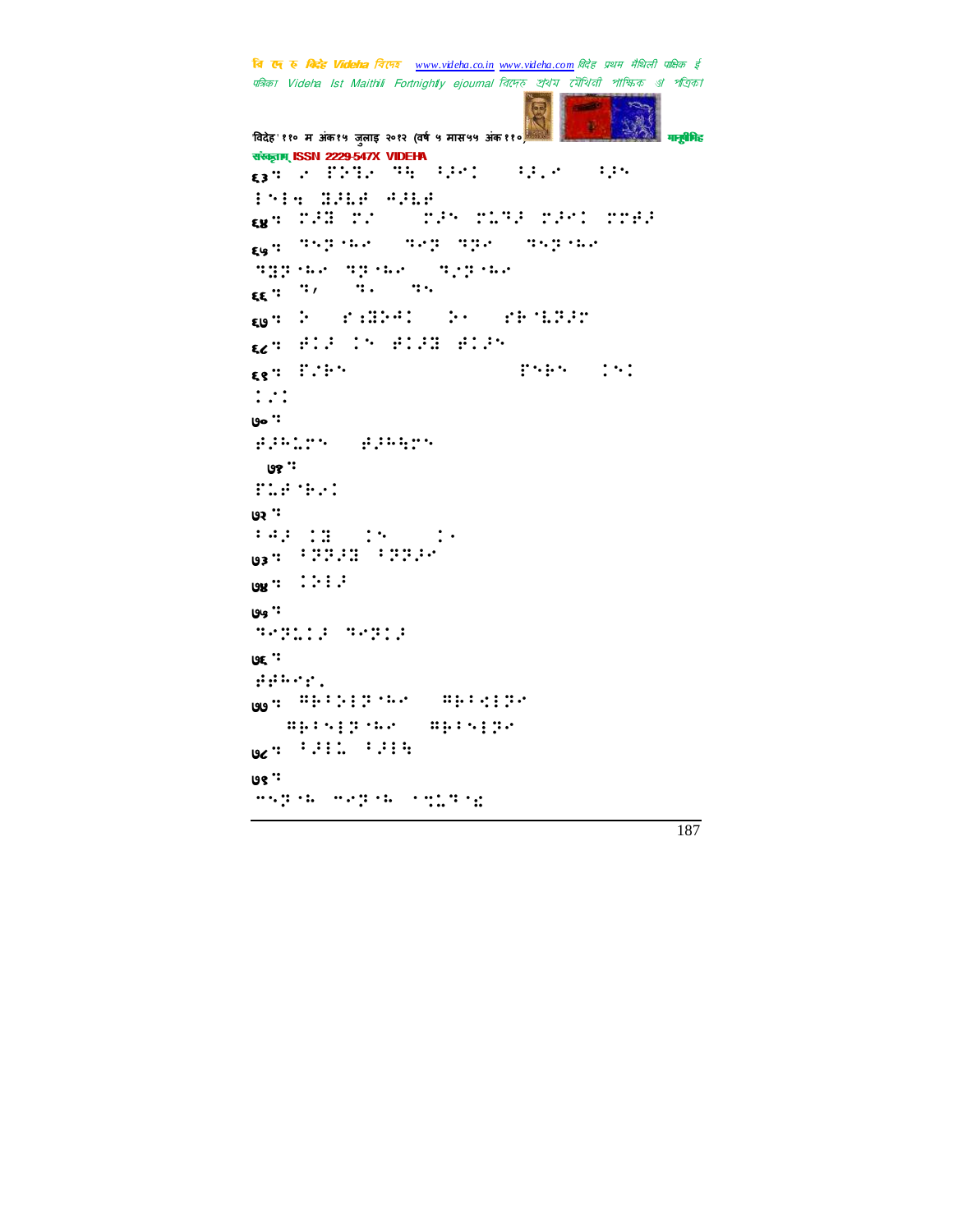६३ ⠆ ⠂ ⠏⠕⠝⠊⠂ ⠝⠓ ⠦⠰⠂⠅ ⠦⠰⠂⠂ ⠦⠰⠔
⠇⠔⠇⠒ ⠿⠰⠇⠗ ⠢⠰⠇⠗

६४ ⠆ ⠍⠰⠿ ⠍⠂ ⠍⠰⠔ ⠍⠇⠝⠰ ⠍⠰⠂⠅ ⠍⠍⠗⠰

६५ ⠆ ⠝⠔⠝⠈⠓⠂ ⠝⠂⠝ ⠝⠝⠂ ⠝⠔⠝⠈⠓⠂
⠝⠿⠝⠈⠓⠂ ⠝⠝⠈⠓⠂ ⠝⠂⠝⠈⠓⠂

६६ ⠆ ⠝⠂ ⠝⠂ ⠝⠔

६७ ⠆ ⠕ ⠎⠒⠿⠕⠢⠅ ⠕⠂ ⠎⠓⠈⠇⠝⠰⠍

६८ ⠆ ⠗⠅⠰ ⠅⠔ ⠗⠅⠰⠿ ⠗⠅⠰⠔

६९ ⠆ ⠏⠂⠓⠔ ⠏⠔⠓⠔ ⠅⠔⠅
⠅⠂⠅

७० ⠆
⠗⠰⠓⠇⠍⠔ ⠗⠰⠓⠒⠍⠔

७१ ⠆
⠏⠇⠗⠈⠓⠂⠅

७२ ⠆
⠃⠢⠰ ⠅⠿ ⠅⠔ ⠅⠂

७३ ⠆ ⠃⠝⠝⠰⠿ ⠃⠝⠝⠰⠂

७४ ⠆ ⠅⠕⠇⠰

७५ ⠆
⠝⠂⠝⠇⠅⠰ ⠝⠂⠝⠅⠰

७६ ⠆
⠗⠗⠓⠂⠎⠄

७७ ⠆ ⠛⠓⠃⠕⠇⠝⠈⠓⠂ ⠛⠓⠃⠒⠇⠝⠂
⠛⠓⠃⠔⠇⠝⠈⠓⠂ ⠛⠓⠃⠔⠇⠝⠂

७८ ⠆ ⠃⠰⠇⠇ ⠃⠰⠇⠓

७९ ⠆
⠉⠔⠝⠈⠓ ⠉⠂⠝⠈⠓ ⠈⠒⠇⠝⠈⠒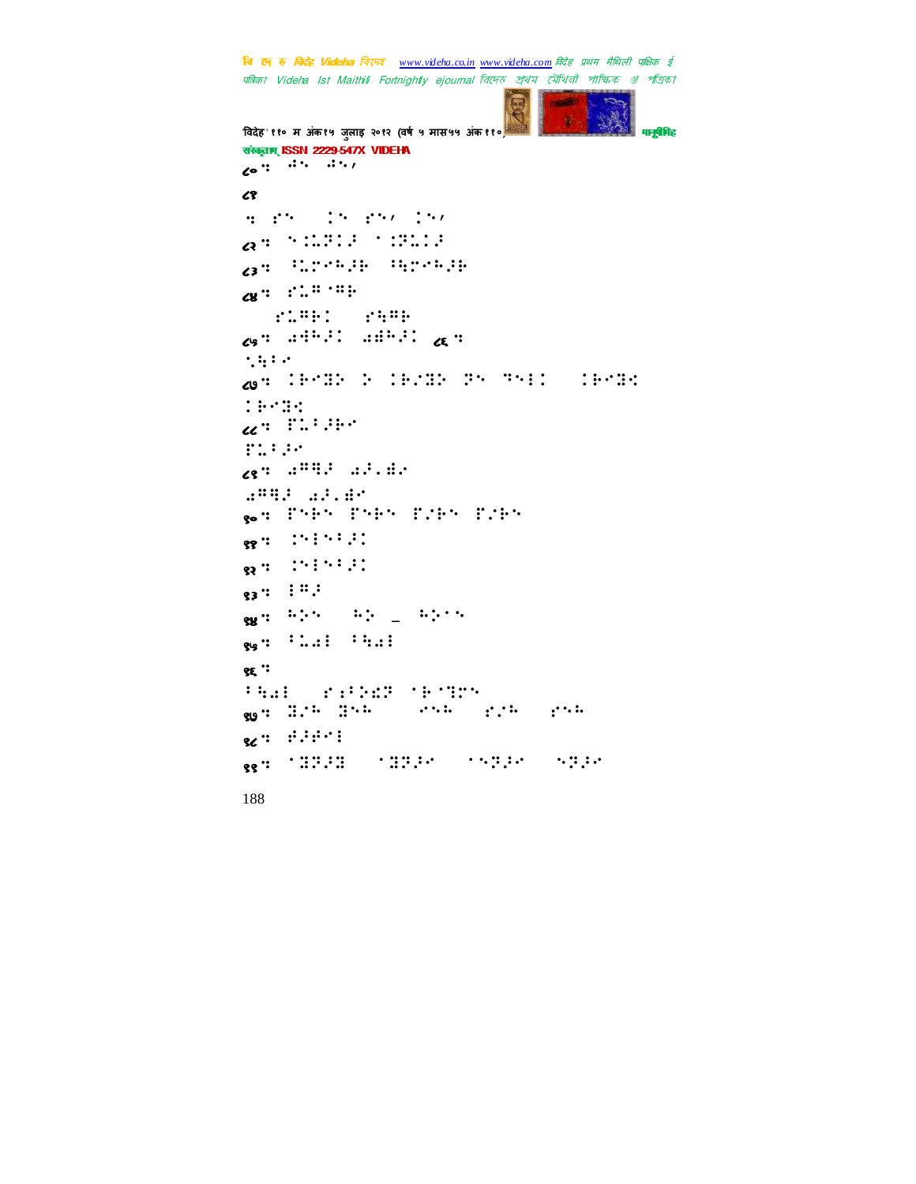८०: ⠾⠢ ⠾⠢⠂

८१

: ⠎⠢ ⠅⠢ ⠎⠢⠂ ⠅⠢⠂

८२: ⠑⠅⠥⠝⠅⠜ ⠁⠅⠝⠥⠅⠜

८३: ⠓⠥⠍⠊⠓⠜⠗ ⠓⠹⠍⠊⠓⠜⠗

८४: ⠎⠥⠛⠁⠛⠗

⠎⠥⠛⠗⠅ ⠎⠹⠛⠗

८५: ⠼⠻⠓⠜⠅ ⠼⠻⠓⠜⠅ ८६:

⠑⠹⠃⠊

८७: ⠅⠗⠊⠷⠕ ⠕ ⠅⠗⠌⠷⠕ ⠝⠢ ⠙⠑⠇⠇ ⠅⠗⠊⠷⠩

⠅⠗⠊⠷⠩

८८: ⠏⠥⠃⠜⠗⠊

⠏⠥⠃⠜⠊

८९: ⠼⠛⠹⠜ ⠼⠜⠨⠻⠊

⠼⠛⠹⠜ ⠼⠜⠨⠻⠊

९०: ⠏⠑⠗⠑ ⠏⠑⠗⠑ ⠏⠌⠗⠑ ⠏⠌⠗⠑

९१: ⠅⠑⠇⠑⠃⠜⠅

९२: ⠅⠑⠇⠑⠃⠜⠅

९३: ⠇⠛⠜

९४: ⠓⠕⠑ ⠓⠕ _ ⠓⠕⠑⠑

९५: ⠃⠥⠼⠇ ⠃⠹⠼⠇

९६:

⠃⠹⠼⠇ ⠎⠆⠃⠕⠩⠝ ⠁⠗⠁⠝⠍⠑

९७: ⠷⠌⠓ ⠷⠑⠓ ⠊⠑⠓ ⠎⠌⠓ ⠎⠑⠓

९८: ⠚⠜⠚⠊⠇

९९: ⠁⠷⠝⠜⠷ ⠁⠷⠝⠜⠊ ⠑⠑⠝⠜⠊ ⠑⠝⠜⠊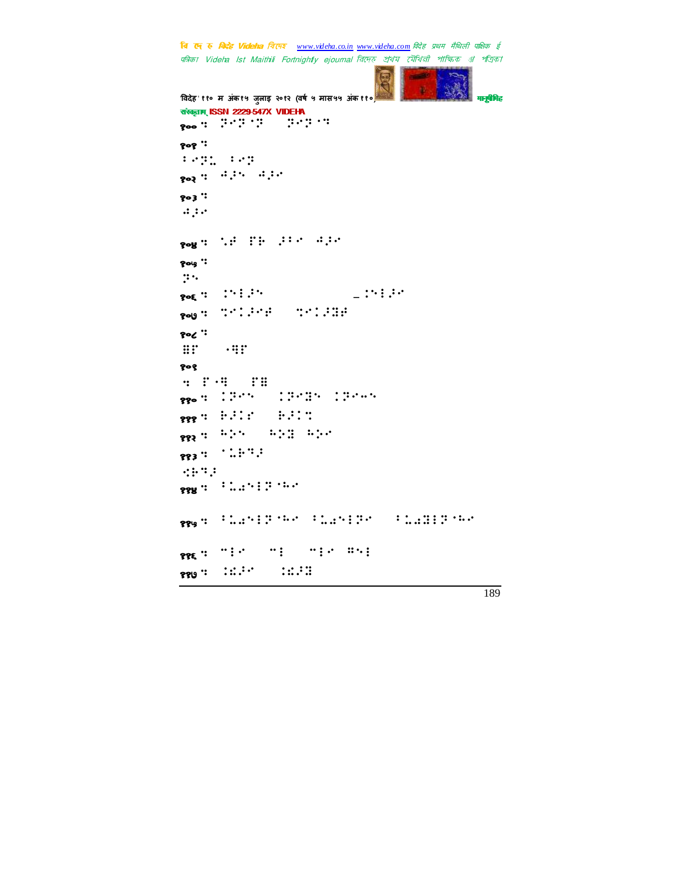१०० ': ⠽⠊⠝⠁⠝ ⠽⠊⠝⠁⠉

१०१ ':

⠅⠊⠝⠥ ⠅⠊⠝

१०२ ': ⠚⠌⠊ ⠚⠌⠊

१०३ ':

⠚⠌⠊

१०४ ': ⠑⠜ ⠏⠗ ⠌⠅⠊ ⠚⠌⠊

१०५ ':

⠝⠁

१०६ ': ⠐⠊⠇⠌⠁ _⠐⠊⠇⠌⠊

१०७ ': ⠙⠊⠅⠌⠊⠜ ⠙⠊⠅⠌⠻⠜

१०८ ':

⠿⠏ ⠊⠻⠏

१०९

⠒ ⠏⠊⠻ ⠏⠿

११० ': ⠅⠽⠊⠁ ⠅⠽⠊⠿⠁ ⠅⠽⠊⠒⠁

१११ ': ⠗⠗⠅⠊ ⠗⠗⠅⠙

११२ ': ⠓⠕⠁ ⠓⠕⠿ ⠓⠕⠊

११३ ': ⠁⠥⠗⠙⠗

⠪⠗⠙⠗

११४ ': ⠅⠥⠡⠊⠇⠽⠁⠓⠊

११५ ': ⠅⠥⠡⠊⠇⠽⠁⠓⠊ ⠅⠥⠡⠊⠇⠽⠊ ⠅⠥⠡⠿⠇⠽⠁⠓⠊

११६ ': ⠉⠇⠊ ⠉⠇ ⠉⠇⠊ ⠿⠁⠇

११७ ': ⠅⠫⠗⠊ ⠅⠫⠗⠿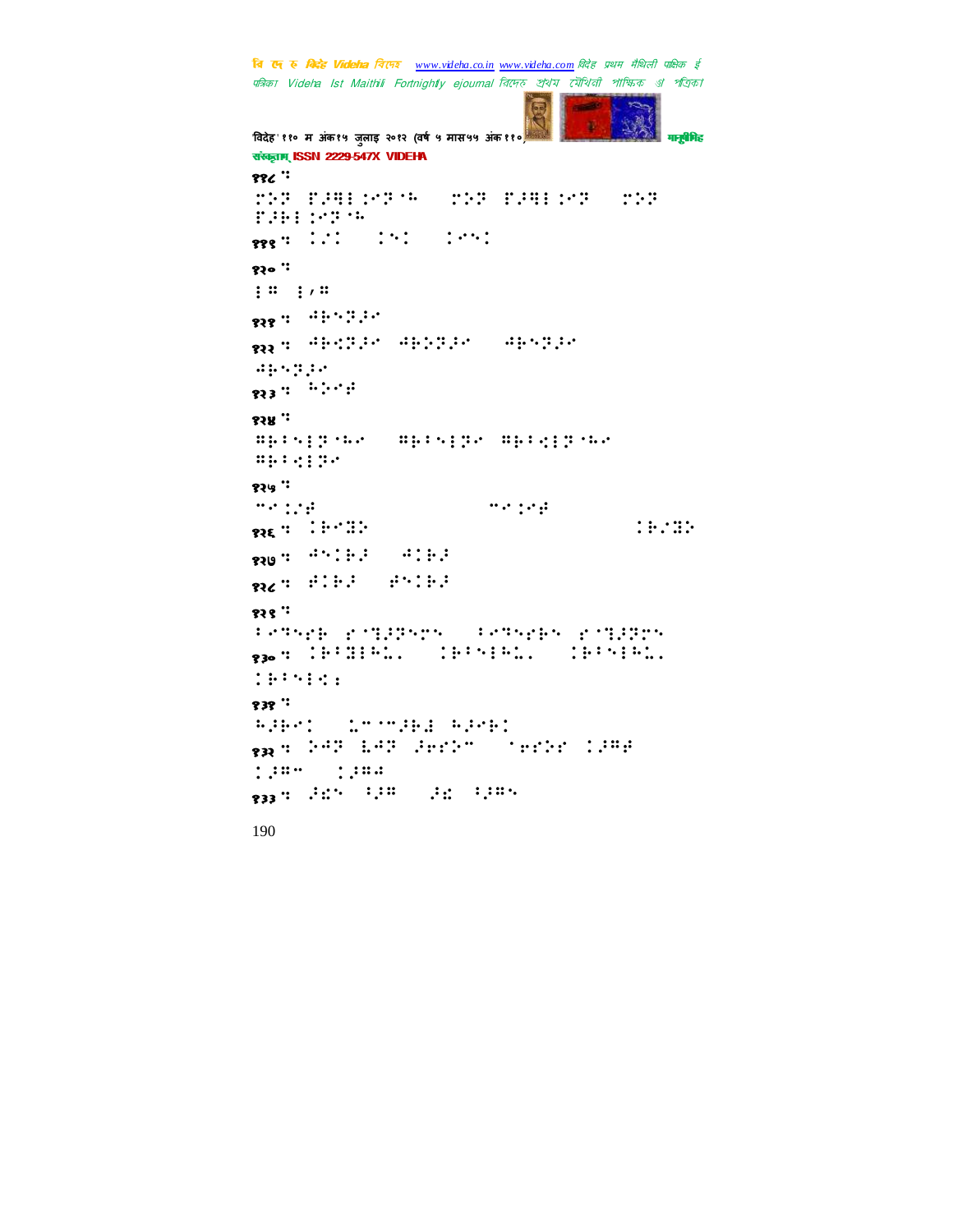११८ :

११९ :

१२० :

१२१ :

१२२ :

१२३ :

१२४ :

१२५ :

१२६ :

१२७ :

१२८ :

१२९ :

१३० :

१३१ :

१३२ :

१३३ :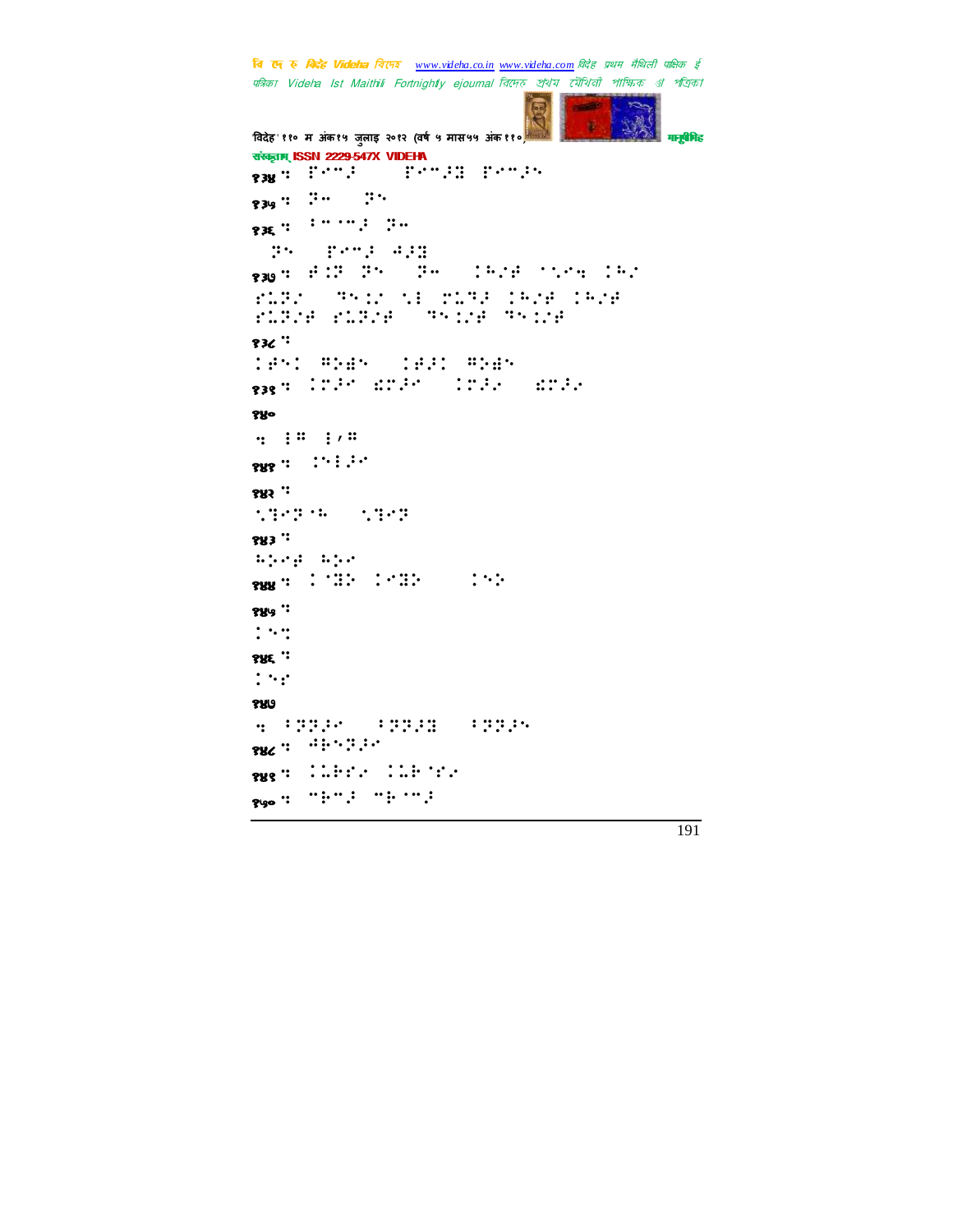१३४ ः ⠏⠊⠉⠜ ⠏⠊⠉⠜⠻ ⠏⠊⠉⠜⠑

१३५ ः ⠝⠒ ⠝⠑

१३६ ः ⠁⠉⠈⠉⠜ ⠝⠒

⠝⠑ ⠏⠊⠉⠜ ⠚⠜⠻

१३७ ः ⠓⠨⠝ ⠝⠑ ⠝⠒ ⠨⠓⠪⠓ ⠈⠣⠊⠹ ⠨⠓⠪

⠎⠥⠝⠪ ⠙⠑⠨⠪ ⠣⠇ ⠎⠥⠙⠜ ⠨⠓⠪⠓ ⠨⠓⠪⠓

⠎⠥⠝⠪⠓ ⠎⠥⠝⠪⠓ ⠙⠑⠨⠪⠓ ⠙⠑⠨⠪⠓

१३८ ः

⠨⠓⠑⠨ ⠛⠕⠻⠑ ⠨⠓⠜⠨ ⠛⠕⠻⠑

१३९ ः ⠨⠩⠜⠊ ⠱⠩⠜⠊ ⠨⠩⠜⠪ ⠱⠩⠜⠪

१४०

ः ⠇⠛ ⠇⠌⠛

१४१ ः ⠨⠑⠇⠜⠊

१४२ ः

⠣⠝⠊⠝⠈⠓ ⠣⠝⠊⠝

१४३ ः

⠓⠕⠊⠓ ⠓⠕⠊

१४४ ः ⠨⠘⠻⠕ ⠨⠊⠻⠕ ⠨⠑⠕

१४५ ः

⠨⠑⠒

१४६ ः

⠨⠑⠪

१४७

ः ⠁⠝⠝⠜⠊ ⠁⠝⠝⠜⠻ ⠁⠝⠝⠜⠑

१४८ ः ⠚⠗⠑⠝⠜⠊

१४९ ः ⠨⠥⠗⠪⠪ ⠨⠥⠗⠈⠪⠪

१५० ः ⠉⠗⠉⠜ ⠉⠗⠈⠉⠜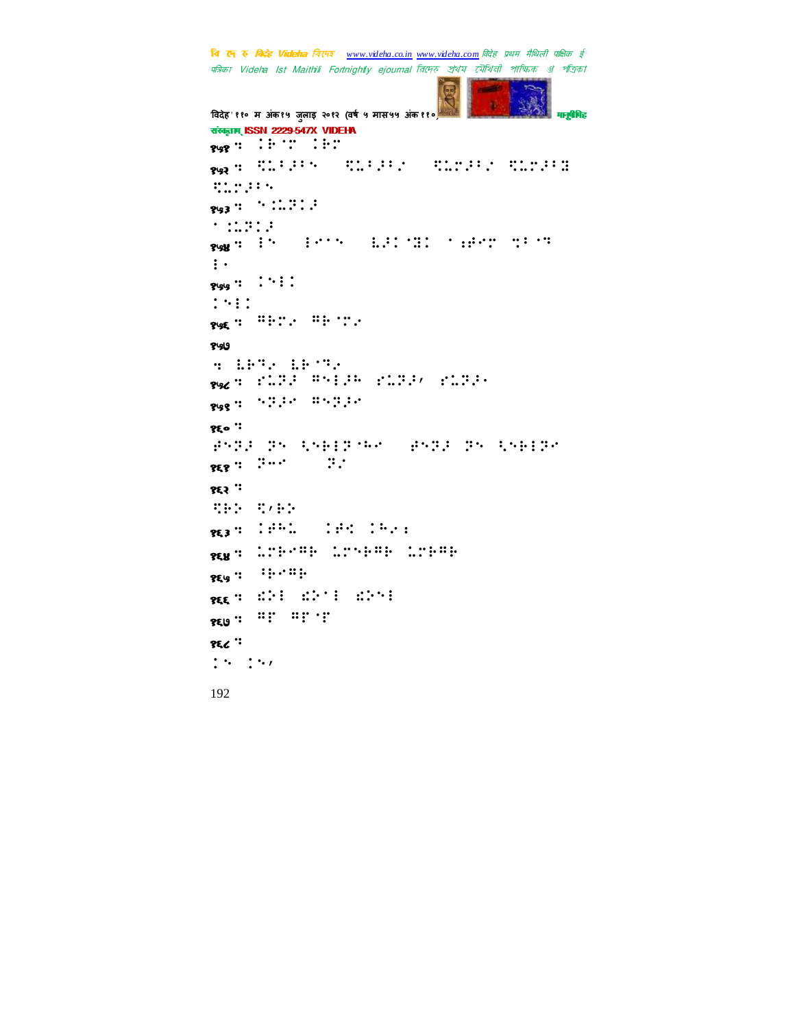८५१ ⠒ ⠅⠗⠈⠍ ⠅⠗⠍

८५२ ⠒ ⠹⠥⠃⠗⠃⠑ ⠹⠥⠃⠗⠃⠂ ⠹⠥⠍⠗⠃⠂ ⠹⠥⠍⠗⠃⠿

⠹⠥⠍⠗⠃⠑

८५३ ⠒ ⠑⠅⠥⠝⠅⠗

⠁⠅⠥⠝⠅⠗

८५४ ⠒ ⠇⠑ ⠇⠊⠁⠑ ⠧⠗⠅⠈⠻⠅ ⠁⠰⠯⠊⠍ ⠻⠃⠈⠟

⠇⠁

८५५ ⠒ ⠅⠑⠇⠅

⠅⠑⠇⠅

८५६ ⠒ ⠿⠗⠍⠂ ⠿⠗⠈⠍⠂

८५७

⠒ ⠧⠗⠟⠂ ⠧⠗⠈⠟⠂

८५८ ⠒ ⠎⠥⠝⠗ ⠿⠑⠇⠗⠓ ⠎⠥⠝⠗⠄ ⠎⠥⠝⠗⠁

८५९ ⠒ ⠑⠝⠗⠊ ⠿⠑⠝⠗⠊

८६० ⠒

⠯⠑⠝⠗ ⠝⠑ ⠳⠑⠗⠇⠝⠈⠓⠊ ⠯⠑⠝⠗ ⠝⠑ ⠳⠑⠗⠇⠝⠊

८६१ ⠒ ⠝⠉⠊ ⠝⠂

८६२ ⠒

⠹⠗⠕ ⠹⠄⠗⠕

८६३ ⠒ ⠅⠯⠓⠥ ⠅⠯⠹ ⠅⠓⠂⠆

८६४ ⠒ ⠥⠍⠗⠊⠿⠗ ⠥⠍⠑⠗⠿⠗ ⠥⠍⠗⠿⠗

८६५ ⠒ ⠘⠗⠊⠿⠗

८६६ ⠒ ⠫⠕⠇ ⠫⠕⠈⠇ ⠫⠕⠑⠇

८६७ ⠒ ⠿⠏ ⠿⠏⠈⠏

८६८ ⠒

⠅⠑ ⠅⠑⠄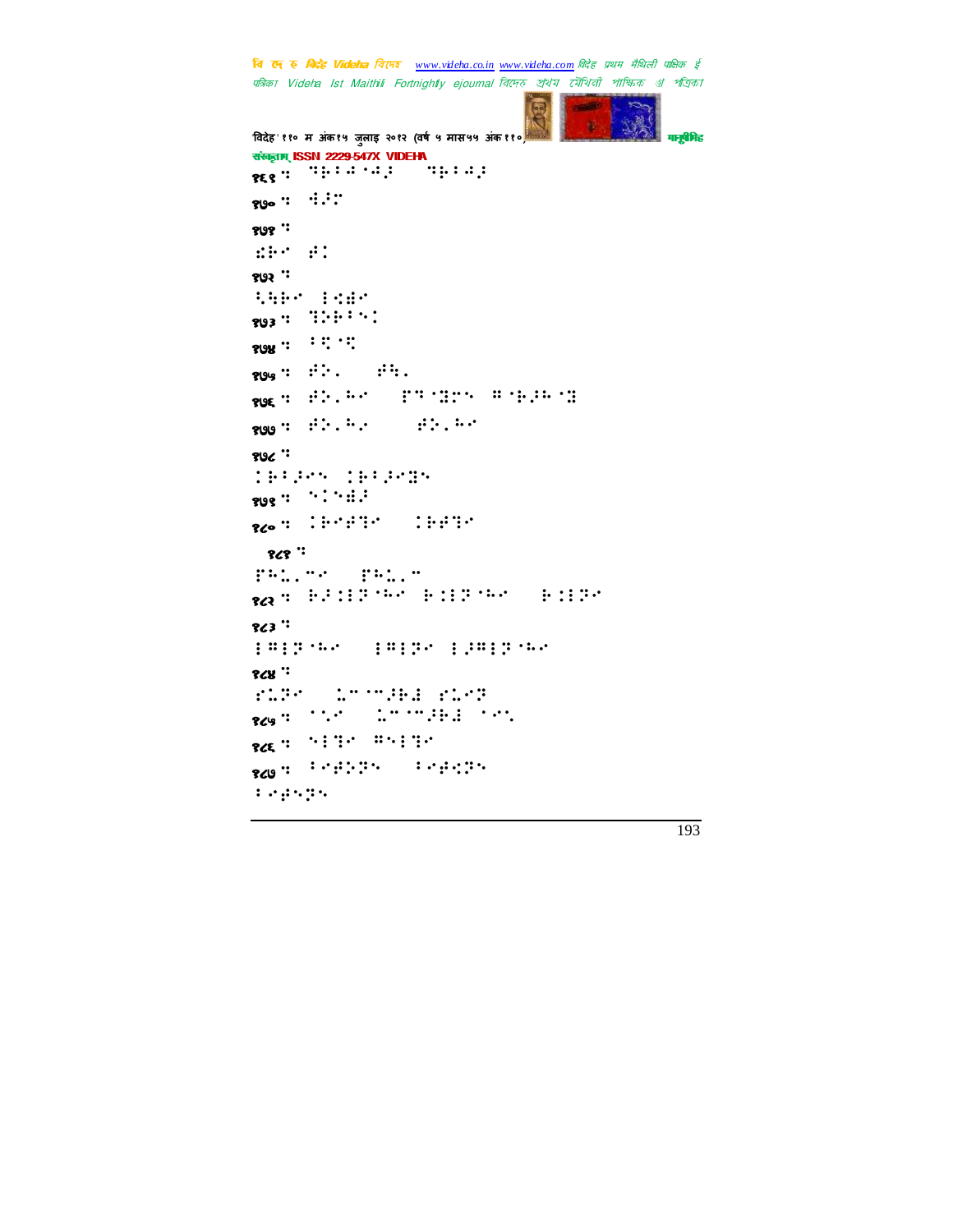४६९ : ⠙⠗⠃⠚⠈⠚⠜ ⠙⠗⠃⠚⠜

४७० : ⠚⠇⠝⠉

४७१ :

⠩⠗⠊ ⠎⠅

४७२ :

⠡⠳⠗⠊ ⠇⠩⠻⠊

४७३ : ⠙⠕⠗⠃⠑⠅

४७४ : ⠃⠻⠈⠻

४७५ : ⠎⠕⠄ ⠎⠓⠄

४७६ : ⠎⠕⠄⠓⠊ ⠏⠝⠈⠙⠉⠑ ⠛⠈⠗⠜⠓⠈⠙

४७७ : ⠎⠕⠄⠓⠔ ⠎⠕⠄⠓⠊

४७८ :

⠅⠗⠃⠜⠊⠑ ⠅⠗⠃⠜⠊⠙⠑

४७९ : ⠑⠅⠑⠻⠜

४८० : ⠅⠗⠊⠎⠙⠊ ⠅⠗⠎⠙⠊

४८१ :

⠏⠓⠥⠄⠉⠊ ⠏⠓⠥⠄⠉

४८२ : ⠗⠜⠅⠇⠝⠈⠓⠊ ⠗⠅⠇⠝⠈⠓⠊ ⠗⠅⠇⠝⠊

४८३ :

⠇⠛⠇⠝⠈⠓⠊ ⠇⠛⠇⠝⠊ ⠇⠜⠛⠇⠝⠈⠓⠊

४८४ :

⠎⠥⠝⠊ ⠥⠉⠈⠉⠜⠗⠻ ⠎⠥⠊⠝

४८५ : ⠈⠑⠔ ⠥⠉⠈⠉⠜⠗⠻ ⠈⠊⠑

४८६ : ⠑⠇⠙⠊ ⠛⠑⠇⠙⠊

४८७ : ⠃⠊⠎⠕⠝⠑ ⠃⠊⠎⠩⠝⠑

⠃⠊⠎⠑⠝⠑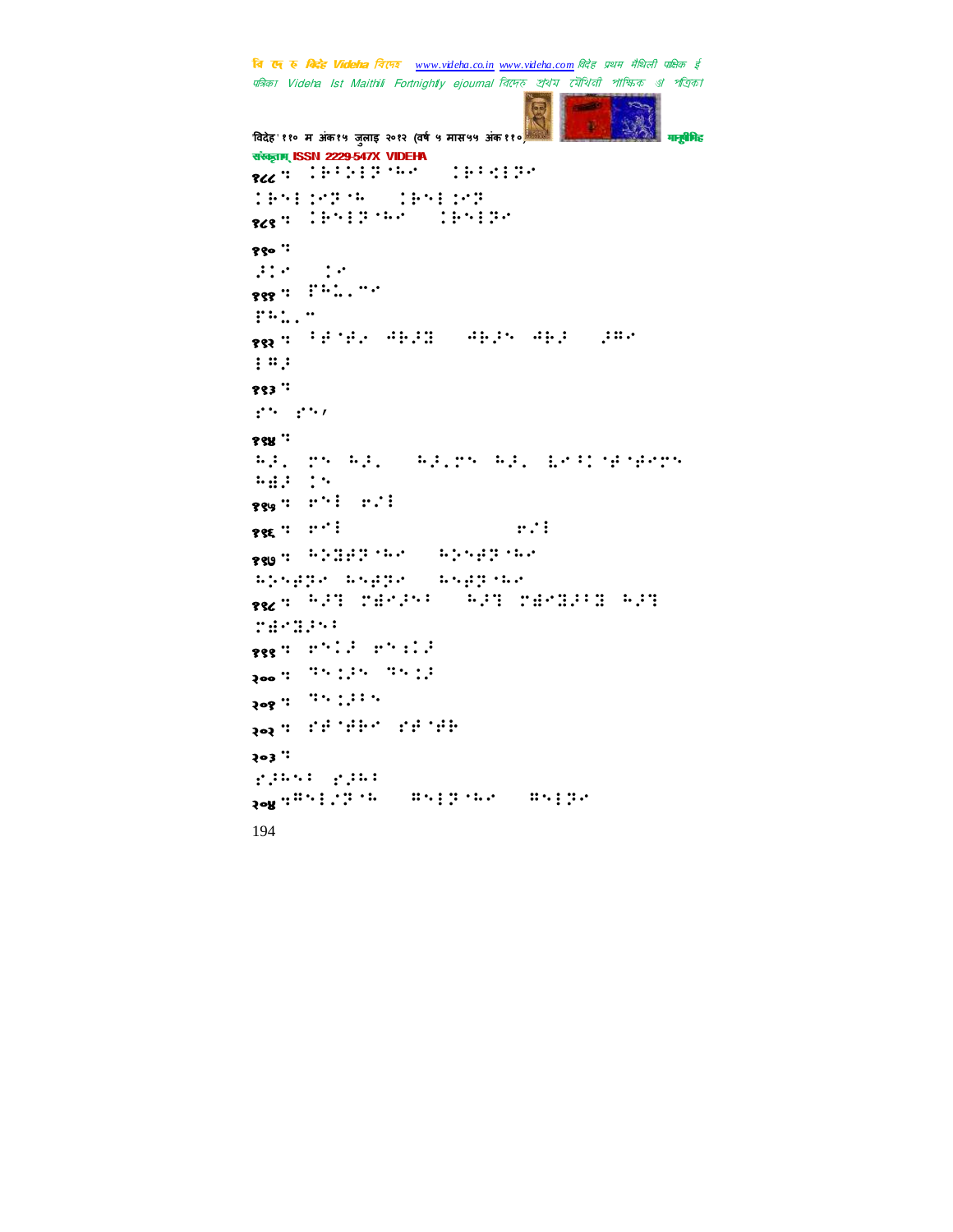१८८ ः ⠅⠗⠁⠕⠇⠝⠐⠓⠢ ⠅⠗⠁⠪⠇⠝⠢

⠅⠗⠑⠇⠅⠢⠝⠐⠓ ⠅⠗⠑⠇⠅⠢⠝

१८९ ः ⠅⠗⠑⠇⠝⠐⠓⠢ ⠅⠗⠑⠇⠝⠢

१९० ः

⠠⠅⠢ ⠅⠢

१९१ ः ⠏⠓⠥⠄⠉⠢

⠏⠓⠥⠄⠉

१९२ ः ⠁⠋⠐⠋⠄ ⠚⠗⠠⠿ ⠚⠗⠠⠕ ⠚⠗⠠ ⠠⠍⠢

⠇⠍⠠

१९३ ः

⠎⠕ ⠎⠕⠂

१९४ ः

⠓⠠⠄ ⠏⠕ ⠓⠠⠄ ⠓⠠⠄⠏⠕ ⠓⠠⠄ ⠧⠢⠁⠅⠐⠋⠐⠋⠢⠏⠕

⠓⠻⠠ ⠅⠕

१९५ ः ⠗⠕⠇ ⠗⠌⠇

१९६ ः ⠗⠢⠇ ⠗⠌⠇

१९७ ः ⠓⠕⠿⠋⠝⠐⠓⠢ ⠓⠕⠕⠋⠝⠐⠓⠢

⠓⠕⠕⠋⠝⠢ ⠓⠕⠋⠝⠢ ⠓⠕⠋⠝⠐⠓⠢

१९८ ः ⠓⠠⠞ ⠏⠻⠢⠠⠕⠁ ⠓⠠⠞ ⠏⠻⠢⠿⠠⠁⠿ ⠓⠠⠞

⠏⠻⠢⠿⠠⠕⠁

१९९ ः ⠗⠕⠅⠠ ⠗⠕⠎⠅⠠

२०० ः ⠙⠕⠅⠠⠕ ⠙⠕⠅⠠

२०१ ः ⠙⠕⠅⠠⠁⠕

२०२ ः ⠎⠋⠐⠋⠗⠢ ⠎⠋⠐⠋⠗

२०३ ः

⠎⠠⠓⠕⠁ ⠎⠠⠓⠁

२०४ ः ⠍⠕⠇⠌⠝⠐⠓ ⠍⠕⠇⠝⠐⠓⠢ ⠍⠕⠇⠝⠢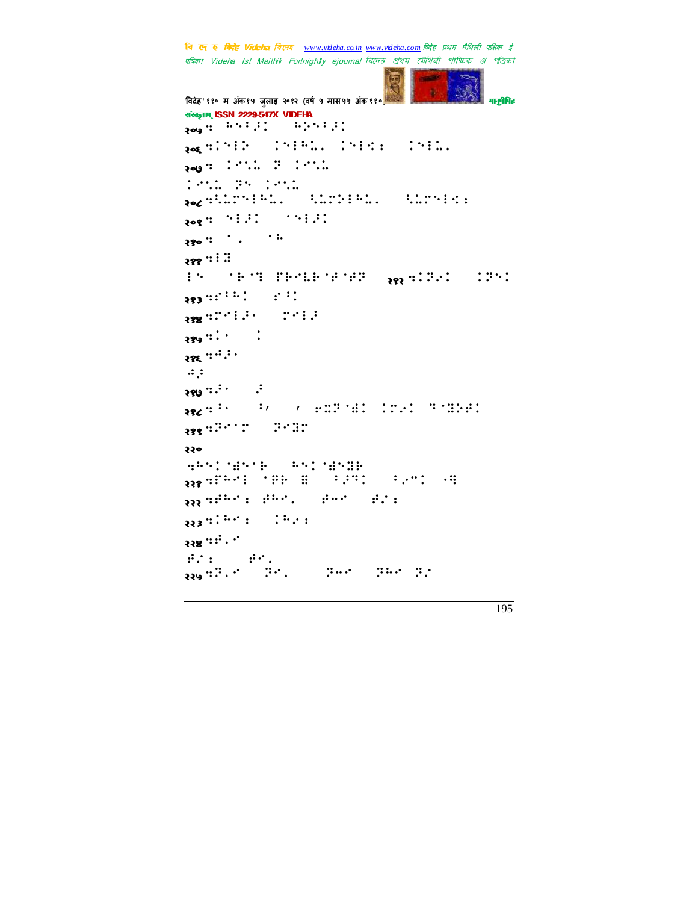२०५ ॰ ॰

२०६ ॰ ॰ ॰ ॰

२०७ ॰ ॰ ॰

२०८ ॰ ॰ ॰

२०९ ॰ ॰

२१० ॰ ॰

२११ ॰

२१२ ॰ ॰

२१३ ॰ ॰

२१४ ॰ ॰

२१५ ॰ ॰

२१६ ॰

२१७ ॰ ॰

२१८ ॰ ॰ ॰ ॰ ॰

२१९ ॰ ॰

२२०

२२१ ॰ ॰ ॰ ॰ ॰

२२२ ॰ ॰ ॰ ॰

२२३ ॰ ॰

२२४ ॰

२२५ ॰ ॰ ॰ ॰ ॰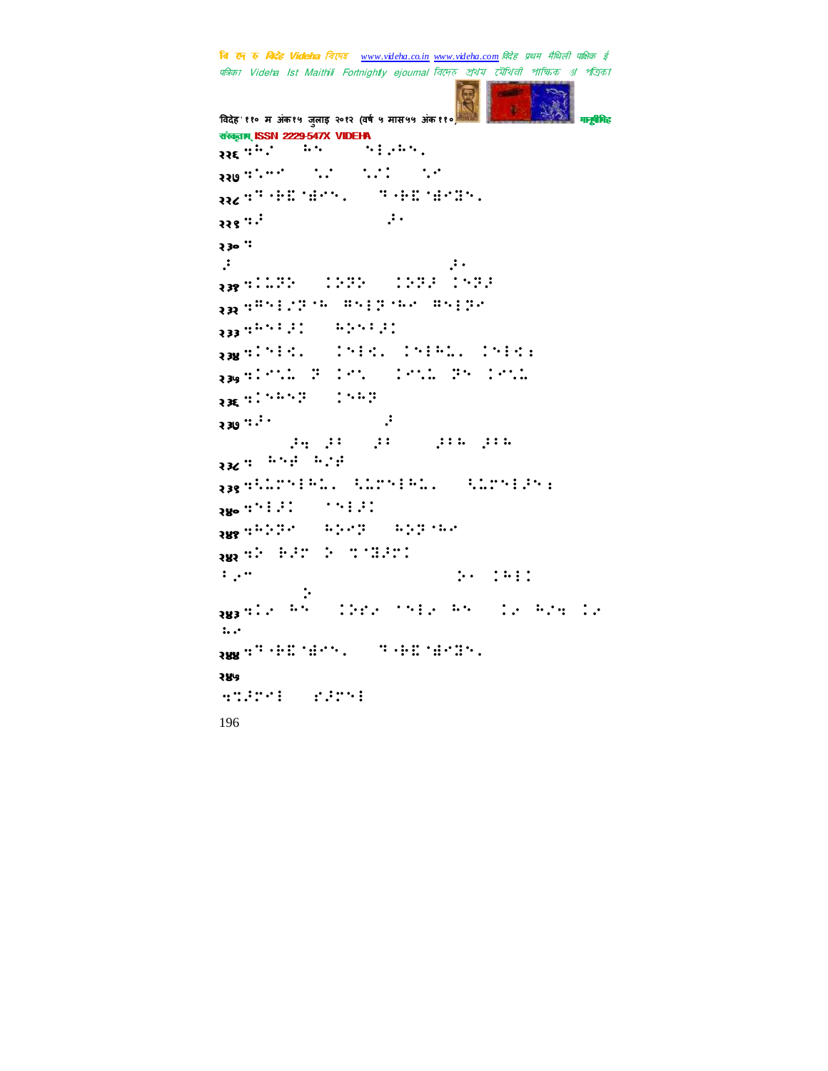२२६

२२७

२२८

२२९

२३०

२३१

२३२

२३३

२३४

२३५

२३६

२३७

२३८

२३९

२४०

२४१

२४२

२४३

२४४

२४५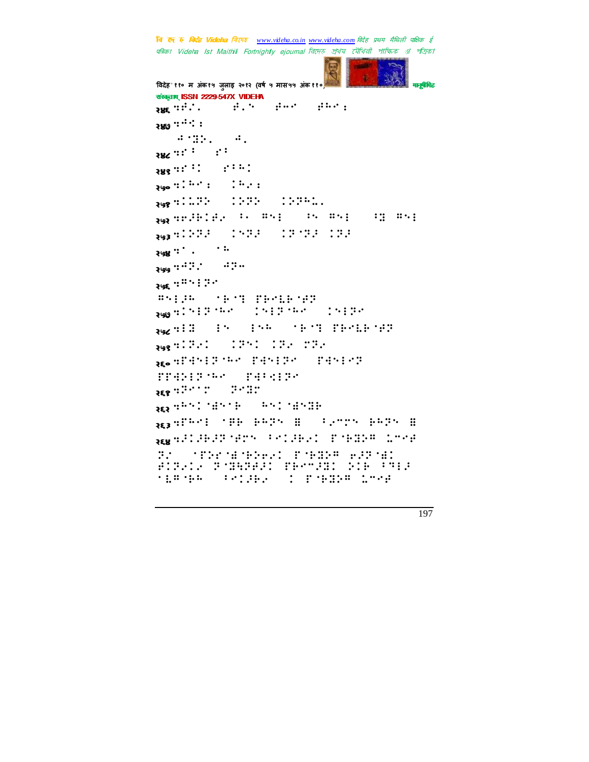२४६ ⠹⠍⠅⠂ ⠍⠂⠑ ⠍⠒⠊ ⠍⠓⠊⠆

२४७ ⠹⠲⠅⠆

⠲⠈⠿⠕⠂ ⠲⠂

२४८ ⠹⠎⠁ ⠎⠁

२४९ ⠹⠎⠁⠅ ⠎⠁⠓⠅

२५० ⠹⠅⠓⠊⠆ ⠅⠓⠌⠆

२५१ ⠹⠅⠥⠝⠕ ⠅⠕⠝⠕ ⠅⠕⠝⠓⠥⠂

२५२ ⠹⠗⠚⠗⠅⠋⠌ ⠁⠂ ⠛⠑⠇ ⠁⠑ ⠛⠑⠇ ⠁⠿ ⠛⠑⠇

२५३ ⠹⠅⠕⠝⠚ ⠅⠑⠝⠚ ⠅⠝⠈⠝⠚ ⠅⠝⠚

२५४ ⠹⠁⠂ ⠈⠓

२५५ ⠹⠲⠝⠊ ⠲⠝⠤

२५६ ⠹⠛⠑⠇⠝⠊

⠛⠑⠇⠚⠓ ⠈⠗⠈⠹ ⠏⠗⠊⠥⠗⠈⠋⠝

२५७ ⠹⠅⠑⠇⠝⠈⠓⠊ ⠅⠑⠇⠝⠈⠓⠊ ⠅⠑⠇⠝⠊

२५८ ⠹⠇⠿ ⠇⠑ ⠇⠑⠓ ⠈⠗⠈⠹ ⠏⠗⠊⠥⠗⠈⠋⠝

२५९ ⠹⠅⠝⠌⠅ ⠅⠝⠑⠅ ⠅⠝⠌ ⠎⠝⠌

२६० ⠹⠏⠙⠑⠇⠝⠈⠓⠊ ⠏⠙⠑⠇⠝⠊ ⠏⠙⠑⠇⠊⠝

⠏⠏⠙⠕⠇⠝⠈⠓⠊ ⠏⠙⠁⠩⠇⠝⠊

२६१ ⠹⠝⠊⠈⠎ ⠝⠊⠿⠎

२६२ ⠹⠓⠑⠅⠈⠿⠑⠈⠗ ⠓⠑⠅⠈⠿⠑⠿⠗

२६३ ⠹⠏⠓⠊⠇ ⠈⠏⠗ ⠗⠓⠝⠑ ⠿ ⠁⠌⠉⠎⠑ ⠗⠓⠝⠑ ⠿

२६४ ⠹⠚⠅⠚⠗⠚⠝⠈⠋⠉⠑ ⠁⠊⠅⠚⠗⠌⠅ ⠏⠈⠗⠿⠕⠛ ⠥⠉⠊⠚

⠝⠌ ⠈⠏⠕⠎⠈⠿⠈⠗⠕⠢⠌⠅ ⠏⠈⠗⠿⠕⠛ ⠢⠚⠝⠈⠿⠅

⠚⠅⠝⠌⠅⠌ ⠝⠈⠿⠓⠝⠚⠚⠅ ⠏⠗⠊⠉⠚⠿⠅ ⠕⠅⠗ ⠁⠹⠇⠚

⠈⠥⠛⠈⠗⠓ ⠁⠊⠅⠚⠗⠌ ⠅ ⠏⠈⠗⠿⠕⠛ ⠥⠉⠊⠚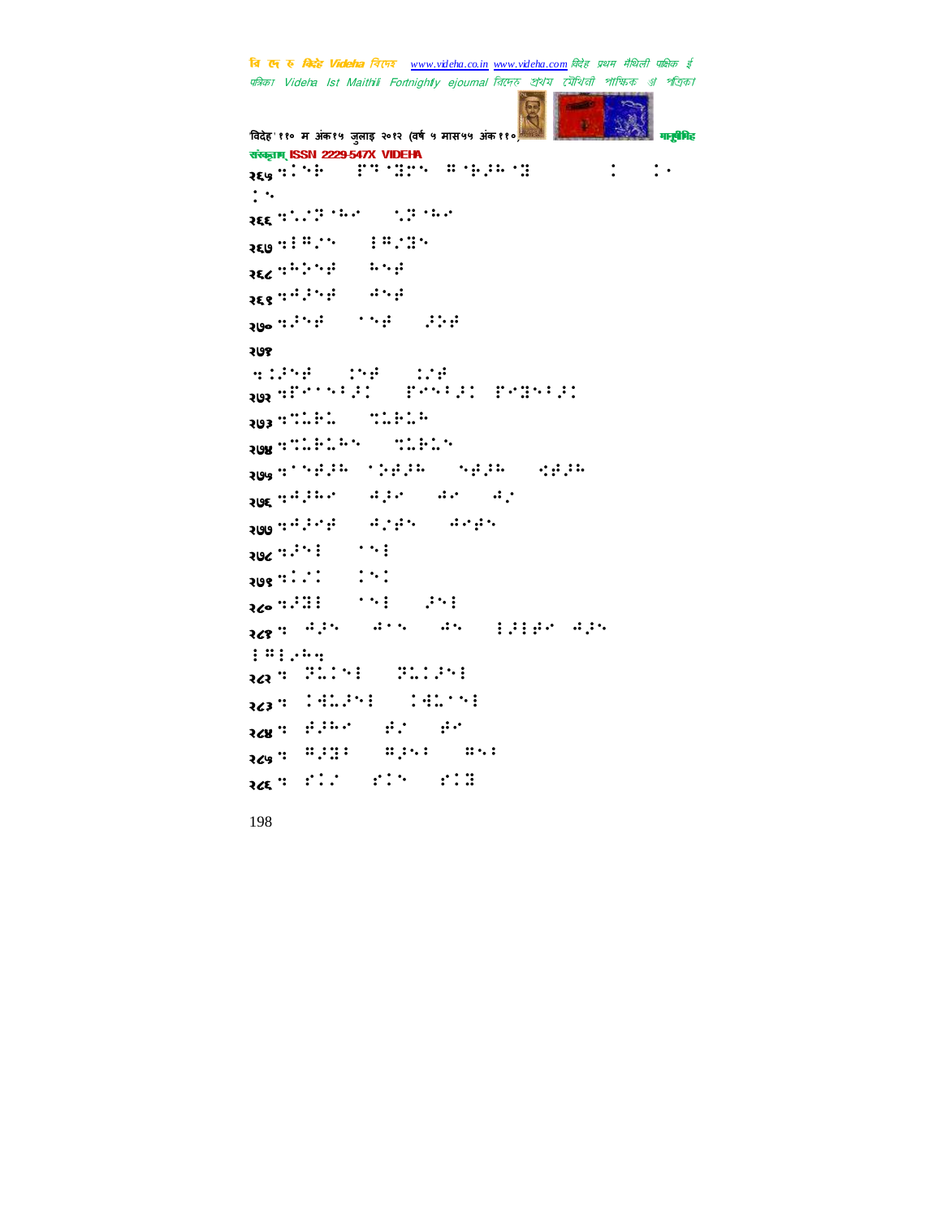२६५ ⠒⠅⠑⠗ ⠏⠙⠐⠝⠍⠑ ⠛⠐⠗⠜⠓⠐⠝ ⠅ ⠅⠄ ⠅⠑

२६६ ⠒⠪⠌⠝⠐⠓⠊ ⠪⠝⠐⠓⠊

२६७ ⠒⠇⠛⠆⠑ ⠇⠛⠌⠝⠑

२६८ ⠒⠓⠕⠑⠋ ⠓⠑⠋

२६९ ⠒⠙⠜⠑⠋ ⠙⠑⠋

२७० ⠒⠜⠑⠋ ⠐⠑⠋ ⠜⠕⠋

२७१

⠒⠅⠜⠑⠋ ⠅⠑⠋ ⠅⠌⠋

२७२ ⠒⠏⠊⠐⠑⠇⠜⠅ ⠏⠊⠑⠇⠜⠅ ⠏⠊⠝⠑⠇⠜⠅

२७३ ⠒⠩⠗⠩ ⠒⠩⠗⠩⠓

२७४ ⠒⠩⠗⠩⠓⠑ ⠒⠩⠗⠩⠑

२७५ ⠒⠐⠑⠋⠜⠓ ⠐⠕⠋⠜⠓ ⠑⠋⠜⠓ ⠪⠋⠜⠓

२७६ ⠒⠙⠜⠓⠊ ⠙⠜⠊ ⠙⠊ ⠙⠌

२७७ ⠒⠙⠜⠊⠋ ⠙⠌⠋⠑ ⠙⠊⠋⠑

२७८ ⠒⠜⠑⠇ ⠐⠑⠇

२७९ ⠒⠅⠌⠅ ⠅⠑⠅

२८० ⠒⠜⠝⠇ ⠐⠑⠇ ⠜⠑⠇

२८१ ⠒ ⠙⠜⠑ ⠙⠐⠑ ⠙⠑ ⠇⠜⠇⠋⠊ ⠙⠜⠑ ⠇⠛⠇⠌⠓⠒

२८२ ⠒ ⠝⠩⠅⠑⠇ ⠝⠩⠅⠜⠑⠇

२८३ ⠒ ⠅⠙⠩⠜⠑⠇ ⠅⠙⠩⠐⠑⠇

२८४ ⠒ ⠋⠜⠓⠊ ⠋⠌ ⠋⠊

२८५ ⠒ ⠛⠜⠝⠇ ⠛⠜⠑⠇ ⠛⠑⠇

२८६ ⠒ ⠋⠅⠌ ⠋⠅⠑ ⠋⠅⠝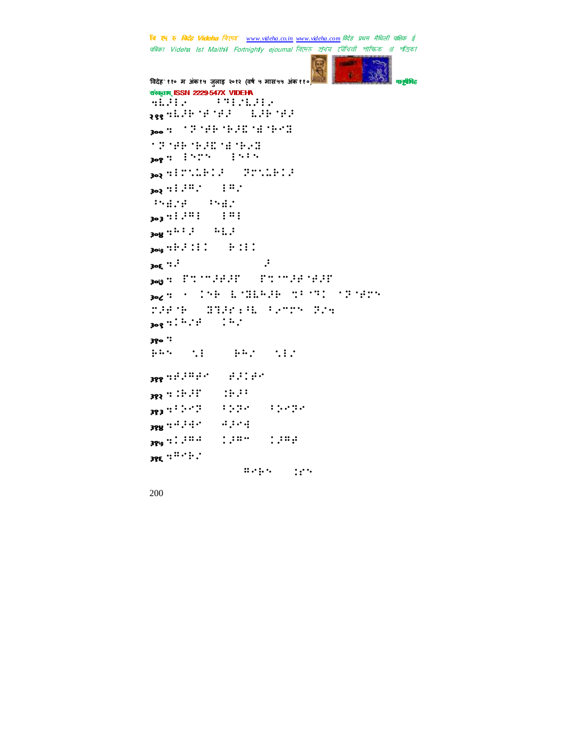२९९

३००

३०१

३०२

३०२

३०३

३०४

३०५

३०६

३०७

३०८

३०९

३१०

३११

३१२

३१३

३१४

३१५

३१६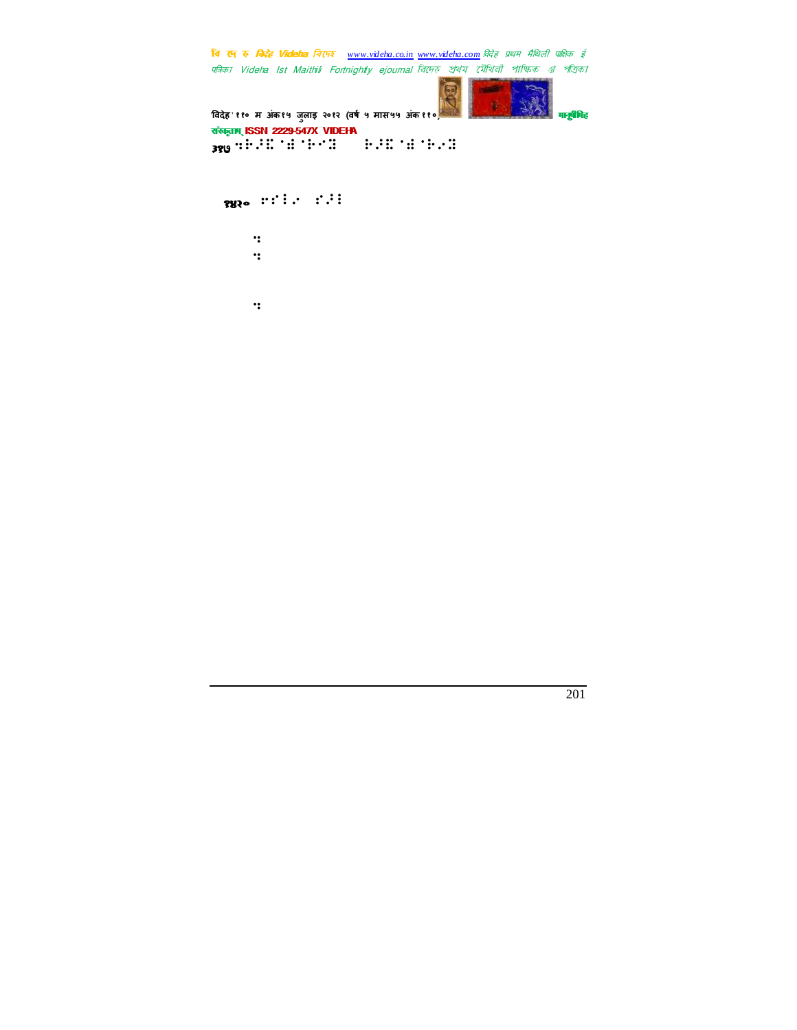३९७ ⠊⠗⠑⠂ ⠁⠐⠁⠂ ⠗⠑⠂ ⠁⠐⠁⠂

१४२० ⠝⠕⠃⠂ ⠕⠃⠃

⠊

⠊

⠊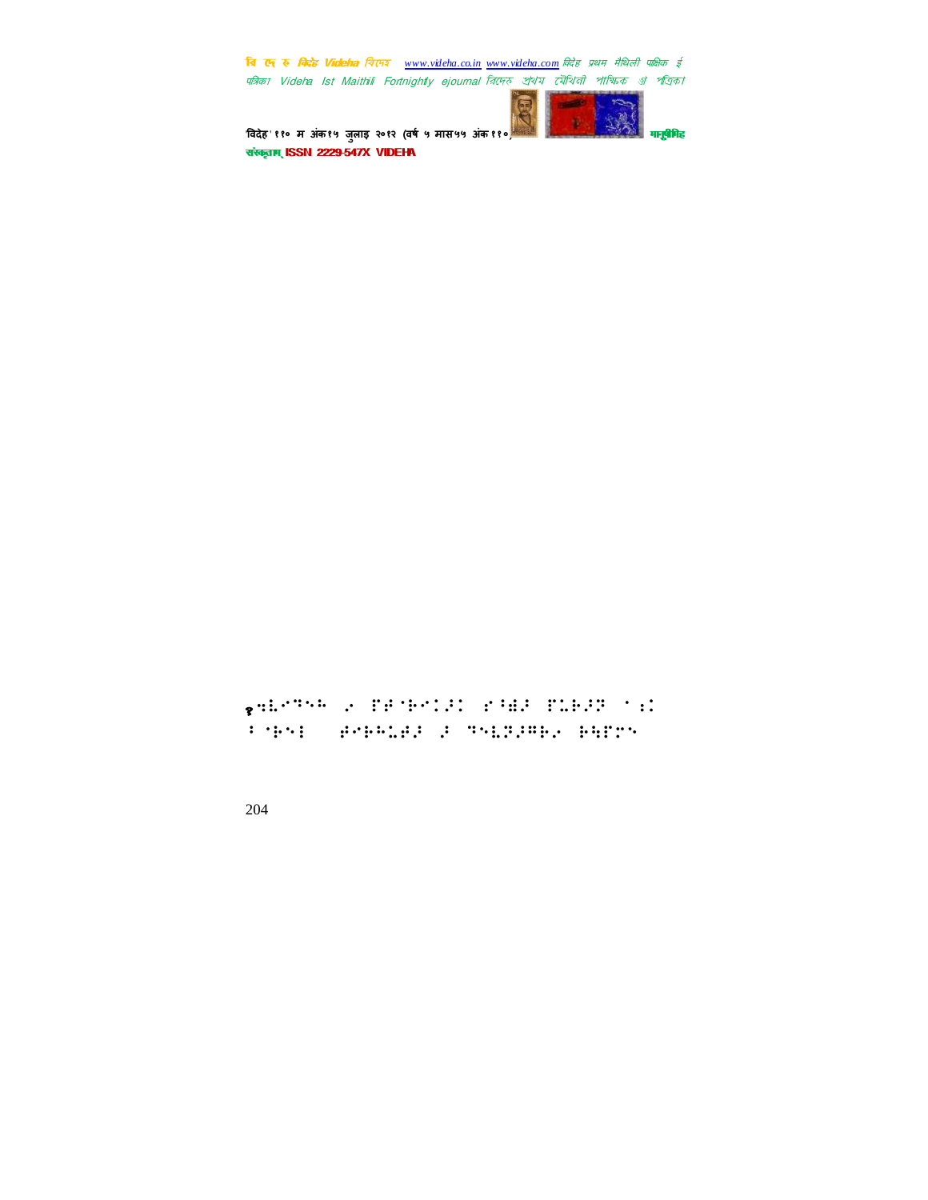१⠒⠣⠊⠉⠑⠓ ⠠ ⠏⠟⠂⠗⠊⠅⠜⠅ ⠎⠈⠾⠜ ⠏⠥⠗⠜⠏ ⠁⠰
⠃⠂⠗⠑⠇ ⠞⠊⠗⠓⠥⠞⠜ ⠜ ⠙⠑⠧⠝⠜⠩⠗⠠ ⠗⠹⠟⠑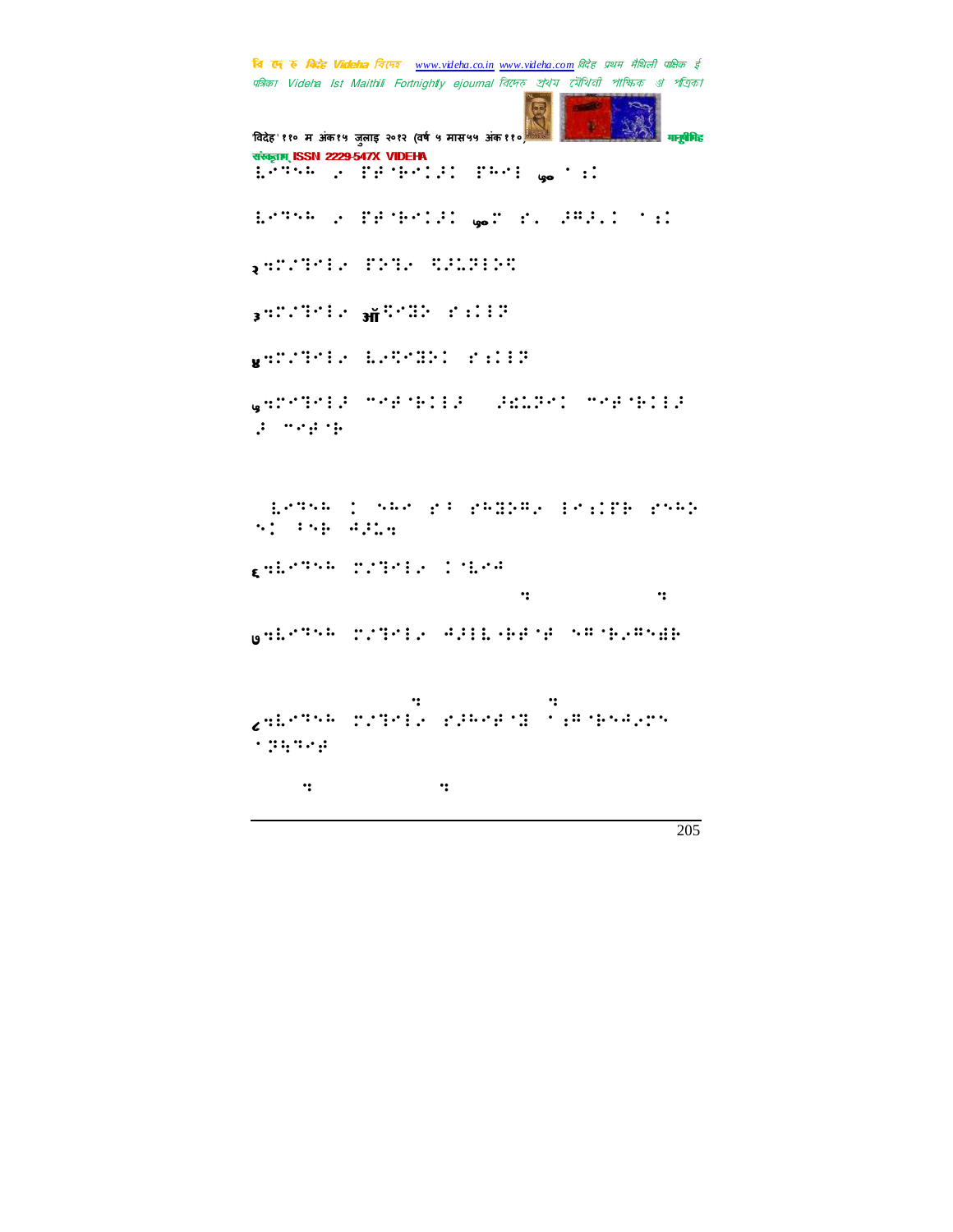⠇⠊⠝⠅ ⠂ ⠏⠗⠑⠧⠊⠕⠥⠎ ⠏⠁⠛⠑ ⠸⠰⠐ ⠁⠎⠎

⠇⠊⠝⠅ ⠂ ⠏⠗⠑⠧⠊⠕⠥⠎ ⠸⠰⠐ ⠊⠂ ⠕⠇⠙⠂⠎ ⠁⠎⠎

२⠒⠉⠂⠝⠊⠇⠂ ⠏⠕⠝⠂ ⠻⠕⠥⠗⠇⠕⠻

३⠒⠉⠂⠝⠊⠇⠂ ऑ⠻⠊⠿⠕ ⠊⠎⠎⠇⠗

४⠒⠉⠂⠝⠊⠇⠂ ⠇⠂⠻⠊⠿⠕⠎ ⠊⠎⠎⠇⠗

५⠒⠉⠊⠝⠊⠇⠕ ⠉⠊⠗⠐⠗⠎⠇⠕ ⠕⠪⠥⠗⠊⠎ ⠉⠊⠗⠐⠗⠎⠇⠕ ⠕ ⠉⠊⠗⠐⠗

⠇⠊⠝⠅ ⠎ ⠅⠁⠊ ⠊⠁ ⠊⠅⠿⠕⠙⠂ ⠇⠊⠎⠎⠏⠗ ⠊⠅⠅⠕ ⠅⠎ ⠁⠅⠗ ⠺⠕⠥⠒

६⠒⠇⠊⠝⠅ ⠉⠂⠝⠊⠇⠂ ⠎⠐⠇⠊⠺

७⠒⠇⠊⠝⠅ ⠉⠂⠝⠊⠇⠂ ⠺⠕⠇⠇⠐⠗⠗⠐⠗ ⠅⠙⠐⠗⠂⠙⠅⠿⠗

८⠒⠇⠊⠝⠅ ⠉⠂⠝⠊⠇⠂ ⠊⠕⠅⠊⠗⠐⠿ ⠁⠎⠙⠐⠗⠅⠺⠂⠉⠅ ⠁⠕⠹⠝⠊⠗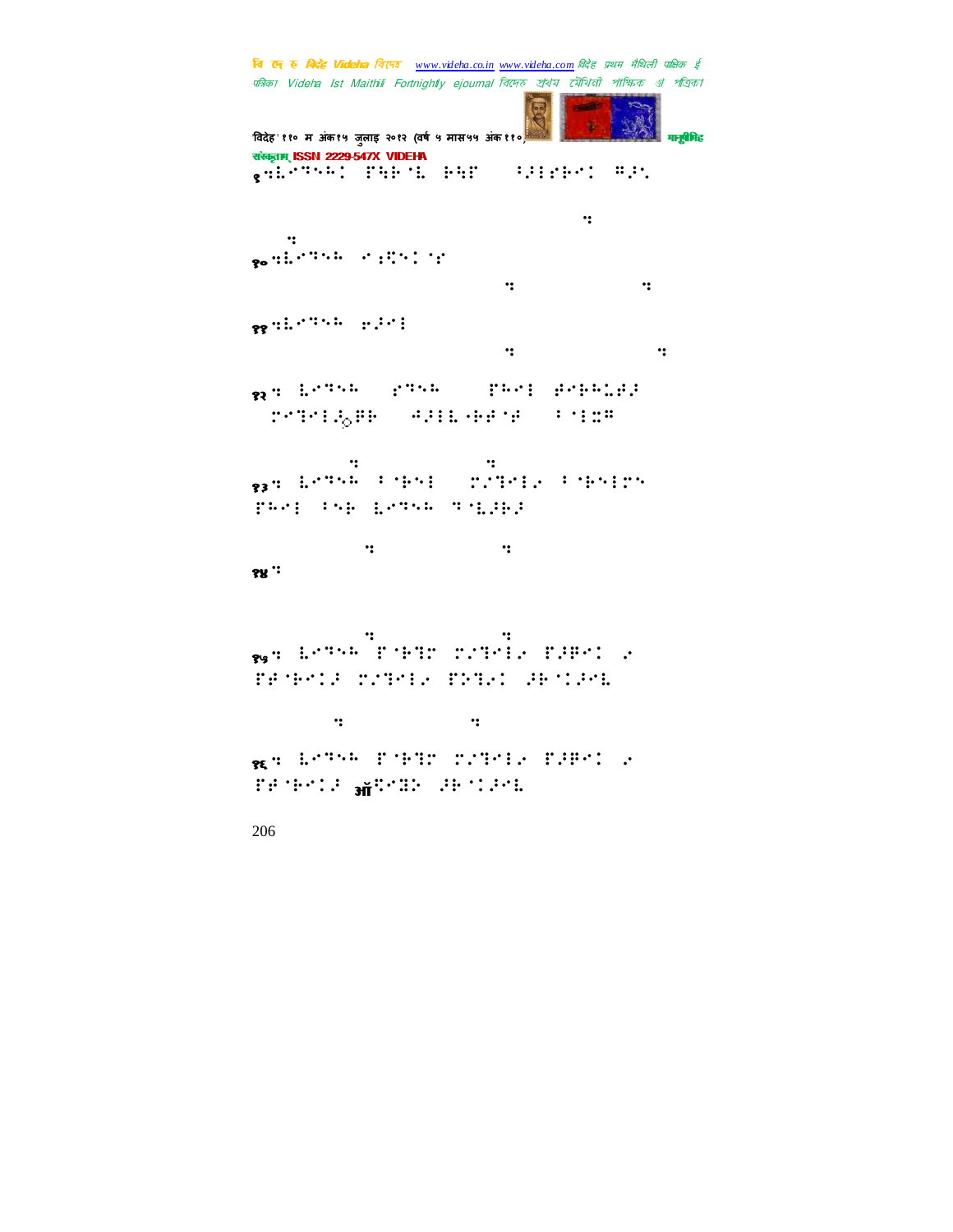९ ⠉⠇⠊⠒⠑⠓⠅ ⠏⠫⠗⠈⠇ ⠗⠫⠏ ⠂⠖⠇⠗⠗⠊⠅ ⠛⠖⠑

⠉

⠉

१० ⠉⠇⠊⠒⠑⠓ ⠊⠆⠝⠑⠅⠈⠎

⠉ ⠉

११ ⠉⠇⠊⠒⠑⠓ ⠎⠖⠊⠇

⠉ ⠉

१२ ⠉ ⠇⠊⠒⠑⠓ ⠎⠒⠑⠓ ⠏⠓⠊⠇ ⠜⠊⠗⠓⠇⠜⠖ ⠎⠊⠒⠊⠇⠖ ⠻⠗ ⠙⠖⠇⠇⠐⠗⠜⠈⠜ ⠂⠈⠇⠭⠛

⠉ ⠉

१३ ⠉ ⠇⠊⠒⠑⠓ ⠂⠈⠗⠑⠇ ⠎⠎⠒⠊⠇⠔ ⠂⠈⠗⠑⠇⠎⠑ ⠏⠓⠊⠇ ⠂⠑⠗ ⠇⠊⠒⠑⠓ ⠒⠈⠇⠖⠗⠖

⠉ ⠉

१४ ⠉

⠉ ⠉

१५ ⠉ ⠇⠊⠒⠑⠓ ⠏⠈⠗⠒⠎ ⠎⠎⠒⠊⠇⠔ ⠏⠖⠛⠊⠅ ⠔ ⠏⠜⠈⠗⠊⠅⠖ ⠎⠎⠒⠊⠇⠔ ⠏⠕⠒⠔⠅ ⠖⠗⠈⠅⠖⠊⠇

⠉ ⠉

१६ ⠉ ⠇⠊⠒⠑⠓ ⠏⠈⠗⠒⠎ ⠎⠎⠒⠊⠇⠔ ⠏⠖⠛⠊⠅ ⠔ ⠏⠜⠈⠗⠊⠅⠖ ऑ⠝⠊⠒⠕ ⠖⠗⠈⠅⠖⠊⠇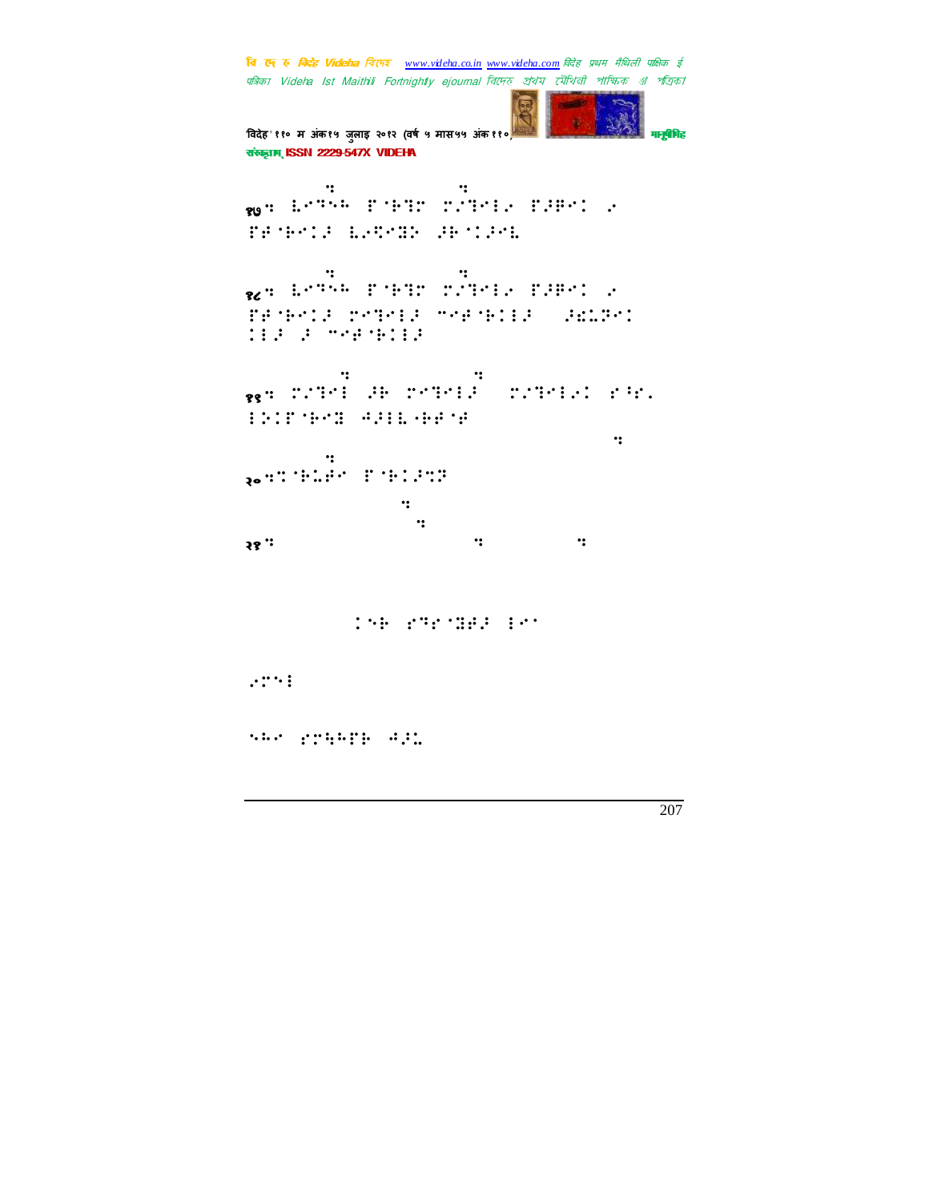१७ ⠒⠀⠀⠀⠀⠀⠀⠀⠀⠀⠀⠒

१८ ⠒⠀⠀⠀⠀⠀⠀⠀⠀⠀⠀⠒

१९ ⠒⠀⠀⠀⠀⠀⠀⠀⠀⠀⠀⠒

२० ⠒

२१ ⠒⠀⠀⠀⠀⠀⠀⠀⠀⠀⠀⠒⠀⠀⠀⠀⠀⠀⠀⠒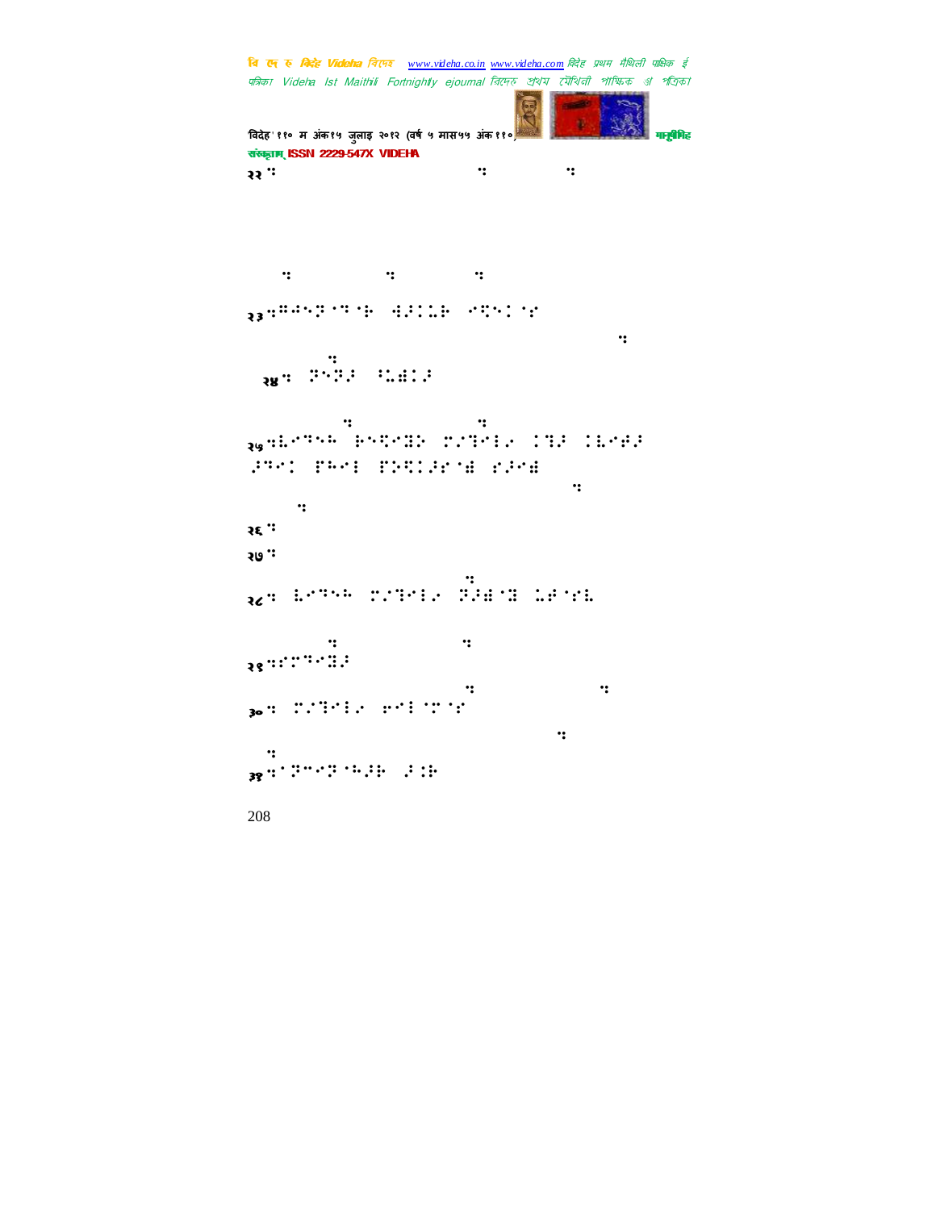२२ ⠒ ⠒ ⠒

⠒ ⠒ ⠒

२३ ⠒⠛⠚⠪⠝⠊⠙⠈⠗ ⠚⠇⠁⠇⠥⠗ ⠊⠏⠪⠇⠈⠎

⠒

⠒

२४ ⠒ ⠝⠊⠝⠁ ⠅⠥⠫⠇⠁

⠒ ⠒

२५ ⠒⠇⠊⠙⠪⠓ ⠗⠊⠏⠊⠻⠕ ⠍⠡⠙⠊⠇⠡ ⠇⠙⠁ ⠇⠇⠊⠛⠁ ⠡⠙⠊⠇ ⠋⠓⠊⠇ ⠋⠕⠏⠇⠁⠎⠊⠫ ⠎⠁⠊⠫

⠒

⠒

२६ ⠒

२७ ⠒

⠒

२८ ⠒ ⠇⠊⠙⠪⠓ ⠍⠡⠙⠊⠇⠡ ⠝⠁⠫⠊⠻ ⠥⠛⠊⠎⠇

⠒ ⠒

२९ ⠒⠎⠍⠙⠊⠻⠁

⠒ ⠒

३० ⠒ ⠍⠡⠙⠊⠇⠡ ⠗⠊⠇⠈⠍⠈⠎

⠒

⠒

३१ ⠒⠈⠝⠉⠊⠝⠈⠓⠁⠗ ⠁⠇⠗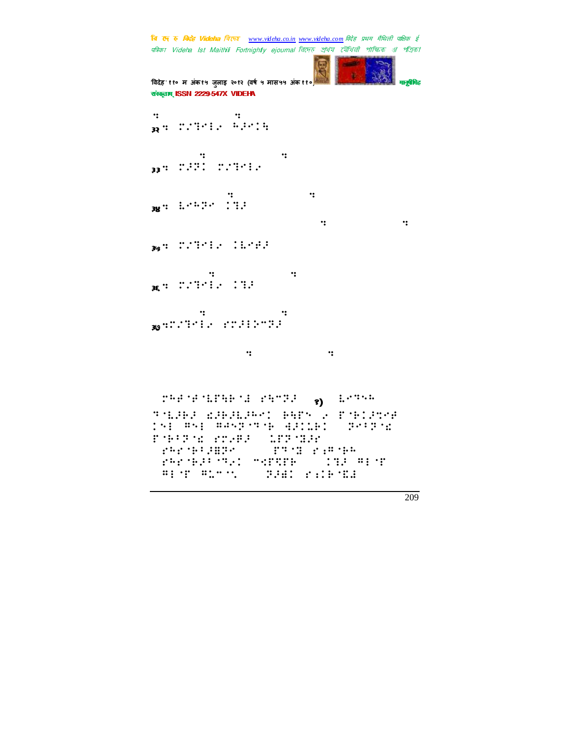३२ :

३३ :

३४ :

३५ :

३६ :

३७ :

१)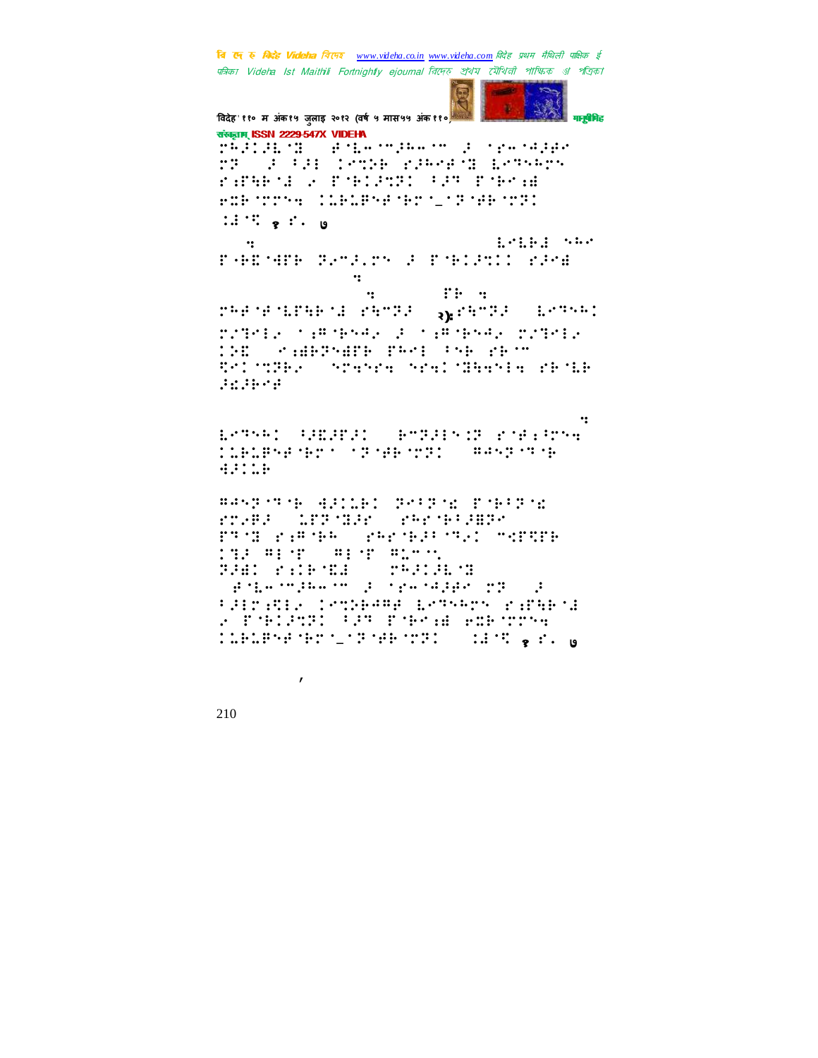संस्कृताम् ISSN 2229-547X VIDEHA

⠗⠓�jj⠇⠈⠽ ⠛⠈⠇⠲⠁⠉⠚⠓⠲⠁⠉ ⠚ ⠁⠗⠲⠈⠺⠚⠛⠊ ⠗⠝ ⠚ ⠃⠚⠸ ⠅⠊⠍⠕⠗ ⠗⠚⠓⠊⠛⠈⠽ ⠇⠊⠹⠓⠓⠗⠝ ⠗⠖⠏⠳⠗⠈⠙ ⠎ ⠏⠈⠗⠅⠚⠍⠅ ⠃⠚⠹ ⠏⠈⠗⠊⠖⠫ ⠑⠭⠗⠈⠍⠗⠝⠹ ⠅⠅⠗⠇⠏⠝⠛⠈⠗⠗⠁⠤⠁⠕⠈⠛⠗⠈⠍⠕⠅ ⠅⠙⠈⠻ १ ⠗⠄ ७

⠇⠊⠇⠗⠙ ⠝⠓⠊
⠏⠈⠗⠯⠈⠺⠋⠗ ⠕⠎⠍⠚⠂⠗⠝ ⠚ ⠏⠈⠗⠅⠚⠍⠅⠅ ⠗⠚⠊⠫

⠏⠗
⠗⠓⠛⠈⠛⠈⠇⠋⠹⠗⠈⠙ ⠗⠹⠍⠕⠚ २⠆⠗⠹⠍⠕⠚ ⠇⠊⠹⠝⠓⠅ ⠗⠎⠹⠊⠇⠎ ⠁⠖⠍⠈⠗⠝⠺⠎ ⠚ ⠁⠖⠍⠈⠗⠝⠺⠎ ⠗⠎⠹⠊⠇⠎ ⠅⠕⠯ ⠎⠖⠫⠗⠕⠝⠫⠋⠗ ⠏⠓⠊⠇ ⠃⠝⠗ ⠗⠗⠈⠉ ⠻⠊⠅⠈⠍⠕⠗⠎ ⠝⠊⠹⠝⠊⠹ ⠝⠊⠹⠅⠈⠽⠹⠹⠝⠇⠹ ⠗⠗⠈⠇⠗ ⠚⠯⠚⠗⠊⠛

⠇⠊⠹⠝⠓⠅ ⠃⠚⠯⠚⠋⠚⠅ ⠗⠍⠕⠚⠇⠝⠅⠕ ⠗⠈⠛⠖⠃⠍⠝⠹ ⠅⠅⠗⠇⠏⠝⠛⠈⠗⠗⠁ ⠁⠕⠈⠛⠗⠈⠍⠕⠅ ⠓⠺⠝⠕⠈⠹⠈⠗ ⠺⠚⠅⠇⠗

⠓⠺⠝⠕⠈⠹⠈⠗ ⠺⠚⠅⠇⠗⠅ ⠕⠊⠃⠕⠈⠣ ⠏⠈⠗⠃⠕⠈⠣ ⠗⠉⠎⠗⠚ ⠇⠏⠕⠈⠽⠚⠊ ⠗⠓⠊⠈⠗⠃⠚⠫⠕⠊ ⠏⠹⠈⠽ ⠗⠖⠍⠈⠗⠓ ⠗⠓⠊⠈⠗⠚⠃⠈⠹⠎⠅ ⠍⠺⠋⠻⠋⠗ ⠅⠹⠚ ⠓⠇⠈⠏ ⠓⠇⠈⠏ ⠓⠇⠍⠝ ⠕⠚⠱⠅ ⠗⠅⠗⠈⠯⠙ ⠗⠓⠚⠅⠚⠇⠈⠽
⠛⠈⠇⠲⠁⠉⠚⠓⠲⠁⠉ ⠚ ⠁⠗⠲⠈⠺⠚⠛⠊ ⠗⠕ ⠚ ⠃⠚⠇⠗⠖⠻⠇⠎ ⠅⠍⠕⠗⠓⠓⠛ ⠇⠊⠹⠝⠓⠗⠝ ⠗⠖⠏⠹⠗⠈⠙ ⠎ ⠏⠈⠗⠅⠚⠍⠅ ⠃⠚⠹ ⠏⠈⠗⠊⠖⠫ ⠑⠭⠗⠈⠍⠗⠝⠹ ⠅⠅⠗⠇⠏⠝⠛⠈⠗⠗⠁⠤⠁⠕⠈⠛⠗⠈⠍⠕⠅ ⠅⠙⠈⠻ १ ⠗⠄ ७

,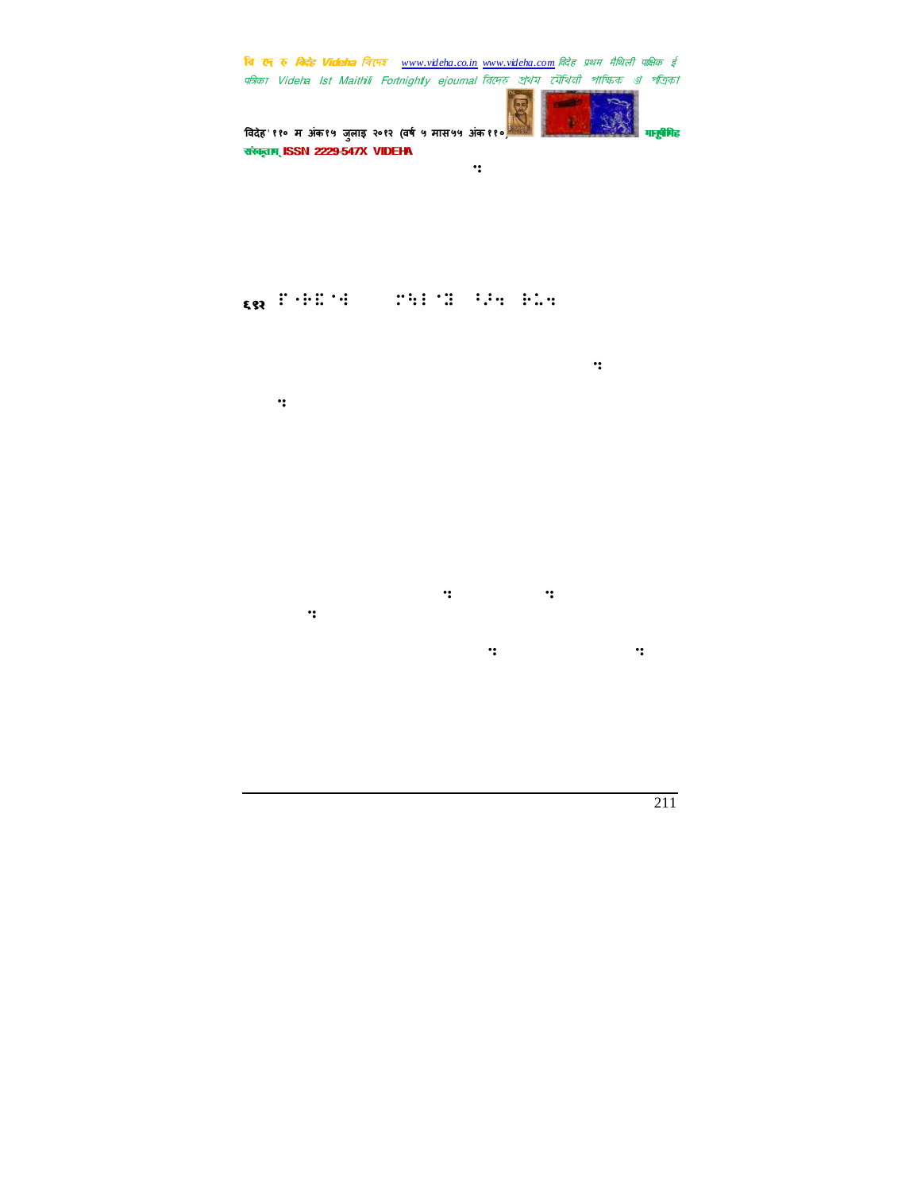६१२ ⠋⠐⠓⠭⠐⠚ ⠯⠓⠇⠈⠽ ⠐⠜⠣ ⠓⠡⠣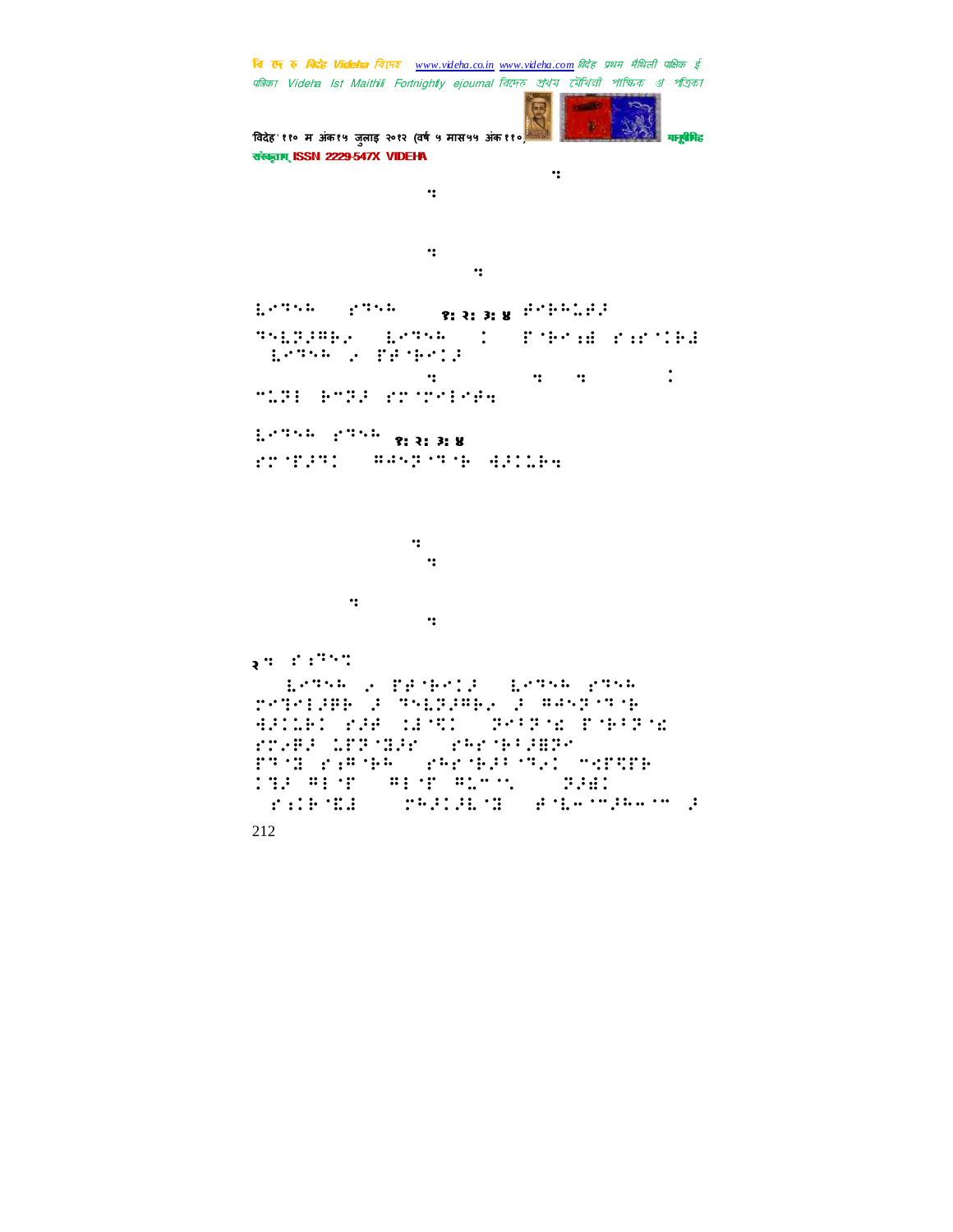१: २: ३: ४

१: २: ३: ४

२: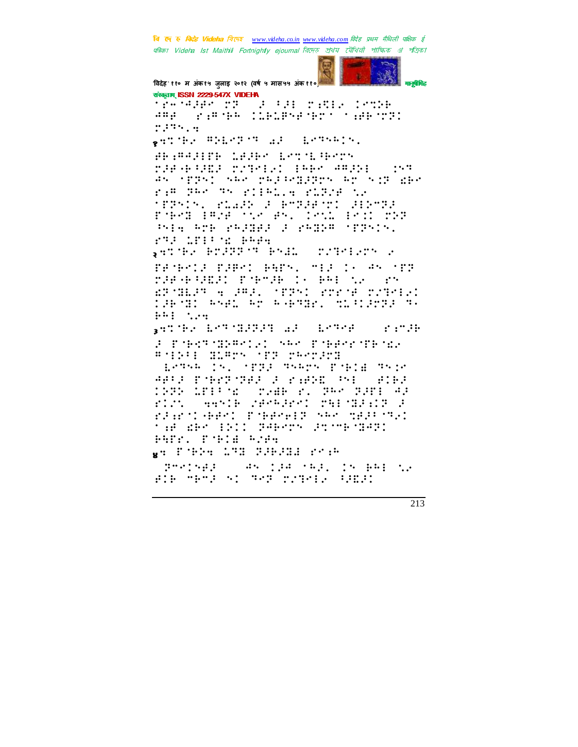संस्कृताम् ISSN 2229-547X VIDEHA

⠁⠗⠐⠁⠚⠋⠑⠀⠍⠝⠀⠀⠚⠀⠃⠚⠇⠀⠍⠐⠟⠇⠎⠀⠇⠑⠉⠵⠗
⠚⠛⠋⠀⠀⠗⠐⠛⠁⠓⠀⠉⠇⠗⠇⠋⠎⠋⠁⠓⠗⠁⠀⠁⠐⠋⠓⠁⠝⠝⠉
⠍⠚⠙⠎⠲⠹

१⠹⠉⠁⠓⠎⠀⠛⠵⠇⠑⠝⠁⠙⠀⠪⠚⠀⠀⠇⠑⠙⠎⠓⠉⠎⠲

⠋⠓⠐⠛⠚⠚⠊⠋⠓⠀⠡⠋⠚⠓⠑⠀⠇⠑⠉⠁⠇⠃⠓⠑⠉⠎
⠍⠚⠋⠐⠓⠃⠚⠫⠚⠀⠍⠌⠙⠑⠇⠎⠉⠀⠂⠓⠃⠑⠀⠚⠛⠚⠵⠂⠀⠀⠉⠎⠙
⠚⠎⠀⠁⠏⠗⠎⠉⠀⠎⠓⠑⠀⠍⠓⠚⠃⠑⠝⠚⠗⠝⠎⠀⠓⠗⠀⠎⠐⠟⠀⠫⠃⠑
⠗⠐⠛⠀⠝⠓⠑⠀⠙⠎⠀⠗⠉⠂⠓⠇⠲⠹⠀⠗⠇⠝⠌⠋⠀⠎⠲
⠁⠏⠗⠎⠉⠎⠲⠀⠗⠇⠪⠚⠵⠀⠚⠀⠃⠑⠝⠚⠋⠁⠝⠉⠀⠚⠂⠵⠑⠝⠚
⠏⠁⠃⠑⠙⠀⠂⠛⠌⠋⠀⠁⠎⠑⠀⠋⠎⠲⠀⠇⠑⠎⠇⠀⠂⠑⠉⠉⠀⠍⠵⠝
⠓⠎⠂⠹⠀⠓⠗⠃⠀⠗⠓⠚⠙⠋⠚⠀⠚⠀⠗⠓⠙⠵⠛⠀⠁⠏⠗⠎⠉⠎⠲
⠗⠝⠚⠀⠡⠏⠂⠃⠁⠫⠀⠃⠓⠋⠹

२⠹⠉⠁⠓⠎⠀⠓⠗⠚⠝⠝⠁⠙⠀⠃⠎⠙⠇⠀⠀⠍⠌⠙⠑⠇⠎⠗⠎⠀⠎

⠏⠋⠁⠓⠑⠉⠚⠀⠏⠚⠋⠑⠉⠀⠃⠓⠏⠎⠲⠀⠉⠂⠚⠀⠉⠐⠀⠚⠎⠀⠁⠏⠝
⠍⠚⠋⠐⠓⠃⠚⠫⠚⠉⠀⠏⠁⠃⠑⠚⠓⠀⠉⠐⠀⠃⠓⠂⠀⠎⠲⠀⠀⠗⠎
⠫⠗⠁⠙⠇⠚⠙⠀⠹⠀⠚⠛⠚⠲⠀⠁⠏⠝⠉⠀⠗⠗⠑⠁⠋⠀⠍⠌⠙⠑⠇⠎⠉
⠉⠚⠓⠁⠙⠉⠀⠓⠎⠋⠡⠀⠓⠗⠀⠓⠐⠓⠑⠙⠑⠗⠲⠀⠹⠡⠃⠉⠚⠵⠝⠚⠀⠙⠐
⠃⠓⠂⠀⠎⠲⠹

३⠹⠉⠁⠓⠎⠀⠇⠑⠙⠁⠙⠚⠚⠚⠙⠀⠪⠚⠀⠀⠇⠑⠙⠑⠋⠀⠀⠀⠗⠐⠉⠚⠓

⠚⠀⠏⠁⠓⠑⠹⠁⠙⠵⠛⠑⠉⠇⠎⠉⠀⠎⠓⠑⠀⠏⠁⠓⠋⠑⠗⠁⠏⠓⠁⠫⠎
⠛⠁⠂⠵⠃⠂⠀⠙⠇⠛⠗⠎⠀⠁⠏⠝⠀⠍⠓⠑⠗⠚⠗⠙
⠀⠇⠑⠙⠎⠓⠀⠉⠎⠲⠀⠁⠏⠝⠚⠀⠙⠎⠓⠗⠎⠀⠏⠁⠓⠇⠫⠀⠙⠎⠉⠑
⠚⠋⠃⠚⠀⠏⠁⠓⠑⠝⠁⠙⠋⠚⠀⠚⠀⠗⠐⠋⠵⠫⠀⠁⠎⠂⠀⠀⠋⠉⠓⠚
⠉⠵⠝⠵⠀⠡⠏⠂⠃⠁⠫⠀⠀⠍⠐⠋⠓⠀⠗⠲⠀⠝⠓⠑⠀⠝⠚⠏⠂⠀⠚⠚
⠗⠉⠌⠲⠀⠀⠹⠹⠎⠉⠓⠀⠌⠋⠑⠓⠚⠗⠑⠉⠀⠍⠓⠂⠁⠙⠚⠐⠉⠝⠀⠚
⠗⠚⠐⠗⠁⠉⠐⠓⠋⠑⠉⠀⠏⠁⠓⠋⠑⠗⠓⠂⠝⠀⠎⠓⠑⠀⠹⠋⠚⠃⠁⠙⠎⠉
⠁⠐⠋⠀⠫⠓⠑⠀⠂⠵⠉⠉⠀⠝⠚⠓⠑⠗⠎⠀⠚⠹⠉⠑⠓⠁⠙⠛⠚⠝⠉
⠃⠓⠏⠗⠲⠀⠏⠁⠓⠇⠫⠀⠓⠌⠋⠹

४⠹⠀⠏⠁⠓⠵⠹⠀⠡⠝⠙⠀⠝⠚⠓⠚⠙⠫⠀⠗⠑⠐⠓

⠀⠝⠑⠉⠂⠎⠋⠚⠀⠀⠀⠚⠎⠀⠉⠚⠛⠀⠁⠓⠚⠲⠀⠉⠎⠀⠃⠓⠂⠀⠎⠲
⠋⠉⠓⠀⠉⠓⠑⠚⠀⠎⠉⠀⠙⠑⠝⠀⠍⠌⠙⠑⠇⠎⠀⠃⠚⠫⠚⠉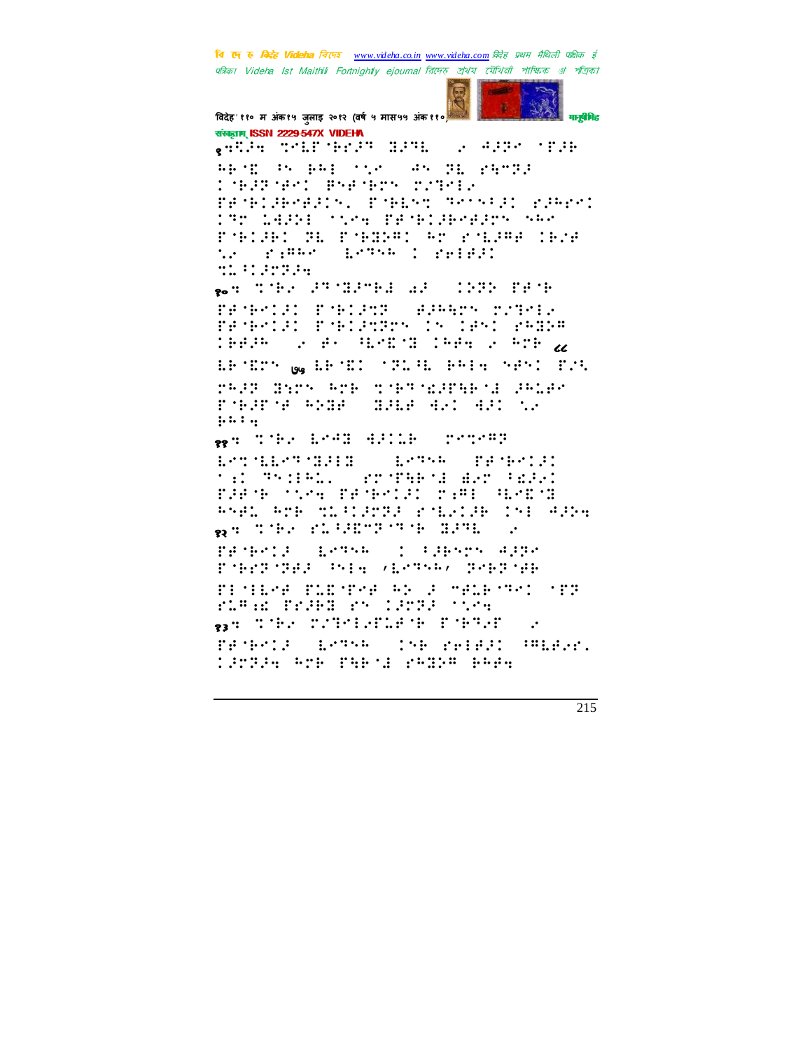९: ⠉⠎⠇⠋⠂⠗⠑⠗⠇⠂⠗ ⠇⠗⠇⠂ ⠄ ⠏⠗⠑⠗⠇⠂ ⠄⠏⠗⠑⠗⠇⠂

१०: ⠉⠗⠑⠗⠇⠂ ⠄⠏⠗⠑⠗⠇⠂ ⠄⠏⠗⠑⠗⠇⠂ ⠄⠏⠗⠑⠗⠇⠂ ⠄⠏⠗⠑⠗⠇⠂ ८८ ७७

११: ⠉⠗⠑⠗⠇⠂ ⠄⠏⠗⠑⠗⠇⠂ ⠄⠏⠗⠑⠗⠇⠂

१२: ⠉⠗⠑⠗⠇⠂ ⠄⠏⠗⠑⠗⠇⠂ ⠄⠏⠗⠑⠗⠇⠂

१३: ⠉⠗⠑⠗⠇⠂ ⠄⠏⠗⠑⠗⠇⠂ ⠄⠏⠗⠑⠗⠇⠂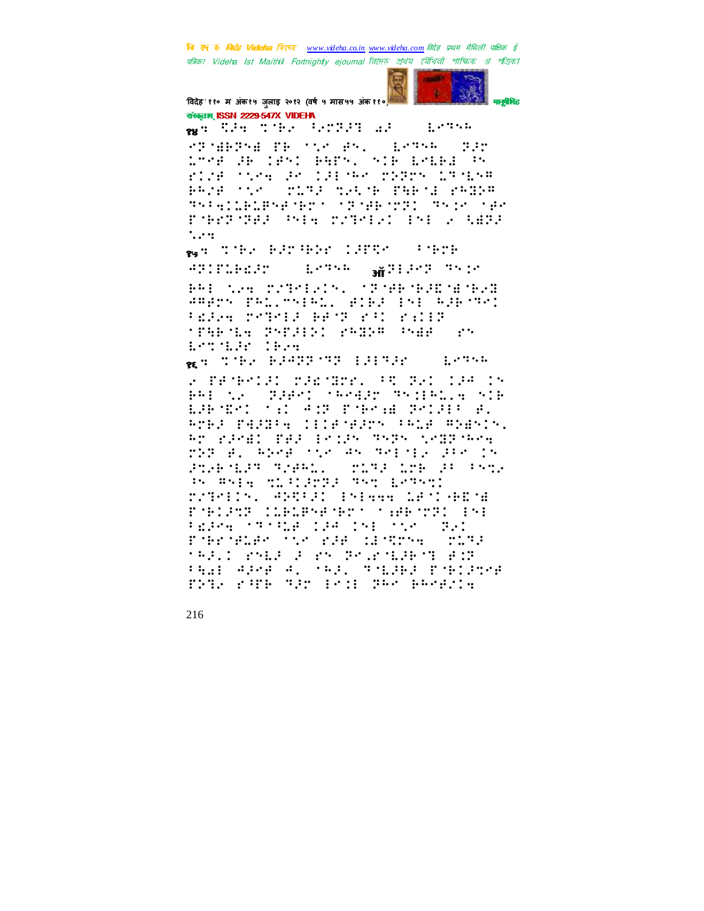१४ ꣓ ꣓꣔꣕ ꣖꣗꣘꣙ ꣚꣛꣜ ꣝ ꣞꣟꣠꣡

१५ ꣓ ꣖꣗꣘꣙ ꣚꣛꣜ ꣝ ꣞꣟꣠꣡

१६ ꣓ ꣖꣗꣘꣙ ꣚꣛꣜ ꣝ ꣞꣟꣠꣡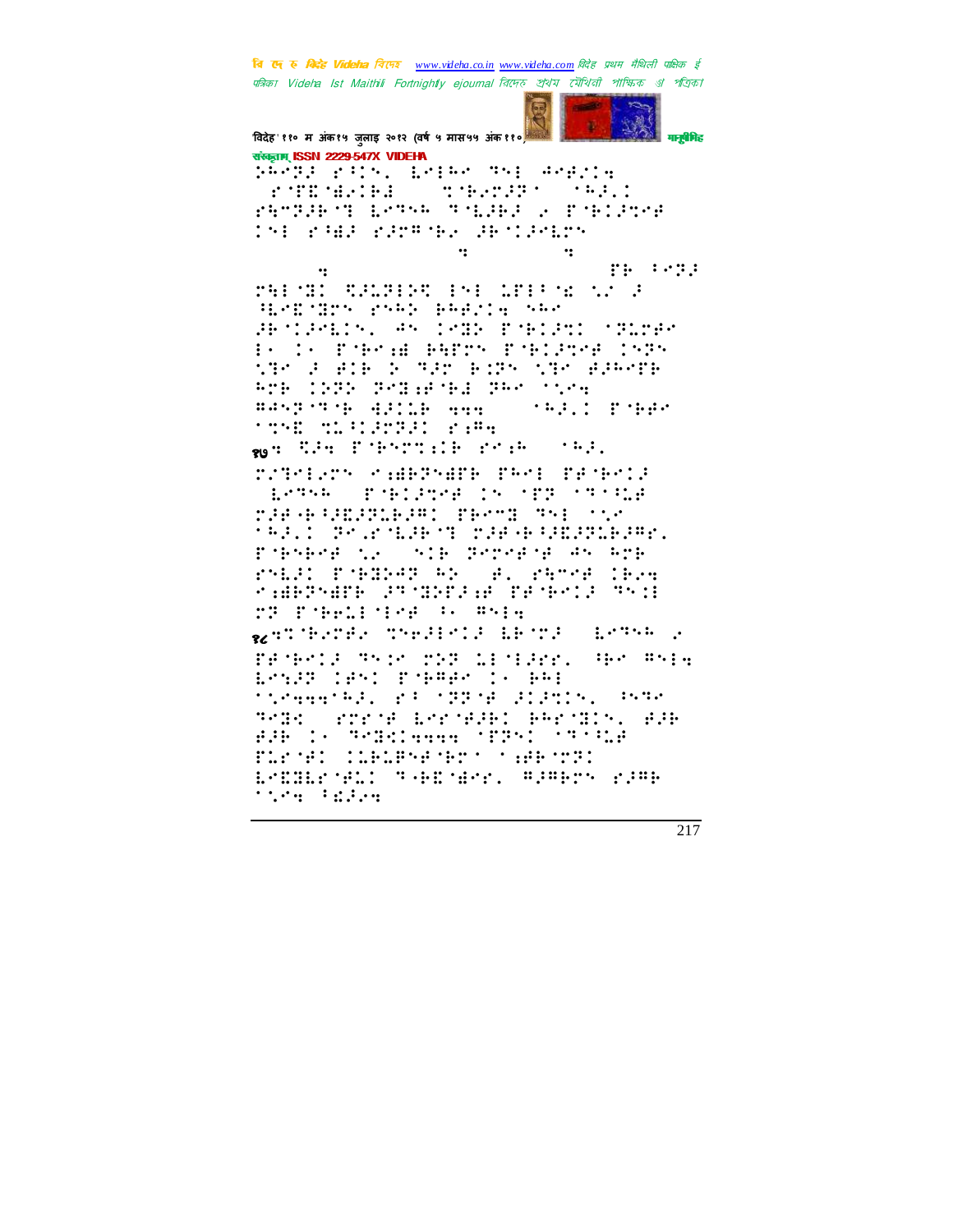विदेह' ११० म अंक१५ जुलाइ २०१२ (वर्ष ५ मास५५ अंक ११०)

संस्कृताम् ISSN 2229-547X VIDEHA

१७

१८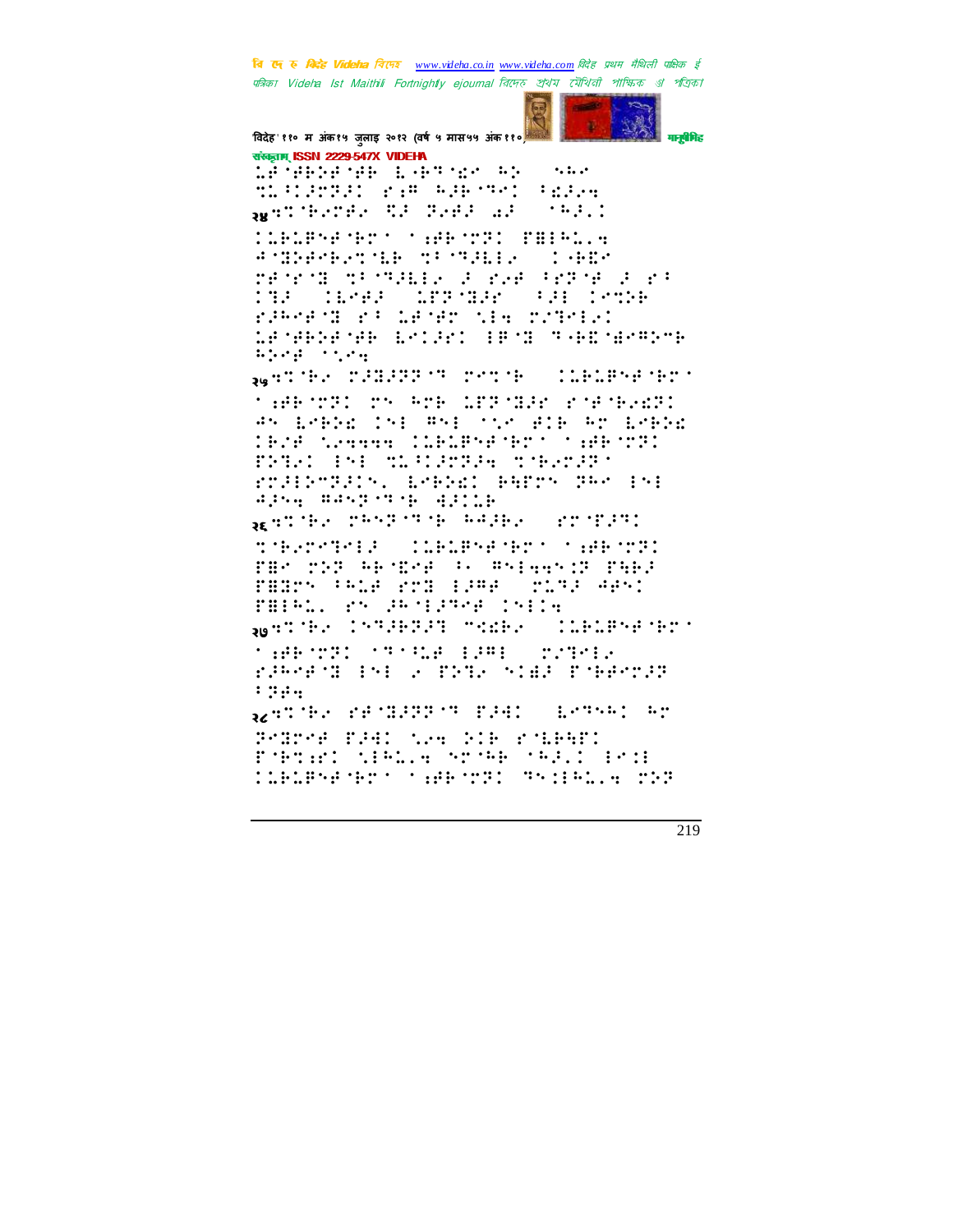संस्कृताम् ISSN 2229-547X VIDEHA

२४

२५

२६

२७

२८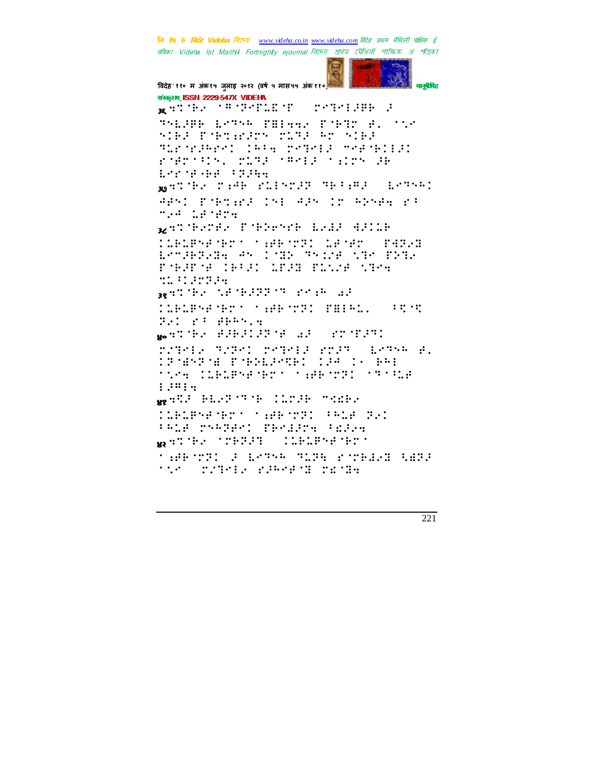३६

३७

३८

३९

४०

४१

४२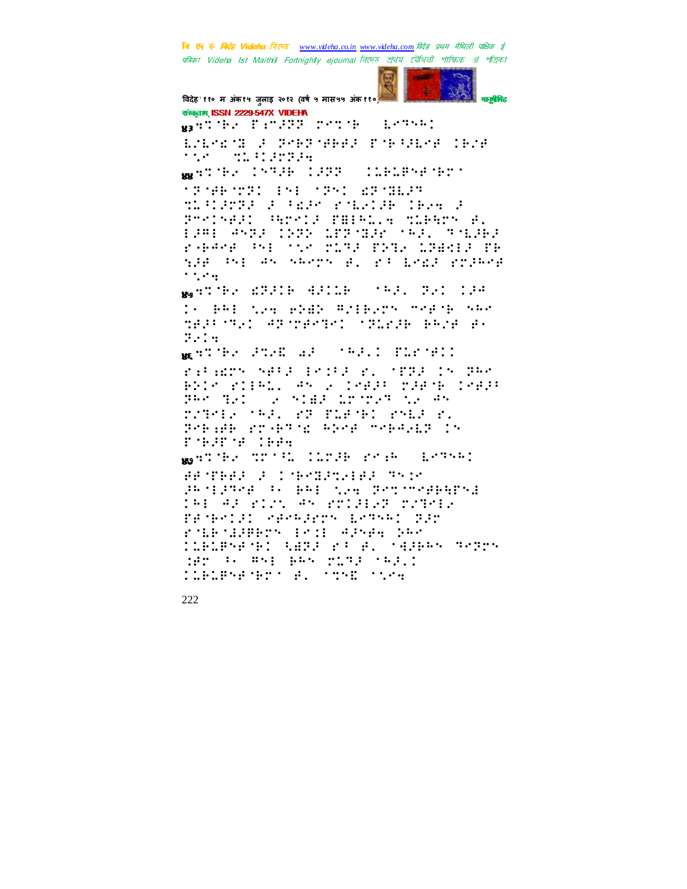विदेह' ११० म अंक१५ जुलाइ २०१२ (वर्ष ५ मास५५ अंक ११०)

संस्कृताम् ISSN 2229-547X VIDEHA

४३ ⠉⠐⠓⠂⠊⠄ ⠋⠀⠂⠍⠃⠏⠏ ⠗⠑⠉⠐⠓ ⠀⠇⠑⠞⠢⠓⠅

⠇⠌⠇⠑⠤⠐⠝ ⠚ ⠝⠗⠃⠝⠐⠋⠃⠋⠚ ⠋⠐⠃⠸⠚⠇⠑⠋ ⠅⠃⠌⠋ ⠈⠣⠑ ⠀⠉⠥⠸⠅⠚⠍⠝⠚⠲

४४ ⠉⠐⠓⠂⠊⠄ ⠅⠢⠞⠚⠃ ⠅⠚⠝⠝ ⠀⠅⠥⠃⠥⠏⠢⠋⠐⠃⠗⠁

⠁⠝⠐⠋⠃⠐⠍⠝⠅ ⠃⠢⠇ ⠁⠝⠢⠅ ⠜⠝⠐⠝⠇⠚⠞ ⠉⠥⠸⠅⠚⠍⠝⠚ ⠚ ⠸⠜⠚⠑ ⠗⠐⠇⠑⠅⠚⠃ ⠅⠃⠑⠲ ⠚ ⠝⠑⠅⠢⠋⠚⠅ ⠸⠓⠗⠑⠅⠚ ⠋⠻⠃⠓⠥⠂⠲ ⠉⠥⠃⠓⠗⠢ ⠋⠂ ⠃⠚⠍⠇ ⠣⠢⠝⠚ ⠅⠝⠝⠢ ⠥⠋⠝⠐⠝⠚⠗ ⠁⠓⠚⠂ ⠞⠐⠇⠚⠃⠚ ⠗⠐⠃⠣⠑⠋ ⠹⠇ ⠈⠣⠑ ⠍⠥⠞⠚ ⠋⠝⠞⠂ ⠥⠝⠻⠅⠇⠚ ⠋⠃ ⠎⠚⠋ ⠹⠇ ⠣⠢ ⠎⠓⠑⠗⠢ ⠋⠂ ⠗⠸ ⠇⠑⠜⠚ ⠗⠍⠚⠓⠑⠋ ⠈⠣⠑⠲

४५ ⠉⠐⠓⠂⠊⠄ ⠜⠝⠚⠅⠃ ⠻⠚⠅⠥⠃ ⠀⠁⠓⠚⠂ ⠝⠂⠅ ⠅⠚⠍

⠅⠁ ⠃⠓⠇ ⠎⠂⠲ ⠑⠝⠻⠕ ⠻⠌⠇⠃⠂⠗⠢ ⠉⠑⠋⠐⠃ ⠎⠓⠑ ⠉⠋⠚⠸⠐⠞⠂⠅ ⠣⠝⠐⠗⠋⠑⠞⠂⠅ ⠁⠝⠥⠗⠚⠃ ⠃⠓⠌⠋ ⠋⠁ ⠝⠂⠅⠲

४६ ⠉⠐⠓⠂⠊⠄ ⠚⠉⠂⠑ ⠡⠚ ⠀⠁⠓⠚⠂⠅ ⠋⠥⠗⠐⠋⠅⠅

⠗⠚⠸⠪⠝⠗⠢ ⠎⠋⠸⠚ ⠃⠑⠅⠸⠚ ⠗⠂ ⠁⠋⠝⠚ ⠅⠢ ⠝⠓⠑ ⠓⠕⠅⠑ ⠗⠅⠃⠓⠥⠂ ⠣⠢ ⠌ ⠅⠑⠋⠚⠸ ⠍⠚⠋⠐⠃ ⠅⠑⠋⠚⠸ ⠝⠓⠑ ⠞⠂⠅ ⠀⠌ ⠎⠅⠻⠚ ⠥⠗⠐⠍⠌⠞ ⠎⠌ ⠣⠢ ⠍⠌⠞⠑⠇⠌ ⠁⠓⠚⠂ ⠗⠝ ⠋⠥⠋⠐⠃⠅ ⠗⠢⠇⠚ ⠗⠂ ⠝⠑⠃⠪⠋⠃ ⠗⠍⠐⠃⠞⠐⠜ ⠓⠕⠑⠋ ⠉⠑⠃⠓⠂⠇⠝ ⠅⠢ ⠋⠐⠃⠚⠋⠐⠋ ⠅⠃⠋⠲

४७ ⠉⠐⠓⠂⠊⠄ ⠉⠍⠁⠸⠥ ⠅⠥⠗⠚⠃ ⠗⠑⠪⠓ ⠀⠇⠑⠞⠢⠓⠅

⠋⠋⠐⠋⠃⠃⠚ ⠚ ⠅⠐⠃⠑⠝⠚⠉⠂⠇⠋⠚ ⠞⠢⠅⠑ ⠚⠓⠐⠇⠚⠞⠑⠋ ⠸⠁ ⠃⠓⠇ ⠎⠂⠲ ⠝⠑⠉⠐⠍⠑⠋⠃⠻⠋⠢⠜ ⠅⠓⠇ ⠣⠚ ⠗⠅⠌⠥ ⠣⠢ ⠗⠍⠅⠚⠇⠂⠝ ⠍⠌⠞⠑⠇⠌ ⠋⠋⠐⠃⠑⠅⠚⠅ ⠑⠋⠑⠓⠚⠗⠢ ⠇⠑⠞⠢⠓⠅ ⠝⠚⠗ ⠗⠐⠇⠃⠐⠜⠚⠋⠃⠗⠢ ⠃⠑⠅⠇ ⠣⠚⠢⠋⠲ ⠅⠓⠑ ⠅⠥⠃⠥⠏⠢⠋⠐⠃⠅ ⠱⠻⠝⠚ ⠗⠸ ⠋⠂ ⠁⠻⠚⠃⠓⠢ ⠞⠑⠝⠗⠢ ⠨⠋⠗ ⠸⠁ ⠻⠢⠇ ⠃⠓⠢ ⠍⠥⠞⠚ ⠁⠓⠚⠂⠅ ⠅⠥⠃⠥⠏⠢⠋⠐⠃⠗⠁ ⠋⠂ ⠁⠉⠢⠪ ⠈⠣⠑⠲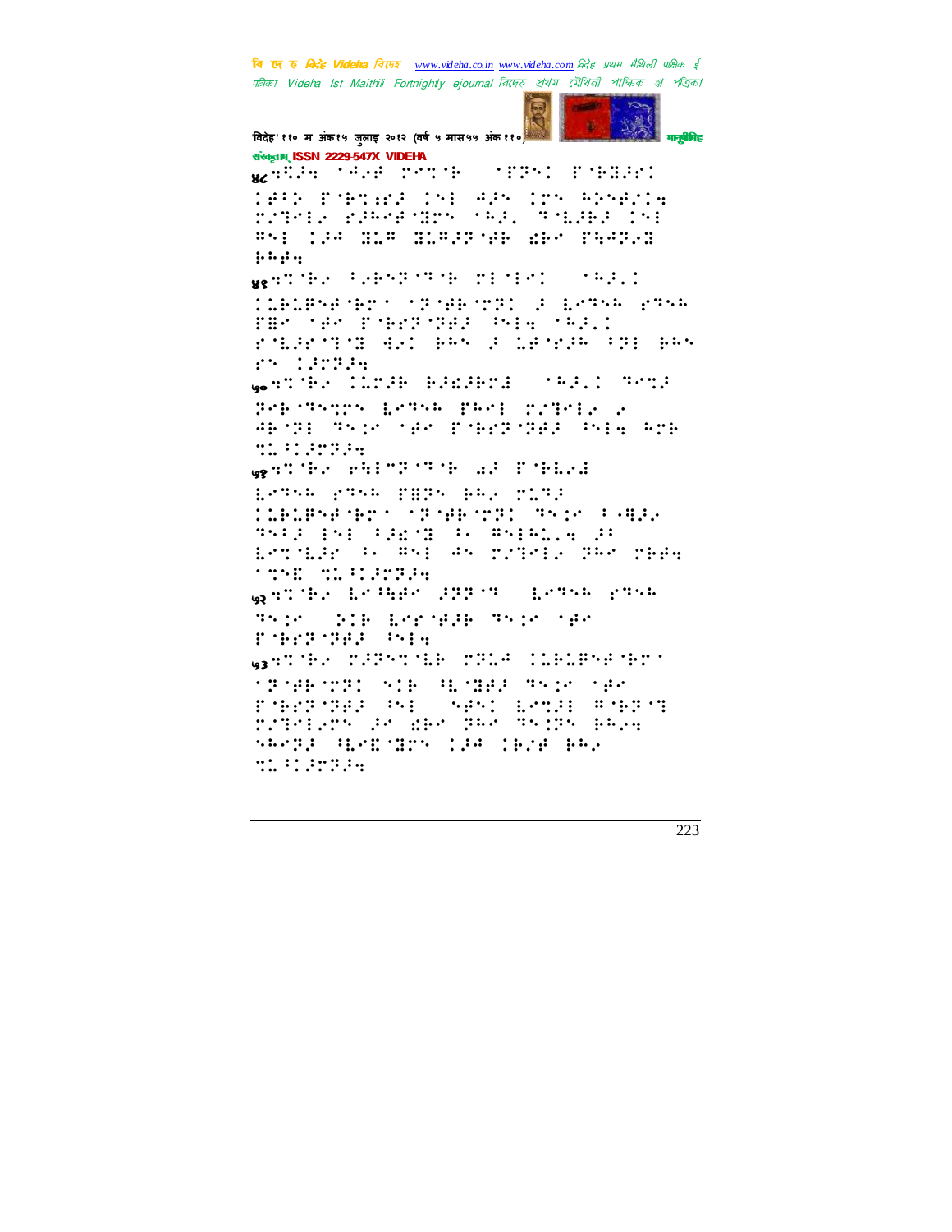४८ ⠩⠃⠐⠁⠂ ⠁⠊⠄⠊ ⠗⠑⠅⠁⠃ ⠁⠋⠗⠝⠅ ⠋⠁⠃⠷⠄⠗⠅

४९ ⠩⠅⠁⠃⠄ ⠠⠄⠑⠝⠗⠁⠗⠁⠃ ⠍⠁⠁⠑⠅ ⠁⠓⠄⠇⠅

७० ⠩⠅⠁⠃⠄ ⠅⠥⠗⠄⠃ ⠓⠄⠩⠄⠃⠗⠫ ⠁⠓⠄⠇⠅ ⠹⠑⠅⠇⠄

७१ ⠩⠅⠁⠃⠄ ⠑⠓⠁⠉⠗⠁⠹⠁⠃ ⠔⠄ ⠋⠁⠃⠇⠄⠫

७२ ⠩⠅⠁⠃⠄ ⠇⠑⠠⠻⠄⠗ ⠄⠗⠗⠁⠹ ⠇⠑⠹⠝⠓ ⠗⠹⠝⠓

७३ ⠩⠅⠁⠃⠄ ⠍⠄⠗⠝⠅⠁⠇⠃ ⠍⠗⠇⠊ ⠅⠇⠃⠇⠏⠝⠋⠁⠃⠗⠁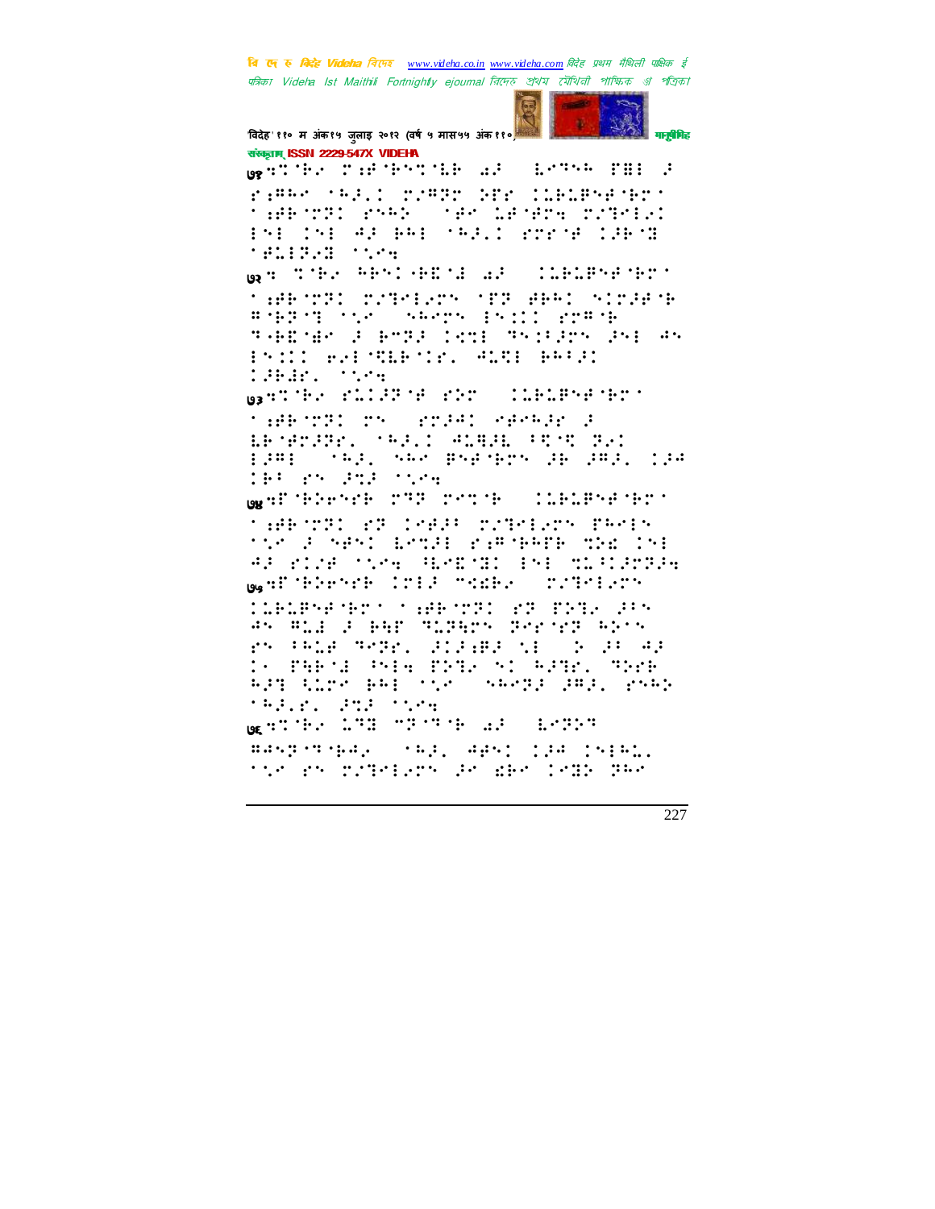७१

७२

७३

७४

७५

७६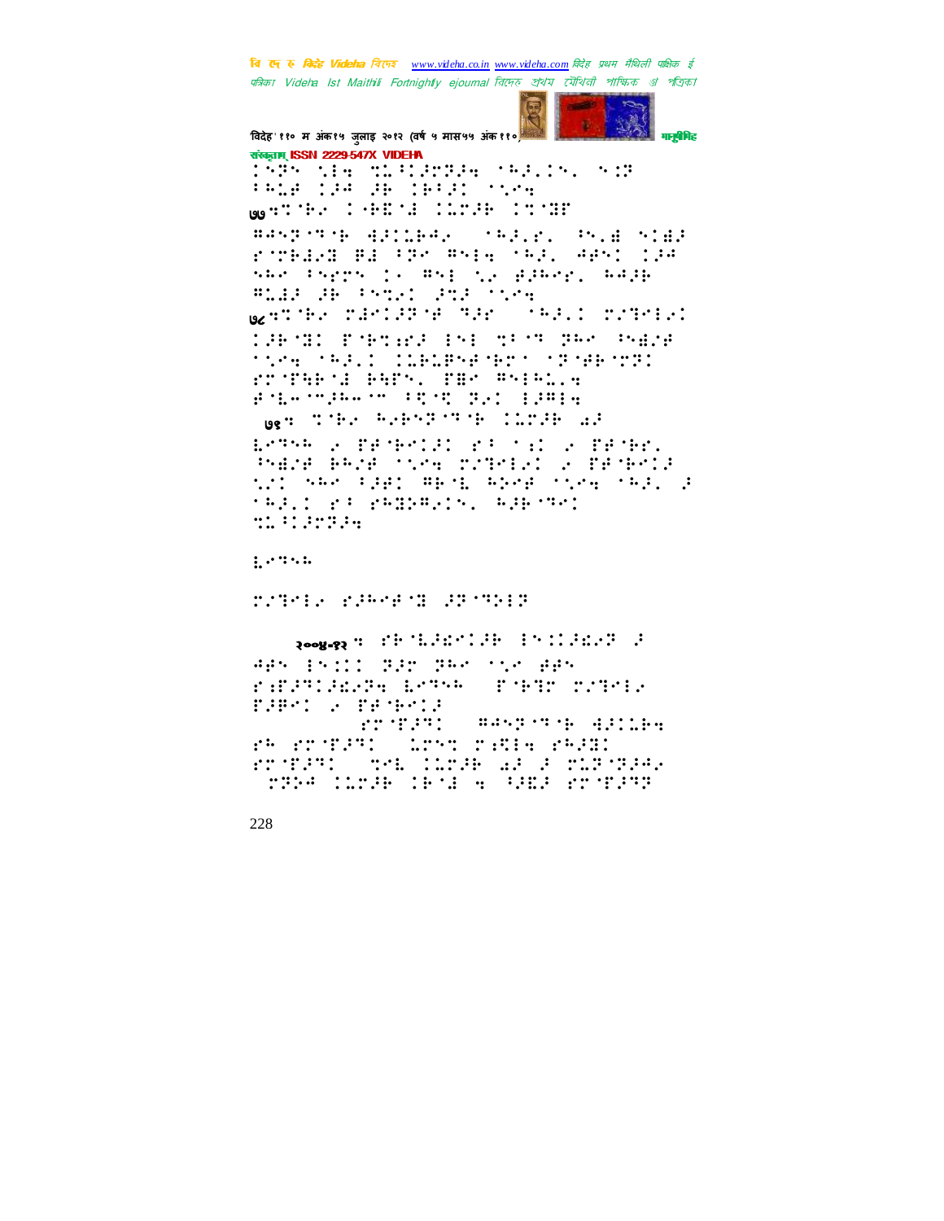⠅⠐⠝⠂⠁⠅⠄⠀⠅⠚⠊⠀⠀⠀

७७⠀⠀⠀

७८⠀⠀⠀

७९⠀⠀⠀

२००४-९२